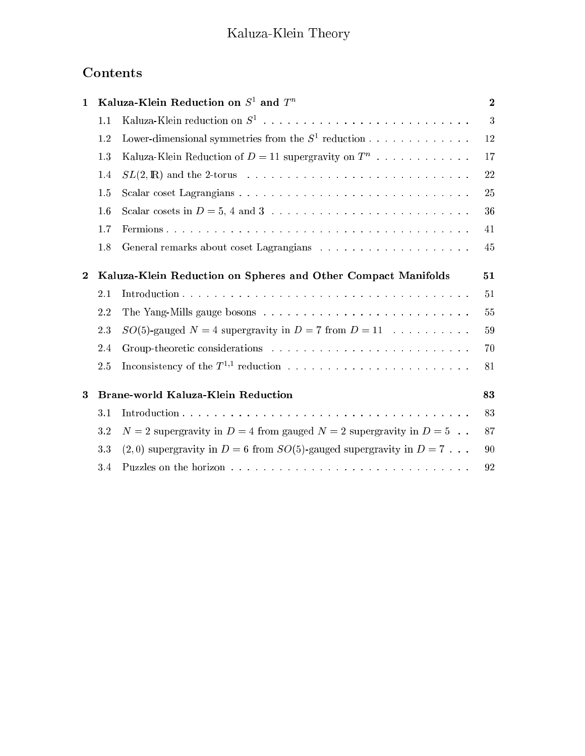# Kaluza-Klein Theory

## Contents

| | | |
|---|---|---|
| **1** | **Kaluza-Klein Reduction on $S^1$ and $T^n$** | **2** |
| 1.1 | Kaluza-Klein reduction on $S^1$ | 3 |
| 1.2 | Lower-dimensional symmetries from the $S^1$ reduction | 12 |
| 1.3 | Kaluza-Klein Reduction of $D = 11$ supergravity on $T^n$ | 17 |
| 1.4 | $SL(2, \mathbb{R})$ and the 2-torus | 22 |
| 1.5 | Scalar coset Lagrangians | 25 |
| 1.6 | Scalar cosets in $D = 5$, 4 and 3 | 36 |
| 1.7 | Fermions | 41 |
| 1.8 | General remarks about coset Lagrangians | 45 |
| **2** | **Kaluza-Klein Reduction on Spheres and Other Compact Manifolds** | **51** |
| 2.1 | Introduction | 51 |
| 2.2 | The Yang-Mills gauge bosons | 55 |
| 2.3 | $SO(5)$-gauged $N = 4$ supergravity in $D = 7$ from $D = 11$ | 59 |
| 2.4 | Group-theoretic considerations | 70 |
| 2.5 | Inconsistency of the $T^{1,1}$ reduction | 81 |
| **3** | **Brane-world Kaluza-Klein Reduction** | **83** |
| 3.1 | Introduction | 83 |
| 3.2 | $N = 2$ supergravity in $D = 4$ from gauged $N = 2$ supergravity in $D = 5$ | 87 |
| 3.3 | $(2, 0)$ supergravity in $D = 6$ from $SO(5)$-gauged supergravity in $D = 7$ | 90 |
| 3.4 | Puzzles on the horizon | 92 |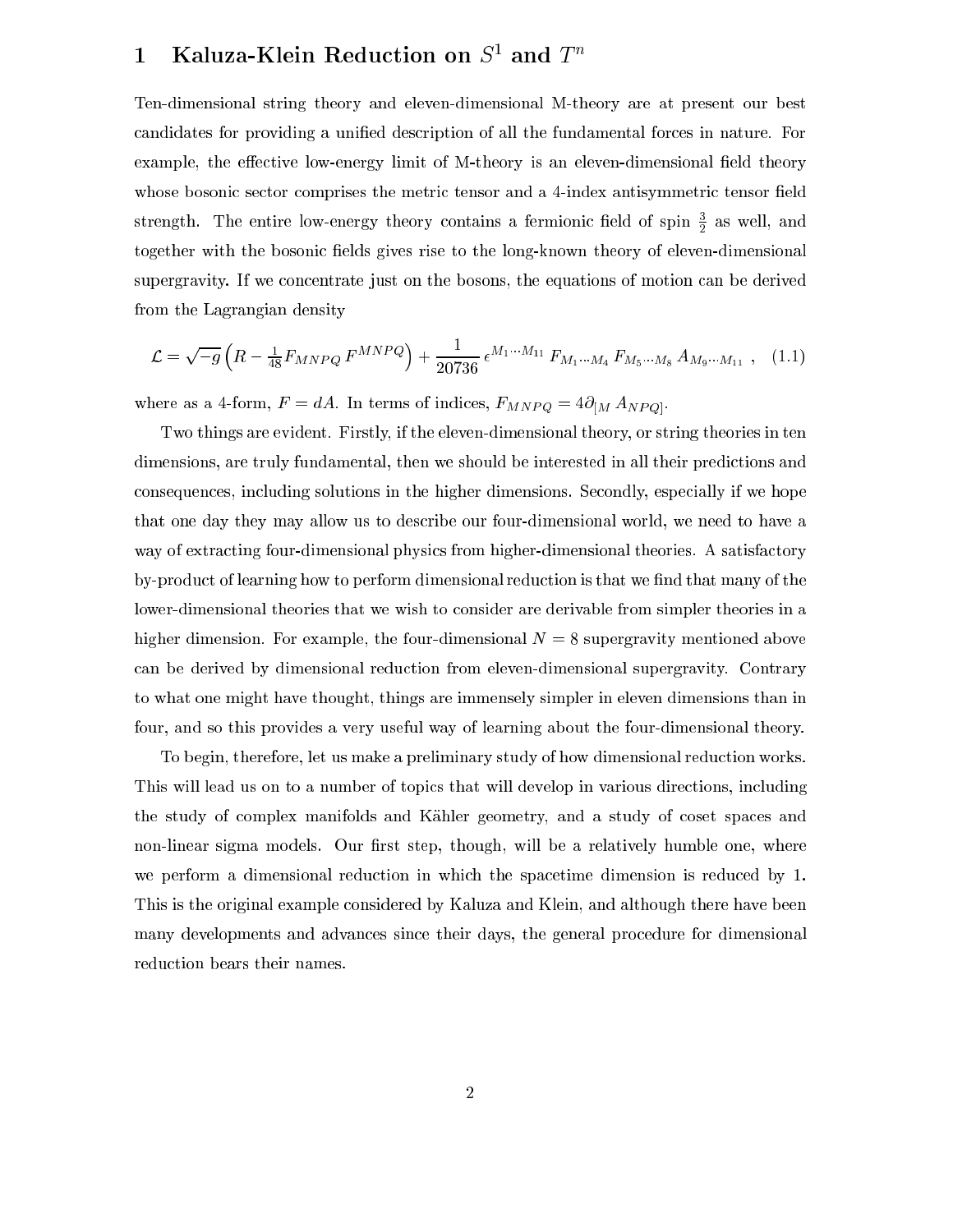# 1 Kaluza-Klein Reduction on $S^1$ and $T^n$

Ten-dimensional string theory and eleven-dimensional M-theory are at present our best candidates for providing a unified description of all the fundamental forces in nature. For example, the effective low-energy limit of M-theory is an eleven-dimensional field theory whose bosonic sector comprises the metric tensor and a 4-index antisymmetric tensor field strength. The entire low-energy theory contains a fermionic field of spin $\frac{3}{2}$ as well, and together with the bosonic fields gives rise to the long-known theory of eleven-dimensional supergravity. If we concentrate just on the bosons, the equations of motion can be derived from the Lagrangian density

$$\mathcal{L} = \sqrt{-g}\,\Big(R - \tfrac{1}{48} F_{MNPQ}\, F^{MNPQ}\Big) + \frac{1}{20736}\, \epsilon^{M_1\cdots M_{11}}\, F_{M_1\cdots M_4}\, F_{M_5\cdots M_8}\, A_{M_9\cdots M_{11}}\ , \quad (1.1)$$

where as a 4-form, $F = dA$. In terms of indices, $F_{MNPQ} = 4\partial_{[M}\, A_{NPQ]}$.

Two things are evident. Firstly, if the eleven-dimensional theory, or string theories in ten dimensions, are truly fundamental, then we should be interested in all their predictions and consequences, including solutions in the higher dimensions. Secondly, especially if we hope that one day they may allow us to describe our four-dimensional world, we need to have a way of extracting four-dimensional physics from higher-dimensional theories. A satisfactory by-product of learning how to perform dimensional reduction is that we find that many of the lower-dimensional theories that we wish to consider are derivable from simpler theories in a higher dimension. For example, the four-dimensional $N = 8$ supergravity mentioned above can be derived by dimensional reduction from eleven-dimensional supergravity. Contrary to what one might have thought, things are immensely simpler in eleven dimensions than in four, and so this provides a very useful way of learning about the four-dimensional theory.

To begin, therefore, let us make a preliminary study of how dimensional reduction works. This will lead us on to a number of topics that will develop in various directions, including the study of complex manifolds and Kähler geometry, and a study of coset spaces and non-linear sigma models. Our first step, though, will be a relatively humble one, where we perform a dimensional reduction in which the spacetime dimension is reduced by 1. This is the original example considered by Kaluza and Klein, and although there have been many developments and advances since their days, the general procedure for dimensional reduction bears their names.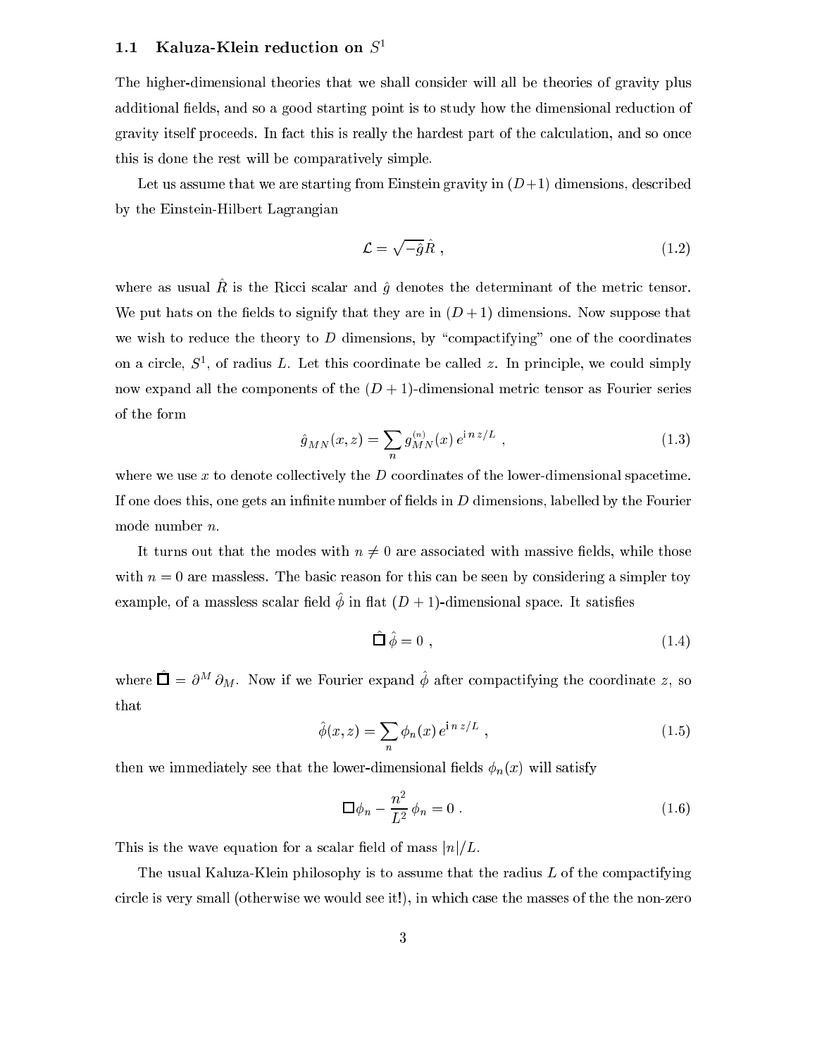### 1.1 Kaluza-Klein reduction on $S^1$

The higher-dimensional theories that we shall consider will all be theories of gravity plus additional fields, and so a good starting point is to study how the dimensional reduction of gravity itself proceeds. In fact this is really the hardest part of the calculation, and so once this is done the rest will be comparatively simple.

Let us assume that we are starting from Einstein gravity in $(D+1)$ dimensions, described by the Einstein-Hilbert Lagrangian

$$\mathcal{L} = \sqrt{-\hat{g}}\hat{R} \ , \tag{1.2}$$

where as usual $\hat{R}$ is the Ricci scalar and $\hat{g}$ denotes the determinant of the metric tensor. We put hats on the fields to signify that they are in $(D+1)$ dimensions. Now suppose that we wish to reduce the theory to $D$ dimensions, by "compactifying" one of the coordinates on a circle, $S^1$, of radius $L$. Let this coordinate be called $z$. In principle, we could simply now expand all the components of the $(D+1)$-dimensional metric tensor as Fourier series of the form

$$\hat{g}_{MN}(x,z) = \sum_n g_{MN}^{(n)}(x)\, e^{\mathrm{i}\, n\, z/L} \ , \tag{1.3}$$

where we use $x$ to denote collectively the $D$ coordinates of the lower-dimensional spacetime. If one does this, one gets an infinite number of fields in $D$ dimensions, labelled by the Fourier mode number $n$.

It turns out that the modes with $n \neq 0$ are associated with massive fields, while those with $n = 0$ are massless. The basic reason for this can be seen by considering a simpler toy example, of a massless scalar field $\hat{\phi}$ in flat $(D+1)$-dimensional space. It satisfies

$$\hat{\Box}\, \hat{\phi} = 0 \ , \tag{1.4}$$

where $\hat{\Box} = \partial^M\, \partial_M$. Now if we Fourier expand $\hat{\phi}$ after compactifying the coordinate $z$, so that

$$\hat{\phi}(x,z) = \sum_n \phi_n(x)\, e^{\mathrm{i}\, n\, z/L} \ , \tag{1.5}$$

then we immediately see that the lower-dimensional fields $\phi_n(x)$ will satisfy

$$\Box\phi_n - \frac{n^2}{L^2}\, \phi_n = 0 \ . \tag{1.6}$$

This is the wave equation for a scalar field of mass $|n|/L$.

The usual Kaluza-Klein philosophy is to assume that the radius $L$ of the compactifying circle is very small (otherwise we would see it!), in which case the masses of the the non-zero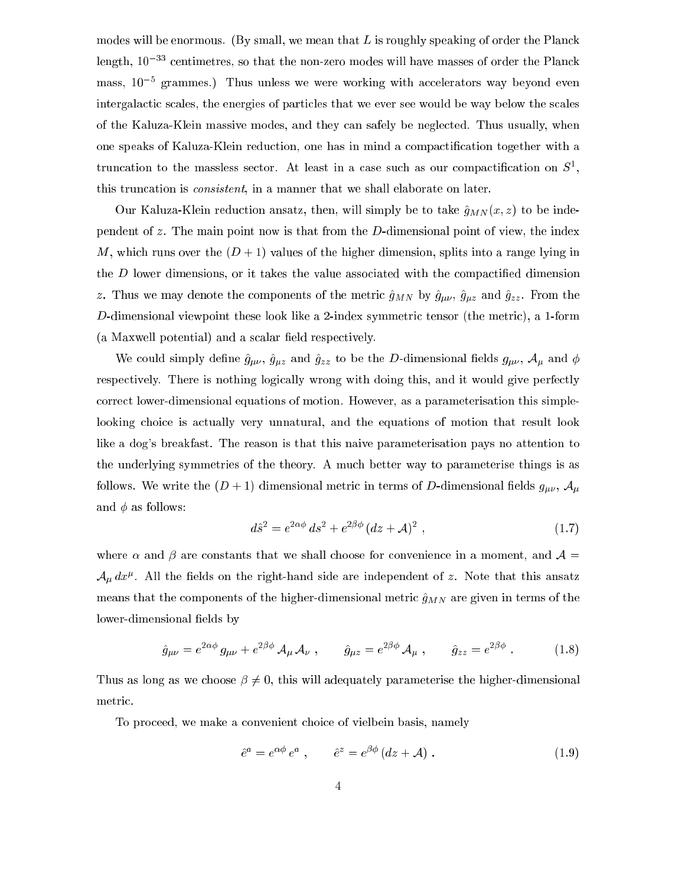modes will be enormous. (By small, we mean that $L$ is roughly speaking of order the Planck length, $10^{-33}$ centimetres, so that the non-zero modes will have masses of order the Planck mass, $10^{-5}$ grammes.) Thus unless we were working with accelerators way beyond even intergalactic scales, the energies of particles that we ever see would be way below the scales of the Kaluza-Klein massive modes, and they can safely be neglected. Thus usually, when one speaks of Kaluza-Klein reduction, one has in mind a compactification together with a truncation to the massless sector. At least in a case such as our compactification on $S^1$, this truncation is *consistent*, in a manner that we shall elaborate on later.

Our Kaluza-Klein reduction ansatz, then, will simply be to take $\hat{g}_{MN}(x,z)$ to be independent of $z$. The main point now is that from the $D$-dimensional point of view, the index $M$, which runs over the $(D+1)$ values of the higher dimension, splits into a range lying in the $D$ lower dimensions, or it takes the value associated with the compactified dimension $z$. Thus we may denote the components of the metric $\hat{g}_{MN}$ by $\hat{g}_{\mu\nu}$, $\hat{g}_{\mu z}$ and $\hat{g}_{zz}$. From the $D$-dimensional viewpoint these look like a 2-index symmetric tensor (the metric), a 1-form (a Maxwell potential) and a scalar field respectively.

We could simply define $\hat{g}_{\mu\nu}$, $\hat{g}_{\mu z}$ and $\hat{g}_{zz}$ to be the $D$-dimensional fields $g_{\mu\nu}$, $\mathcal{A}_\mu$ and $\phi$ respectively. There is nothing logically wrong with doing this, and it would give perfectly correct lower-dimensional equations of motion. However, as a parameterisation this simple-looking choice is actually very unnatural, and the equations of motion that result look like a dog's breakfast. The reason is that this naive parameterisation pays no attention to the underlying symmetries of the theory. A much better way to parameterise things is as follows. We write the $(D+1)$ dimensional metric in terms of $D$-dimensional fields $g_{\mu\nu}$, $\mathcal{A}_\mu$ and $\phi$ as follows:

$$d\hat{s}^2 = e^{2\alpha\phi}\, ds^2 + e^{2\beta\phi}\, (dz + \mathcal{A})^2 \,, \tag{1.7}$$

where $\alpha$ and $\beta$ are constants that we shall choose for convenience in a moment, and $\mathcal{A} = \mathcal{A}_\mu\, dx^\mu$. All the fields on the right-hand side are independent of $z$. Note that this ansatz means that the components of the higher-dimensional metric $\hat{g}_{MN}$ are given in terms of the lower-dimensional fields by

$$\hat{g}_{\mu\nu} = e^{2\alpha\phi}\, g_{\mu\nu} + e^{2\beta\phi}\, \mathcal{A}_\mu\, \mathcal{A}_\nu \,, \qquad \hat{g}_{\mu z} = e^{2\beta\phi}\, \mathcal{A}_\mu \,, \qquad \hat{g}_{zz} = e^{2\beta\phi} \,. \tag{1.8}$$

Thus as long as we choose $\beta \ne 0$, this will adequately parameterise the higher-dimensional metric.

To proceed, we make a convenient choice of vielbein basis, namely

$$\hat{e}^a = e^{\alpha\phi}\, e^a \,, \qquad \hat{e}^z = e^{\beta\phi}\, (dz + \mathcal{A}) \,. \tag{1.9}$$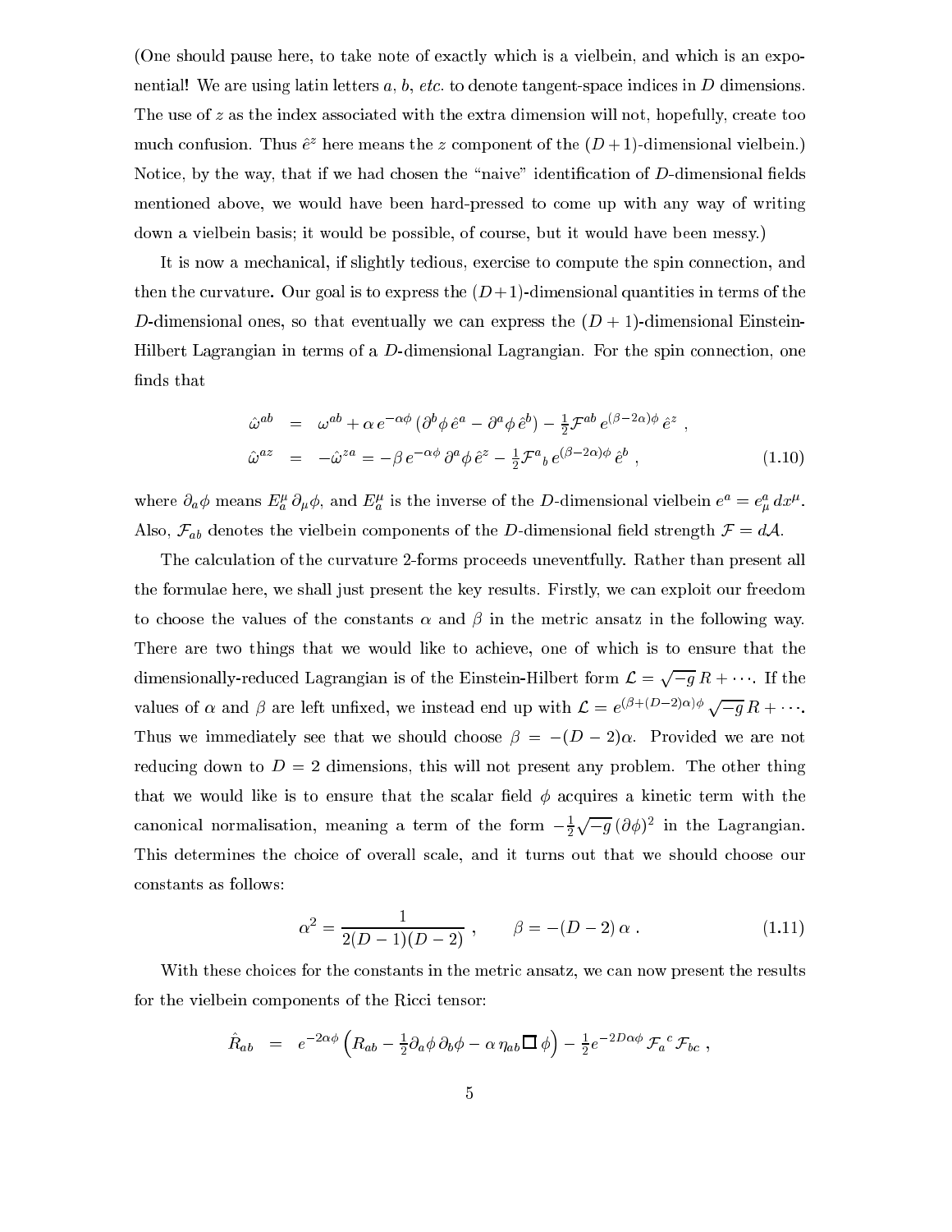(One should pause here, to take note of exactly which is a vielbein, and which is an exponential! We are using latin letters $a$, $b$, *etc.* to denote tangent-space indices in $D$ dimensions. The use of $z$ as the index associated with the extra dimension will not, hopefully, create too much confusion. Thus $\hat{e}^z$ here means the $z$ component of the $(D+1)$-dimensional vielbein.) Notice, by the way, that if we had chosen the "naive" identification of $D$-dimensional fields mentioned above, we would have been hard-pressed to come up with any way of writing down a vielbein basis; it would be possible, of course, but it would have been messy.)

It is now a mechanical, if slightly tedious, exercise to compute the spin connection, and then the curvature. Our goal is to express the $(D+1)$-dimensional quantities in terms of the $D$-dimensional ones, so that eventually we can express the $(D+1)$-dimensional Einstein-Hilbert Lagrangian in terms of a $D$-dimensional Lagrangian. For the spin connection, one finds that

$$
\begin{aligned}
\hat{\omega}^{ab} &= \omega^{ab} + \alpha\, e^{-\alpha\phi}\, (\partial^b\phi\, \hat{e}^a - \partial^a\phi\, \hat{e}^b) - \tfrac{1}{2}\mathcal{F}^{ab}\, e^{(\beta-2\alpha)\phi}\, \hat{e}^z\ , \\
\hat{\omega}^{az} &= -\hat{\omega}^{za} = -\beta\, e^{-\alpha\phi}\, \partial^a\phi\, \hat{e}^z - \tfrac{1}{2}\mathcal{F}^a{}_b\, e^{(\beta-2\alpha)\phi}\, \hat{e}^b\ ,
\end{aligned}
\tag{1.10}
$$

where $\partial_a\phi$ means $E^\mu_a\, \partial_\mu\phi$, and $E^\mu_a$ is the inverse of the $D$-dimensional vielbein $e^a = e^a_\mu\, dx^\mu$. Also, $\mathcal{F}_{ab}$ denotes the vielbein components of the $D$-dimensional field strength $\mathcal{F} = d\mathcal{A}$.

The calculation of the curvature 2-forms proceeds uneventfully. Rather than present all the formulae here, we shall just present the key results. Firstly, we can exploit our freedom to choose the values of the constants $\alpha$ and $\beta$ in the metric ansatz in the following way. There are two things that we would like to achieve, one of which is to ensure that the dimensionally-reduced Lagrangian is of the Einstein-Hilbert form $\mathcal{L} = \sqrt{-g}\, R + \cdots$. If the values of $\alpha$ and $\beta$ are left unfixed, we instead end up with $\mathcal{L} = e^{(\beta+(D-2)\alpha)\phi}\, \sqrt{-g}\, R + \cdots$. Thus we immediately see that we should choose $\beta = -(D-2)\alpha$. Provided we are not reducing down to $D = 2$ dimensions, this will not present any problem. The other thing that we would like is to ensure that the scalar field $\phi$ acquires a kinetic term with the canonical normalisation, meaning a term of the form $-\frac{1}{2}\sqrt{-g}\, (\partial\phi)^2$ in the Lagrangian. This determines the choice of overall scale, and it turns out that we should choose our constants as follows:

$$
\alpha^2 = \frac{1}{2(D-1)(D-2)}\ , \qquad \beta = -(D-2)\,\alpha\ . \tag{1.11}
$$

With these choices for the constants in the metric ansatz, we can now present the results for the vielbein components of the Ricci tensor:

$$
\hat{R}_{ab} = e^{-2\alpha\phi}\, \Big( R_{ab} - \tfrac{1}{2}\partial_a\phi\, \partial_b\phi - \alpha\, \eta_{ab}\, \Box\, \phi \Big) - \tfrac{1}{2} e^{-2D\alpha\phi}\, \mathcal{F}_a{}^c\, \mathcal{F}_{bc}\ ,
$$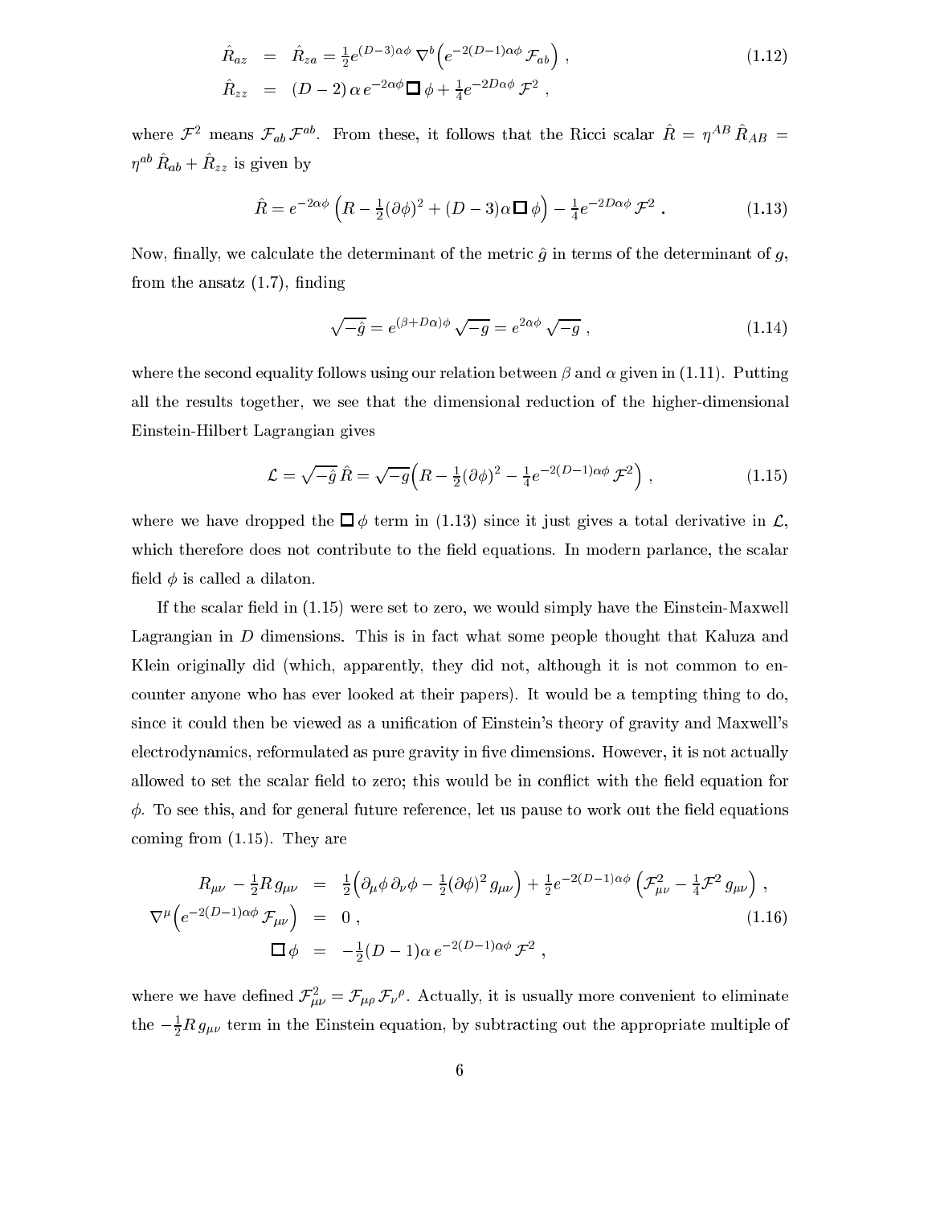$$
\begin{aligned}
\hat{R}_{az} &= \hat{R}_{za} = \tfrac{1}{2} e^{(D-3)\alpha\phi}\, \nabla^b \Big( e^{-2(D-1)\alpha\phi}\, \mathcal{F}_{ab} \Big) \,, \\
\hat{R}_{zz} &= (D-2)\, \alpha\, e^{-2\alpha\phi} \Box\, \phi + \tfrac{1}{4} e^{-2D\alpha\phi}\, \mathcal{F}^2 \,,
\end{aligned} \tag{1.12}
$$

where $\mathcal{F}^2$ means $\mathcal{F}_{ab}\,\mathcal{F}^{ab}$. From these, it follows that the Ricci scalar $\hat{R} = \eta^{AB}\,\hat{R}_{AB} = \eta^{ab}\,\hat{R}_{ab} + \hat{R}_{zz}$ is given by

$$
\hat{R} = e^{-2\alpha\phi} \Big( R - \tfrac{1}{2}(\partial\phi)^2 + (D-3)\alpha \,\Box\, \phi \Big) - \tfrac{1}{4} e^{-2D\alpha\phi}\, \mathcal{F}^2 \,. \tag{1.13}
$$

Now, finally, we calculate the determinant of the metric $\hat{g}$ in terms of the determinant of $g$, from the ansatz (1.7), finding

$$
\sqrt{-\hat{g}} = e^{(\beta + D\alpha)\phi}\, \sqrt{-g} = e^{2\alpha\phi}\, \sqrt{-g} \,, \tag{1.14}
$$

where the second equality follows using our relation between $\beta$ and $\alpha$ given in (1.11). Putting all the results together, we see that the dimensional reduction of the higher-dimensional Einstein-Hilbert Lagrangian gives

$$
\mathcal{L} = \sqrt{-\hat{g}}\, \hat{R} = \sqrt{-g} \Big( R - \tfrac{1}{2}(\partial\phi)^2 - \tfrac{1}{4} e^{-2(D-1)\alpha\phi}\, \mathcal{F}^2 \Big) \,, \tag{1.15}
$$

where we have dropped the $\Box\,\phi$ term in (1.13) since it just gives a total derivative in $\mathcal{L}$, which therefore does not contribute to the field equations. In modern parlance, the scalar field $\phi$ is called a dilaton.

If the scalar field in (1.15) were set to zero, we would simply have the Einstein-Maxwell Lagrangian in $D$ dimensions. This is in fact what some people thought that Kaluza and Klein originally did (which, apparently, they did not, although it is not common to encounter anyone who has ever looked at their papers). It would be a tempting thing to do, since it could then be viewed as a unification of Einstein's theory of gravity and Maxwell's electrodynamics, reformulated as pure gravity in five dimensions. However, it is not actually allowed to set the scalar field to zero; this would be in conflict with the field equation for $\phi$. To see this, and for general future reference, let us pause to work out the field equations coming from (1.15). They are

$$
\begin{aligned}
R_{\mu\nu} - \tfrac{1}{2} R\, g_{\mu\nu} &= \tfrac{1}{2} \Big( \partial_\mu\phi\, \partial_\nu\phi - \tfrac{1}{2}(\partial\phi)^2\, g_{\mu\nu} \Big) + \tfrac{1}{2} e^{-2(D-1)\alpha\phi} \Big( \mathcal{F}^2_{\mu\nu} - \tfrac{1}{4}\mathcal{F}^2\, g_{\mu\nu} \Big) \,, \\
\nabla^\mu \Big( e^{-2(D-1)\alpha\phi}\, \mathcal{F}_{\mu\nu} \Big) &= 0 \,, \\
\Box\, \phi &= -\tfrac{1}{2}(D-1)\alpha\, e^{-2(D-1)\alpha\phi}\, \mathcal{F}^2 \,,
\end{aligned} \tag{1.16}
$$

where we have defined $\mathcal{F}^2_{\mu\nu} = \mathcal{F}_{\mu\rho}\,\mathcal{F}_\nu{}^\rho$. Actually, it is usually more convenient to eliminate the $-\frac{1}{2} R\, g_{\mu\nu}$ term in the Einstein equation, by subtracting out the appropriate multiple of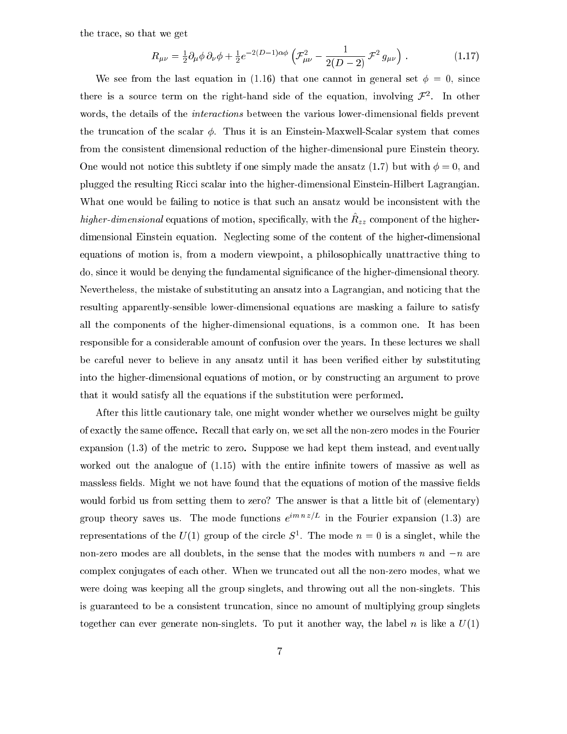the trace, so that we get

$$R_{\mu\nu} = \tfrac{1}{2}\partial_\mu\phi\,\partial_\nu\phi + \tfrac{1}{2}e^{-2(D-1)\alpha\phi}\Big(\mathcal{F}_{\mu\nu}^2 - \frac{1}{2(D-2)}\,\mathcal{F}^2\,g_{\mu\nu}\Big)\,. \tag{1.17}$$

We see from the last equation in (1.16) that one cannot in general set $\phi = 0$, since there is a source term on the right-hand side of the equation, involving $\mathcal{F}^2$. In other words, the details of the *interactions* between the various lower-dimensional fields prevent the truncation of the scalar $\phi$. Thus it is an Einstein-Maxwell-Scalar system that comes from the consistent dimensional reduction of the higher-dimensional pure Einstein theory. One would not notice this subtlety if one simply made the ansatz (1.7) but with $\phi = 0$, and plugged the resulting Ricci scalar into the higher-dimensional Einstein-Hilbert Lagrangian. What one would be failing to notice is that such an ansatz would be inconsistent with the *higher-dimensional* equations of motion, specifically, with the $\hat{R}_{zz}$ component of the higher-dimensional Einstein equation. Neglecting some of the content of the higher-dimensional equations of motion is, from a modern viewpoint, a philosophically unattractive thing to do, since it would be denying the fundamental significance of the higher-dimensional theory. Nevertheless, the mistake of substituting an ansatz into a Lagrangian, and noticing that the resulting apparently-sensible lower-dimensional equations are masking a failure to satisfy all the components of the higher-dimensional equations, is a common one. It has been responsible for a considerable amount of confusion over the years. In these lectures we shall be careful never to believe in any ansatz until it has been verified either by substituting into the higher-dimensional equations of motion, or by constructing an argument to prove that it would satisfy all the equations if the substitution were performed.

After this little cautionary tale, one might wonder whether we ourselves might be guilty of exactly the same offence. Recall that early on, we set all the non-zero modes in the Fourier expansion (1.3) of the metric to zero. Suppose we had kept them instead, and eventually worked out the analogue of (1.15) with the entire infinite towers of massive as well as massless fields. Might we not have found that the equations of motion of the massive fields would forbid us from setting them to zero? The answer is that a little bit of (elementary) group theory saves us. The mode functions $e^{imnz/L}$ in the Fourier expansion (1.3) are representations of the $U(1)$ group of the circle $S^1$. The mode $n = 0$ is a singlet, while the non-zero modes are all doublets, in the sense that the modes with numbers $n$ and $-n$ are complex conjugates of each other. When we truncated out all the non-zero modes, what we were doing was keeping all the group singlets, and throwing out all the non-singlets. This is guaranteed to be a consistent truncation, since no amount of multiplying group singlets together can ever generate non-singlets. To put it another way, the label $n$ is like a $U(1)$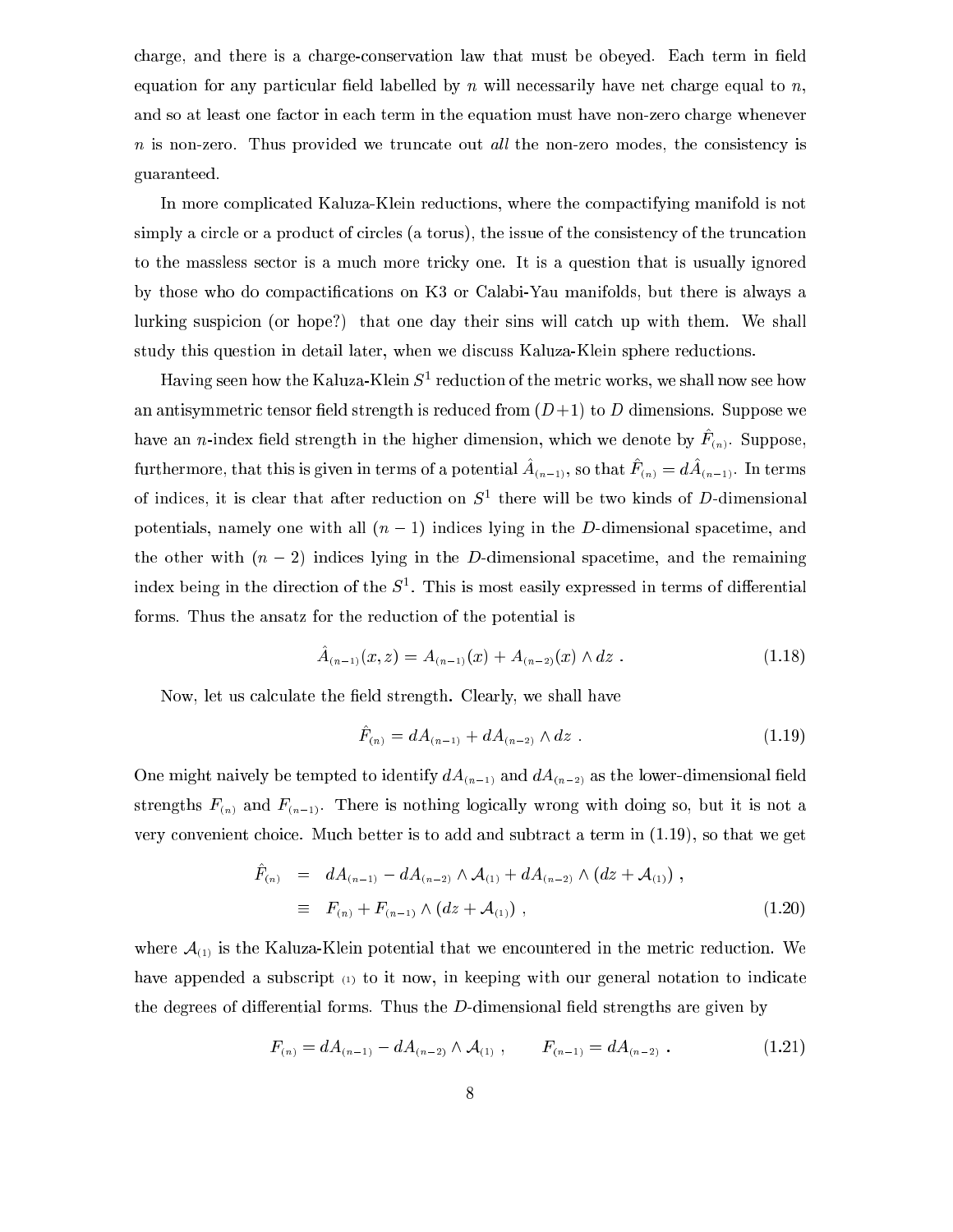charge, and there is a charge-conservation law that must be obeyed. Each term in field equation for any particular field labelled by $n$ will necessarily have net charge equal to $n$, and so at least one factor in each term in the equation must have non-zero charge whenever $n$ is non-zero. Thus provided we truncate out *all* the non-zero modes, the consistency is guaranteed.

In more complicated Kaluza-Klein reductions, where the compactifying manifold is not simply a circle or a product of circles (a torus), the issue of the consistency of the truncation to the massless sector is a much more tricky one. It is a question that is usually ignored by those who do compactifications on K3 or Calabi-Yau manifolds, but there is always a lurking suspicion (or hope?) that one day their sins will catch up with them. We shall study this question in detail later, when we discuss Kaluza-Klein sphere reductions.

Having seen how the Kaluza-Klein $S^1$ reduction of the metric works, we shall now see how an antisymmetric tensor field strength is reduced from $(D+1)$ to $D$ dimensions. Suppose we have an $n$-index field strength in the higher dimension, which we denote by $\hat{F}_{(n)}$. Suppose, furthermore, that this is given in terms of a potential $\hat{A}_{(n-1)}$, so that $\hat{F}_{(n)} = d\hat{A}_{(n-1)}$. In terms of indices, it is clear that after reduction on $S^1$ there will be two kinds of $D$-dimensional potentials, namely one with all $(n-1)$ indices lying in the $D$-dimensional spacetime, and the other with $(n-2)$ indices lying in the $D$-dimensional spacetime, and the remaining index being in the direction of the $S^1$. This is most easily expressed in terms of differential forms. Thus the ansatz for the reduction of the potential is

$$\hat{A}_{(n-1)}(x,z) = A_{(n-1)}(x) + A_{(n-2)}(x) \wedge dz \, . \tag{1.18}$$

Now, let us calculate the field strength. Clearly, we shall have

$$\hat{F}_{(n)} = dA_{(n-1)} + dA_{(n-2)} \wedge dz \, . \tag{1.19}$$

One might naively be tempted to identify $dA_{(n-1)}$ and $dA_{(n-2)}$ as the lower-dimensional field strengths $F_{(n)}$ and $F_{(n-1)}$. There is nothing logically wrong with doing so, but it is not a very convenient choice. Much better is to add and subtract a term in (1.19), so that we get

$$\begin{aligned} \hat{F}_{(n)} &= dA_{(n-1)} - dA_{(n-2)} \wedge \mathcal{A}_{(1)} + dA_{(n-2)} \wedge (dz + \mathcal{A}_{(1)}) \, , \\ &\equiv F_{(n)} + F_{(n-1)} \wedge (dz + \mathcal{A}_{(1)}) \, , \end{aligned} \tag{1.20}$$

where $\mathcal{A}_{(1)}$ is the Kaluza-Klein potential that we encountered in the metric reduction. We have appended a subscript $_{(1)}$ to it now, in keeping with our general notation to indicate the degrees of differential forms. Thus the $D$-dimensional field strengths are given by

$$F_{(n)} = dA_{(n-1)} - dA_{(n-2)} \wedge \mathcal{A}_{(1)} \, , \qquad F_{(n-1)} = dA_{(n-2)} \, . \tag{1.21}$$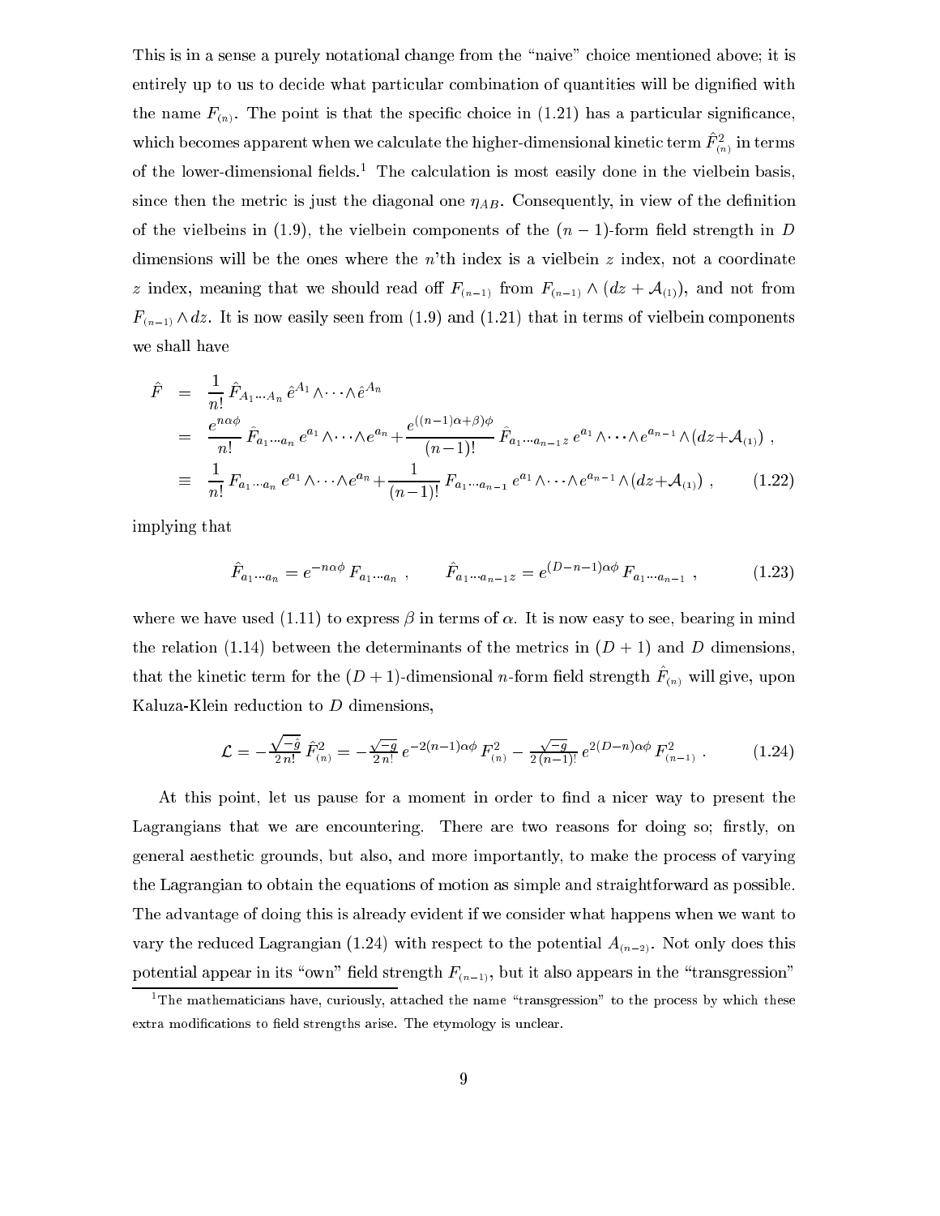This is in a sense a purely notational change from the "naive" choice mentioned above; it is entirely up to us to decide what particular combination of quantities will be dignified with the name $F_{(n)}$. The point is that the specific choice in (1.21) has a particular significance, which becomes apparent when we calculate the higher-dimensional kinetic term $\hat{F}^2_{(n)}$ in terms of the lower-dimensional fields.[1] The calculation is most easily done in the vielbein basis, since then the metric is just the diagonal one $\eta_{AB}$. Consequently, in view of the definition of the vielbeins in (1.9), the vielbein components of the $(n-1)$-form field strength in $D$ dimensions will be the ones where the $n$'th index is a vielbein $z$ index, not a coordinate $z$ index, meaning that we should read off $F_{(n-1)}$ from $F_{(n-1)} \wedge (dz + \mathcal{A}_{(1)})$, and not from $F_{(n-1)} \wedge dz$. It is now easily seen from (1.9) and (1.21) that in terms of vielbein components we shall have

$$
\begin{aligned}
\hat{F} &= \frac{1}{n!}\, \hat{F}_{A_1 \cdots A_n}\, \hat{e}^{A_1} \wedge \cdots \wedge \hat{e}^{A_n} \\
&= \frac{e^{n\alpha\phi}}{n!}\, \hat{F}_{a_1 \cdots a_n}\, e^{a_1} \wedge \cdots \wedge e^{a_n} + \frac{e^{((n-1)\alpha+\beta)\phi}}{(n-1)!}\, \hat{F}_{a_1 \cdots a_{n-1} z}\, e^{a_1} \wedge \cdots \wedge e^{a_{n-1}} \wedge (dz + \mathcal{A}_{(1)}) \,, \\
&\equiv \frac{1}{n!}\, F_{a_1 \cdots a_n}\, e^{a_1} \wedge \cdots \wedge e^{a_n} + \frac{1}{(n-1)!}\, F_{a_1 \cdots a_{n-1}}\, e^{a_1} \wedge \cdots \wedge e^{a_{n-1}} \wedge (dz + \mathcal{A}_{(1)}) \,, \qquad (1.22)
\end{aligned}
$$

implying that

$$
\hat{F}_{a_1 \cdots a_n} = e^{-n\alpha\phi}\, F_{a_1 \cdots a_n} \,, \qquad \hat{F}_{a_1 \cdots a_{n-1} z} = e^{(D-n-1)\alpha\phi}\, F_{a_1 \cdots a_{n-1}} \,, \qquad (1.23)
$$

where we have used (1.11) to express $\beta$ in terms of $\alpha$. It is now easy to see, bearing in mind the relation (1.14) between the determinants of the metrics in $(D+1)$ and $D$ dimensions, that the kinetic term for the $(D+1)$-dimensional $n$-form field strength $\hat{F}_{(n)}$ will give, upon Kaluza-Klein reduction to $D$ dimensions,

$$
\mathcal{L} = -\frac{\sqrt{-\hat{g}}}{2\, n!}\, \hat{F}^2_{(n)} = -\frac{\sqrt{-g}}{2\, n!}\, e^{-2(n-1)\alpha\phi}\, F^2_{(n)} - \frac{\sqrt{-g}}{2\,(n-1)!}\, e^{2(D-n)\alpha\phi}\, F^2_{(n-1)} \,. \qquad (1.24)
$$

At this point, let us pause for a moment in order to find a nicer way to present the Lagrangians that we are encountering. There are two reasons for doing so; firstly, on general aesthetic grounds, but also, and more importantly, to make the process of varying the Lagrangian to obtain the equations of motion as simple and straightforward as possible. The advantage of doing this is already evident if we consider what happens when we want to vary the reduced Lagrangian (1.24) with respect to the potential $A_{(n-2)}$. Not only does this potential appear in its "own" field strength $F_{(n-1)}$, but it also appears in the "transgression"

[1] The mathematicians have, curiously, attached the name "transgression" to the process by which these extra modifications to field strengths arise. The etymology is unclear.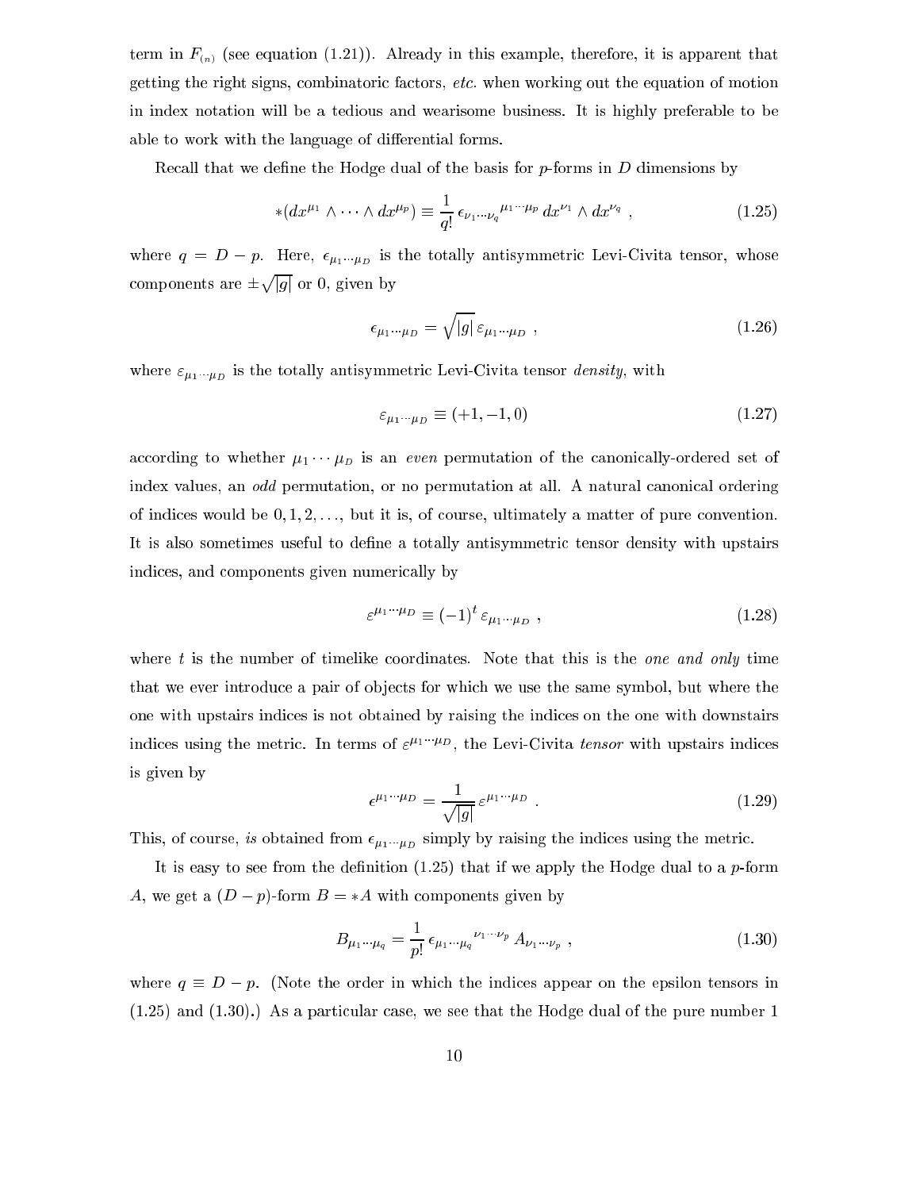term in $F_{(n)}$ (see equation (1.21)). Already in this example, therefore, it is apparent that getting the right signs, combinatoric factors, *etc.* when working out the equation of motion in index notation will be a tedious and wearisome business. It is highly preferable to be able to work with the language of differential forms.

Recall that we define the Hodge dual of the basis for $p$-forms in $D$ dimensions by

$$*(dx^{\mu_1}\wedge\cdots\wedge dx^{\mu_p}) \equiv \frac{1}{q!}\,\epsilon_{\nu_1\cdots\nu_q}{}^{\mu_1\cdots\mu_p}\,dx^{\nu_1}\wedge dx^{\nu_q}\ , \tag{1.25}$$

where $q = D - p$. Here, $\epsilon_{\mu_1\cdots\mu_D}$ is the totally antisymmetric Levi-Civita tensor, whose components are $\pm\sqrt{|g|}$ or 0, given by

$$\epsilon_{\mu_1\cdots\mu_D} = \sqrt{|g|}\,\varepsilon_{\mu_1\cdots\mu_D}\ , \tag{1.26}$$

where $\varepsilon_{\mu_1\cdots\mu_D}$ is the totally antisymmetric Levi-Civita tensor *density*, with

$$\varepsilon_{\mu_1\cdots\mu_D} \equiv (+1,-1,0) \tag{1.27}$$

according to whether $\mu_1\cdots\mu_D$ is an *even* permutation of the canonically-ordered set of index values, an *odd* permutation, or no permutation at all. A natural canonical ordering of indices would be $0,1,2,\ldots$, but it is, of course, ultimately a matter of pure convention. It is also sometimes useful to define a totally antisymmetric tensor density with upstairs indices, and components given numerically by

$$\varepsilon^{\mu_1\cdots\mu_D} \equiv (-1)^t\,\varepsilon_{\mu_1\cdots\mu_D}\ , \tag{1.28}$$

where $t$ is the number of timelike coordinates. Note that this is the *one and only* time that we ever introduce a pair of objects for which we use the same symbol, but where the one with upstairs indices is not obtained by raising the indices on the one with downstairs indices using the metric. In terms of $\varepsilon^{\mu_1\cdots\mu_D}$, the Levi-Civita *tensor* with upstairs indices is given by

$$\epsilon^{\mu_1\cdots\mu_D} = \frac{1}{\sqrt{|g|}}\,\varepsilon^{\mu_1\cdots\mu_D}\ . \tag{1.29}$$

This, of course, *is* obtained from $\epsilon_{\mu_1\cdots\mu_D}$ simply by raising the indices using the metric.

It is easy to see from the definition (1.25) that if we apply the Hodge dual to a $p$-form $A$, we get a $(D-p)$-form $B = *A$ with components given by

$$B_{\mu_1\cdots\mu_q} = \frac{1}{p!}\,\epsilon_{\mu_1\cdots\mu_q}{}^{\nu_1\cdots\nu_p}\,A_{\nu_1\cdots\nu_p}\ , \tag{1.30}$$

where $q \equiv D - p$. (Note the order in which the indices appear on the epsilon tensors in (1.25) and (1.30).) As a particular case, we see that the Hodge dual of the pure number 1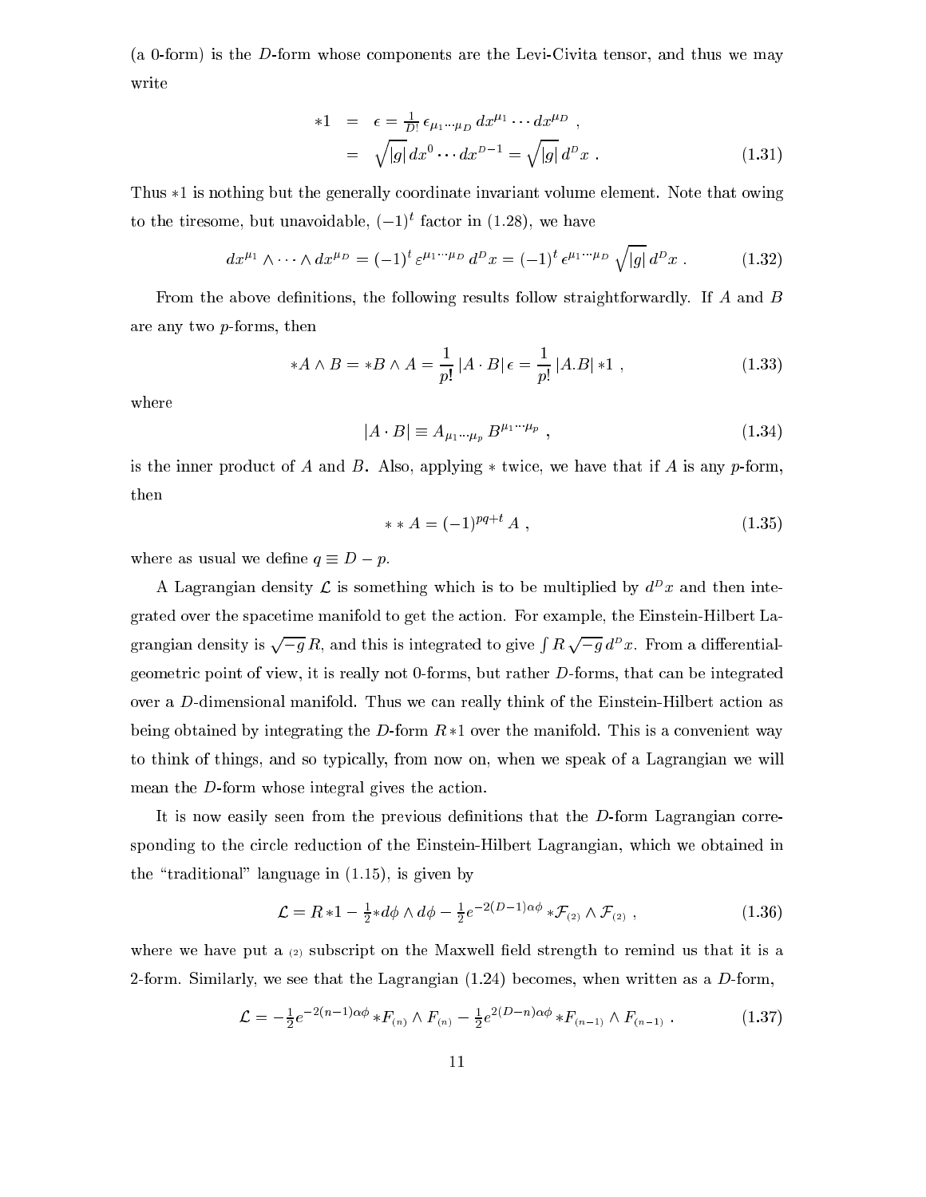(a 0-form) is the $D$-form whose components are the Levi-Civita tensor, and thus we may write

$$
\begin{aligned}
*1 &= \epsilon = \tfrac{1}{D!}\,\epsilon_{\mu_1\cdots\mu_D}\,dx^{\mu_1}\cdots dx^{\mu_D}\ , \\
&= \sqrt{|g|}\,dx^0\cdots dx^{D-1} = \sqrt{|g|}\,d^Dx\ .
\end{aligned} \tag{1.31}
$$

Thus $*1$ is nothing but the generally coordinate invariant volume element. Note that owing to the tiresome, but unavoidable, $(-1)^t$ factor in (1.28), we have

$$
dx^{\mu_1}\wedge\cdots\wedge dx^{\mu_D} = (-1)^t\,\varepsilon^{\mu_1\cdots\mu_D}\,d^Dx = (-1)^t\,\epsilon^{\mu_1\cdots\mu_D}\,\sqrt{|g|}\,d^Dx\ . \tag{1.32}
$$

From the above definitions, the following results follow straightforwardly. If $A$ and $B$ are any two $p$-forms, then

$$
*A\wedge B = *B\wedge A = \frac{1}{p!}\,|A\cdot B|\,\epsilon = \frac{1}{p!}\,|A.B|\,*1\ , \tag{1.33}
$$

where

$$
|A\cdot B| \equiv A_{\mu_1\cdots\mu_p}\,B^{\mu_1\cdots\mu_p}\ , \tag{1.34}
$$

is the inner product of $A$ and $B$. Also, applying $*$ twice, we have that if $A$ is any $p$-form, then

$$
**A = (-1)^{pq+t}\,A\ , \tag{1.35}
$$

where as usual we define $q\equiv D-p$.

A Lagrangian density $\mathcal{L}$ is something which is to be multiplied by $d^Dx$ and then integrated over the spacetime manifold to get the action. For example, the Einstein-Hilbert Lagrangian density is $\sqrt{-g}\,R$, and this is integrated to give $\int R\sqrt{-g}\,d^Dx$. From a differential-geometric point of view, it is really not 0-forms, but rather $D$-forms, that can be integrated over a $D$-dimensional manifold. Thus we can really think of the Einstein-Hilbert action as being obtained by integrating the $D$-form $R*1$ over the manifold. This is a convenient way to think of things, and so typically, from now on, when we speak of a Lagrangian we will mean the $D$-form whose integral gives the action.

It is now easily seen from the previous definitions that the $D$-form Lagrangian corresponding to the circle reduction of the Einstein-Hilbert Lagrangian, which we obtained in the "traditional" language in (1.15), is given by

$$
\mathcal{L} = R*1 - \tfrac{1}{2}{*d\phi}\wedge d\phi - \tfrac{1}{2}e^{-2(D-1)\alpha\phi}\,{*\mathcal{F}_{(2)}}\wedge\mathcal{F}_{(2)}\ , \tag{1.36}
$$

where we have put a $_{(2)}$ subscript on the Maxwell field strength to remind us that it is a 2-form. Similarly, we see that the Lagrangian (1.24) becomes, when written as a $D$-form,

$$
\mathcal{L} = -\tfrac{1}{2}e^{-2(n-1)\alpha\phi}\,{*F_{(n)}}\wedge F_{(n)} - \tfrac{1}{2}e^{2(D-n)\alpha\phi}\,{*F_{(n-1)}}\wedge F_{(n-1)}\ . \tag{1.37}
$$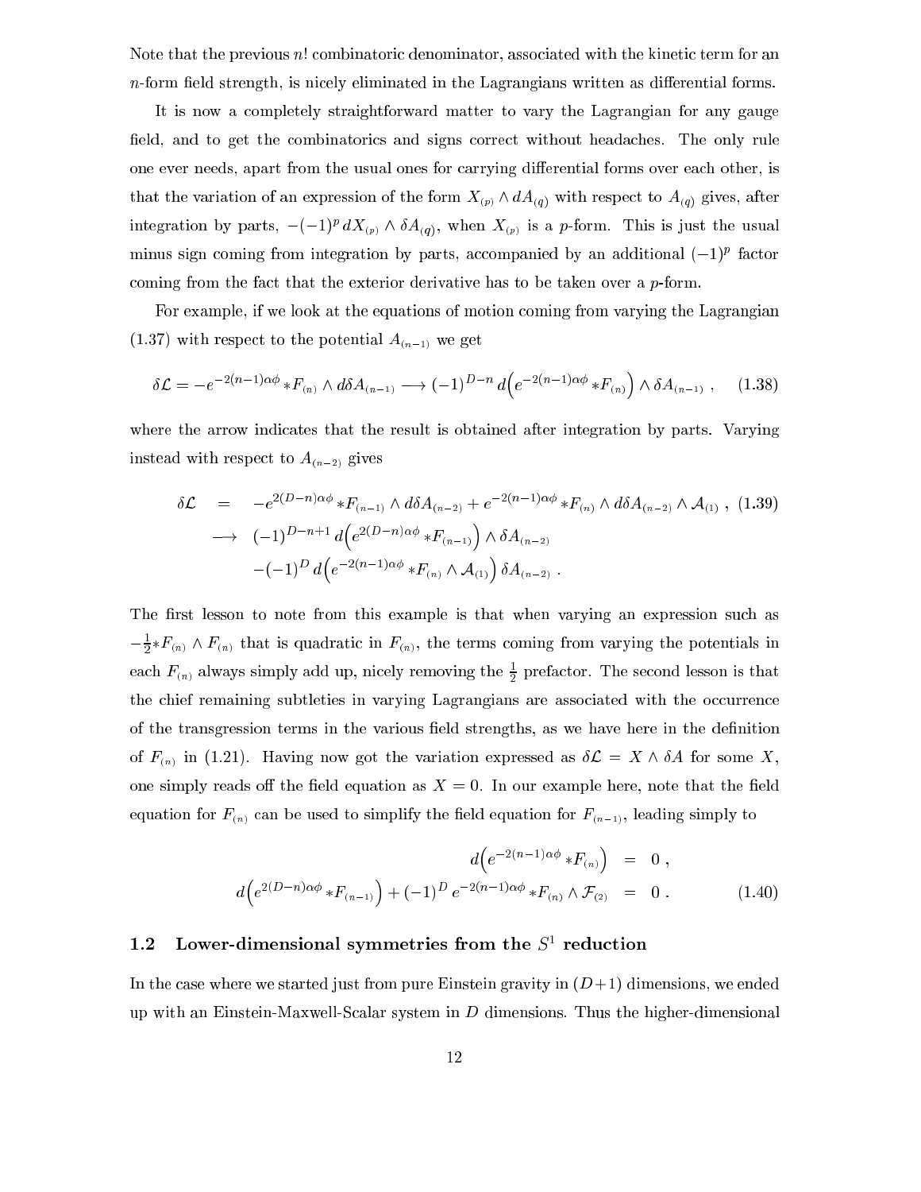Note that the previous $n!$ combinatoric denominator, associated with the kinetic term for an $n$-form field strength, is nicely eliminated in the Lagrangians written as differential forms.

It is now a completely straightforward matter to vary the Lagrangian for any gauge field, and to get the combinatorics and signs correct without headaches. The only rule one ever needs, apart from the usual ones for carrying differential forms over each other, is that the variation of an expression of the form $X_{(p)} \wedge dA_{(q)}$ with respect to $A_{(q)}$ gives, after integration by parts, $-(-1)^p\, dX_{(p)} \wedge \delta A_{(q)}$, when $X_{(p)}$ is a $p$-form. This is just the usual minus sign coming from integration by parts, accompanied by an additional $(-1)^p$ factor coming from the fact that the exterior derivative has to be taken over a $p$-form.

For example, if we look at the equations of motion coming from varying the Lagrangian (1.37) with respect to the potential $A_{(n-1)}$ we get

$$\delta\mathcal{L} = -e^{-2(n-1)\alpha\phi} {*F_{(n)}} \wedge d\delta A_{(n-1)} \longrightarrow (-1)^{D-n}\, d\Big(e^{-2(n-1)\alpha\phi} {*F_{(n)}}\Big) \wedge \delta A_{(n-1)}\ , \tag{1.38}$$

where the arrow indicates that the result is obtained after integration by parts. Varying instead with respect to $A_{(n-2)}$ gives

$$\begin{aligned}
\delta\mathcal{L} &= -e^{2(D-n)\alpha\phi} {*F_{(n-1)}} \wedge d\delta A_{(n-2)} + e^{-2(n-1)\alpha\phi} {*F_{(n)}} \wedge d\delta A_{(n-2)} \wedge \mathcal{A}_{(1)}\ , \\
&\longrightarrow (-1)^{D-n+1}\, d\Big(e^{2(D-n)\alpha\phi} {*F_{(n-1)}}\Big) \wedge \delta A_{(n-2)} \\
&\qquad -(-1)^{D}\, d\Big(e^{-2(n-1)\alpha\phi} {*F_{(n)}} \wedge \mathcal{A}_{(1)}\Big)\, \delta A_{(n-2)}\ .
\end{aligned} \tag{1.39}$$

The first lesson to note from this example is that when varying an expression such as $-\frac{1}{2}{*F_{(n)}} \wedge F_{(n)}$ that is quadratic in $F_{(n)}$, the terms coming from varying the potentials in each $F_{(n)}$ always simply add up, nicely removing the $\frac{1}{2}$ prefactor. The second lesson is that the chief remaining subtleties in varying Lagrangians are associated with the occurrence of the transgression terms in the various field strengths, as we have here in the definition of $F_{(n)}$ in (1.21). Having now got the variation expressed as $\delta\mathcal{L} = X \wedge \delta A$ for some $X$, one simply reads off the field equation as $X = 0$. In our example here, note that the field equation for $F_{(n)}$ can be used to simplify the field equation for $F_{(n-1)}$, leading simply to

$$\begin{aligned}
d\Big(e^{-2(n-1)\alpha\phi} {*F_{(n)}}\Big) &= 0\ , \\
d\Big(e^{2(D-n)\alpha\phi} {*F_{(n-1)}}\Big) + (-1)^D\, e^{-2(n-1)\alpha\phi} {*F_{(n)}} \wedge \mathcal{F}_{(2)} &= 0\ .
\end{aligned} \tag{1.40}$$

## 1.2 Lower-dimensional symmetries from the $S^1$ reduction

In the case where we started just from pure Einstein gravity in $(D+1)$ dimensions, we ended up with an Einstein-Maxwell-Scalar system in $D$ dimensions. Thus the higher-dimensional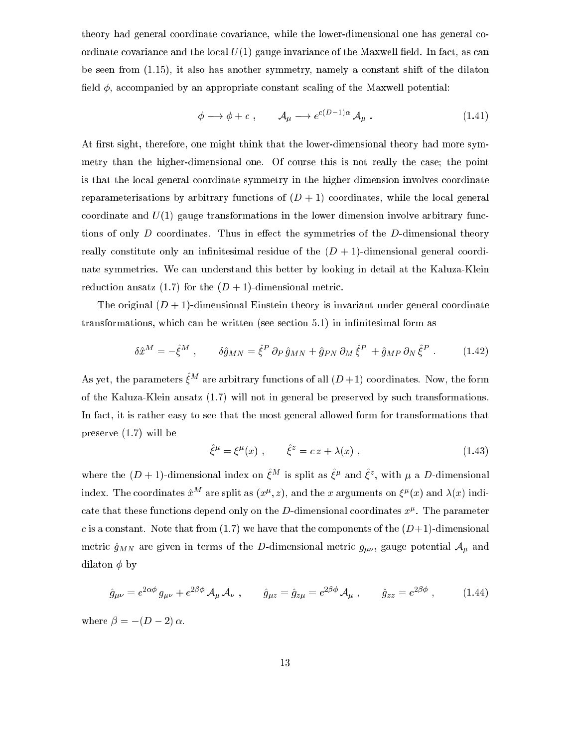theory had general coordinate covariance, while the lower-dimensional one has general coordinate covariance and the local $U(1)$ gauge invariance of the Maxwell field. In fact, as can be seen from (1.15), it also has another symmetry, namely a constant shift of the dilaton field $\phi$, accompanied by an appropriate constant scaling of the Maxwell potential:

$$\phi \longrightarrow \phi + c \ , \qquad \mathcal{A}_\mu \longrightarrow e^{c(D-1)\alpha}\, \mathcal{A}_\mu \ . \tag{1.41}$$

At first sight, therefore, one might think that the lower-dimensional theory had more symmetry than the higher-dimensional one. Of course this is not really the case; the point is that the local general coordinate symmetry in the higher dimension involves coordinate reparameterisations by arbitrary functions of $(D+1)$ coordinates, while the local general coordinate and $U(1)$ gauge transformations in the lower dimension involve arbitrary functions of only $D$ coordinates. Thus in effect the symmetries of the $D$-dimensional theory really constitute only an infinitesimal residue of the $(D+1)$-dimensional general coordinate symmetries. We can understand this better by looking in detail at the Kaluza-Klein reduction ansatz (1.7) for the $(D+1)$-dimensional metric.

The original $(D+1)$-dimensional Einstein theory is invariant under general coordinate transformations, which can be written (see section 5.1) in infinitesimal form as

$$\delta \hat{x}^M = -\hat{\xi}^M \ , \qquad \delta \hat{g}_{MN} = \hat{\xi}^P\, \partial_P\, \hat{g}_{MN} + \hat{g}_{PN}\, \partial_M\, \hat{\xi}^P + \hat{g}_{MP}\, \partial_N\, \hat{\xi}^P \ . \tag{1.42}$$

As yet, the parameters $\hat{\xi}^M$ are arbitrary functions of all $(D+1)$ coordinates. Now, the form of the Kaluza-Klein ansatz (1.7) will not in general be preserved by such transformations. In fact, it is rather easy to see that the most general allowed form for transformations that preserve (1.7) will be

$$\hat{\xi}^\mu = \xi^\mu(x) \ , \qquad \hat{\xi}^z = c\, z + \lambda(x) \ , \tag{1.43}$$

where the $(D+1)$-dimensional index on $\hat{\xi}^M$ is split as $\hat{\xi}^\mu$ and $\hat{\xi}^z$, with $\mu$ a $D$-dimensional index. The coordinates $\hat{x}^M$ are split as $(x^\mu, z)$, and the $x$ arguments on $\xi^\mu(x)$ and $\lambda(x)$ indicate that these functions depend only on the $D$-dimensional coordinates $x^\mu$. The parameter $c$ is a constant. Note that from (1.7) we have that the components of the $(D+1)$-dimensional metric $\hat{g}_{MN}$ are given in terms of the $D$-dimensional metric $g_{\mu\nu}$, gauge potential $\mathcal{A}_\mu$ and dilaton $\phi$ by

$$\hat{g}_{\mu\nu} = e^{2\alpha\phi}\, g_{\mu\nu} + e^{2\beta\phi}\, \mathcal{A}_\mu\, \mathcal{A}_\nu \ , \qquad \hat{g}_{\mu z} = \hat{g}_{z\mu} = e^{2\beta\phi}\, \mathcal{A}_\mu \ , \qquad \hat{g}_{zz} = e^{2\beta\phi} \ , \tag{1.44}$$

where $\beta = -(D-2)\,\alpha$.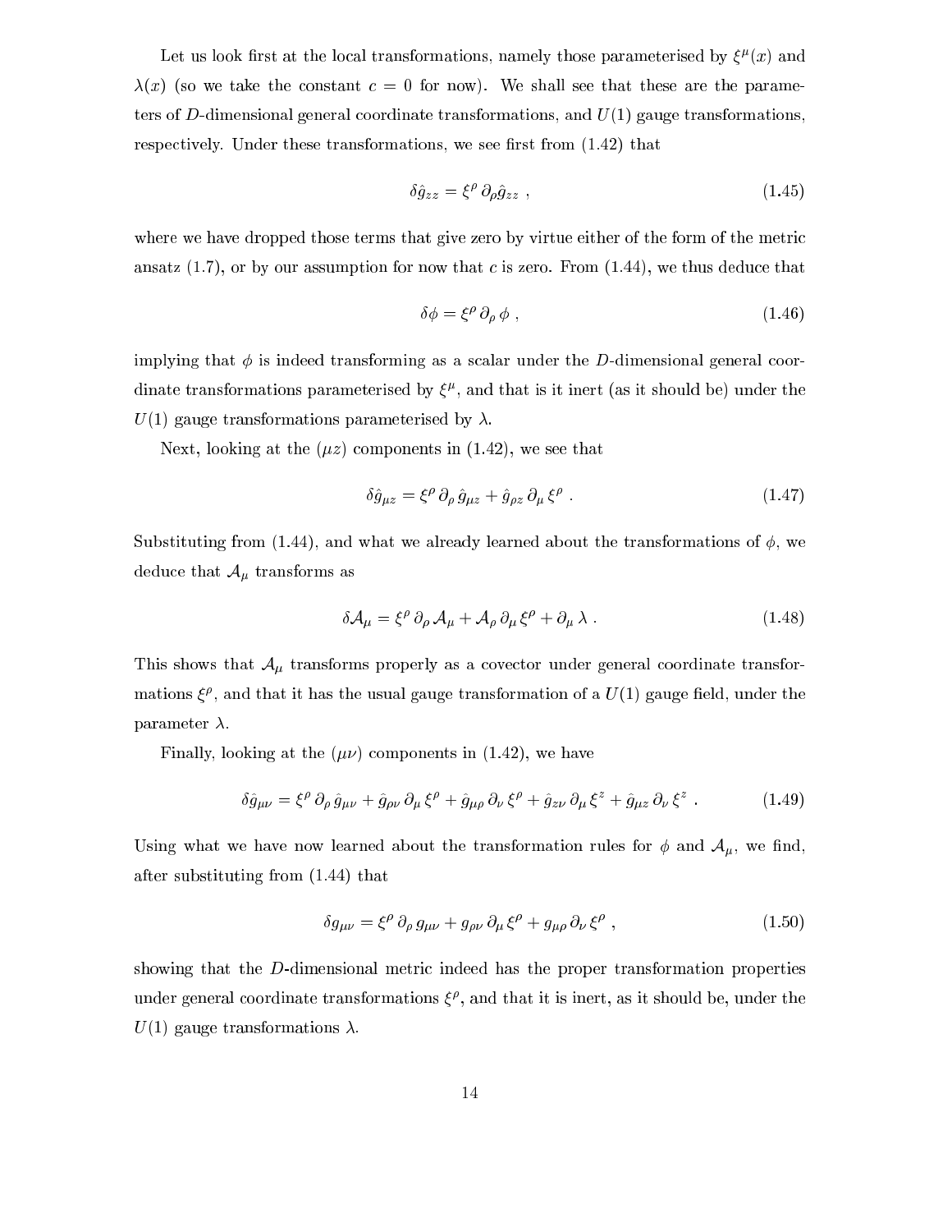Let us look first at the local transformations, namely those parameterised by $\xi^\mu(x)$ and $\lambda(x)$ (so we take the constant $c = 0$ for now). We shall see that these are the parameters of $D$-dimensional general coordinate transformations, and $U(1)$ gauge transformations, respectively. Under these transformations, we see first from (1.42) that

$$\delta \hat{g}_{zz} = \xi^\rho\, \partial_\rho \hat{g}_{zz} \ , \tag{1.45}$$

where we have dropped those terms that give zero by virtue either of the form of the metric ansatz (1.7), or by our assumption for now that $c$ is zero. From (1.44), we thus deduce that

$$\delta\phi = \xi^\rho\, \partial_\rho\, \phi \ , \tag{1.46}$$

implying that $\phi$ is indeed transforming as a scalar under the $D$-dimensional general coordinate transformations parameterised by $\xi^\mu$, and that is it inert (as it should be) under the $U(1)$ gauge transformations parameterised by $\lambda$.

Next, looking at the $(\mu z)$ components in (1.42), we see that

$$\delta \hat{g}_{\mu z} = \xi^\rho\, \partial_\rho\, \hat{g}_{\mu z} + \hat{g}_{\rho z}\, \partial_\mu\, \xi^\rho \ . \tag{1.47}$$

Substituting from (1.44), and what we already learned about the transformations of $\phi$, we deduce that $\mathcal{A}_\mu$ transforms as

$$\delta \mathcal{A}_\mu = \xi^\rho\, \partial_\rho\, \mathcal{A}_\mu + \mathcal{A}_\rho\, \partial_\mu\, \xi^\rho + \partial_\mu\, \lambda \ . \tag{1.48}$$

This shows that $\mathcal{A}_\mu$ transforms properly as a covector under general coordinate transformations $\xi^\rho$, and that it has the usual gauge transformation of a $U(1)$ gauge field, under the parameter $\lambda$.

Finally, looking at the $(\mu\nu)$ components in (1.42), we have

$$\delta \hat{g}_{\mu\nu} = \xi^\rho\, \partial_\rho\, \hat{g}_{\mu\nu} + \hat{g}_{\rho\nu}\, \partial_\mu\, \xi^\rho + \hat{g}_{\mu\rho}\, \partial_\nu\, \xi^\rho + \hat{g}_{z\nu}\, \partial_\mu\, \xi^z + \hat{g}_{\mu z}\, \partial_\nu\, \xi^z \ . \tag{1.49}$$

Using what we have now learned about the transformation rules for $\phi$ and $\mathcal{A}_\mu$, we find, after substituting from (1.44) that

$$\delta g_{\mu\nu} = \xi^\rho\, \partial_\rho\, g_{\mu\nu} + g_{\rho\nu}\, \partial_\mu\, \xi^\rho + g_{\mu\rho}\, \partial_\nu\, \xi^\rho \ , \tag{1.50}$$

showing that the $D$-dimensional metric indeed has the proper transformation properties under general coordinate transformations $\xi^\rho$, and that it is inert, as it should be, under the $U(1)$ gauge transformations $\lambda$.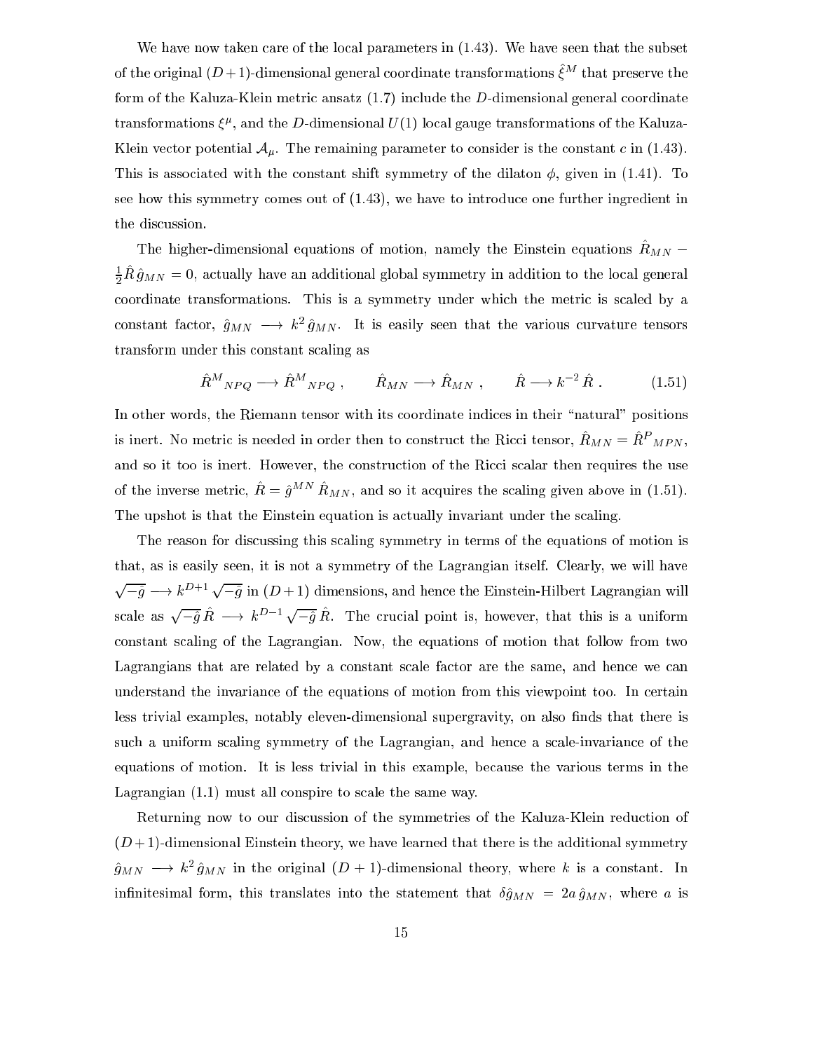We have now taken care of the local parameters in (1.43). We have seen that the subset of the original $(D+1)$-dimensional general coordinate transformations $\hat{\xi}^M$ that preserve the form of the Kaluza-Klein metric ansatz (1.7) include the $D$-dimensional general coordinate transformations $\xi^\mu$, and the $D$-dimensional $U(1)$ local gauge transformations of the Kaluza-Klein vector potential $\mathcal{A}_\mu$. The remaining parameter to consider is the constant $c$ in (1.43). This is associated with the constant shift symmetry of the dilaton $\phi$, given in (1.41). To see how this symmetry comes out of (1.43), we have to introduce one further ingredient in the discussion.

The higher-dimensional equations of motion, namely the Einstein equations $\hat{R}_{MN} - \frac{1}{2}\hat{R}\,\hat{g}_{MN} = 0$, actually have an additional global symmetry in addition to the local general coordinate transformations. This is a symmetry under which the metric is scaled by a constant factor, $\hat{g}_{MN} \longrightarrow k^2\,\hat{g}_{MN}$. It is easily seen that the various curvature tensors transform under this constant scaling as

$$\hat{R}^M{}_{NPQ} \longrightarrow \hat{R}^M{}_{NPQ}\,, \qquad \hat{R}_{MN} \longrightarrow \hat{R}_{MN}\,, \qquad \hat{R} \longrightarrow k^{-2}\,\hat{R}\,. \tag{1.51}$$

In other words, the Riemann tensor with its coordinate indices in their "natural" positions is inert. No metric is needed in order then to construct the Ricci tensor, $\hat{R}_{MN} = \hat{R}^P{}_{MPN}$, and so it too is inert. However, the construction of the Ricci scalar then requires the use of the inverse metric, $\hat{R} = \hat{g}^{MN}\,\hat{R}_{MN}$, and so it acquires the scaling given above in (1.51). The upshot is that the Einstein equation is actually invariant under the scaling.

The reason for discussing this scaling symmetry in terms of the equations of motion is that, as is easily seen, it is not a symmetry of the Lagrangian itself. Clearly, we will have $\sqrt{-\hat{g}} \longrightarrow k^{D+1}\sqrt{-\hat{g}}$ in $(D+1)$ dimensions, and hence the Einstein-Hilbert Lagrangian will scale as $\sqrt{-\hat{g}}\,\hat{R} \longrightarrow k^{D-1}\sqrt{-\hat{g}}\,\hat{R}$. The crucial point is, however, that this is a uniform constant scaling of the Lagrangian. Now, the equations of motion that follow from two Lagrangians that are related by a constant scale factor are the same, and hence we can understand the invariance of the equations of motion from this viewpoint too. In certain less trivial examples, notably eleven-dimensional supergravity, on also finds that there is such a uniform scaling symmetry of the Lagrangian, and hence a scale-invariance of the equations of motion. It is less trivial in this example, because the various terms in the Lagrangian (1.1) must all conspire to scale the same way.

Returning now to our discussion of the symmetries of the Kaluza-Klein reduction of $(D+1)$-dimensional Einstein theory, we have learned that there is the additional symmetry $\hat{g}_{MN} \longrightarrow k^2\,\hat{g}_{MN}$ in the original $(D+1)$-dimensional theory, where $k$ is a constant. In infinitesimal form, this translates into the statement that $\delta\hat{g}_{MN} = 2a\,\hat{g}_{MN}$, where $a$ is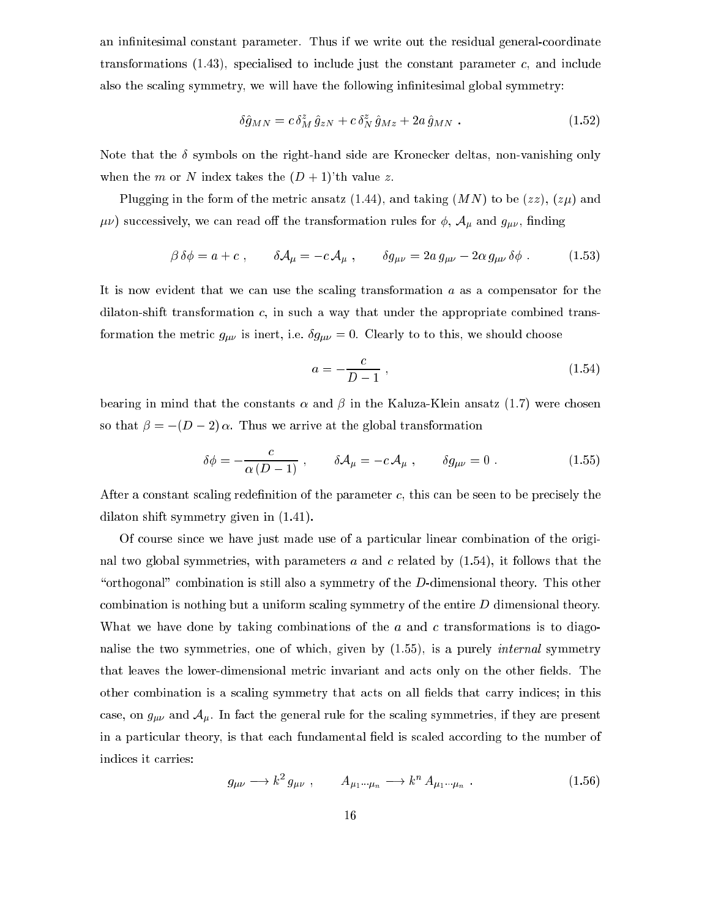an infinitesimal constant parameter. Thus if we write out the residual general-coordinate transformations (1.43), specialised to include just the constant parameter $c$, and include also the scaling symmetry, we will have the following infinitesimal global symmetry:

$$\delta\hat{g}_{MN} = c\,\delta_M^z\,\hat{g}_{zN} + c\,\delta_N^z\,\hat{g}_{Mz} + 2a\,\hat{g}_{MN}\ . \tag{1.52}$$

Note that the $\delta$ symbols on the right-hand side are Kronecker deltas, non-vanishing only when the $m$ or $N$ index takes the $(D+1)$'th value $z$.

Plugging in the form of the metric ansatz (1.44), and taking $(MN)$ to be $(zz)$, $(z\mu)$ and $\mu\nu)$ successively, we can read off the transformation rules for $\phi$, $\mathcal{A}_\mu$ and $g_{\mu\nu}$, finding

$$\beta\,\delta\phi = a + c\ , \qquad \delta\mathcal{A}_\mu = -c\,\mathcal{A}_\mu\ , \qquad \delta g_{\mu\nu} = 2a\,g_{\mu\nu} - 2\alpha\,g_{\mu\nu}\,\delta\phi\ . \tag{1.53}$$

It is now evident that we can use the scaling transformation $a$ as a compensator for the dilaton-shift transformation $c$, in such a way that under the appropriate combined transformation the metric $g_{\mu\nu}$ is inert, i.e. $\delta g_{\mu\nu} = 0$. Clearly to to this, we should choose

$$a = -\frac{c}{D-1}\ , \tag{1.54}$$

bearing in mind that the constants $\alpha$ and $\beta$ in the Kaluza-Klein ansatz (1.7) were chosen so that $\beta = -(D-2)\,\alpha$. Thus we arrive at the global transformation

$$\delta\phi = -\frac{c}{\alpha\,(D-1)}\ , \qquad \delta\mathcal{A}_\mu = -c\,\mathcal{A}_\mu\ , \qquad \delta g_{\mu\nu} = 0\ . \tag{1.55}$$

After a constant scaling redefinition of the parameter $c$, this can be seen to be precisely the dilaton shift symmetry given in (1.41).

Of course since we have just made use of a particular linear combination of the original two global symmetries, with parameters $a$ and $c$ related by (1.54), it follows that the "orthogonal" combination is still also a symmetry of the $D$-dimensional theory. This other combination is nothing but a uniform scaling symmetry of the entire $D$ dimensional theory. What we have done by taking combinations of the $a$ and $c$ transformations is to diagonalise the two symmetries, one of which, given by (1.55), is a purely *internal* symmetry that leaves the lower-dimensional metric invariant and acts only on the other fields. The other combination is a scaling symmetry that acts on all fields that carry indices; in this case, on $g_{\mu\nu}$ and $\mathcal{A}_\mu$. In fact the general rule for the scaling symmetries, if they are present in a particular theory, is that each fundamental field is scaled according to the number of indices it carries:

$$g_{\mu\nu} \longrightarrow k^2\,g_{\mu\nu}\ , \qquad A_{\mu_1\cdots\mu_n} \longrightarrow k^n\,A_{\mu_1\cdots\mu_n}\ . \tag{1.56}$$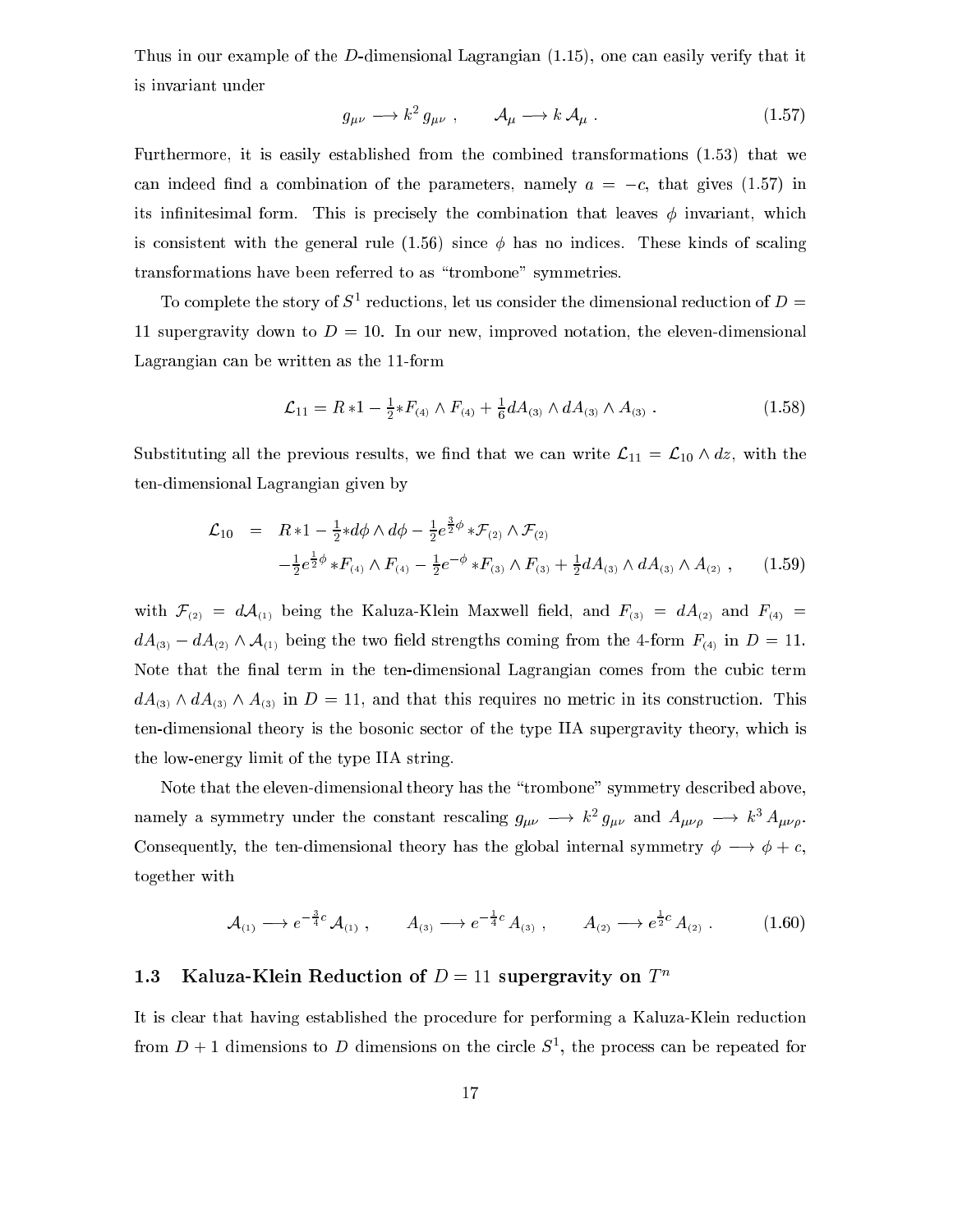Thus in our example of the $D$-dimensional Lagrangian (1.15), one can easily verify that it is invariant under

$$g_{\mu\nu} \longrightarrow k^2\, g_{\mu\nu}\ , \qquad \mathcal{A}_\mu \longrightarrow k\, \mathcal{A}_\mu\ . \tag{1.57}$$

Furthermore, it is easily established from the combined transformations (1.53) that we can indeed find a combination of the parameters, namely $a = -c$, that gives (1.57) in its infinitesimal form. This is precisely the combination that leaves $\phi$ invariant, which is consistent with the general rule (1.56) since $\phi$ has no indices. These kinds of scaling transformations have been referred to as "trombone" symmetries.

To complete the story of $S^1$ reductions, let us consider the dimensional reduction of $D = 11$ supergravity down to $D = 10$. In our new, improved notation, the eleven-dimensional Lagrangian can be written as the 11-form

$$\mathcal{L}_{11} = R * 1 - \tfrac{1}{2} {*F_{(4)}} \wedge F_{(4)} + \tfrac{1}{6} dA_{(3)} \wedge dA_{(3)} \wedge A_{(3)}\ . \tag{1.58}$$

Substituting all the previous results, we find that we can write $\mathcal{L}_{11} = \mathcal{L}_{10} \wedge dz$, with the ten-dimensional Lagrangian given by

$$\begin{aligned}
\mathcal{L}_{10} \;=\;& R * 1 - \tfrac{1}{2} {*d\phi} \wedge d\phi - \tfrac{1}{2} e^{\frac{3}{2}\phi}\, {*\mathcal{F}_{(2)}} \wedge \mathcal{F}_{(2)} \\
& - \tfrac{1}{2} e^{\frac{1}{2}\phi}\, {*F_{(4)}} \wedge F_{(4)} - \tfrac{1}{2} e^{-\phi}\, {*F_{(3)}} \wedge F_{(3)} + \tfrac{1}{2} dA_{(3)} \wedge dA_{(3)} \wedge A_{(2)}\ ,
\end{aligned} \tag{1.59}$$

with $\mathcal{F}_{(2)} = d\mathcal{A}_{(1)}$ being the Kaluza-Klein Maxwell field, and $F_{(3)} = dA_{(2)}$ and $F_{(4)} = dA_{(3)} - dA_{(2)} \wedge \mathcal{A}_{(1)}$ being the two field strengths coming from the 4-form $F_{(4)}$ in $D = 11$. Note that the final term in the ten-dimensional Lagrangian comes from the cubic term $dA_{(3)} \wedge dA_{(3)} \wedge A_{(3)}$ in $D = 11$, and that this requires no metric in its construction. This ten-dimensional theory is the bosonic sector of the type IIA supergravity theory, which is the low-energy limit of the type IIA string.

Note that the eleven-dimensional theory has the "trombone" symmetry described above, namely a symmetry under the constant rescaling $g_{\mu\nu} \longrightarrow k^2\, g_{\mu\nu}$ and $A_{\mu\nu\rho} \longrightarrow k^3\, A_{\mu\nu\rho}$. Consequently, the ten-dimensional theory has the global internal symmetry $\phi \longrightarrow \phi + c$, together with

$$\mathcal{A}_{(1)} \longrightarrow e^{-\frac{3}{4}c}\, \mathcal{A}_{(1)}\ , \qquad A_{(3)} \longrightarrow e^{-\frac{1}{4}c}\, A_{(3)}\ , \qquad A_{(2)} \longrightarrow e^{\frac{1}{2}c}\, A_{(2)}\ . \tag{1.60}$$

## 1.3 Kaluza-Klein Reduction of $D = 11$ supergravity on $T^n$

It is clear that having established the procedure for performing a Kaluza-Klein reduction from $D + 1$ dimensions to $D$ dimensions on the circle $S^1$, the process can be repeated for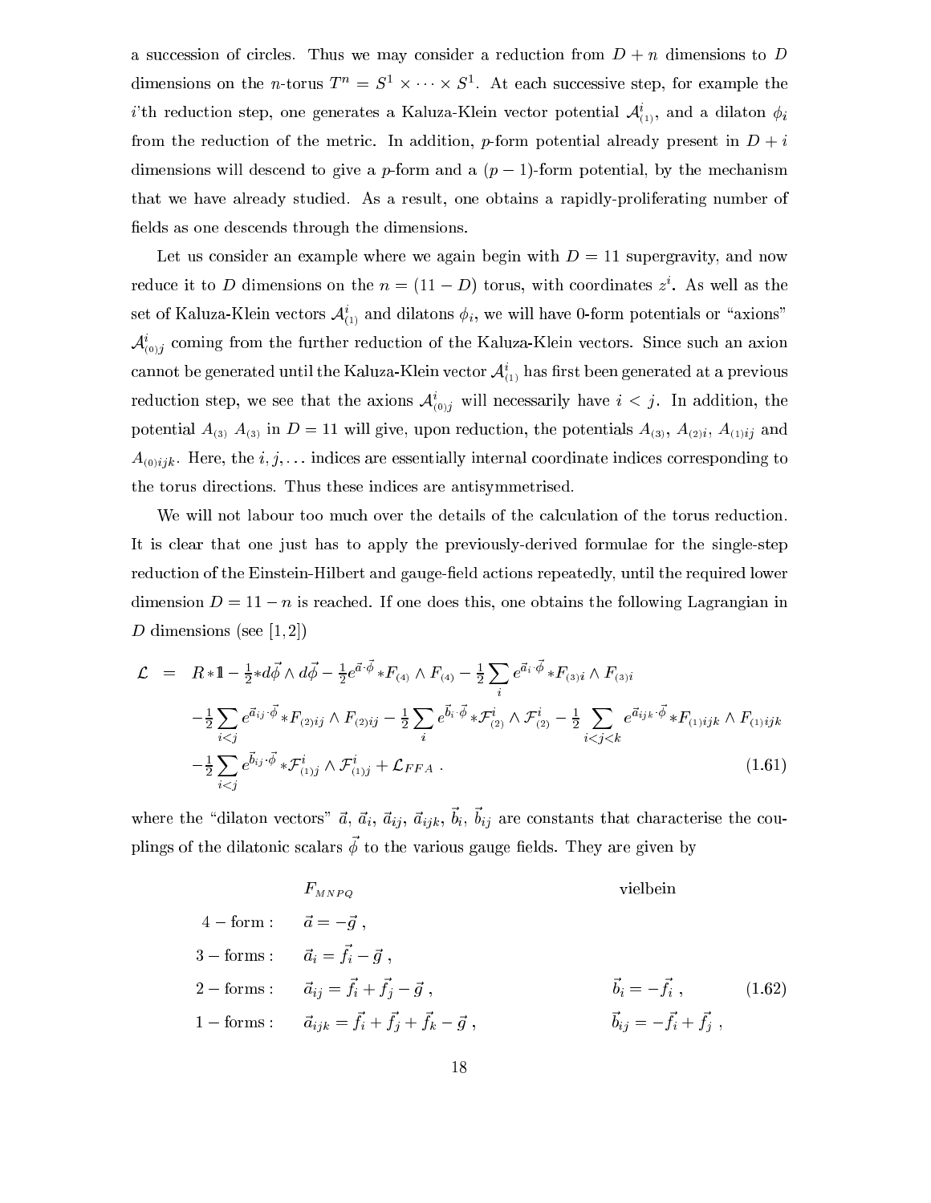a succession of circles. Thus we may consider a reduction from $D+n$ dimensions to $D$ dimensions on the $n$-torus $T^n = S^1 \times \cdots \times S^1$. At each successive step, for example the $i$'th reduction step, one generates a Kaluza-Klein vector potential $\mathcal{A}^i_{(1)}$, and a dilaton $\phi_i$ from the reduction of the metric. In addition, $p$-form potential already present in $D+i$ dimensions will descend to give a $p$-form and a $(p-1)$-form potential, by the mechanism that we have already studied. As a result, one obtains a rapidly-proliferating number of fields as one descends through the dimensions.

Let us consider an example where we again begin with $D=11$ supergravity, and now reduce it to $D$ dimensions on the $n=(11-D)$ torus, with coordinates $z^i$. As well as the set of Kaluza-Klein vectors $\mathcal{A}^i_{(1)}$ and dilatons $\phi_i$, we will have 0-form potentials or "axions" $\mathcal{A}^i_{(0)j}$ coming from the further reduction of the Kaluza-Klein vectors. Since such an axion cannot be generated until the Kaluza-Klein vector $\mathcal{A}^i_{(1)}$ has first been generated at a previous reduction step, we see that the axions $\mathcal{A}^i_{(0)j}$ will necessarily have $i<j$. In addition, the potential $A_{(3)}$ $A_{(3)}$ in $D=11$ will give, upon reduction, the potentials $A_{(3)}$, $A_{(2)i}$, $A_{(1)ij}$ and $A_{(0)ijk}$. Here, the $i,j,\ldots$ indices are essentially internal coordinate indices corresponding to the torus directions. Thus these indices are antisymmetrised.

We will not labour too much over the details of the calculation of the torus reduction. It is clear that one just has to apply the previously-derived formulae for the single-step reduction of the Einstein-Hilbert and gauge-field actions repeatedly, until the required lower dimension $D=11-n$ is reached. If one does this, one obtains the following Lagrangian in $D$ dimensions (see [1,2])

$$
\begin{aligned}
\mathcal{L} \;=\;& R{*\mathbb{1}} - \tfrac12 {*d\vec\phi}\wedge d\vec\phi - \tfrac12 e^{\vec a\cdot\vec\phi}\, {*F_{(4)}}\wedge F_{(4)} - \tfrac12 \sum_i e^{\vec a_i\cdot\vec\phi}\, {*F_{(3)i}}\wedge F_{(3)i} \\
& - \tfrac12 \sum_{i<j} e^{\vec a_{ij}\cdot\vec\phi}\, {*F_{(2)ij}}\wedge F_{(2)ij} - \tfrac12 \sum_i e^{\vec b_i\cdot\vec\phi}\, {*\mathcal{F}^i_{(2)}}\wedge \mathcal{F}^i_{(2)} - \tfrac12 \sum_{i<j<k} e^{\vec a_{ijk}\cdot\vec\phi}\, {*F_{(1)ijk}}\wedge F_{(1)ijk} \\
& - \tfrac12 \sum_{i<j} e^{\vec b_{ij}\cdot\vec\phi}\, {*\mathcal{F}^i_{(1)j}}\wedge \mathcal{F}^i_{(1)j} + \mathcal{L}_{FFA}\ .
\end{aligned}
\tag{1.61}
$$

where the "dilaton vectors" $\vec a$, $\vec a_i$, $\vec a_{ij}$, $\vec a_{ijk}$, $\vec b_i$, $\vec b_{ij}$ are constants that characterise the couplings of the dilatonic scalars $\vec\phi$ to the various gauge fields. They are given by

$$
\begin{array}{lll}
 & F_{MNPQ} & \text{vielbein} \\
4-\text{form}: & \vec a = -\vec g\ , & \\
3-\text{forms}: & \vec a_i = \vec f_i - \vec g\ , & \\
2-\text{forms}: & \vec a_{ij} = \vec f_i + \vec f_j - \vec g\ , & \vec b_i = -\vec f_i\ , \\
1-\text{forms}: & \vec a_{ijk} = \vec f_i + \vec f_j + \vec f_k - \vec g\ , & \vec b_{ij} = -\vec f_i + \vec f_j\ ,
\end{array}
\tag{1.62}
$$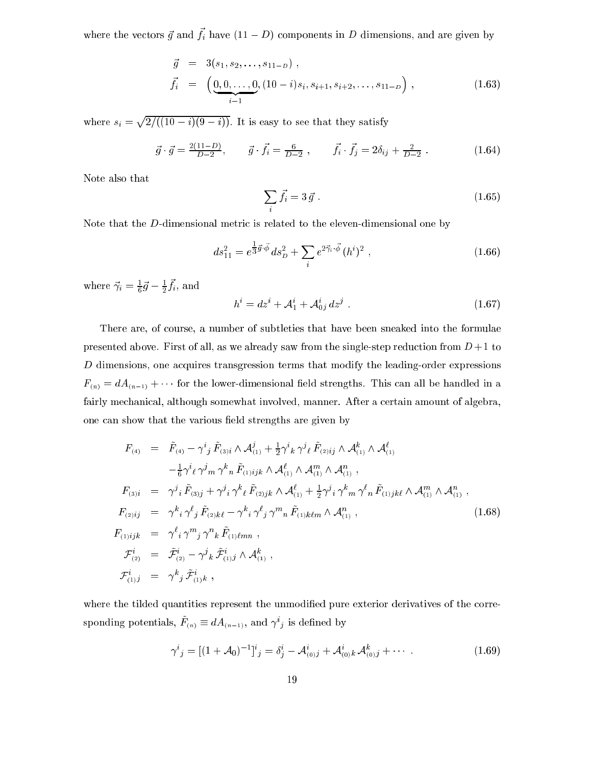where the vectors $\vec{g}$ and $\vec{f}_i$ have $(11-D)$ components in $D$ dimensions, and are given by

$$
\begin{aligned}
\vec{g} &= 3(s_1, s_2, \ldots, s_{11-D}) \,, \\
\vec{f}_i &= \Big(\underbrace{0, 0, \ldots, 0}_{i-1}, (10-i)s_i, s_{i+1}, s_{i+2}, \ldots, s_{11-D}\Big) \,,
\end{aligned} \tag{1.63}
$$

where $s_i = \sqrt{2/((10-i)(9-i))}$. It is easy to see that they satisfy

$$
\vec{g}\cdot\vec{g} = \tfrac{2(11-D)}{D-2}, \qquad \vec{g}\cdot\vec{f}_i = \tfrac{6}{D-2} \,, \qquad \vec{f}_i\cdot\vec{f}_j = 2\delta_{ij} + \tfrac{2}{D-2} \,. \tag{1.64}
$$

Note also that

$$
\sum_i \vec{f}_i = 3\,\vec{g} \,. \tag{1.65}
$$

Note that the $D$-dimensional metric is related to the eleven-dimensional one by

$$
ds_{11}^2 = e^{\frac{1}{3}\vec{g}\cdot\vec{\phi}}\, ds_D^2 + \sum_i e^{2\vec{\gamma}_i\cdot\vec{\phi}}\, (h^i)^2 \,, \tag{1.66}
$$

where $\vec{\gamma}_i = \frac{1}{6}\vec{g} - \frac{1}{2}\vec{f}_i$, and

$$
h^i = dz^i + \mathcal{A}_1^i + \mathcal{A}_{0j}^i\, dz^j \,. \tag{1.67}
$$

There are, of course, a number of subtleties that have been sneaked into the formulae presented above. First of all, as we already saw from the single-step reduction from $D+1$ to $D$ dimensions, one acquires transgression terms that modify the leading-order expressions $F_{(n)} = dA_{(n-1)} + \cdots$ for the lower-dimensional field strengths. This can all be handled in a fairly mechanical, although somewhat involved, manner. After a certain amount of algebra, one can show that the various field strengths are given by

$$
\begin{aligned}
F_{(4)} &= \tilde{F}_{(4)} - \gamma^i{}_j\, \tilde{F}_{(3)i} \wedge \mathcal{A}^j_{(1)} + \tfrac{1}{2}\gamma^i{}_k\, \gamma^j{}_\ell\, \tilde{F}_{(2)ij} \wedge \mathcal{A}^k_{(1)} \wedge \mathcal{A}^\ell_{(1)} \\
&\quad - \tfrac{1}{6}\gamma^i{}_\ell\, \gamma^j{}_m\, \gamma^k{}_n\, \tilde{F}_{(1)ijk} \wedge \mathcal{A}^\ell_{(1)} \wedge \mathcal{A}^m_{(1)} \wedge \mathcal{A}^n_{(1)} \,, \\
F_{(3)i} &= \gamma^j{}_i\, \tilde{F}_{(3)j} + \gamma^j{}_i\, \gamma^k{}_\ell\, \tilde{F}_{(2)jk} \wedge \mathcal{A}^\ell_{(1)} + \tfrac{1}{2}\gamma^j{}_i\, \gamma^k{}_m\, \gamma^\ell{}_n\, \tilde{F}_{(1)jk\ell} \wedge \mathcal{A}^m_{(1)} \wedge \mathcal{A}^n_{(1)} \,, \\
F_{(2)ij} &= \gamma^k{}_i\, \gamma^\ell{}_j\, \tilde{F}_{(2)k\ell} - \gamma^k{}_i\, \gamma^\ell{}_j\, \gamma^m{}_n\, \tilde{F}_{(1)k\ell m} \wedge \mathcal{A}^n_{(1)} \,, \\
F_{(1)ijk} &= \gamma^\ell{}_i\, \gamma^m{}_j\, \gamma^n{}_k\, \tilde{F}_{(1)\ell m n} \,, \\
\mathcal{F}^i_{(2)} &= \tilde{\mathcal{F}}^i_{(2)} - \gamma^j{}_k\, \tilde{\mathcal{F}}^i_{(1)j} \wedge \mathcal{A}^k_{(1)} \,, \\
\mathcal{F}^i_{(1)j} &= \gamma^k{}_j\, \tilde{\mathcal{F}}^i_{(1)k} \,,
\end{aligned} \tag{1.68}
$$

where the tilded quantities represent the unmodified pure exterior derivatives of the corresponding potentials, $\tilde{F}_{(n)} \equiv dA_{(n-1)}$, and $\gamma^i{}_j$ is defined by

$$
\gamma^i{}_j = [(1+\mathcal{A}_0)^{-1}]^i{}_j = \delta^i_j - \mathcal{A}^i_{(0)j} + \mathcal{A}^i_{(0)k}\, \mathcal{A}^k_{(0)j} + \cdots \,. \tag{1.69}
$$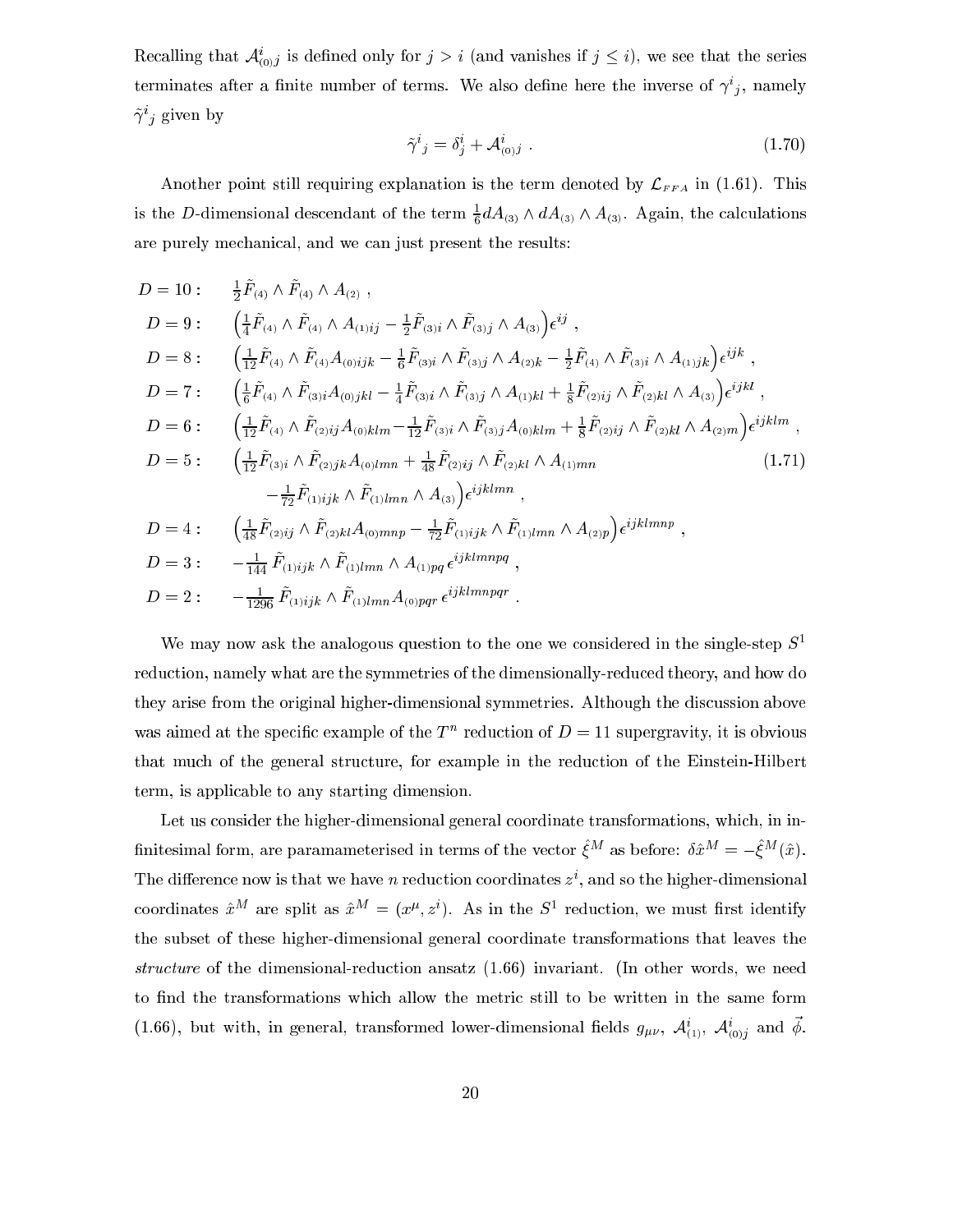Recalling that $\mathcal{A}^i_{(0)j}$ is defined only for $j > i$ (and vanishes if $j \le i$), we see that the series terminates after a finite number of terms. We also define here the inverse of $\gamma^i{}_j$, namely $\tilde{\gamma}^i{}_j$ given by

$$\tilde{\gamma}^i{}_j = \delta^i_j + \mathcal{A}^i_{(0)j} \ . \tag{1.70}$$

Another point still requiring explanation is the term denoted by $\mathcal{L}_{FFA}$ in (1.61). This is the $D$-dimensional descendant of the term $\frac{1}{6} dA_{(3)} \wedge dA_{(3)} \wedge A_{(3)}$. Again, the calculations are purely mechanical, and we can just present the results:

$$
\begin{aligned}
D=10: \quad & \tfrac{1}{2}\tilde{F}_{(4)} \wedge \tilde{F}_{(4)} \wedge A_{(2)} \ , \\
D=9: \quad & \Big(\tfrac{1}{4}\tilde{F}_{(4)} \wedge \tilde{F}_{(4)} \wedge A_{(1)ij} - \tfrac{1}{2}\tilde{F}_{(3)i} \wedge \tilde{F}_{(3)j} \wedge A_{(3)}\Big)\epsilon^{ij} \ , \\
D=8: \quad & \Big(\tfrac{1}{12}\tilde{F}_{(4)} \wedge \tilde{F}_{(4)} A_{(0)ijk} - \tfrac{1}{6}\tilde{F}_{(3)i} \wedge \tilde{F}_{(3)j} \wedge A_{(2)k} - \tfrac{1}{2}\tilde{F}_{(4)} \wedge \tilde{F}_{(3)i} \wedge A_{(1)jk}\Big)\epsilon^{ijk} \ , \\
D=7: \quad & \Big(\tfrac{1}{6}\tilde{F}_{(4)} \wedge \tilde{F}_{(3)i} A_{(0)jkl} - \tfrac{1}{4}\tilde{F}_{(3)i} \wedge \tilde{F}_{(3)j} \wedge A_{(1)kl} + \tfrac{1}{8}\tilde{F}_{(2)ij} \wedge \tilde{F}_{(2)kl} \wedge A_{(3)}\Big)\epsilon^{ijkl} \ , \\
D=6: \quad & \Big(\tfrac{1}{12}\tilde{F}_{(4)} \wedge \tilde{F}_{(2)ij} A_{(0)klm} - \tfrac{1}{12}\tilde{F}_{(3)i} \wedge \tilde{F}_{(3)j} A_{(0)klm} + \tfrac{1}{8}\tilde{F}_{(2)ij} \wedge \tilde{F}_{(2)kl} \wedge A_{(2)m}\Big)\epsilon^{ijklm} \ , \\
D=5: \quad & \Big(\tfrac{1}{12}\tilde{F}_{(3)i} \wedge \tilde{F}_{(2)jk} A_{(0)lmn} + \tfrac{1}{48}\tilde{F}_{(2)ij} \wedge \tilde{F}_{(2)kl} \wedge A_{(1)mn} \\
& \qquad - \tfrac{1}{72}\tilde{F}_{(1)ijk} \wedge \tilde{F}_{(1)lmn} \wedge A_{(3)}\Big)\epsilon^{ijklmn} \ , \\
D=4: \quad & \Big(\tfrac{1}{48}\tilde{F}_{(2)ij} \wedge \tilde{F}_{(2)kl} A_{(0)mnp} - \tfrac{1}{72}\tilde{F}_{(1)ijk} \wedge \tilde{F}_{(1)lmn} \wedge A_{(2)p}\Big)\epsilon^{ijklmnp} \ , \\
D=3: \quad & -\tfrac{1}{144}\,\tilde{F}_{(1)ijk} \wedge \tilde{F}_{(1)lmn} \wedge A_{(1)pq}\,\epsilon^{ijklmnpq} \ , \\
D=2: \quad & -\tfrac{1}{1296}\,\tilde{F}_{(1)ijk} \wedge \tilde{F}_{(1)lmn} A_{(0)pqr}\,\epsilon^{ijklmnpqr} \ .
\end{aligned}
\tag{1.71}
$$

We may now ask the analogous question to the one we considered in the single-step $S^1$ reduction, namely what are the symmetries of the dimensionally-reduced theory, and how do they arise from the original higher-dimensional symmetries. Although the discussion above was aimed at the specific example of the $T^n$ reduction of $D = 11$ supergravity, it is obvious that much of the general structure, for example in the reduction of the Einstein-Hilbert term, is applicable to any starting dimension.

Let us consider the higher-dimensional general coordinate transformations, which, in infinitesimal form, are paramameterised in terms of the vector $\hat{\xi}^M$ as before: $\delta\hat{x}^M = -\hat{\xi}^M(\hat{x})$. The difference now is that we have $n$ reduction coordinates $z^i$, and so the higher-dimensional coordinates $\hat{x}^M$ are split as $\hat{x}^M = (x^\mu, z^i)$. As in the $S^1$ reduction, we must first identify the subset of these higher-dimensional general coordinate transformations that leaves the *structure* of the dimensional-reduction ansatz (1.66) invariant. (In other words, we need to find the transformations which allow the metric still to be written in the same form (1.66), but with, in general, transformed lower-dimensional fields $g_{\mu\nu}$, $\mathcal{A}^i_{(1)}$, $\mathcal{A}^i_{(0)j}$ and $\vec{\phi}$.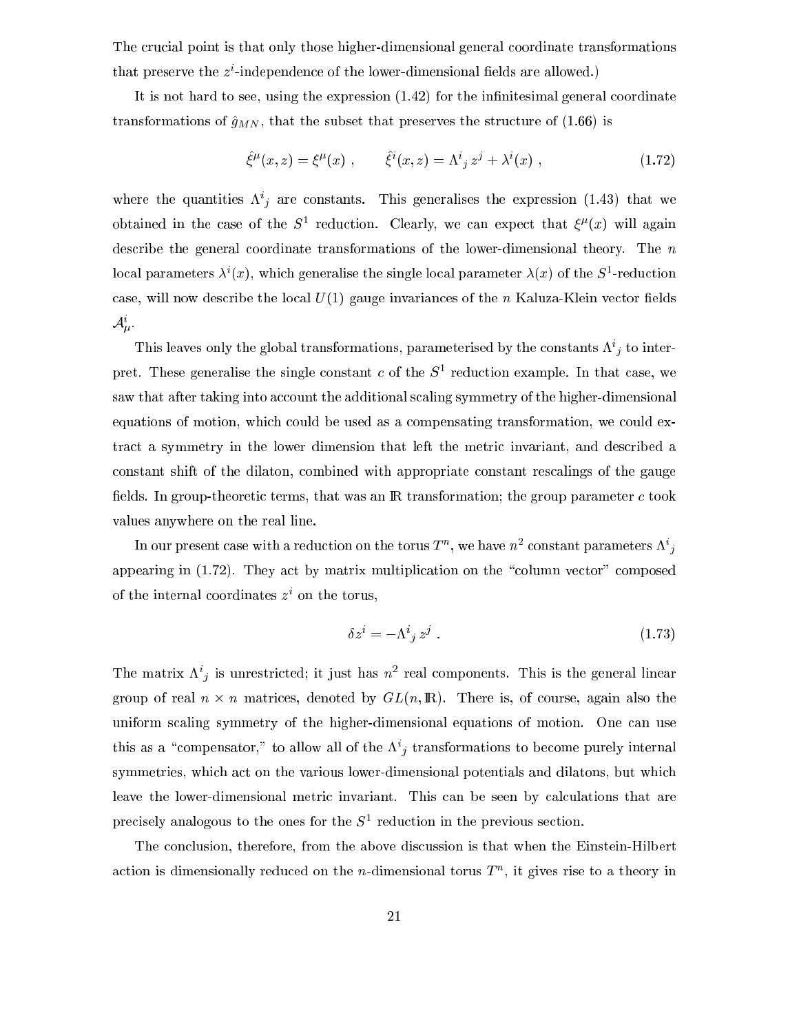The crucial point is that only those higher-dimensional general coordinate transformations that preserve the $z^i$-independence of the lower-dimensional fields are allowed.)

It is not hard to see, using the expression (1.42) for the infinitesimal general coordinate transformations of $\hat{g}_{MN}$, that the subset that preserves the structure of (1.66) is

$$\hat{\xi}^\mu(x,z) = \xi^\mu(x) \ , \qquad \hat{\xi}^i(x,z) = \Lambda^i{}_j\, z^j + \lambda^i(x) \ , \tag{1.72}$$

where the quantities $\Lambda^i{}_j$ are constants. This generalises the expression (1.43) that we obtained in the case of the $S^1$ reduction. Clearly, we can expect that $\xi^\mu(x)$ will again describe the general coordinate transformations of the lower-dimensional theory. The $n$ local parameters $\lambda^i(x)$, which generalise the single local parameter $\lambda(x)$ of the $S^1$-reduction case, will now describe the local $U(1)$ gauge invariances of the $n$ Kaluza-Klein vector fields $\mathcal{A}^i_\mu$.

This leaves only the global transformations, parameterised by the constants $\Lambda^i{}_j$ to interpret. These generalise the single constant $c$ of the $S^1$ reduction example. In that case, we saw that after taking into account the additional scaling symmetry of the higher-dimensional equations of motion, which could be used as a compensating transformation, we could extract a symmetry in the lower dimension that left the metric invariant, and described a constant shift of the dilaton, combined with appropriate constant rescalings of the gauge fields. In group-theoretic terms, that was an $\mathbb{R}$ transformation; the group parameter $c$ took values anywhere on the real line.

In our present case with a reduction on the torus $T^n$, we have $n^2$ constant parameters $\Lambda^i{}_j$ appearing in (1.72). They act by matrix multiplication on the "column vector" composed of the internal coordinates $z^i$ on the torus,

$$\delta z^i = -\Lambda^i{}_j\, z^j \ . \tag{1.73}$$

The matrix $\Lambda^i{}_j$ is unrestricted; it just has $n^2$ real components. This is the general linear group of real $n \times n$ matrices, denoted by $GL(n,\mathbb{R})$. There is, of course, again also the uniform scaling symmetry of the higher-dimensional equations of motion. One can use this as a "compensator," to allow all of the $\Lambda^i{}_j$ transformations to become purely internal symmetries, which act on the various lower-dimensional potentials and dilatons, but which leave the lower-dimensional metric invariant. This can be seen by calculations that are precisely analogous to the ones for the $S^1$ reduction in the previous section.

The conclusion, therefore, from the above discussion is that when the Einstein-Hilbert action is dimensionally reduced on the $n$-dimensional torus $T^n$, it gives rise to a theory in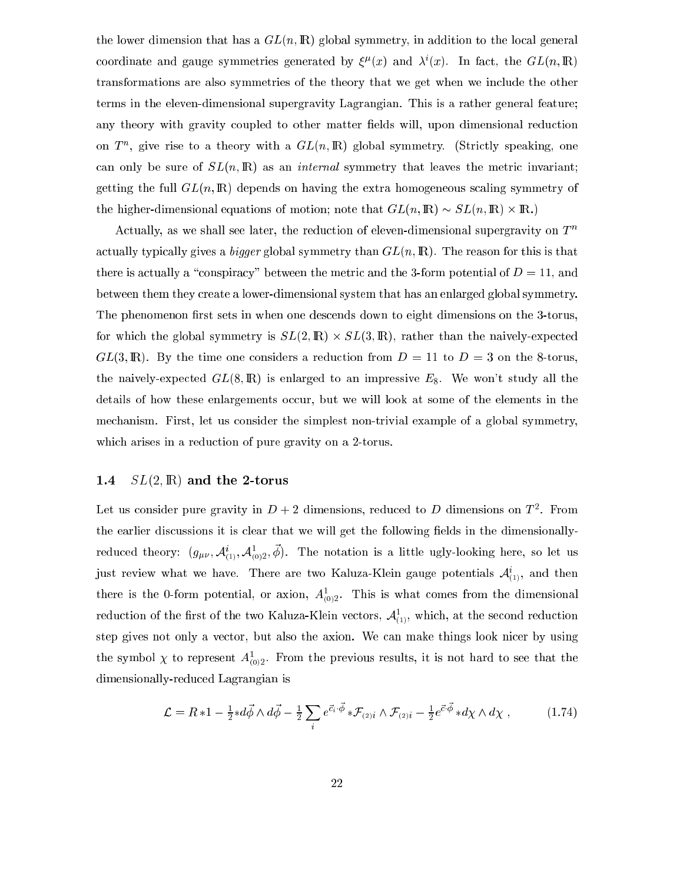the lower dimension that has a $GL(n,\mathbb{R})$ global symmetry, in addition to the local general coordinate and gauge symmetries generated by $\xi^\mu(x)$ and $\lambda^i(x)$. In fact, the $GL(n,\mathbb{R})$ transformations are also symmetries of the theory that we get when we include the other terms in the eleven-dimensional supergravity Lagrangian. This is a rather general feature; any theory with gravity coupled to other matter fields will, upon dimensional reduction on $T^n$, give rise to a theory with a $GL(n,\mathbb{R})$ global symmetry. (Strictly speaking, one can only be sure of $SL(n,\mathbb{R})$ as an *internal* symmetry that leaves the metric invariant; getting the full $GL(n,\mathbb{R})$ depends on having the extra homogeneous scaling symmetry of the higher-dimensional equations of motion; note that $GL(n,\mathbb{R}) \sim SL(n,\mathbb{R}) \times \mathbb{R}$.)

Actually, as we shall see later, the reduction of eleven-dimensional supergravity on $T^n$ actually typically gives a *bigger* global symmetry than $GL(n,\mathbb{R})$. The reason for this is that there is actually a "conspiracy" between the metric and the 3-form potential of $D=11$, and between them they create a lower-dimensional system that has an enlarged global symmetry. The phenomenon first sets in when one descends down to eight dimensions on the 3-torus, for which the global symmetry is $SL(2,\mathbb{R}) \times SL(3,\mathbb{R})$, rather than the naively-expected $GL(3,\mathbb{R})$. By the time one considers a reduction from $D=11$ to $D=3$ on the 8-torus, the naively-expected $GL(8,\mathbb{R})$ is enlarged to an impressive $E_8$. We won't study all the details of how these enlargements occur, but we will look at some of the elements in the mechanism. First, let us consider the simplest non-trivial example of a global symmetry, which arises in a reduction of pure gravity on a 2-torus.

### 1.4 $SL(2,\mathbb{R})$ and the 2-torus

Let us consider pure gravity in $D+2$ dimensions, reduced to $D$ dimensions on $T^2$. From the earlier discussions it is clear that we will get the following fields in the dimensionally-reduced theory: $(g_{\mu\nu}, \mathcal{A}^i_{(1)}, \mathcal{A}^1_{(0)2}, \vec\phi)$. The notation is a little ugly-looking here, so let us just review what we have. There are two Kaluza-Klein gauge potentials $\mathcal{A}^i_{(1)}$, and then there is the 0-form potential, or axion, $A^1_{(0)2}$. This is what comes from the dimensional reduction of the first of the two Kaluza-Klein vectors, $\mathcal{A}^1_{(1)}$, which, at the second reduction step gives not only a vector, but also the axion. We can make things look nicer by using the symbol $\chi$ to represent $A^1_{(0)2}$. From the previous results, it is not hard to see that the dimensionally-reduced Lagrangian is

$$\mathcal{L} = R\,{*1} - \tfrac12 {*d\vec\phi} \wedge d\vec\phi - \tfrac12 \sum_i e^{\vec c_i\cdot\vec\phi}\, {*\mathcal{F}_{(2)i}} \wedge \mathcal{F}_{(2)i} - \tfrac12 e^{\vec c\cdot\vec\phi}\, {*d\chi} \wedge d\chi\,, \tag{1.74}$$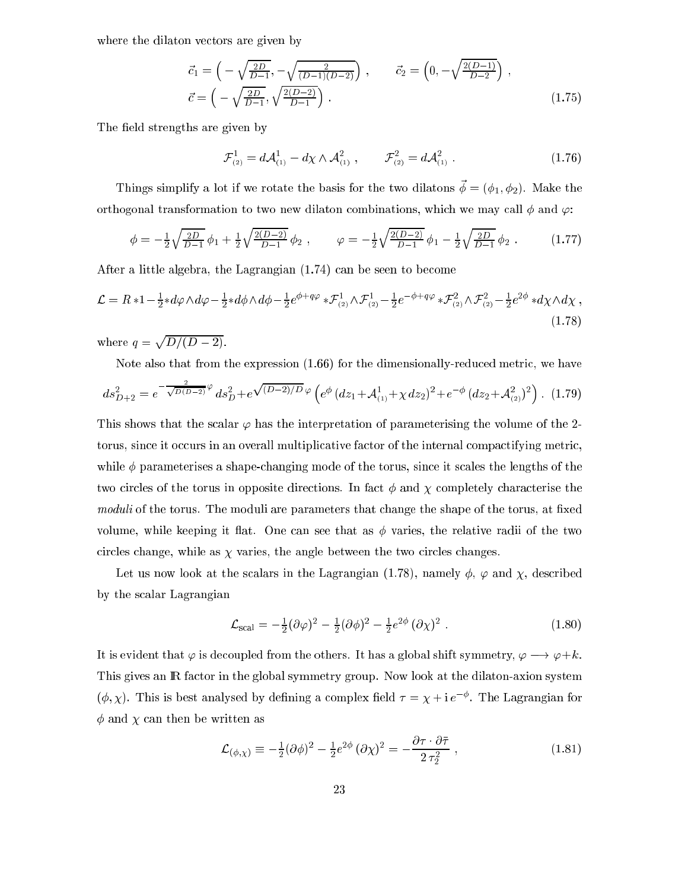where the dilaton vectors are given by

$$
\vec{c}_1 = \Big( -\sqrt{\tfrac{2D}{D-1}}, -\sqrt{\tfrac{2}{(D-1)(D-2)}} \Big) , \qquad \vec{c}_2 = \Big( 0, -\sqrt{\tfrac{2(D-1)}{D-2}} \Big) ,
$$
$$
\vec{c} = \Big( -\sqrt{\tfrac{2D}{D-1}}, \sqrt{\tfrac{2(D-2)}{D-1}} \Big) . \tag{1.75}
$$

The field strengths are given by

$$
\mathcal{F}^1_{(2)} = d\mathcal{A}^1_{(1)} - d\chi \wedge \mathcal{A}^2_{(1)} , \qquad \mathcal{F}^2_{(2)} = d\mathcal{A}^2_{(1)} . \tag{1.76}
$$

Things simplify a lot if we rotate the basis for the two dilatons $\vec{\phi} = (\phi_1, \phi_2)$. Make the orthogonal transformation to two new dilaton combinations, which we may call $\phi$ and $\varphi$:

$$
\phi = -\tfrac{1}{2}\sqrt{\tfrac{2D}{D-1}}\, \phi_1 + \tfrac{1}{2}\sqrt{\tfrac{2(D-2)}{D-1}}\, \phi_2 , \qquad \varphi = -\tfrac{1}{2}\sqrt{\tfrac{2(D-2)}{D-1}}\, \phi_1 - \tfrac{1}{2}\sqrt{\tfrac{2D}{D-1}}\, \phi_2 . \tag{1.77}
$$

After a little algebra, the Lagrangian (1.74) can be seen to become

$$
\mathcal{L} = R*1 - \tfrac{1}{2}{*d\varphi}\wedge d\varphi - \tfrac{1}{2}{*d\phi}\wedge d\phi - \tfrac{1}{2} e^{\phi + q\varphi} {*\mathcal{F}^1_{(2)}}\wedge \mathcal{F}^1_{(2)} - \tfrac{1}{2} e^{-\phi + q\varphi} {*\mathcal{F}^2_{(2)}}\wedge \mathcal{F}^2_{(2)} - \tfrac{1}{2} e^{2\phi} {*d\chi}\wedge d\chi , \tag{1.78}
$$

where $q = \sqrt{D/(D-2)}$.

Note also that from the expression (1.66) for the dimensionally-reduced metric, we have

$$
ds^2_{D+2} = e^{-\frac{2}{\sqrt{D(D-2)}}\varphi}\, ds^2_D + e^{\sqrt{(D-2)/D}\,\varphi} \Big( e^{\phi}\, (dz_1 + \mathcal{A}^1_{(1)} + \chi\, dz_2)^2 + e^{-\phi}\, (dz_2 + \mathcal{A}^2_{(2)})^2 \Big) . \tag{1.79}
$$

This shows that the scalar $\varphi$ has the interpretation of parameterising the volume of the 2-torus, since it occurs in an overall multiplicative factor of the internal compactifying metric, while $\phi$ parameterises a shape-changing mode of the torus, since it scales the lengths of the two circles of the torus in opposite directions. In fact $\phi$ and $\chi$ completely characterise the *moduli* of the torus. The moduli are parameters that change the shape of the torus, at fixed volume, while keeping it flat. One can see that as $\phi$ varies, the relative radii of the two circles change, while as $\chi$ varies, the angle between the two circles changes.

Let us now look at the scalars in the Lagrangian (1.78), namely $\phi$, $\varphi$ and $\chi$, described by the scalar Lagrangian

$$
\mathcal{L}_{\rm scal} = -\tfrac{1}{2}(\partial\varphi)^2 - \tfrac{1}{2}(\partial\phi)^2 - \tfrac{1}{2} e^{2\phi}\, (\partial\chi)^2 . \tag{1.80}
$$

It is evident that $\varphi$ is decoupled from the others. It has a global shift symmetry, $\varphi \longrightarrow \varphi + k$. This gives an $\mathbb{R}$ factor in the global symmetry group. Now look at the dilaton-axion system $(\phi, \chi)$. This is best analysed by defining a complex field $\tau = \chi + {\rm i}\, e^{-\phi}$. The Lagrangian for $\phi$ and $\chi$ can then be written as

$$
\mathcal{L}_{(\phi,\chi)} \equiv -\tfrac{1}{2}(\partial\phi)^2 - \tfrac{1}{2} e^{2\phi}\, (\partial\chi)^2 = -\frac{\partial\tau\cdot\partial\bar\tau}{2\,\tau_2^2} , \tag{1.81}
$$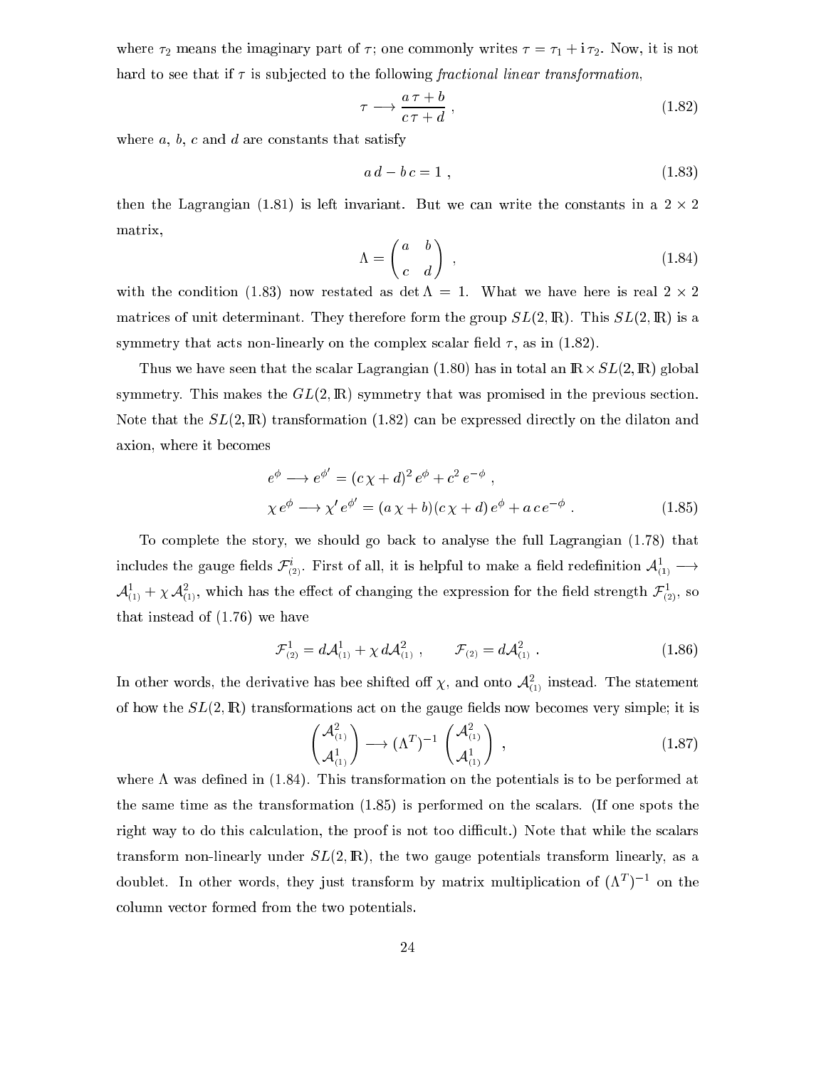where $\tau_2$ means the imaginary part of $\tau$; one commonly writes $\tau = \tau_1 + \mathrm{i}\,\tau_2$. Now, it is not hard to see that if $\tau$ is subjected to the following *fractional linear transformation*,

$$\tau \longrightarrow \frac{a\,\tau + b}{c\,\tau + d}\ , \tag{1.82}$$

where $a$, $b$, $c$ and $d$ are constants that satisfy

$$a\,d - b\,c = 1\ , \tag{1.83}$$

then the Lagrangian (1.81) is left invariant. But we can write the constants in a $2\times 2$ matrix,

$$\Lambda = \begin{pmatrix} a & b \\ c & d \end{pmatrix}\ , \tag{1.84}$$

with the condition (1.83) now restated as $\det\Lambda = 1$. What we have here is real $2\times 2$ matrices of unit determinant. They therefore form the group $SL(2,\mathbb{R})$. This $SL(2,\mathbb{R})$ is a symmetry that acts non-linearly on the complex scalar field $\tau$, as in (1.82).

Thus we have seen that the scalar Lagrangian (1.80) has in total an $\mathbb{R}\times SL(2,\mathbb{R})$ global symmetry. This makes the $GL(2,\mathbb{R})$ symmetry that was promised in the previous section. Note that the $SL(2,\mathbb{R})$ transformation (1.82) can be expressed directly on the dilaton and axion, where it becomes

$$\begin{aligned} e^{\phi} &\longrightarrow e^{\phi'} = (c\,\chi + d)^2\,e^{\phi} + c^2\,e^{-\phi}\ ,\\ \chi\,e^{\phi} &\longrightarrow \chi'\,e^{\phi'} = (a\,\chi + b)(c\,\chi + d)\,e^{\phi} + a\,c\,e^{-\phi}\ . \end{aligned} \tag{1.85}$$

To complete the story, we should go back to analyse the full Lagrangian (1.78) that includes the gauge fields $\mathcal{F}^i_{(2)}$. First of all, it is helpful to make a field redefinition $\mathcal{A}^1_{(1)} \longrightarrow \mathcal{A}^1_{(1)} + \chi\,\mathcal{A}^2_{(1)}$, which has the effect of changing the expression for the field strength $\mathcal{F}^1_{(2)}$, so that instead of (1.76) we have

$$\mathcal{F}^1_{(2)} = d\mathcal{A}^1_{(1)} + \chi\,d\mathcal{A}^2_{(1)}\ , \qquad \mathcal{F}_{(2)} = d\mathcal{A}^2_{(1)}\ . \tag{1.86}$$

In other words, the derivative has bee shifted off $\chi$, and onto $\mathcal{A}^2_{(1)}$ instead. The statement of how the $SL(2,\mathbb{R})$ transformations act on the gauge fields now becomes very simple; it is

$$\begin{pmatrix} \mathcal{A}^2_{(1)} \\ \mathcal{A}^1_{(1)} \end{pmatrix} \longrightarrow (\Lambda^T)^{-1} \begin{pmatrix} \mathcal{A}^2_{(1)} \\ \mathcal{A}^1_{(1)} \end{pmatrix}\ , \tag{1.87}$$

where $\Lambda$ was defined in (1.84). This transformation on the potentials is to be performed at the same time as the transformation (1.85) is performed on the scalars. (If one spots the right way to do this calculation, the proof is not too difficult.) Note that while the scalars transform non-linearly under $SL(2,\mathbb{R})$, the two gauge potentials transform linearly, as a doublet. In other words, they just transform by matrix multiplication of $(\Lambda^T)^{-1}$ on the column vector formed from the two potentials.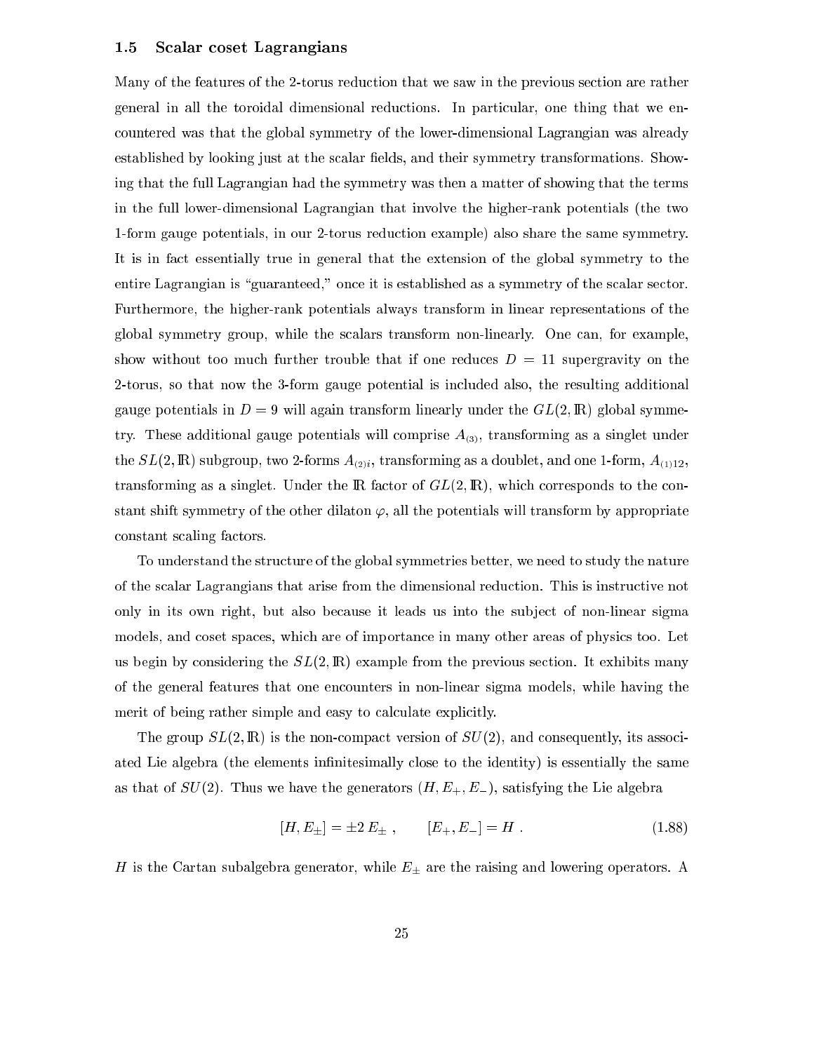### 1.5 Scalar coset Lagrangians

Many of the features of the 2-torus reduction that we saw in the previous section are rather general in all the toroidal dimensional reductions. In particular, one thing that we encountered was that the global symmetry of the lower-dimensional Lagrangian was already established by looking just at the scalar fields, and their symmetry transformations. Showing that the full Lagrangian had the symmetry was then a matter of showing that the terms in the full lower-dimensional Lagrangian that involve the higher-rank potentials (the two 1-form gauge potentials, in our 2-torus reduction example) also share the same symmetry. It is in fact essentially true in general that the extension of the global symmetry to the entire Lagrangian is "guaranteed," once it is established as a symmetry of the scalar sector. Furthermore, the higher-rank potentials always transform in linear representations of the global symmetry group, while the scalars transform non-linearly. One can, for example, show without too much further trouble that if one reduces $D = 11$ supergravity on the 2-torus, so that now the 3-form gauge potential is included also, the resulting additional gauge potentials in $D = 9$ will again transform linearly under the $GL(2, \mathbb{R})$ global symmetry. These additional gauge potentials will comprise $A_{(3)}$, transforming as a singlet under the $SL(2, \mathbb{R})$ subgroup, two 2-forms $A_{(2)i}$, transforming as a doublet, and one 1-form, $A_{(1)12}$, transforming as a singlet. Under the $\mathbb{R}$ factor of $GL(2, \mathbb{R})$, which corresponds to the constant shift symmetry of the other dilaton $\varphi$, all the potentials will transform by appropriate constant scaling factors.

To understand the structure of the global symmetries better, we need to study the nature of the scalar Lagrangians that arise from the dimensional reduction. This is instructive not only in its own right, but also because it leads us into the subject of non-linear sigma models, and coset spaces, which are of importance in many other areas of physics too. Let us begin by considering the $SL(2, \mathbb{R})$ example from the previous section. It exhibits many of the general features that one encounters in non-linear sigma models, while having the merit of being rather simple and easy to calculate explicitly.

The group $SL(2, \mathbb{R})$ is the non-compact version of $SU(2)$, and consequently, its associated Lie algebra (the elements infinitesimally close to the identity) is essentially the same as that of $SU(2)$. Thus we have the generators $(H, E_+, E_-)$, satisfying the Lie algebra

$$[H, E_\pm] = \pm 2\, E_\pm\ , \qquad [E_+, E_-] = H\ . \tag{1.88}$$

$H$ is the Cartan subalgebra generator, while $E_\pm$ are the raising and lowering operators. A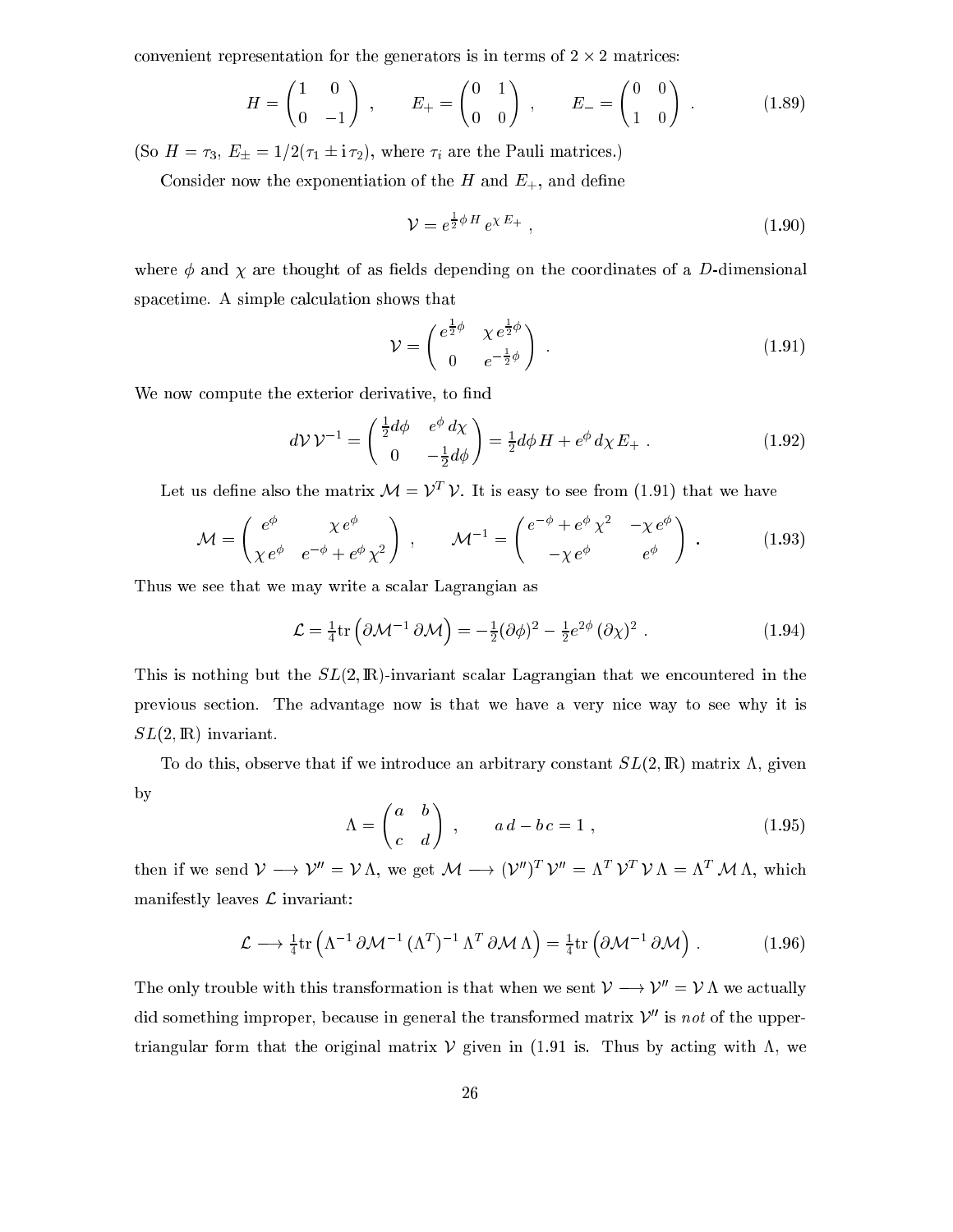convenient representation for the generators is in terms of $2 \times 2$ matrices:

$$H = \begin{pmatrix} 1 & 0 \\ 0 & -1 \end{pmatrix} \ , \qquad E_+ = \begin{pmatrix} 0 & 1 \\ 0 & 0 \end{pmatrix} \ , \qquad E_- = \begin{pmatrix} 0 & 0 \\ 1 & 0 \end{pmatrix} \ . \tag{1.89}$$

(So $H = \tau_3$, $E_\pm = 1/2(\tau_1 \pm \mathrm{i}\,\tau_2)$, where $\tau_i$ are the Pauli matrices.)

Consider now the exponentiation of the $H$ and $E_+$, and define

$$\mathcal{V} = e^{\frac{1}{2}\phi\, H}\, e^{\chi\, E_+} \ , \tag{1.90}$$

where $\phi$ and $\chi$ are thought of as fields depending on the coordinates of a $D$-dimensional spacetime. A simple calculation shows that

$$\mathcal{V} = \begin{pmatrix} e^{\frac{1}{2}\phi} & \chi\, e^{\frac{1}{2}\phi} \\ 0 & e^{-\frac{1}{2}\phi} \end{pmatrix} \ . \tag{1.91}$$

We now compute the exterior derivative, to find

$$d\mathcal{V}\,\mathcal{V}^{-1} = \begin{pmatrix} \frac{1}{2}d\phi & e^{\phi}\, d\chi \\ 0 & -\frac{1}{2}d\phi \end{pmatrix} = \tfrac{1}{2}d\phi\, H + e^{\phi}\, d\chi\, E_+ \ . \tag{1.92}$$

Let us define also the matrix $\mathcal{M} = \mathcal{V}^T\, \mathcal{V}$. It is easy to see from (1.91) that we have

$$\mathcal{M} = \begin{pmatrix} e^{\phi} & \chi\, e^{\phi} \\ \chi\, e^{\phi} & e^{-\phi} + e^{\phi}\, \chi^2 \end{pmatrix} \ , \qquad \mathcal{M}^{-1} = \begin{pmatrix} e^{-\phi} + e^{\phi}\, \chi^2 & -\chi\, e^{\phi} \\ -\chi\, e^{\phi} & e^{\phi} \end{pmatrix} \ . \tag{1.93}$$

Thus we see that we may write a scalar Lagrangian as

$$\mathcal{L} = \tfrac{1}{4}\mathrm{tr}\left(\partial\mathcal{M}^{-1}\, \partial\mathcal{M}\right) = -\tfrac{1}{2}(\partial\phi)^2 - \tfrac{1}{2}e^{2\phi}\,(\partial\chi)^2 \ . \tag{1.94}$$

This is nothing but the $SL(2,\mathbb{R})$-invariant scalar Lagrangian that we encountered in the previous section. The advantage now is that we have a very nice way to see why it is $SL(2,\mathbb{R})$ invariant.

To do this, observe that if we introduce an arbitrary constant $SL(2,\mathbb{R})$ matrix $\Lambda$, given by

$$\Lambda = \begin{pmatrix} a & b \\ c & d \end{pmatrix} \ , \qquad a\,d - b\,c = 1 \ , \tag{1.95}$$

then if we send $\mathcal{V} \longrightarrow \mathcal{V}'' = \mathcal{V}\,\Lambda$, we get $\mathcal{M} \longrightarrow (\mathcal{V}'')^T\, \mathcal{V}'' = \Lambda^T\, \mathcal{V}^T\, \mathcal{V}\,\Lambda = \Lambda^T\, \mathcal{M}\,\Lambda$, which manifestly leaves $\mathcal{L}$ invariant:

$$\mathcal{L} \longrightarrow \tfrac{1}{4}\mathrm{tr}\left(\Lambda^{-1}\, \partial\mathcal{M}^{-1}\, (\Lambda^T)^{-1}\, \Lambda^T\, \partial\mathcal{M}\,\Lambda\right) = \tfrac{1}{4}\mathrm{tr}\left(\partial\mathcal{M}^{-1}\, \partial\mathcal{M}\right) \ . \tag{1.96}$$

The only trouble with this transformation is that when we sent $\mathcal{V} \longrightarrow \mathcal{V}'' = \mathcal{V}\,\Lambda$ we actually did something improper, because in general the transformed matrix $\mathcal{V}''$ is *not* of the upper-triangular form that the original matrix $\mathcal{V}$ given in (1.91 is. Thus by acting with $\Lambda$, we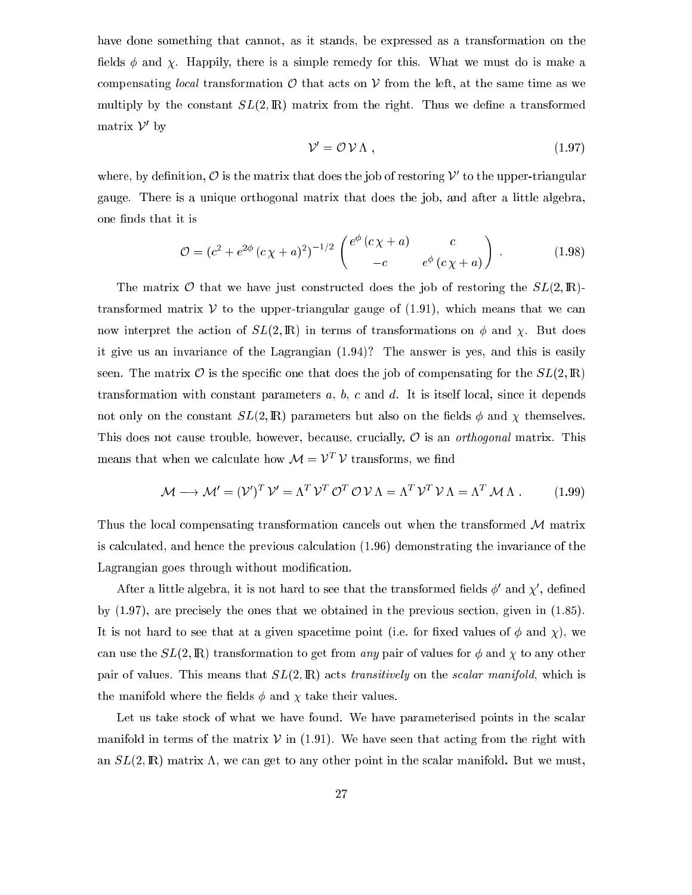have done something that cannot, as it stands, be expressed as a transformation on the fields $\phi$ and $\chi$. Happily, there is a simple remedy for this. What we must do is make a compensating *local* transformation $\mathcal{O}$ that acts on $\mathcal{V}$ from the left, at the same time as we multiply by the constant $SL(2,\mathbb{R})$ matrix from the right. Thus we define a transformed matrix $\mathcal{V}'$ by

$$\mathcal{V}' = \mathcal{O}\,\mathcal{V}\,\Lambda\,, \tag{1.97}$$

where, by definition, $\mathcal{O}$ is the matrix that does the job of restoring $\mathcal{V}'$ to the upper-triangular gauge. There is a unique orthogonal matrix that does the job, and after a little algebra, one finds that it is

$$\mathcal{O} = (c^2 + e^{2\phi}\,(c\,\chi + a)^2)^{-1/2} \begin{pmatrix} e^{\phi}\,(c\,\chi + a) & c \\ -c & e^{\phi}\,(c\,\chi + a) \end{pmatrix}\,. \tag{1.98}$$

The matrix $\mathcal{O}$ that we have just constructed does the job of restoring the $SL(2,\mathbb{R})$-transformed matrix $\mathcal{V}$ to the upper-triangular gauge of (1.91), which means that we can now interpret the action of $SL(2,\mathbb{R})$ in terms of transformations on $\phi$ and $\chi$. But does it give us an invariance of the Lagrangian (1.94)? The answer is yes, and this is easily seen. The matrix $\mathcal{O}$ is the specific one that does the job of compensating for the $SL(2,\mathbb{R})$ transformation with constant parameters $a$, $b$, $c$ and $d$. It is itself local, since it depends not only on the constant $SL(2,\mathbb{R})$ parameters but also on the fields $\phi$ and $\chi$ themselves. This does not cause trouble, however, because, crucially, $\mathcal{O}$ is an *orthogonal* matrix. This means that when we calculate how $\mathcal{M} = \mathcal{V}^T\,\mathcal{V}$ transforms, we find

$$\mathcal{M} \longrightarrow \mathcal{M}' = (\mathcal{V}')^T\,\mathcal{V}' = \Lambda^T\,\mathcal{V}^T\,\mathcal{O}^T\,\mathcal{O}\,\mathcal{V}\,\Lambda = \Lambda^T\,\mathcal{V}^T\,\mathcal{V}\,\Lambda = \Lambda^T\,\mathcal{M}\,\Lambda\,. \tag{1.99}$$

Thus the local compensating transformation cancels out when the transformed $\mathcal{M}$ matrix is calculated, and hence the previous calculation (1.96) demonstrating the invariance of the Lagrangian goes through without modification.

After a little algebra, it is not hard to see that the transformed fields $\phi'$ and $\chi'$, defined by (1.97), are precisely the ones that we obtained in the previous section, given in (1.85). It is not hard to see that at a given spacetime point (i.e. for fixed values of $\phi$ and $\chi$), we can use the $SL(2,\mathbb{R})$ transformation to get from *any* pair of values for $\phi$ and $\chi$ to any other pair of values. This means that $SL(2,\mathbb{R})$ acts *transitively* on the *scalar manifold*, which is the manifold where the fields $\phi$ and $\chi$ take their values.

Let us take stock of what we have found. We have parameterised points in the scalar manifold in terms of the matrix $\mathcal{V}$ in (1.91). We have seen that acting from the right with an $SL(2,\mathbb{R})$ matrix $\Lambda$, we can get to any other point in the scalar manifold. But we must,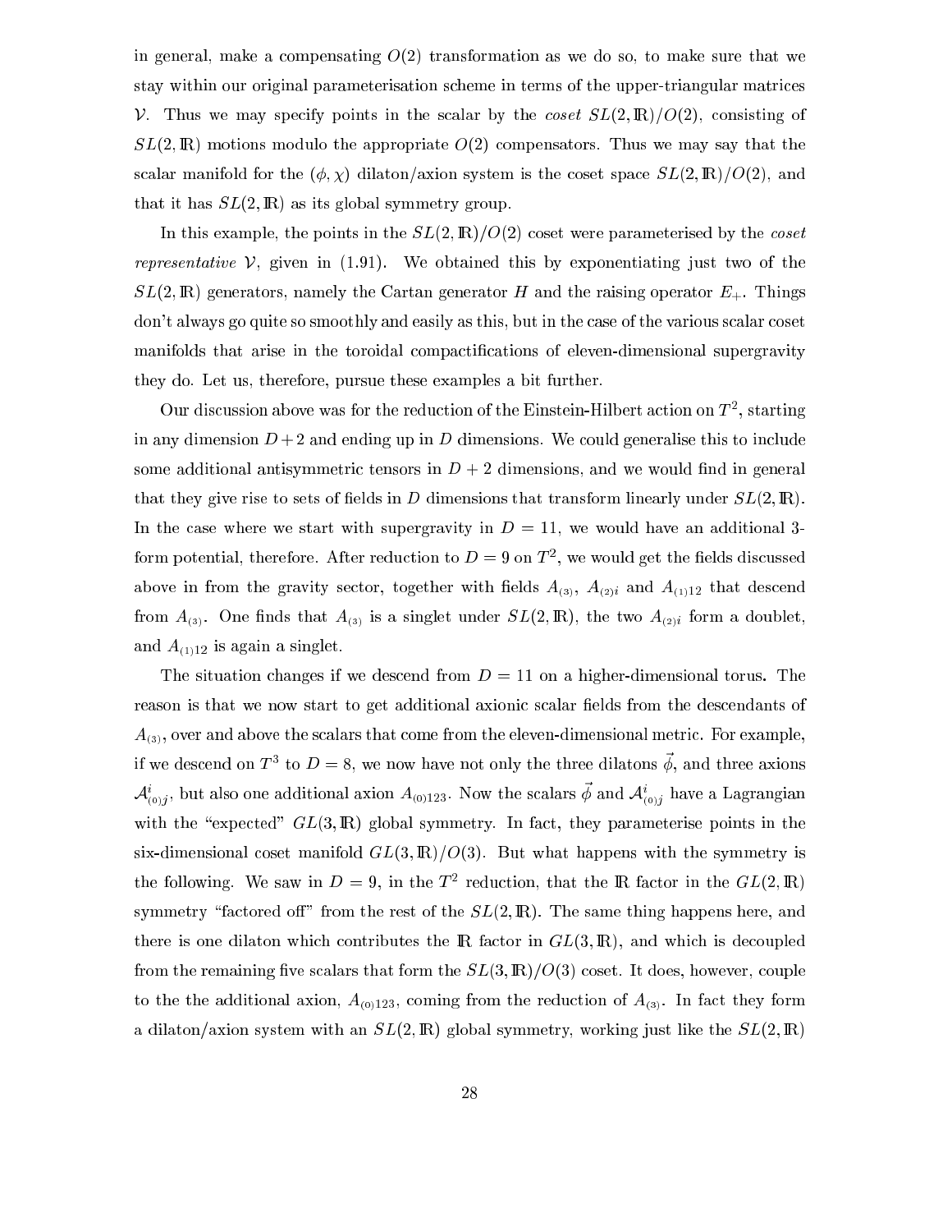in general, make a compensating $O(2)$ transformation as we do so, to make sure that we stay within our original parameterisation scheme in terms of the upper-triangular matrices $\mathcal{V}$. Thus we may specify points in the scalar by the *coset* $SL(2,\mathbb{R})/O(2)$, consisting of $SL(2,\mathbb{R})$ motions modulo the appropriate $O(2)$ compensators. Thus we may say that the scalar manifold for the $(\phi,\chi)$ dilaton/axion system is the coset space $SL(2,\mathbb{R})/O(2)$, and that it has $SL(2,\mathbb{R})$ as its global symmetry group.

In this example, the points in the $SL(2,\mathbb{R})/O(2)$ coset were parameterised by the *coset representative* $\mathcal{V}$, given in (1.91). We obtained this by exponentiating just two of the $SL(2,\mathbb{R})$ generators, namely the Cartan generator $H$ and the raising operator $E_+$. Things don't always go quite so smoothly and easily as this, but in the case of the various scalar coset manifolds that arise in the toroidal compactifications of eleven-dimensional supergravity they do. Let us, therefore, pursue these examples a bit further.

Our discussion above was for the reduction of the Einstein-Hilbert action on $T^2$, starting in any dimension $D+2$ and ending up in $D$ dimensions. We could generalise this to include some additional antisymmetric tensors in $D+2$ dimensions, and we would find in general that they give rise to sets of fields in $D$ dimensions that transform linearly under $SL(2,\mathbb{R})$. In the case where we start with supergravity in $D=11$, we would have an additional 3-form potential, therefore. After reduction to $D=9$ on $T^2$, we would get the fields discussed above in from the gravity sector, together with fields $A_{(3)}$, $A_{(2)i}$ and $A_{(1)12}$ that descend from $A_{(3)}$. One finds that $A_{(3)}$ is a singlet under $SL(2,\mathbb{R})$, the two $A_{(2)i}$ form a doublet, and $A_{(1)12}$ is again a singlet.

The situation changes if we descend from $D=11$ on a higher-dimensional torus. The reason is that we now start to get additional axionic scalar fields from the descendants of $A_{(3)}$, over and above the scalars that come from the eleven-dimensional metric. For example, if we descend on $T^3$ to $D=8$, we now have not only the three dilatons $\vec{\phi}$, and three axions $\mathcal{A}^i_{(0)j}$, but also one additional axion $A_{(0)123}$. Now the scalars $\vec{\phi}$ and $\mathcal{A}^i_{(0)j}$ have a Lagrangian with the "expected" $GL(3,\mathbb{R})$ global symmetry. In fact, they parameterise points in the six-dimensional coset manifold $GL(3,\mathbb{R})/O(3)$. But what happens with the symmetry is the following. We saw in $D=9$, in the $T^2$ reduction, that the $\mathbb{R}$ factor in the $GL(2,\mathbb{R})$ symmetry "factored off" from the rest of the $SL(2,\mathbb{R})$. The same thing happens here, and there is one dilaton which contributes the $\mathbb{R}$ factor in $GL(3,\mathbb{R})$, and which is decoupled from the remaining five scalars that form the $SL(3,\mathbb{R})/O(3)$ coset. It does, however, couple to the the additional axion, $A_{(0)123}$, coming from the reduction of $A_{(3)}$. In fact they form a dilaton/axion system with an $SL(2,\mathbb{R})$ global symmetry, working just like the $SL(2,\mathbb{R})$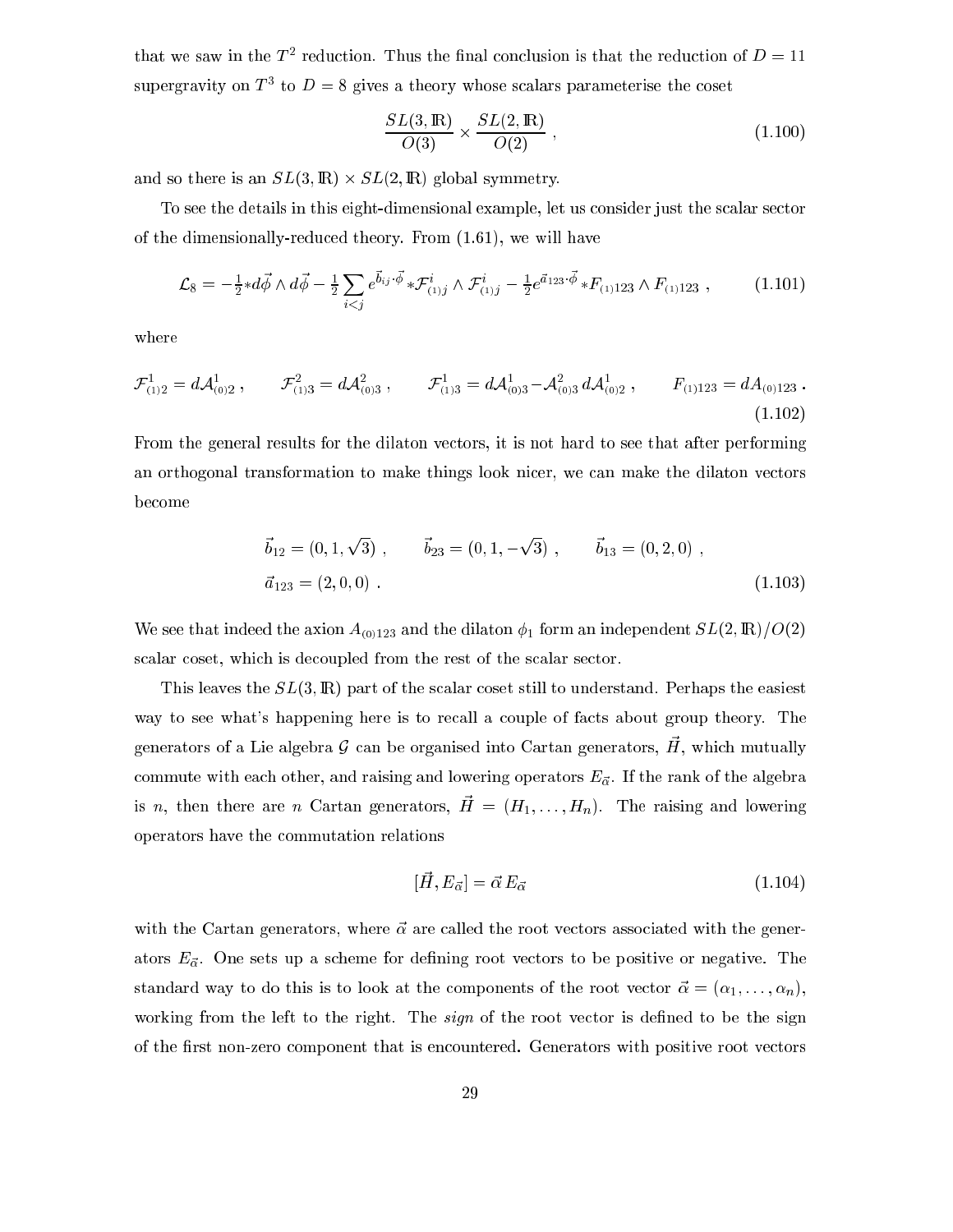that we saw in the $T^2$ reduction. Thus the final conclusion is that the reduction of $D = 11$ supergravity on $T^3$ to $D = 8$ gives a theory whose scalars parameterise the coset

$$\frac{SL(3,\mathbb{R})}{O(3)} \times \frac{SL(2,\mathbb{R})}{O(2)}\ , \tag{1.100}$$

and so there is an $SL(3,\mathbb{R}) \times SL(2,\mathbb{R})$ global symmetry.

To see the details in this eight-dimensional example, let us consider just the scalar sector of the dimensionally-reduced theory. From (1.61), we will have

$$\mathcal{L}_8 = -\tfrac{1}{2}{*d\vec{\phi}} \wedge d\vec{\phi} - \tfrac{1}{2}\sum_{i<j} e^{\vec{b}_{ij}\cdot\vec{\phi}}\,{*\mathcal{F}^i_{(1)j}} \wedge \mathcal{F}^i_{(1)j} - \tfrac{1}{2} e^{\vec{a}_{123}\cdot\vec{\phi}}\,{*F_{(1)123}} \wedge F_{(1)123}\ , \tag{1.101}$$

where

$$\mathcal{F}^1_{(1)2} = d\mathcal{A}^1_{(0)2}\ , \qquad \mathcal{F}^2_{(1)3} = d\mathcal{A}^2_{(0)3}\ , \qquad \mathcal{F}^1_{(1)3} = d\mathcal{A}^1_{(0)3} - \mathcal{A}^2_{(0)3}\, d\mathcal{A}^1_{(0)2}\ , \qquad F_{(1)123} = dA_{(0)123}\ . \tag{1.102}$$

From the general results for the dilaton vectors, it is not hard to see that after performing an orthogonal transformation to make things look nicer, we can make the dilaton vectors become

$$\begin{aligned}
&\vec{b}_{12} = (0, 1, \sqrt{3})\ , \qquad \vec{b}_{23} = (0, 1, -\sqrt{3})\ , \qquad \vec{b}_{13} = (0, 2, 0)\ , \\
&\vec{a}_{123} = (2, 0, 0)\ .
\end{aligned} \tag{1.103}$$

We see that indeed the axion $A_{(0)123}$ and the dilaton $\phi_1$ form an independent $SL(2,\mathbb{R})/O(2)$ scalar coset, which is decoupled from the rest of the scalar sector.

This leaves the $SL(3,\mathbb{R})$ part of the scalar coset still to understand. Perhaps the easiest way to see what's happening here is to recall a couple of facts about group theory. The generators of a Lie algebra $\mathcal{G}$ can be organised into Cartan generators, $\vec{H}$, which mutually commute with each other, and raising and lowering operators $E_{\vec{\alpha}}$. If the rank of the algebra is $n$, then there are $n$ Cartan generators, $\vec{H} = (H_1, \ldots, H_n)$. The raising and lowering operators have the commutation relations

$$[\vec{H}, E_{\vec{\alpha}}] = \vec{\alpha}\, E_{\vec{\alpha}} \tag{1.104}$$

with the Cartan generators, where $\vec{\alpha}$ are called the root vectors associated with the generators $E_{\vec{\alpha}}$. One sets up a scheme for defining root vectors to be positive or negative. The standard way to do this is to look at the components of the root vector $\vec{\alpha} = (\alpha_1, \ldots, \alpha_n)$, working from the left to the right. The *sign* of the root vector is defined to be the sign of the first non-zero component that is encountered. Generators with positive root vectors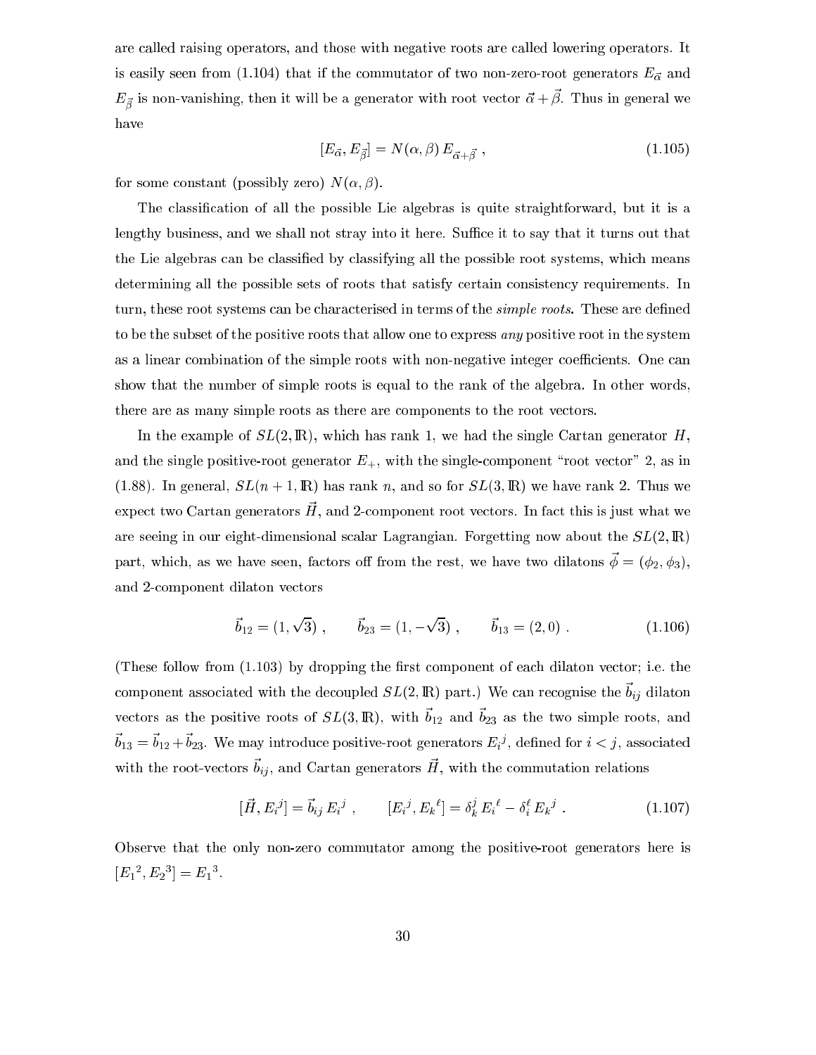are called raising operators, and those with negative roots are called lowering operators. It is easily seen from (1.104) that if the commutator of two non-zero-root generators $E_{\vec{\alpha}}$ and $E_{\vec{\beta}}$ is non-vanishing, then it will be a generator with root vector $\vec{\alpha}+\vec{\beta}$. Thus in general we have

$$[E_{\vec{\alpha}}, E_{\vec{\beta}}] = N(\alpha,\beta)\, E_{\vec{\alpha}+\vec{\beta}} \ , \tag{1.105}$$

for some constant (possibly zero) $N(\alpha,\beta)$.

The classification of all the possible Lie algebras is quite straightforward, but it is a lengthy business, and we shall not stray into it here. Suffice it to say that it turns out that the Lie algebras can be classified by classifying all the possible root systems, which means determining all the possible sets of roots that satisfy certain consistency requirements. In turn, these root systems can be characterised in terms of the *simple roots*. These are defined to be the subset of the positive roots that allow one to express *any* positive root in the system as a linear combination of the simple roots with non-negative integer coefficients. One can show that the number of simple roots is equal to the rank of the algebra. In other words, there are as many simple roots as there are components to the root vectors.

In the example of $SL(2,\mathbb{R})$, which has rank 1, we had the single Cartan generator $H$, and the single positive-root generator $E_+$, with the single-component "root vector" 2, as in (1.88). In general, $SL(n+1,\mathbb{R})$ has rank $n$, and so for $SL(3,\mathbb{R})$ we have rank 2. Thus we expect two Cartan generators $\vec{H}$, and 2-component root vectors. In fact this is just what we are seeing in our eight-dimensional scalar Lagrangian. Forgetting now about the $SL(2,\mathbb{R})$ part, which, as we have seen, factors off from the rest, we have two dilatons $\vec{\phi} = (\phi_2, \phi_3)$, and 2-component dilaton vectors

$$\vec{b}_{12} = (1, \sqrt{3}) \ , \qquad \vec{b}_{23} = (1, -\sqrt{3}) \ , \qquad \vec{b}_{13} = (2, 0) \ . \tag{1.106}$$

(These follow from (1.103) by dropping the first component of each dilaton vector; i.e. the component associated with the decoupled $SL(2,\mathbb{R})$ part.) We can recognise the $\vec{b}_{ij}$ dilaton vectors as the positive roots of $SL(3,\mathbb{R})$, with $\vec{b}_{12}$ and $\vec{b}_{23}$ as the two simple roots, and $\vec{b}_{13} = \vec{b}_{12} + \vec{b}_{23}$. We may introduce positive-root generators ${E_i}^j$, defined for $i<j$, associated with the root-vectors $\vec{b}_{ij}$, and Cartan generators $\vec{H}$, with the commutation relations

$$[\vec{H}, {E_i}^j] = \vec{b}_{ij}\, {E_i}^j \ , \qquad [{E_i}^j, {E_k}^\ell] = \delta^j_k\, {E_i}^\ell - \delta^\ell_i\, {E_k}^j \ . \tag{1.107}$$

Observe that the only non-zero commutator among the positive-root generators here is $[{E_1}^2, {E_2}^3] = {E_1}^3$.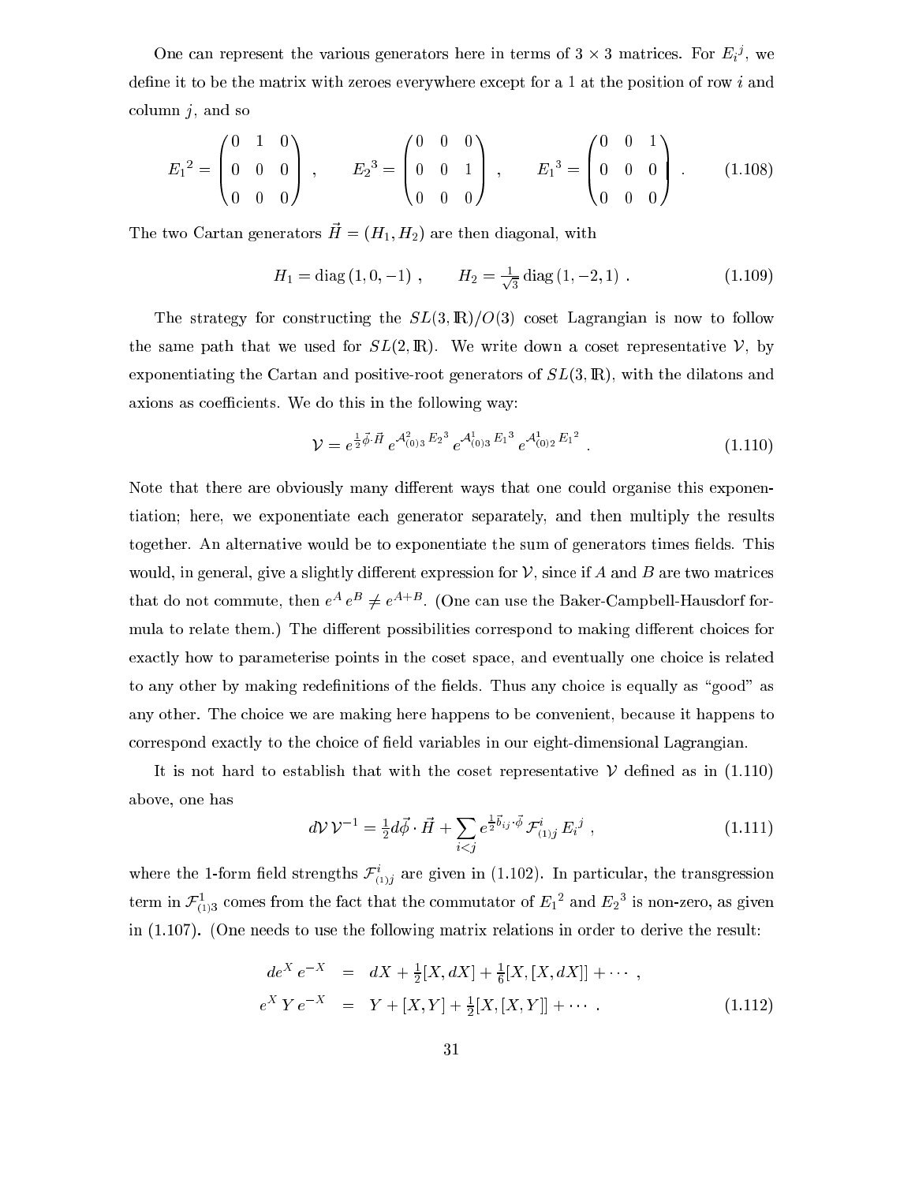One can represent the various generators here in terms of $3 \times 3$ matrices. For ${E_i}^j$, we define it to be the matrix with zeroes everywhere except for a 1 at the position of row $i$ and column $j$, and so

$$
{E_1}^2 = \begin{pmatrix} 0 & 1 & 0 \\ 0 & 0 & 0 \\ 0 & 0 & 0 \end{pmatrix} , \qquad {E_2}^3 = \begin{pmatrix} 0 & 0 & 0 \\ 0 & 0 & 1 \\ 0 & 0 & 0 \end{pmatrix} , \qquad {E_1}^3 = \begin{pmatrix} 0 & 0 & 1 \\ 0 & 0 & 0 \\ 0 & 0 & 0 \end{pmatrix} . \tag{1.108}
$$

The two Cartan generators $\vec{H} = (H_1, H_2)$ are then diagonal, with

$$
H_1 = \mathrm{diag}\,(1, 0, -1) , \qquad H_2 = \tfrac{1}{\sqrt{3}}\, \mathrm{diag}\,(1, -2, 1) . \tag{1.109}
$$

The strategy for constructing the $SL(3, \mathbb{R})/O(3)$ coset Lagrangian is now to follow the same path that we used for $SL(2, \mathbb{R})$. We write down a coset representative $\mathcal{V}$, by exponentiating the Cartan and positive-root generators of $SL(3, \mathbb{R})$, with the dilatons and axions as coefficients. We do this in the following way:

$$
\mathcal{V} = e^{\frac{1}{2}\vec{\phi}\cdot\vec{H}}\, e^{\mathcal{A}^2_{(0)3}\, {E_2}^3}\, e^{\mathcal{A}^1_{(0)3}\, {E_1}^3}\, e^{\mathcal{A}^1_{(0)2}\, {E_1}^2} . \tag{1.110}
$$

Note that there are obviously many different ways that one could organise this exponentiation; here, we exponentiate each generator separately, and then multiply the results together. An alternative would be to exponentiate the sum of generators times fields. This would, in general, give a slightly different expression for $\mathcal{V}$, since if $A$ and $B$ are two matrices that do not commute, then $e^A\, e^B \ne e^{A+B}$. (One can use the Baker-Campbell-Hausdorf formula to relate them.) The different possibilities correspond to making different choices for exactly how to parameterise points in the coset space, and eventually one choice is related to any other by making redefinitions of the fields. Thus any choice is equally as "good" as any other. The choice we are making here happens to be convenient, because it happens to correspond exactly to the choice of field variables in our eight-dimensional Lagrangian.

It is not hard to establish that with the coset representative $\mathcal{V}$ defined as in (1.110) above, one has

$$
d\mathcal{V}\, \mathcal{V}^{-1} = \tfrac{1}{2} d\vec{\phi}\cdot\vec{H} + \sum_{i<j} e^{\frac{1}{2}\vec{b}_{ij}\cdot\vec{\phi}}\, \mathcal{F}^i_{(1)j}\, {E_i}^j , \tag{1.111}
$$

where the 1-form field strengths $\mathcal{F}^i_{(1)j}$ are given in (1.102). In particular, the transgression term in $\mathcal{F}^1_{(1)3}$ comes from the fact that the commutator of ${E_1}^2$ and ${E_2}^3$ is non-zero, as given in (1.107). (One needs to use the following matrix relations in order to derive the result:

$$
\begin{aligned}
de^X\, e^{-X} &= dX + \tfrac{1}{2}[X, dX] + \tfrac{1}{6}[X, [X, dX]] + \cdots , \\
e^X\, Y\, e^{-X} &= Y + [X, Y] + \tfrac{1}{2}[X, [X, Y]] + \cdots .
\end{aligned} \tag{1.112}
$$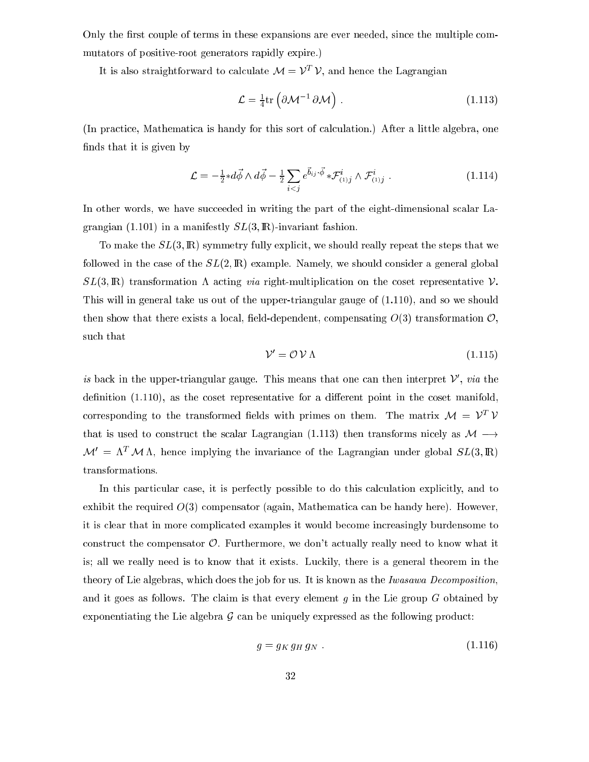Only the first couple of terms in these expansions are ever needed, since the multiple commutators of positive-root generators rapidly expire.)

It is also straightforward to calculate $\mathcal{M} = \mathcal{V}^T\,\mathcal{V}$, and hence the Lagrangian

$$\mathcal{L} = \tfrac{1}{4}\mathrm{tr}\left(\partial\mathcal{M}^{-1}\,\partial\mathcal{M}\right)\,. \tag{1.113}$$

(In practice, Mathematica is handy for this sort of calculation.) After a little algebra, one finds that it is given by

$$\mathcal{L} = -\tfrac{1}{2}{*d\vec{\phi}}\wedge d\vec{\phi} - \tfrac{1}{2}\sum_{i<j} e^{\vec{b}_{ij}\cdot\vec{\phi}}\,{*\mathcal{F}^i_{(1)j}}\wedge\mathcal{F}^i_{(1)j}\,. \tag{1.114}$$

In other words, we have succeeded in writing the part of the eight-dimensional scalar Lagrangian (1.101) in a manifestly $SL(3,\mathbb{R})$-invariant fashion.

To make the $SL(3,\mathbb{R})$ symmetry fully explicit, we should really repeat the steps that we followed in the case of the $SL(2,\mathbb{R})$ example. Namely, we should consider a general global $SL(3,\mathbb{R})$ transformation $\Lambda$ acting *via* right-multiplication on the coset representative $\mathcal{V}$. This will in general take us out of the upper-triangular gauge of (1.110), and so we should then show that there exists a local, field-dependent, compensating $O(3)$ transformation $\mathcal{O}$, such that

$$\mathcal{V}' = \mathcal{O}\,\mathcal{V}\,\Lambda \tag{1.115}$$

*is* back in the upper-triangular gauge. This means that one can then interpret $\mathcal{V}'$, *via* the definition (1.110), as the coset representative for a different point in the coset manifold, corresponding to the transformed fields with primes on them. The matrix $\mathcal{M} = \mathcal{V}^T\,\mathcal{V}$ that is used to construct the scalar Lagrangian (1.113) then transforms nicely as $\mathcal{M} \longrightarrow \mathcal{M}' = \Lambda^T\,\mathcal{M}\,\Lambda$, hence implying the invariance of the Lagrangian under global $SL(3,\mathbb{R})$ transformations.

In this particular case, it is perfectly possible to do this calculation explicitly, and to exhibit the required $O(3)$ compensator (again, Mathematica can be handy here). However, it is clear that in more complicated examples it would become increasingly burdensome to construct the compensator $\mathcal{O}$. Furthermore, we don't actually really need to know what it is; all we really need is to know that it exists. Luckily, there is a general theorem in the theory of Lie algebras, which does the job for us. It is known as the *Iwasawa Decomposition*, and it goes as follows. The claim is that every element $g$ in the Lie group $G$ obtained by exponentiating the Lie algebra $\mathcal{G}$ can be uniquely expressed as the following product:

$$g = g_K\,g_H\,g_N\,. \tag{1.116}$$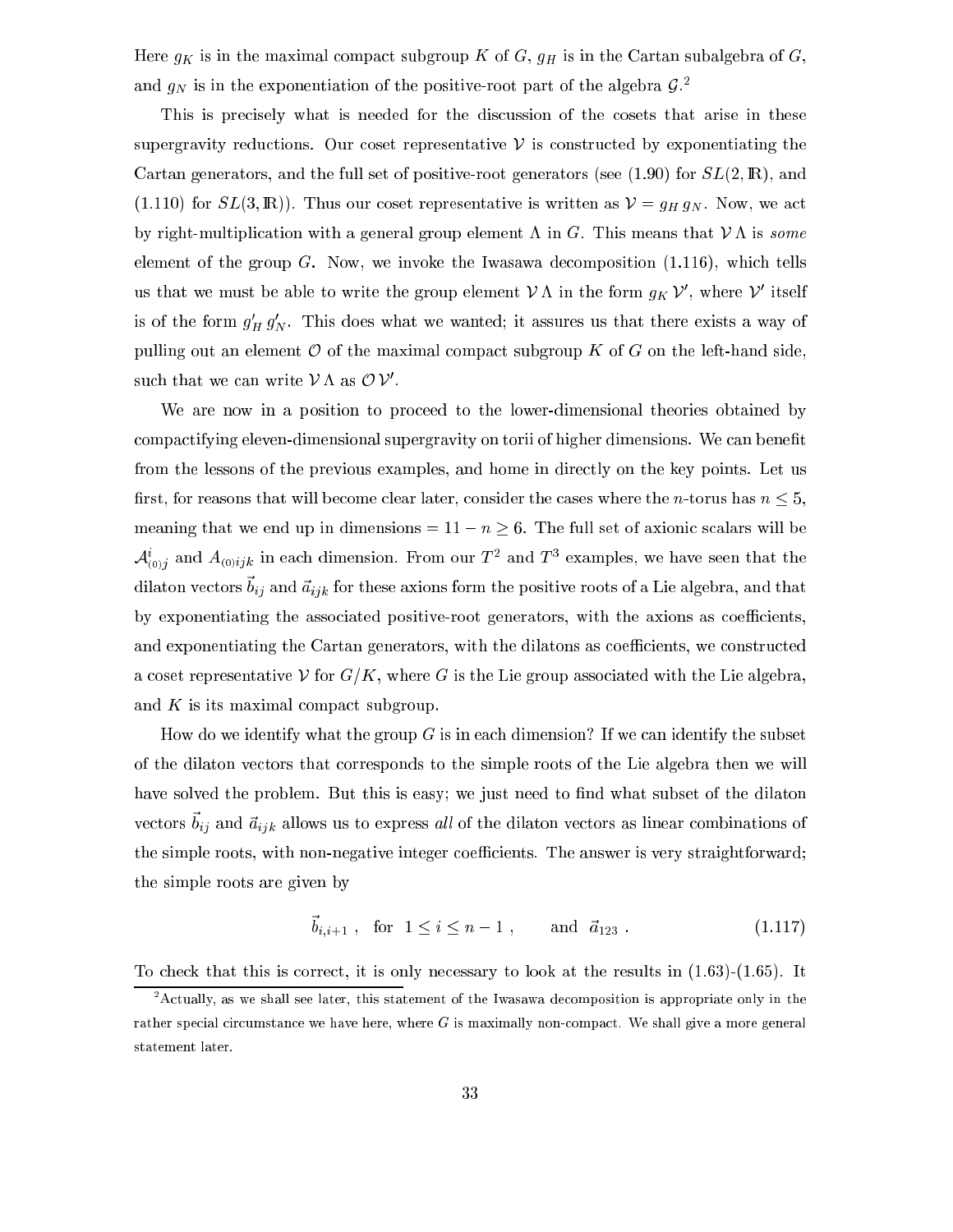Here $g_K$ is in the maximal compact subgroup $K$ of $G$, $g_H$ is in the Cartan subalgebra of $G$, and $g_N$ is in the exponentiation of the positive-root part of the algebra $\mathcal{G}$.[2]

This is precisely what is needed for the discussion of the cosets that arise in these supergravity reductions. Our coset representative $\mathcal{V}$ is constructed by exponentiating the Cartan generators, and the full set of positive-root generators (see (1.90) for $SL(2,\mathbb{R})$, and (1.110) for $SL(3,\mathbb{R})$). Thus our coset representative is written as $\mathcal{V} = g_H\, g_N$. Now, we act by right-multiplication with a general group element $\Lambda$ in $G$. This means that $\mathcal{V}\,\Lambda$ is *some* element of the group $G$. Now, we invoke the Iwasawa decomposition (1.116), which tells us that we must be able to write the group element $\mathcal{V}\,\Lambda$ in the form $g_K\,\mathcal{V}'$, where $\mathcal{V}'$ itself is of the form $g'_H\, g'_N$. This does what we wanted; it assures us that there exists a way of pulling out an element $\mathcal{O}$ of the maximal compact subgroup $K$ of $G$ on the left-hand side, such that we can write $\mathcal{V}\,\Lambda$ as $\mathcal{O}\,\mathcal{V}'$.

We are now in a position to proceed to the lower-dimensional theories obtained by compactifying eleven-dimensional supergravity on torii of higher dimensions. We can benefit from the lessons of the previous examples, and home in directly on the key points. Let us first, for reasons that will become clear later, consider the cases where the $n$-torus has $n \le 5$, meaning that we end up in dimensions $= 11 - n \ge 6$. The full set of axionic scalars will be $\mathcal{A}^i_{(0)j}$ and $A_{(0)ijk}$ in each dimension. From our $T^2$ and $T^3$ examples, we have seen that the dilaton vectors $\vec{b}_{ij}$ and $\vec{a}_{ijk}$ for these axions form the positive roots of a Lie algebra, and that by exponentiating the associated positive-root generators, with the axions as coefficients, and exponentiating the Cartan generators, with the dilatons as coefficients, we constructed a coset representative $\mathcal{V}$ for $G/K$, where $G$ is the Lie group associated with the Lie algebra, and $K$ is its maximal compact subgroup.

How do we identify what the group $G$ is in each dimension? If we can identify the subset of the dilaton vectors that corresponds to the simple roots of the Lie algebra then we will have solved the problem. But this is easy; we just need to find what subset of the dilaton vectors $\vec{b}_{ij}$ and $\vec{a}_{ijk}$ allows us to express *all* of the dilaton vectors as linear combinations of the simple roots, with non-negative integer coefficients. The answer is very straightforward; the simple roots are given by

$$\vec{b}_{i,i+1}\ , \quad \text{for} \quad 1 \le i \le n-1\ , \qquad \text{and} \quad \vec{a}_{123}\ . \tag{1.117}$$

To check that this is correct, it is only necessary to look at the results in (1.63)-(1.65). It

[2] Actually, as we shall see later, this statement of the Iwasawa decomposition is appropriate only in the rather special circumstance we have here, where $G$ is maximally non-compact. We shall give a more general statement later.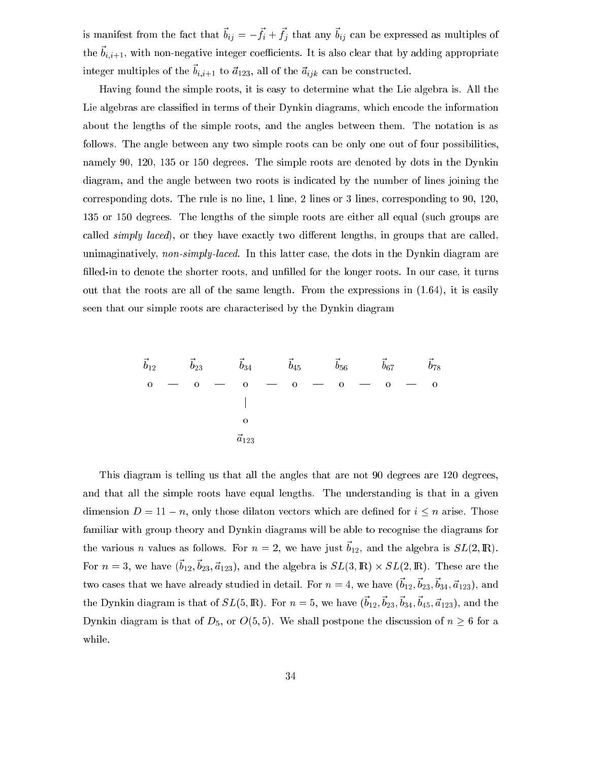is manifest from the fact that $\vec{b}_{ij} = -\vec{f}_i + \vec{f}_j$ that any $\vec{b}_{ij}$ can be expressed as multiples of the $\vec{b}_{i,i+1}$, with non-negative integer coefficients. It is also clear that by adding appropriate integer multiples of the $\vec{b}_{i,i+1}$ to $\vec{a}_{123}$, all of the $\vec{a}_{ijk}$ can be constructed.

Having found the simple roots, it is easy to determine what the Lie algebra is. All the Lie algebras are classified in terms of their Dynkin diagrams, which encode the information about the lengths of the simple roots, and the angles between them. The notation is as follows. The angle between any two simple roots can be only one out of four possibilities, namely 90, 120, 135 or 150 degrees. The simple roots are denoted by dots in the Dynkin diagram, and the angle between two roots is indicated by the number of lines joining the corresponding dots. The rule is no line, 1 line, 2 lines or 3 lines, corresponding to 90, 120, 135 or 150 degrees. The lengths of the simple roots are either all equal (such groups are called *simply laced*), or they have exactly two different lengths, in groups that are called, unimaginatively, *non-simply-laced*. In this latter case, the dots in the Dynkin diagram are filled-in to denote the shorter roots, and unfilled for the longer roots. In our case, it turns out that the roots are all of the same length. From the expressions in (1.64), it is easily seen that our simple roots are characterised by the Dynkin diagram

$$
\begin{array}{ccccccccccccc}
\vec{b}_{12} & & \vec{b}_{23} & & \vec{b}_{34} & & \vec{b}_{45} & & \vec{b}_{56} & & \vec{b}_{67} & & \vec{b}_{78} \\
\text{o} & - & \text{o} & - & \text{o} & - & \text{o} & - & \text{o} & - & \text{o} & - & \text{o} \\
 & & & & | & & & & & & & & \\
 & & & & \text{o} & & & & & & & & \\
 & & & & \vec{a}_{123} & & & & & & & &
\end{array}
$$

This diagram is telling us that all the angles that are not 90 degrees are 120 degrees, and that all the simple roots have equal lengths. The understanding is that in a given dimension $D = 11 - n$, only those dilaton vectors which are defined for $i \le n$ arise. Those familiar with group theory and Dynkin diagrams will be able to recognise the diagrams for the various $n$ values as follows. For $n = 2$, we have just $\vec{b}_{12}$, and the algebra is $SL(2,\mathbb{R})$. For $n = 3$, we have $(\vec{b}_{12}, \vec{b}_{23}, \vec{a}_{123})$, and the algebra is $SL(3,\mathbb{R}) \times SL(2,\mathbb{R})$. These are the two cases that we have already studied in detail. For $n = 4$, we have $(\vec{b}_{12}, \vec{b}_{23}, \vec{b}_{34}, \vec{a}_{123})$, and the Dynkin diagram is that of $SL(5,\mathbb{R})$. For $n = 5$, we have $(\vec{b}_{12}, \vec{b}_{23}, \vec{b}_{34}, \vec{b}_{45}, \vec{a}_{123})$, and the Dynkin diagram is that of $D_5$, or $O(5,5)$. We shall postpone the discussion of $n \ge 6$ for a while.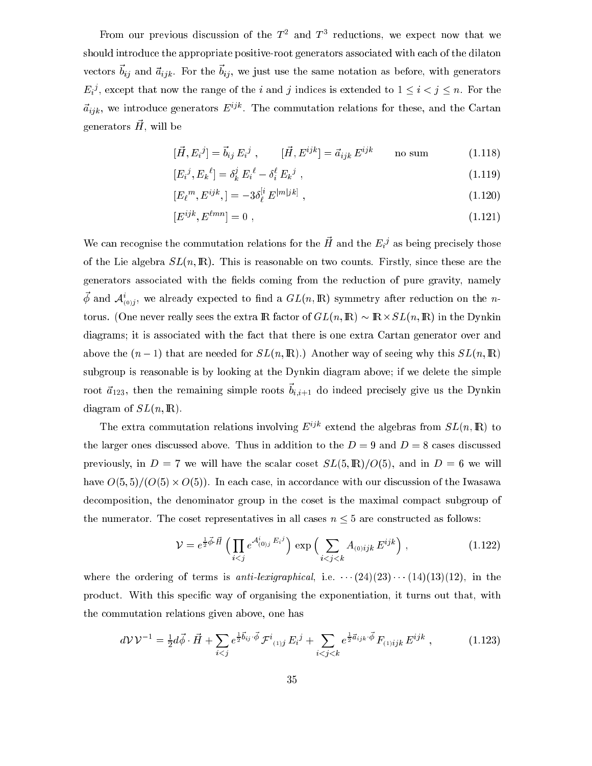From our previous discussion of the $T^2$ and $T^3$ reductions, we expect now that we should introduce the appropriate positive-root generators associated with each of the dilaton vectors $\vec{b}_{ij}$ and $\vec{a}_{ijk}$. For the $\vec{b}_{ij}$, we just use the same notation as before, with generators $E_i{}^j$, except that now the range of the $i$ and $j$ indices is extended to $1 \le i < j \le n$. For the $\vec{a}_{ijk}$, we introduce generators $E^{ijk}$. The commutation relations for these, and the Cartan generators $\vec{H}$, will be

$$[\vec{H}, E_i{}^j] = \vec{b}_{ij}\, E_i{}^j \ , \qquad [\vec{H}, E^{ijk}] = \vec{a}_{ijk}\, E^{ijk} \qquad \text{no sum} \tag{1.118}$$

$$[E_i{}^j, E_k{}^\ell] = \delta_k^j\, E_i{}^\ell - \delta_i^\ell\, E_k{}^j \ , \tag{1.119}$$

$$[E_\ell{}^m, E^{ijk},] = -3\delta_\ell^{[i}\, E^{|m|jk]} \ , \tag{1.120}$$

$$[E^{ijk}, E^{\ell mn}] = 0 \ , \tag{1.121}$$

We can recognise the commutation relations for the $\vec{H}$ and the $E_i{}^j$ as being precisely those of the Lie algebra $SL(n,\mathbb{R})$. This is reasonable on two counts. Firstly, since these are the generators associated with the fields coming from the reduction of pure gravity, namely $\vec{\phi}$ and $\mathcal{A}^i_{(0)j}$, we already expected to find a $GL(n,\mathbb{R})$ symmetry after reduction on the $n$-torus. (One never really sees the extra $\mathbb{R}$ factor of $GL(n,\mathbb{R}) \sim \mathbb{R}\times SL(n,\mathbb{R})$ in the Dynkin diagrams; it is associated with the fact that there is one extra Cartan generator over and above the $(n-1)$ that are needed for $SL(n,\mathbb{R})$.) Another way of seeing why this $SL(n,\mathbb{R})$ subgroup is reasonable is by looking at the Dynkin diagram above; if we delete the simple root $\vec{a}_{123}$, then the remaining simple roots $\vec{b}_{i,i+1}$ do indeed precisely give us the Dynkin diagram of $SL(n,\mathbb{R})$.

The extra commutation relations involving $E^{ijk}$ extend the algebras from $SL(n,\mathbb{R})$ to the larger ones discussed above. Thus in addition to the $D=9$ and $D=8$ cases discussed previously, in $D=7$ we will have the scalar coset $SL(5,\mathbb{R})/O(5)$, and in $D=6$ we will have $O(5,5)/(O(5)\times O(5))$. In each case, in accordance with our discussion of the Iwasawa decomposition, the denominator group in the coset is the maximal compact subgroup of the numerator. The coset representatives in all cases $n\le 5$ are constructed as follows:

$$\mathcal{V} = e^{\frac12 \vec{\phi}\cdot\vec{H}}\, \Big(\prod_{i<j} e^{\mathcal{A}^i_{(0)j}\, E_i{}^j}\Big)\, \exp\Big(\sum_{i<j<k} A_{(0)ijk}\, E^{ijk}\Big) \ , \tag{1.122}$$

where the ordering of terms is *anti-lexigraphical*, i.e. $\cdots(24)(23)\cdots(14)(13)(12)$, in the product. With this specific way of organising the exponentiation, it turns out that, with the commutation relations given above, one has

$$d\mathcal{V}\,\mathcal{V}^{-1} = \tfrac12 d\vec{\phi}\cdot\vec{H} + \sum_{i<j} e^{\frac12 \vec{b}_{ij}\cdot\vec{\phi}}\, \mathcal{F}^i{}_{(1)j}\, E_i{}^j + \sum_{i<j<k} e^{\frac12 \vec{a}_{ijk}\cdot\vec{\phi}}\, F_{(1)ijk}\, E^{ijk} \ , \tag{1.123}$$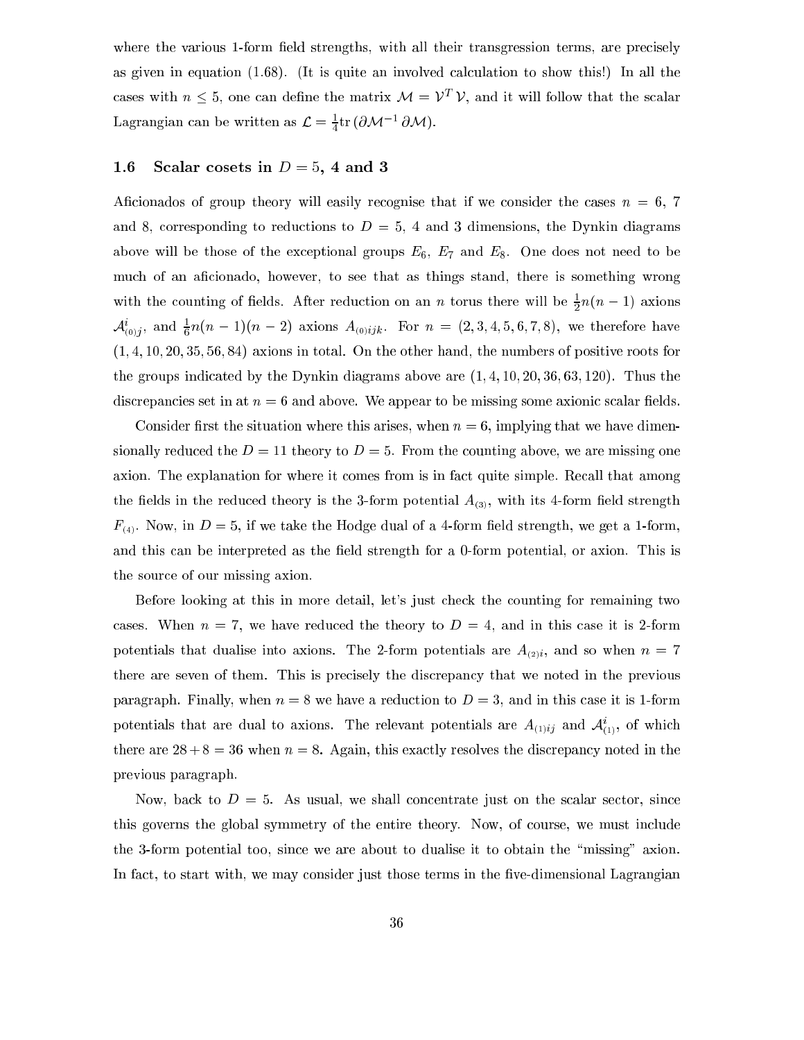where the various 1-form field strengths, with all their transgression terms, are precisely as given in equation (1.68). (It is quite an involved calculation to show this!) In all the cases with $n \le 5$, one can define the matrix $\mathcal{M} = \mathcal{V}^T \mathcal{V}$, and it will follow that the scalar Lagrangian can be written as $\mathcal{L} = \frac{1}{4}\mathrm{tr}\,(\partial \mathcal{M}^{-1}\, \partial \mathcal{M})$.

## 1.6 Scalar cosets in $D = 5$, 4 and 3

Aficionados of group theory will easily recognise that if we consider the cases $n = 6$, 7 and 8, corresponding to reductions to $D = 5$, 4 and 3 dimensions, the Dynkin diagrams above will be those of the exceptional groups $E_6$, $E_7$ and $E_8$. One does not need to be much of an aficionado, however, to see that as things stand, there is something wrong with the counting of fields. After reduction on an $n$ torus there will be $\frac{1}{2}n(n-1)$ axions $\mathcal{A}^i_{(0)j}$, and $\frac{1}{6}n(n-1)(n-2)$ axions $A_{(0)ijk}$. For $n = (2, 3, 4, 5, 6, 7, 8)$, we therefore have $(1, 4, 10, 20, 35, 56, 84)$ axions in total. On the other hand, the numbers of positive roots for the groups indicated by the Dynkin diagrams above are $(1, 4, 10, 20, 36, 63, 120)$. Thus the discrepancies set in at $n = 6$ and above. We appear to be missing some axionic scalar fields.

Consider first the situation where this arises, when $n = 6$, implying that we have dimensionally reduced the $D = 11$ theory to $D = 5$. From the counting above, we are missing one axion. The explanation for where it comes from is in fact quite simple. Recall that among the fields in the reduced theory is the 3-form potential $A_{(3)}$, with its 4-form field strength $F_{(4)}$. Now, in $D = 5$, if we take the Hodge dual of a 4-form field strength, we get a 1-form, and this can be interpreted as the field strength for a 0-form potential, or axion. This is the source of our missing axion.

Before looking at this in more detail, let's just check the counting for remaining two cases. When $n = 7$, we have reduced the theory to $D = 4$, and in this case it is 2-form potentials that dualise into axions. The 2-form potentials are $A_{(2)i}$, and so when $n = 7$ there are seven of them. This is precisely the discrepancy that we noted in the previous paragraph. Finally, when $n = 8$ we have a reduction to $D = 3$, and in this case it is 1-form potentials that are dual to axions. The relevant potentials are $A_{(1)ij}$ and $\mathcal{A}^i_{(1)}$, of which there are $28 + 8 = 36$ when $n = 8$. Again, this exactly resolves the discrepancy noted in the previous paragraph.

Now, back to $D = 5$. As usual, we shall concentrate just on the scalar sector, since this governs the global symmetry of the entire theory. Now, of course, we must include the 3-form potential too, since we are about to dualise it to obtain the "missing" axion. In fact, to start with, we may consider just those terms in the five-dimensional Lagrangian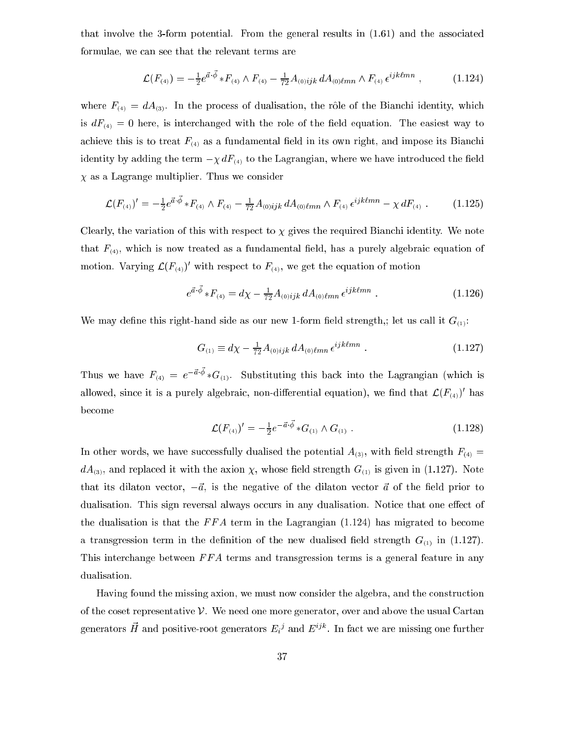that involve the 3-form potential. From the general results in (1.61) and the associated formulae, we can see that the relevant terms are

$$\mathcal{L}(F_{(4)}) = -\tfrac{1}{2} e^{\vec{a}\cdot\vec{\phi}}\, {*F_{(4)}} \wedge F_{(4)} - \tfrac{1}{72} A_{(0)ijk}\, dA_{(0)\ell mn} \wedge F_{(4)}\, \epsilon^{ijk\ell mn}\ , \tag{1.124}$$

where $F_{(4)} = dA_{(3)}$. In the process of dualisation, the rôle of the Bianchi identity, which is $dF_{(4)} = 0$ here, is interchanged with the role of the field equation. The easiest way to achieve this is to treat $F_{(4)}$ as a fundamental field in its own right, and impose its Bianchi identity by adding the term $-\chi\, dF_{(4)}$ to the Lagrangian, where we have introduced the field $\chi$ as a Lagrange multiplier. Thus we consider

$$\mathcal{L}(F_{(4)})' = -\tfrac{1}{2} e^{\vec{a}\cdot\vec{\phi}}\, {*F_{(4)}} \wedge F_{(4)} - \tfrac{1}{72} A_{(0)ijk}\, dA_{(0)\ell mn} \wedge F_{(4)}\, \epsilon^{ijk\ell mn} - \chi\, dF_{(4)}\ . \tag{1.125}$$

Clearly, the variation of this with respect to $\chi$ gives the required Bianchi identity. We note that $F_{(4)}$, which is now treated as a fundamental field, has a purely algebraic equation of motion. Varying $\mathcal{L}(F_{(4)})'$ with respect to $F_{(4)}$, we get the equation of motion

$$e^{\vec{a}\cdot\vec{\phi}}\, {*F_{(4)}} = d\chi - \tfrac{1}{72} A_{(0)ijk}\, dA_{(0)\ell mn}\, \epsilon^{ijk\ell mn}\ . \tag{1.126}$$

We may define this right-hand side as our new 1-form field strength,; let us call it $G_{(1)}$:

$$G_{(1)} \equiv d\chi - \tfrac{1}{72} A_{(0)ijk}\, dA_{(0)\ell mn}\, \epsilon^{ijk\ell mn}\ . \tag{1.127}$$

Thus we have $F_{(4)} = e^{-\vec{a}\cdot\vec{\phi}}\, {*G_{(1)}}$. Substituting this back into the Lagrangian (which is allowed, since it is a purely algebraic, non-differential equation), we find that $\mathcal{L}(F_{(4)})'$ has become

$$\mathcal{L}(F_{(4)})' = -\tfrac{1}{2} e^{-\vec{a}\cdot\vec{\phi}}\, {*G_{(1)}} \wedge G_{(1)}\ . \tag{1.128}$$

In other words, we have successfully dualised the potential $A_{(3)}$, with field strength $F_{(4)} = dA_{(3)}$, and replaced it with the axion $\chi$, whose field strength $G_{(1)}$ is given in (1.127). Note that its dilaton vector, $-\vec{a}$, is the negative of the dilaton vector $\vec{a}$ of the field prior to dualisation. This sign reversal always occurs in any dualisation. Notice that one effect of the dualisation is that the $FFA$ term in the Lagrangian (1.124) has migrated to become a transgression term in the definition of the new dualised field strength $G_{(1)}$ in (1.127). This interchange between $FFA$ terms and transgression terms is a general feature in any dualisation.

Having found the missing axion, we must now consider the algebra, and the construction of the coset representative $\mathcal{V}$. We need one more generator, over and above the usual Cartan generators $\vec{H}$ and positive-root generators $E_i{}^j$ and $E^{ijk}$. In fact we are missing one further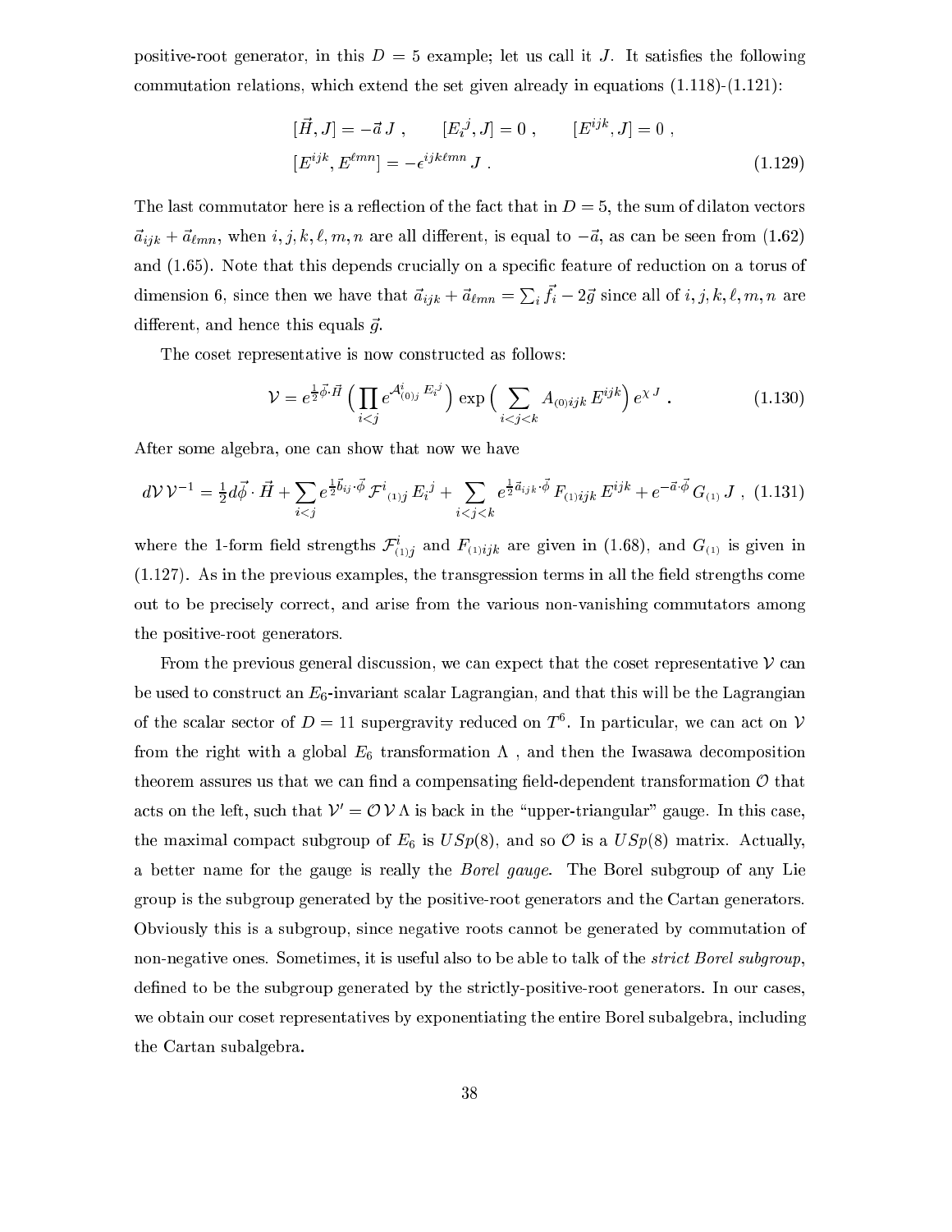positive-root generator, in this $D = 5$ example; let us call it $J$. It satisfies the following commutation relations, which extend the set given already in equations (1.118)-(1.121):

$$
\begin{aligned}
&[\vec{H}, J] = -\vec{a}\, J\ , \qquad [E_i{}^j, J] = 0\ , \qquad [E^{ijk}, J] = 0\ , \\
&[E^{ijk}, E^{\ell mn}] = -\epsilon^{ijk\ell mn}\, J\ .
\end{aligned} \tag{1.129}
$$

The last commutator here is a reflection of the fact that in $D = 5$, the sum of dilaton vectors $\vec{a}_{ijk} + \vec{a}_{\ell mn}$, when $i, j, k, \ell, m, n$ are all different, is equal to $-\vec{a}$, as can be seen from (1.62) and (1.65). Note that this depends crucially on a specific feature of reduction on a torus of dimension 6, since then we have that $\vec{a}_{ijk} + \vec{a}_{\ell mn} = \sum_i \vec{f}_i - 2\vec{g}$ since all of $i, j, k, \ell, m, n$ are different, and hence this equals $\vec{g}$.

The coset representative is now constructed as follows:

$$
\mathcal{V} = e^{\frac{1}{2}\vec{\phi}\cdot\vec{H}} \Big(\prod_{i<j} e^{\mathcal{A}^i_{(0)j}\, E_i{}^j}\Big) \exp\Big(\sum_{i<j<k} A_{(0)ijk}\, E^{ijk}\Big)\, e^{\chi\, J}\ . \tag{1.130}
$$

After some algebra, one can show that now we have

$$
d\mathcal{V}\,\mathcal{V}^{-1} = \tfrac{1}{2} d\vec{\phi}\cdot\vec{H} + \sum_{i<j} e^{\frac{1}{2}\vec{b}_{ij}\cdot\vec{\phi}}\, \mathcal{F}^i{}_{(1)j}\, E_i{}^j + \sum_{i<j<k} e^{\frac{1}{2}\vec{a}_{ijk}\cdot\vec{\phi}}\, F_{(1)ijk}\, E^{ijk} + e^{-\vec{a}\cdot\vec{\phi}}\, G_{(1)}\, J\ , \tag{1.131}
$$

where the 1-form field strengths $\mathcal{F}^i_{(1)j}$ and $F_{(1)ijk}$ are given in (1.68), and $G_{(1)}$ is given in (1.127). As in the previous examples, the transgression terms in all the field strengths come out to be precisely correct, and arise from the various non-vanishing commutators among the positive-root generators.

From the previous general discussion, we can expect that the coset representative $\mathcal{V}$ can be used to construct an $E_6$-invariant scalar Lagrangian, and that this will be the Lagrangian of the scalar sector of $D = 11$ supergravity reduced on $T^6$. In particular, we can act on $\mathcal{V}$ from the right with a global $E_6$ transformation $\Lambda$ , and then the Iwasawa decomposition theorem assures us that we can find a compensating field-dependent transformation $\mathcal{O}$ that acts on the left, such that $\mathcal{V}' = \mathcal{O}\,\mathcal{V}\,\Lambda$ is back in the "upper-triangular" gauge. In this case, the maximal compact subgroup of $E_6$ is $USp(8)$, and so $\mathcal{O}$ is a $USp(8)$ matrix. Actually, a better name for the gauge is really the *Borel gauge*. The Borel subgroup of any Lie group is the subgroup generated by the positive-root generators and the Cartan generators. Obviously this is a subgroup, since negative roots cannot be generated by commutation of non-negative ones. Sometimes, it is useful also to be able to talk of the *strict Borel subgroup*, defined to be the subgroup generated by the strictly-positive-root generators. In our cases, we obtain our coset representatives by exponentiating the entire Borel subalgebra, including the Cartan subalgebra.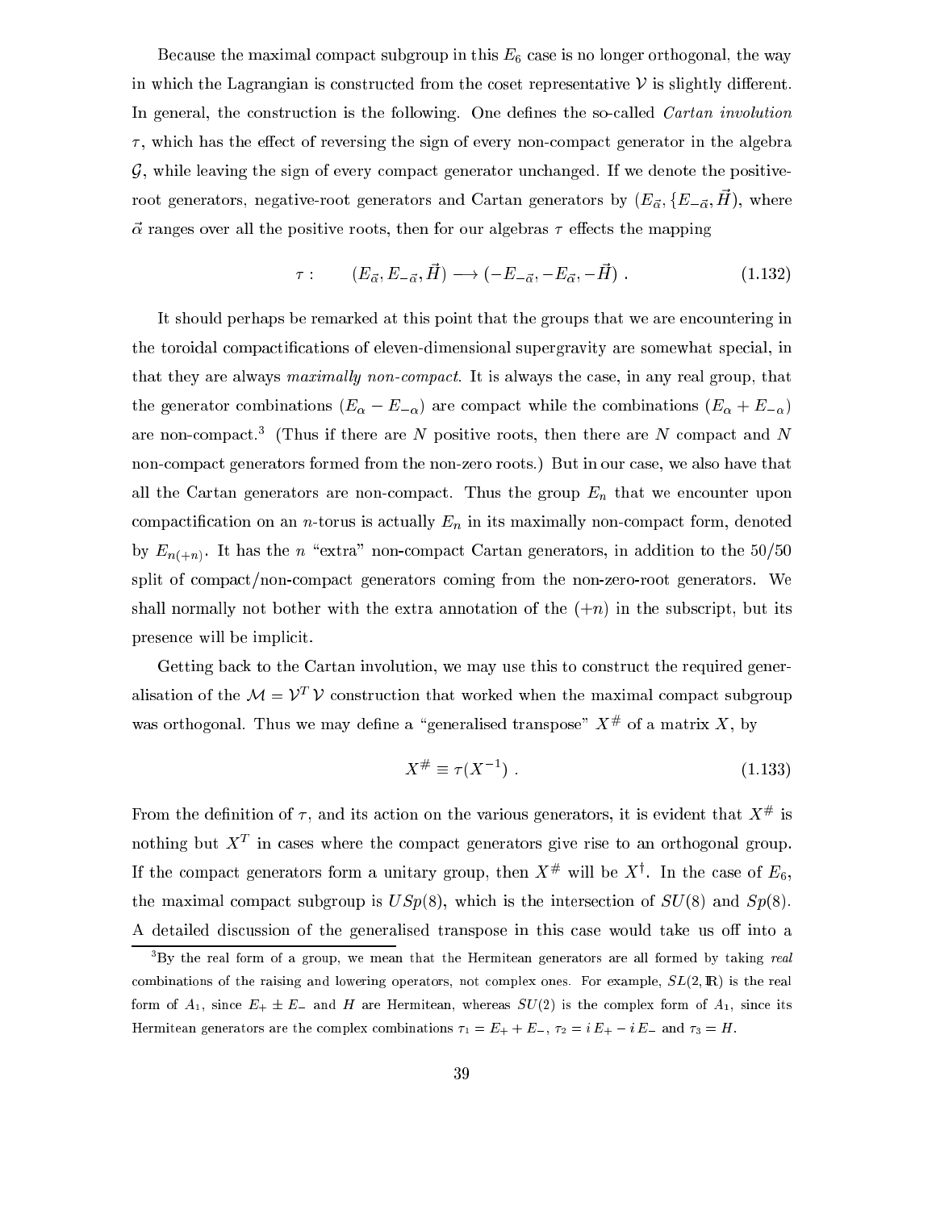Because the maximal compact subgroup in this $E_6$ case is no longer orthogonal, the way in which the Lagrangian is constructed from the coset representative $\mathcal{V}$ is slightly different. In general, the construction is the following. One defines the so-called *Cartan involution* $\tau$, which has the effect of reversing the sign of every non-compact generator in the algebra $\mathcal{G}$, while leaving the sign of every compact generator unchanged. If we denote the positive-root generators, negative-root generators and Cartan generators by $(E_{\vec{\alpha}}, \{E_{-\vec{\alpha}}, \vec{H})$, where $\vec{\alpha}$ ranges over all the positive roots, then for our algebras $\tau$ effects the mapping

$$\tau : \qquad (E_{\vec{\alpha}}, E_{-\vec{\alpha}}, \vec{H}) \longrightarrow (-E_{-\vec{\alpha}}, -E_{\vec{\alpha}}, -\vec{H}) \; . \tag{1.132}$$

It should perhaps be remarked at this point that the groups that we are encountering in the toroidal compactifications of eleven-dimensional supergravity are somewhat special, in that they are always *maximally non-compact*. It is always the case, in any real group, that the generator combinations $(E_\alpha - E_{-\alpha})$ are compact while the combinations $(E_\alpha + E_{-\alpha})$ are non-compact.[3] (Thus if there are $N$ positive roots, then there are $N$ compact and $N$ non-compact generators formed from the non-zero roots.) But in our case, we also have that all the Cartan generators are non-compact. Thus the group $E_n$ that we encounter upon compactification on an $n$-torus is actually $E_n$ in its maximally non-compact form, denoted by $E_{n(+n)}$. It has the $n$ "extra" non-compact Cartan generators, in addition to the 50/50 split of compact/non-compact generators coming from the non-zero-root generators. We shall normally not bother with the extra annotation of the $(+n)$ in the subscript, but its presence will be implicit.

Getting back to the Cartan involution, we may use this to construct the required generalisation of the $\mathcal{M} = \mathcal{V}^T \mathcal{V}$ construction that worked when the maximal compact subgroup was orthogonal. Thus we may define a "generalised transpose" $X^\#$ of a matrix $X$, by

$$X^\# \equiv \tau(X^{-1}) \; . \tag{1.133}$$

From the definition of $\tau$, and its action on the various generators, it is evident that $X^\#$ is nothing but $X^T$ in cases where the compact generators give rise to an orthogonal group. If the compact generators form a unitary group, then $X^\#$ will be $X^\dagger$. In the case of $E_6$, the maximal compact subgroup is $USp(8)$, which is the intersection of $SU(8)$ and $Sp(8)$. A detailed discussion of the generalised transpose in this case would take us off into a

[3] By the real form of a group, we mean that the Hermitean generators are all formed by taking *real* combinations of the raising and lowering operators, not complex ones. For example, $SL(2, \mathbb{R})$ is the real form of $A_1$, since $E_+ \pm E_-$ and $H$ are Hermitean, whereas $SU(2)$ is the complex form of $A_1$, since its Hermitean generators are the complex combinations $\tau_1 = E_+ + E_-$, $\tau_2 = i\, E_+ - i\, E_-$ and $\tau_3 = H$.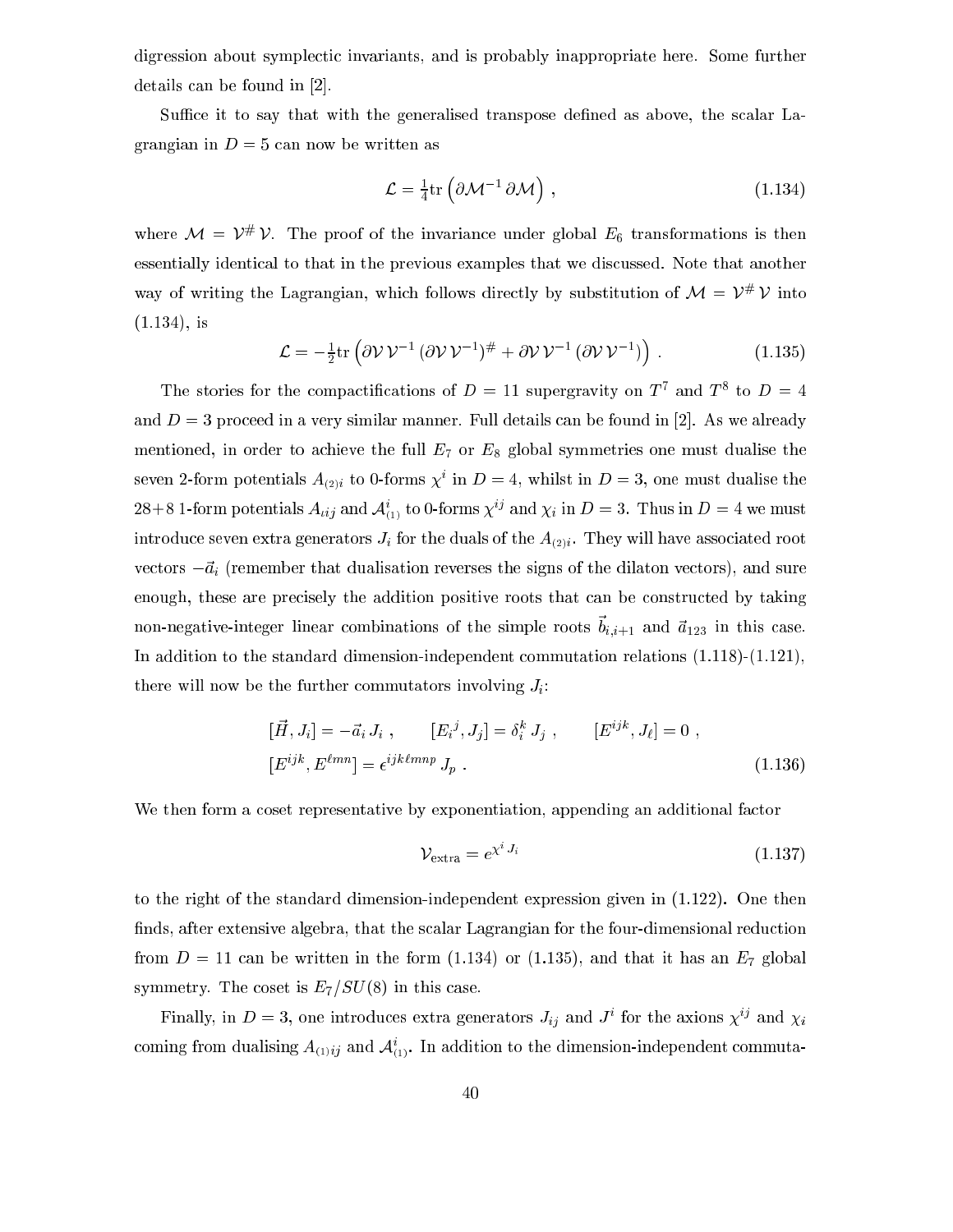digression about symplectic invariants, and is probably inappropriate here. Some further details can be found in [2].

Suffice it to say that with the generalised transpose defined as above, the scalar Lagrangian in $D=5$ can now be written as

$$\mathcal{L} = \tfrac{1}{4}\mathrm{tr}\left(\partial\mathcal{M}^{-1}\,\partial\mathcal{M}\right)\,, \tag{1.134}$$

where $\mathcal{M} = \mathcal{V}^{\#}\,\mathcal{V}$. The proof of the invariance under global $E_6$ transformations is then essentially identical to that in the previous examples that we discussed. Note that another way of writing the Lagrangian, which follows directly by substitution of $\mathcal{M} = \mathcal{V}^{\#}\,\mathcal{V}$ into (1.134), is

$$\mathcal{L} = -\tfrac{1}{2}\mathrm{tr}\left(\partial\mathcal{V}\,\mathcal{V}^{-1}\,(\partial\mathcal{V}\,\mathcal{V}^{-1})^{\#} + \partial\mathcal{V}\,\mathcal{V}^{-1}\,(\partial\mathcal{V}\,\mathcal{V}^{-1})\right)\,. \tag{1.135}$$

The stories for the compactifications of $D=11$ supergravity on $T^7$ and $T^8$ to $D=4$ and $D=3$ proceed in a very similar manner. Full details can be found in [2]. As we already mentioned, in order to achieve the full $E_7$ or $E_8$ global symmetries one must dualise the seven 2-form potentials $A_{(2)i}$ to 0-forms $\chi^i$ in $D=4$, whilst in $D=3$, one must dualise the 28+8 1-form potentials $A_{\iota ij}$ and $\mathcal{A}^i_{(1)}$ to 0-forms $\chi^{ij}$ and $\chi_i$ in $D=3$. Thus in $D=4$ we must introduce seven extra generators $J_i$ for the duals of the $A_{(2)i}$. They will have associated root vectors $-\vec{a}_i$ (remember that dualisation reverses the signs of the dilaton vectors), and sure enough, these are precisely the addition positive roots that can be constructed by taking non-negative-integer linear combinations of the simple roots $\vec{b}_{i,i+1}$ and $\vec{a}_{123}$ in this case. In addition to the standard dimension-independent commutation relations (1.118)-(1.121), there will now be the further commutators involving $J_i$:

$$\begin{aligned}
&[\vec{H}, J_i] = -\vec{a}_i\,J_i\,, \qquad [E_i{}^j, J_j] = \delta_i^k\,J_j\,, \qquad [E^{ijk}, J_\ell] = 0\,,\\
&[E^{ijk}, E^{\ell mn}] = \epsilon^{ijk\ell mnp}\,J_p\,.
\end{aligned} \tag{1.136}$$

We then form a coset representative by exponentiation, appending an additional factor

$$\mathcal{V}_{\rm extra} = e^{\chi^i\,J_i} \tag{1.137}$$

to the right of the standard dimension-independent expression given in (1.122). One then finds, after extensive algebra, that the scalar Lagrangian for the four-dimensional reduction from $D=11$ can be written in the form (1.134) or (1.135), and that it has an $E_7$ global symmetry. The coset is $E_7/SU(8)$ in this case.

Finally, in $D=3$, one introduces extra generators $J_{ij}$ and $J^i$ for the axions $\chi^{ij}$ and $\chi_i$ coming from dualising $A_{(1)ij}$ and $\mathcal{A}^i_{(1)}$. In addition to the dimension-independent commuta-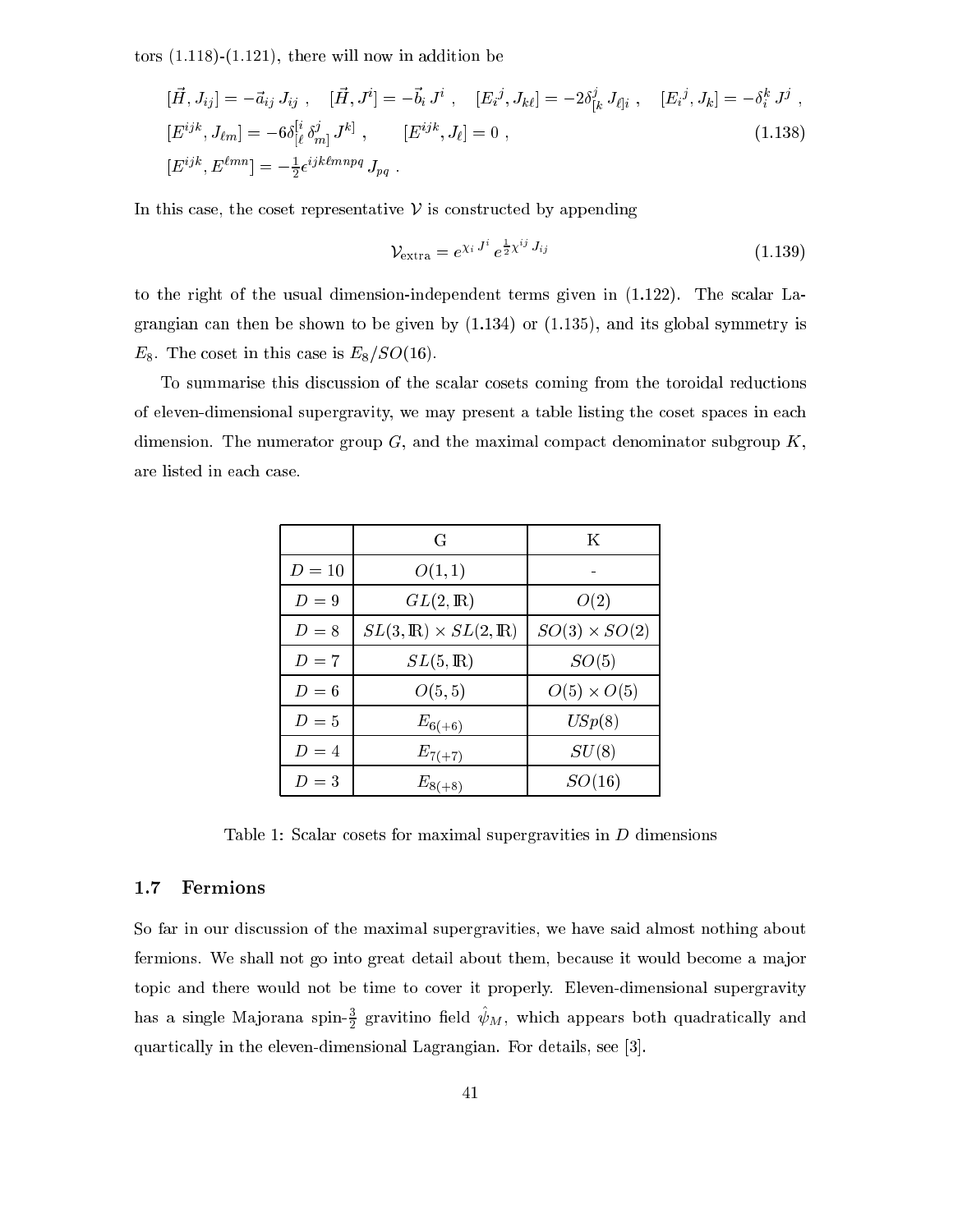tors (1.118)-(1.121), there will now in addition be

$$
\begin{aligned}
&[\vec{H}, J_{ij}] = -\vec{a}_{ij}\, J_{ij}\ , \quad [\vec{H}, J^i] = -\vec{b}_i\, J^i\ , \quad [E_i{}^j, J_{k\ell}] = -2\delta^j_{[k}\, J_{\ell]i}\ , \quad [E_i{}^j, J_k] = -\delta_i^k\, J^j\ ,\\
&[E^{ijk}, J_{\ell m}] = -6\delta^{[i}_{[\ell}\, \delta^{j}_{m]}\, J^{k]}\ , \qquad [E^{ijk}, J_\ell] = 0\ , \qquad\qquad (1.138)\\
&[E^{ijk}, E^{\ell mn}] = -\tfrac{1}{2}\epsilon^{ijk\ell mnpq}\, J_{pq}\ .
\end{aligned}
$$

In this case, the coset representative $\mathcal{V}$ is constructed by appending

$$
\mathcal{V}_{\rm extra} = e^{\chi_i\, J^i}\, e^{\frac{1}{2}\chi^{ij}\, J_{ij}} \qquad (1.139)
$$

to the right of the usual dimension-independent terms given in (1.122). The scalar Lagrangian can then be shown to be given by (1.134) or (1.135), and its global symmetry is $E_8$. The coset in this case is $E_8/SO(16)$.

To summarise this discussion of the scalar cosets coming from the toroidal reductions of eleven-dimensional supergravity, we may present a table listing the coset spaces in each dimension. The numerator group $G$, and the maximal compact denominator subgroup $K$, are listed in each case.

| | G | K |
|---|---|---|
| $D=10$ | $O(1,1)$ | - |
| $D=9$ | $GL(2,\mathbb{R})$ | $O(2)$ |
| $D=8$ | $SL(3,\mathbb{R})\times SL(2,\mathbb{R})$ | $SO(3)\times SO(2)$ |
| $D=7$ | $SL(5,\mathbb{R})$ | $SO(5)$ |
| $D=6$ | $O(5,5)$ | $O(5)\times O(5)$ |
| $D=5$ | $E_{6(+6)}$ | $USp(8)$ |
| $D=4$ | $E_{7(+7)}$ | $SU(8)$ |
| $D=3$ | $E_{8(+8)}$ | $SO(16)$ |

Table 1: Scalar cosets for maximal supergravities in $D$ dimensions

### 1.7 Fermions

So far in our discussion of the maximal supergravities, we have said almost nothing about fermions. We shall not go into great detail about them, because it would become a major topic and there would not be time to cover it properly. Eleven-dimensional supergravity has a single Majorana spin-$\frac{3}{2}$ gravitino field $\hat{\psi}_M$, which appears both quadratically and quartically in the eleven-dimensional Lagrangian. For details, see [3].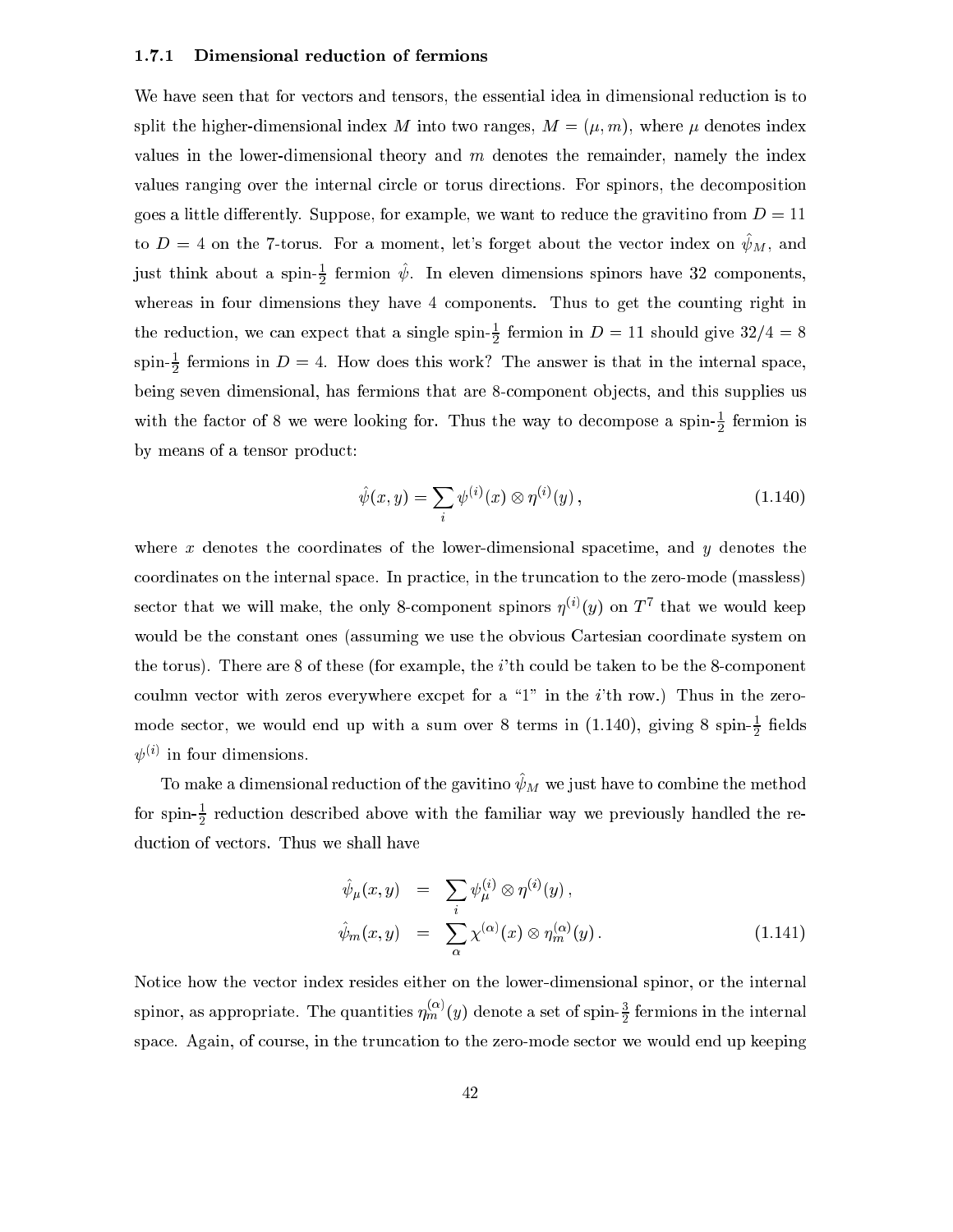### 1.7.1 Dimensional reduction of fermions

We have seen that for vectors and tensors, the essential idea in dimensional reduction is to split the higher-dimensional index $M$ into two ranges, $M = (\mu, m)$, where $\mu$ denotes index values in the lower-dimensional theory and $m$ denotes the remainder, namely the index values ranging over the internal circle or torus directions. For spinors, the decomposition goes a little differently. Suppose, for example, we want to reduce the gravitino from $D = 11$ to $D = 4$ on the 7-torus. For a moment, let's forget about the vector index on $\hat{\psi}_M$, and just think about a spin-$\frac{1}{2}$ fermion $\hat{\psi}$. In eleven dimensions spinors have 32 components, whereas in four dimensions they have 4 components. Thus to get the counting right in the reduction, we can expect that a single spin-$\frac{1}{2}$ fermion in $D = 11$ should give $32/4 = 8$ spin-$\frac{1}{2}$ fermions in $D = 4$. How does this work? The answer is that in the internal space, being seven dimensional, has fermions that are 8-component objects, and this supplies us with the factor of 8 we were looking for. Thus the way to decompose a spin-$\frac{1}{2}$ fermion is by means of a tensor product:

$$\hat{\psi}(x, y) = \sum_i \psi^{(i)}(x) \otimes \eta^{(i)}(y)\,, \tag{1.140}$$

where $x$ denotes the coordinates of the lower-dimensional spacetime, and $y$ denotes the coordinates on the internal space. In practice, in the truncation to the zero-mode (massless) sector that we will make, the only 8-component spinors $\eta^{(i)}(y)$ on $T^7$ that we would keep would be the constant ones (assuming we use the obvious Cartesian coordinate system on the torus). There are 8 of these (for example, the $i$'th could be taken to be the 8-component coulmn vector with zeros everywhere excpet for a "1" in the $i$'th row.) Thus in the zero-mode sector, we would end up with a sum over 8 terms in (1.140), giving 8 spin-$\frac{1}{2}$ fields $\psi^{(i)}$ in four dimensions.

To make a dimensional reduction of the gavitino $\hat{\psi}_M$ we just have to combine the method for spin-$\frac{1}{2}$ reduction described above with the familiar way we previously handled the reduction of vectors. Thus we shall have

$$\begin{aligned}
\hat{\psi}_\mu(x, y) &= \sum_i \psi_\mu^{(i)} \otimes \eta^{(i)}(y)\,, \\
\hat{\psi}_m(x, y) &= \sum_\alpha \chi^{(\alpha)}(x) \otimes \eta_m^{(\alpha)}(y)\,.
\end{aligned} \tag{1.141}$$

Notice how the vector index resides either on the lower-dimensional spinor, or the internal spinor, as appropriate. The quantities $\eta_m^{(\alpha)}(y)$ denote a set of spin-$\frac{3}{2}$ fermions in the internal space. Again, of course, in the truncation to the zero-mode sector we would end up keeping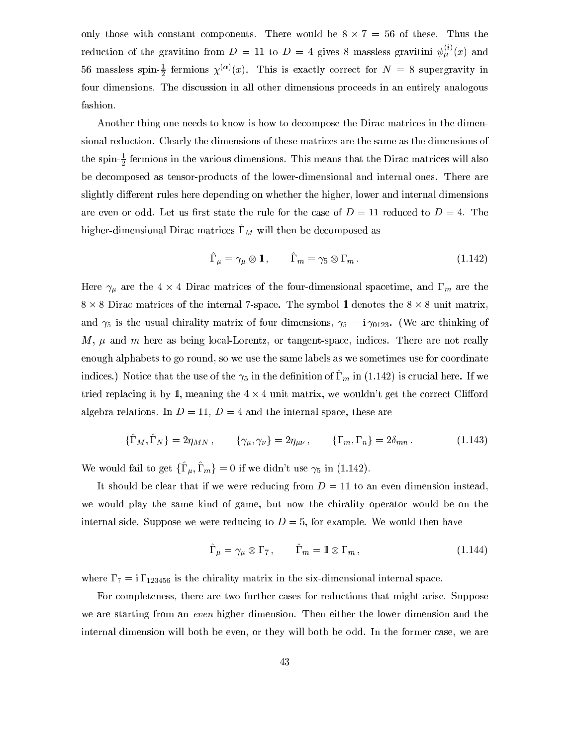only those with constant components. There would be $8 \times 7 = 56$ of these. Thus the reduction of the gravitino from $D = 11$ to $D = 4$ gives 8 massless gravitini $\psi_\mu^{(i)}(x)$ and 56 massless spin-$\frac{1}{2}$ fermions $\chi^{(\alpha)}(x)$. This is exactly correct for $N = 8$ supergravity in four dimensions. The discussion in all other dimensions proceeds in an entirely analogous fashion.

Another thing one needs to know is how to decompose the Dirac matrices in the dimensional reduction. Clearly the dimensions of these matrices are the same as the dimensions of the spin-$\frac{1}{2}$ fermions in the various dimensions. This means that the Dirac matrices will also be decomposed as tensor-products of the lower-dimensional and internal ones. There are slightly different rules here depending on whether the higher, lower and internal dimensions are even or odd. Let us first state the rule for the case of $D = 11$ reduced to $D = 4$. The higher-dimensional Dirac matrices $\hat{\Gamma}_M$ will then be decomposed as

$$\hat{\Gamma}_\mu = \gamma_\mu \otimes \mathbb{1}\,, \qquad \hat{\Gamma}_m = \gamma_5 \otimes \Gamma_m\,. \tag{1.142}$$

Here $\gamma_\mu$ are the $4 \times 4$ Dirac matrices of the four-dimensional spacetime, and $\Gamma_m$ are the $8 \times 8$ Dirac matrices of the internal 7-space. The symbol $\mathbb{1}$ denotes the $8 \times 8$ unit matrix, and $\gamma_5$ is the usual chirality matrix of four dimensions, $\gamma_5 = \mathrm{i}\,\gamma_{0123}$. (We are thinking of $M$, $\mu$ and $m$ here as being local-Lorentz, or tangent-space, indices. There are not really enough alphabets to go round, so we use the same labels as we sometimes use for coordinate indices.) Notice that the use of the $\gamma_5$ in the definition of $\hat{\Gamma}_m$ in (1.142) is crucial here. If we tried replacing it by $\mathbb{1}$, meaning the $4 \times 4$ unit matrix, we wouldn't get the correct Clifford algebra relations. In $D = 11$, $D = 4$ and the internal space, these are

$$\{\hat{\Gamma}_M, \hat{\Gamma}_N\} = 2\eta_{MN}\,, \qquad \{\gamma_\mu, \gamma_\nu\} = 2\eta_{\mu\nu}\,, \qquad \{\Gamma_m, \Gamma_n\} = 2\delta_{mn}\,. \tag{1.143}$$

We would fail to get $\{\hat{\Gamma}_\mu, \hat{\Gamma}_m\} = 0$ if we didn't use $\gamma_5$ in (1.142).

It should be clear that if we were reducing from $D = 11$ to an even dimension instead, we would play the same kind of game, but now the chirality operator would be on the internal side. Suppose we were reducing to $D = 5$, for example. We would then have

$$\hat{\Gamma}_\mu = \gamma_\mu \otimes \Gamma_7\,, \qquad \hat{\Gamma}_m = \mathbb{1} \otimes \Gamma_m\,, \tag{1.144}$$

where $\Gamma_7 = \mathrm{i}\,\Gamma_{123456}$ is the chirality matrix in the six-dimensional internal space.

For completeness, there are two further cases for reductions that might arise. Suppose we are starting from an *even* higher dimension. Then either the lower dimension and the internal dimension will both be even, or they will both be odd. In the former case, we are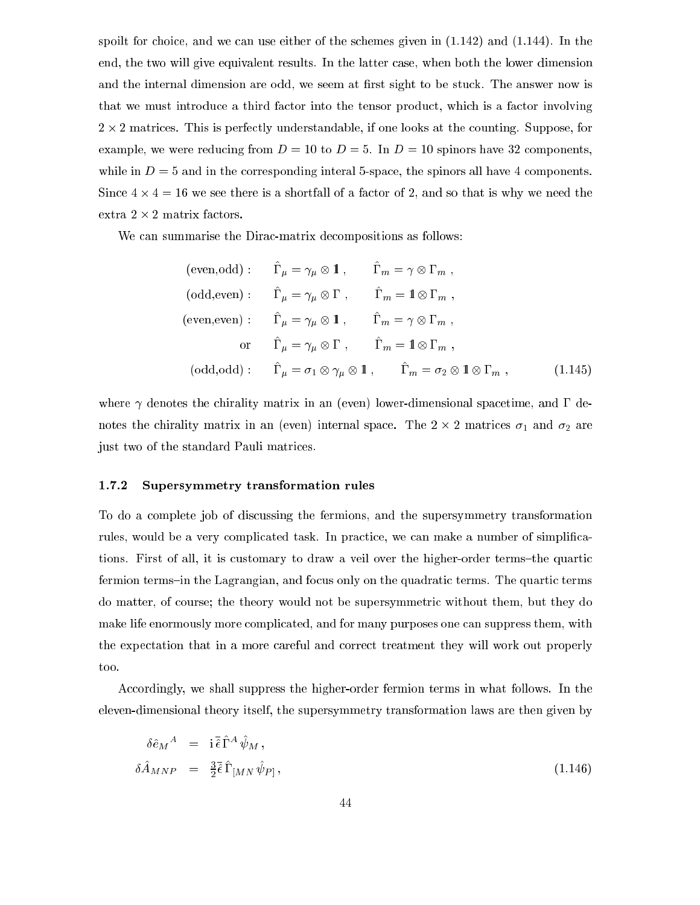spoilt for choice, and we can use either of the schemes given in (1.142) and (1.144). In the end, the two will give equivalent results. In the latter case, when both the lower dimension and the internal dimension are odd, we seem at first sight to be stuck. The answer now is that we must introduce a third factor into the tensor product, which is a factor involving $2\times 2$ matrices. This is perfectly understandable, if one looks at the counting. Suppose, for example, we were reducing from $D=10$ to $D=5$. In $D=10$ spinors have 32 components, while in $D=5$ and in the corresponding interal 5-space, the spinors all have 4 components. Since $4\times 4=16$ we see there is a shortfall of a factor of 2, and so that is why we need the extra $2\times 2$ matrix factors.

We can summarise the Dirac-matrix decompositions as follows:

$$
\begin{aligned}
\text{(even,odd)}: &\quad \hat\Gamma_\mu = \gamma_\mu \otimes 1\!\!1\,, \qquad \hat\Gamma_m = \gamma\otimes\Gamma_m\,,\\
\text{(odd,even)}: &\quad \hat\Gamma_\mu = \gamma_\mu \otimes \Gamma\,, \qquad \hat\Gamma_m = 1\!\!1\otimes\Gamma_m\,,\\
\text{(even,even)}: &\quad \hat\Gamma_\mu = \gamma_\mu \otimes 1\!\!1\,, \qquad \hat\Gamma_m = \gamma\otimes\Gamma_m\,,\\
\text{or} &\quad \hat\Gamma_\mu = \gamma_\mu \otimes \Gamma\,, \qquad \hat\Gamma_m = 1\!\!1\otimes\Gamma_m\,,\\
\text{(odd,odd)}: &\quad \hat\Gamma_\mu = \sigma_1\otimes\gamma_\mu \otimes 1\!\!1\,, \qquad \hat\Gamma_m = \sigma_2\otimes 1\!\!1\otimes\Gamma_m\,,
\end{aligned}
\tag{1.145}
$$

where $\gamma$ denotes the chirality matrix in an (even) lower-dimensional spacetime, and $\Gamma$ denotes the chirality matrix in an (even) internal space. The $2\times 2$ matrices $\sigma_1$ and $\sigma_2$ are just two of the standard Pauli matrices.

### 1.7.2 Supersymmetry transformation rules

To do a complete job of discussing the fermions, and the supersymmetry transformation rules, would be a very complicated task. In practice, we can make a number of simplifications. First of all, it is customary to draw a veil over the higher-order terms–the quartic fermion terms–in the Lagrangian, and focus only on the quadratic terms. The quartic terms do matter, of course; the theory would not be supersymmetric without them, but they do make life enormously more complicated, and for many purposes one can suppress them, with the expectation that in a more careful and correct treatment they will work out properly too.

Accordingly, we shall suppress the higher-order fermion terms in what follows. In the eleven-dimensional theory itself, the supersymmetry transformation laws are then given by

$$
\begin{aligned}
\delta\hat e_M{}^A &= {\rm i}\,\bar{\hat\epsilon}\,\hat\Gamma^A\,\hat\psi_M\,,\\
\delta\hat A_{MNP} &= \tfrac{3}{2}\bar{\hat\epsilon}\,\hat\Gamma_{[MN}\,\hat\psi_{P]}\,,
\end{aligned}
\tag{1.146}
$$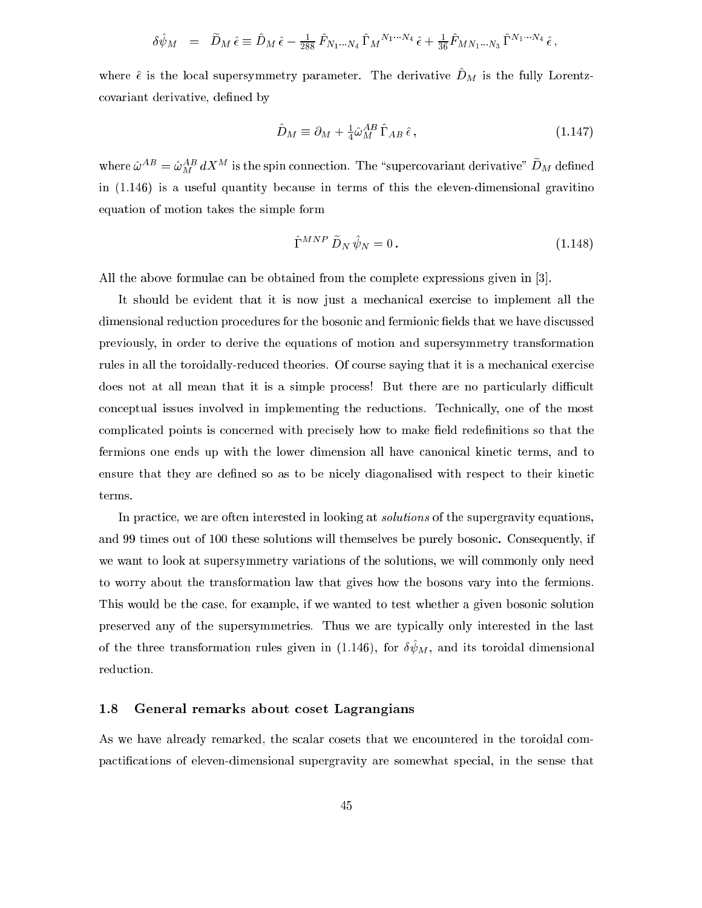$$\delta\hat{\psi}_M \;\;=\;\; \widetilde{D}_M\,\hat{\epsilon} \equiv \hat{D}_M\,\hat{\epsilon} - \tfrac{1}{288}\,\hat{F}_{N_1\cdots N_4}\,\hat{\Gamma}_M{}^{N_1\cdots N_4}\,\hat{\epsilon} + \tfrac{1}{36}\hat{F}_{MN_1\cdots N_3}\,\hat{\Gamma}^{N_1\cdots N_4}\,\hat{\epsilon}\,,$$

where $\hat{\epsilon}$ is the local supersymmetry parameter. The derivative $\hat{D}_M$ is the fully Lorentz-covariant derivative, defined by

$$\hat{D}_M \equiv \partial_M + \tfrac{1}{4}\hat{\omega}_M^{AB}\,\hat{\Gamma}_{AB}\,\hat{\epsilon}\,, \tag{1.147}$$

where $\hat{\omega}^{AB} = \hat{\omega}_M^{AB}\,dX^M$ is the spin connection. The "supercovariant derivative" $\widetilde{D}_M$ defined in (1.146) is a useful quantity because in terms of this the eleven-dimensional gravitino equation of motion takes the simple form

$$\hat{\Gamma}^{MNP}\,\widetilde{D}_N\,\hat{\psi}_N = 0\,. \tag{1.148}$$

All the above formulae can be obtained from the complete expressions given in [3].

It should be evident that it is now just a mechanical exercise to implement all the dimensional reduction procedures for the bosonic and fermionic fields that we have discussed previously, in order to derive the equations of motion and supersymmetry transformation rules in all the toroidally-reduced theories. Of course saying that it is a mechanical exercise does not at all mean that it is a simple process! But there are no particularly difficult conceptual issues involved in implementing the reductions. Technically, one of the most complicated points is concerned with precisely how to make field redefinitions so that the fermions one ends up with the lower dimension all have canonical kinetic terms, and to ensure that they are defined so as to be nicely diagonalised with respect to their kinetic terms.

In practice, we are often interested in looking at *solutions* of the supergravity equations, and 99 times out of 100 these solutions will themselves be purely bosonic. Consequently, if we want to look at supersymmetry variations of the solutions, we will commonly only need to worry about the transformation law that gives how the bosons vary into the fermions. This would be the case, for example, if we wanted to test whether a given bosonic solution preserved any of the supersymmetries. Thus we are typically only interested in the last of the three transformation rules given in (1.146), for $\delta\hat{\psi}_M$, and its toroidal dimensional reduction.

### 1.8 General remarks about coset Lagrangians

As we have already remarked, the scalar cosets that we encountered in the toroidal compactifications of eleven-dimensional supergravity are somewhat special, in the sense that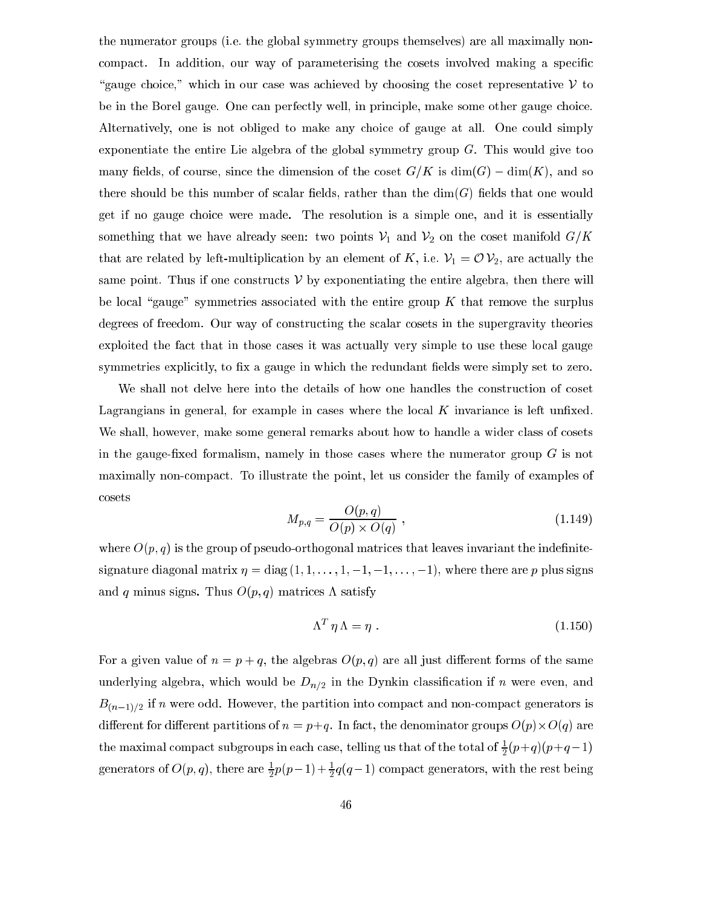the numerator groups (i.e. the global symmetry groups themselves) are all maximally non-compact. In addition, our way of parameterising the cosets involved making a specific "gauge choice," which in our case was achieved by choosing the coset representative $\mathcal{V}$ to be in the Borel gauge. One can perfectly well, in principle, make some other gauge choice. Alternatively, one is not obliged to make any choice of gauge at all. One could simply exponentiate the entire Lie algebra of the global symmetry group $G$. This would give too many fields, of course, since the dimension of the coset $G/K$ is $\dim(G) - \dim(K)$, and so there should be this number of scalar fields, rather than the $\dim(G)$ fields that one would get if no gauge choice were made. The resolution is a simple one, and it is essentially something that we have already seen: two points $\mathcal{V}_1$ and $\mathcal{V}_2$ on the coset manifold $G/K$ that are related by left-multiplication by an element of $K$, i.e. $\mathcal{V}_1 = \mathcal{O}\,\mathcal{V}_2$, are actually the same point. Thus if one constructs $\mathcal{V}$ by exponentiating the entire algebra, then there will be local "gauge" symmetries associated with the entire group $K$ that remove the surplus degrees of freedom. Our way of constructing the scalar cosets in the supergravity theories exploited the fact that in those cases it was actually very simple to use these local gauge symmetries explicitly, to fix a gauge in which the redundant fields were simply set to zero.

We shall not delve here into the details of how one handles the construction of coset Lagrangians in general, for example in cases where the local $K$ invariance is left unfixed. We shall, however, make some general remarks about how to handle a wider class of cosets in the gauge-fixed formalism, namely in those cases where the numerator group $G$ is not maximally non-compact. To illustrate the point, let us consider the family of examples of cosets

$$M_{p,q} = \frac{O(p,q)}{O(p)\times O(q)}\ , \tag{1.149}$$

where $O(p,q)$ is the group of pseudo-orthogonal matrices that leaves invariant the indefinite-signature diagonal matrix $\eta = \mathrm{diag}\,(1,1,\ldots,1,-1,-1,\ldots,-1)$, where there are $p$ plus signs and $q$ minus signs. Thus $O(p,q)$ matrices $\Lambda$ satisfy

$$\Lambda^T\,\eta\,\Lambda = \eta\ . \tag{1.150}$$

For a given value of $n = p+q$, the algebras $O(p,q)$ are all just different forms of the same underlying algebra, which would be $D_{n/2}$ in the Dynkin classification if $n$ were even, and $B_{(n-1)/2}$ if $n$ were odd. However, the partition into compact and non-compact generators is different for different partitions of $n = p+q$. In fact, the denominator groups $O(p)\times O(q)$ are the maximal compact subgroups in each case, telling us that of the total of $\frac{1}{2}(p+q)(p+q-1)$ generators of $O(p,q)$, there are $\frac{1}{2}p(p-1) + \frac{1}{2}q(q-1)$ compact generators, with the rest being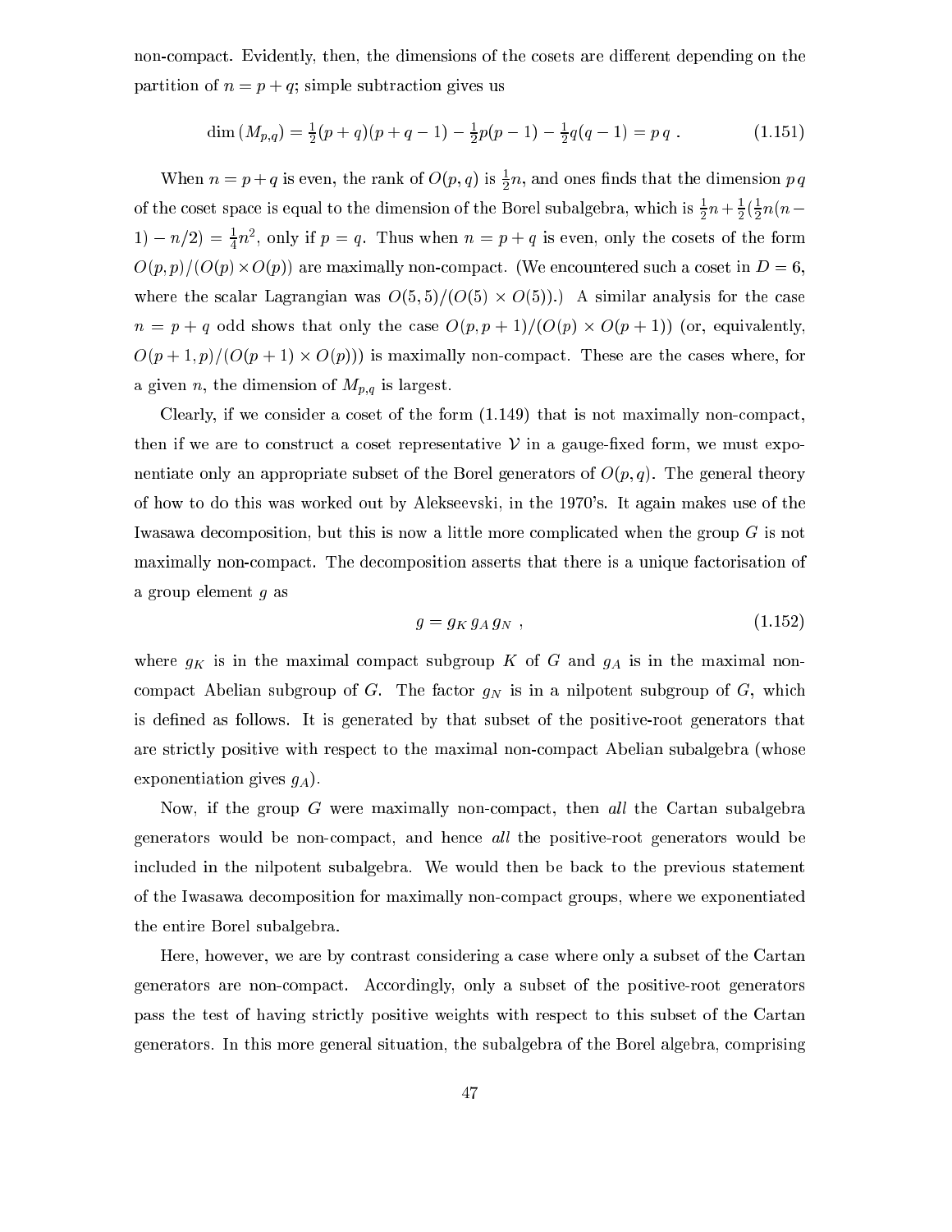non-compact. Evidently, then, the dimensions of the cosets are different depending on the partition of $n = p + q$; simple subtraction gives us

$$\dim(M_{p,q}) = \tfrac{1}{2}(p+q)(p+q-1) - \tfrac{1}{2}p(p-1) - \tfrac{1}{2}q(q-1) = p\,q\ . \qquad (1.151)$$

When $n = p + q$ is even, the rank of $O(p,q)$ is $\frac{1}{2}n$, and ones finds that the dimension $p\,q$ of the coset space is equal to the dimension of the Borel subalgebra, which is $\frac{1}{2}n + \frac{1}{2}(\frac{1}{2}n(n-1) - n/2) = \frac{1}{4}n^2$, only if $p = q$. Thus when $n = p + q$ is even, only the cosets of the form $O(p,p)/(O(p)\times O(p))$ are maximally non-compact. (We encountered such a coset in $D = 6$, where the scalar Lagrangian was $O(5,5)/(O(5)\times O(5))$.) A similar analysis for the case $n = p + q$ odd shows that only the case $O(p,p+1)/(O(p)\times O(p+1))$ (or, equivalently, $O(p+1,p)/(O(p+1)\times O(p))$) is maximally non-compact. These are the cases where, for a given $n$, the dimension of $M_{p,q}$ is largest.

Clearly, if we consider a coset of the form (1.149) that is not maximally non-compact, then if we are to construct a coset representative $\mathcal{V}$ in a gauge-fixed form, we must exponentiate only an appropriate subset of the Borel generators of $O(p,q)$. The general theory of how to do this was worked out by Alekseevski, in the 1970's. It again makes use of the Iwasawa decomposition, but this is now a little more complicated when the group $G$ is not maximally non-compact. The decomposition asserts that there is a unique factorisation of a group element $g$ as

$$g = g_K\, g_A\, g_N\ , \qquad (1.152)$$

where $g_K$ is in the maximal compact subgroup $K$ of $G$ and $g_A$ is in the maximal non-compact Abelian subgroup of $G$. The factor $g_N$ is in a nilpotent subgroup of $G$, which is defined as follows. It is generated by that subset of the positive-root generators that are strictly positive with respect to the maximal non-compact Abelian subalgebra (whose exponentiation gives $g_A$).

Now, if the group $G$ were maximally non-compact, then *all* the Cartan subalgebra generators would be non-compact, and hence *all* the positive-root generators would be included in the nilpotent subalgebra. We would then be back to the previous statement of the Iwasawa decomposition for maximally non-compact groups, where we exponentiated the entire Borel subalgebra.

Here, however, we are by contrast considering a case where only a subset of the Cartan generators are non-compact. Accordingly, only a subset of the positive-root generators pass the test of having strictly positive weights with respect to this subset of the Cartan generators. In this more general situation, the subalgebra of the Borel algebra, comprising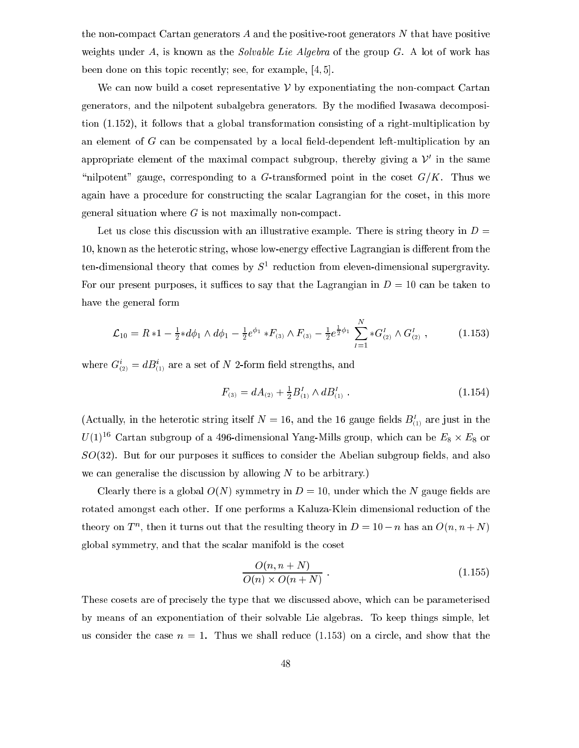the non-compact Cartan generators $A$ and the positive-root generators $N$ that have positive weights under $A$, is known as the *Solvable Lie Algebra* of the group $G$. A lot of work has been done on this topic recently; see, for example, [4, 5].

We can now build a coset representative $\mathcal{V}$ by exponentiating the non-compact Cartan generators, and the nilpotent subalgebra generators. By the modified Iwasawa decomposition (1.152), it follows that a global transformation consisting of a right-multiplication by an element of $G$ can be compensated by a local field-dependent left-multiplication by an appropriate element of the maximal compact subgroup, thereby giving a $\mathcal{V}'$ in the same "nilpotent" gauge, corresponding to a $G$-transformed point in the coset $G/K$. Thus we again have a procedure for constructing the scalar Lagrangian for the coset, in this more general situation where $G$ is not maximally non-compact.

Let us close this discussion with an illustrative example. There is string theory in $D = 10$, known as the heterotic string, whose low-energy effective Lagrangian is different from the ten-dimensional theory that comes by $S^1$ reduction from eleven-dimensional supergravity. For our present purposes, it suffices to say that the Lagrangian in $D = 10$ can be taken to have the general form

$$\mathcal{L}_{10} = R\,{*1} - \tfrac{1}{2}{*d\phi_1} \wedge d\phi_1 - \tfrac{1}{2} e^{\phi_1}\, {*F_{(3)}} \wedge F_{(3)} - \tfrac{1}{2} e^{\frac{1}{2}\phi_1} \sum_{I=1}^{N} {*G^I_{(2)}} \wedge G^I_{(2)}\ , \tag{1.153}$$

where $G^i_{(2)} = dB^i_{(1)}$ are a set of $N$ 2-form field strengths, and

$$F_{(3)} = dA_{(2)} + \tfrac{1}{2} B^I_{(1)} \wedge dB^I_{(1)}\ . \tag{1.154}$$

(Actually, in the heterotic string itself $N = 16$, and the 16 gauge fields $B^I_{(1)}$ are just in the $U(1)^{16}$ Cartan subgroup of a 496-dimensional Yang-Mills group, which can be $E_8 \times E_8$ or $SO(32)$. But for our purposes it suffices to consider the Abelian subgroup fields, and also we can generalise the discussion by allowing $N$ to be arbitrary.)

Clearly there is a global $O(N)$ symmetry in $D = 10$, under which the $N$ gauge fields are rotated amongst each other. If one performs a Kaluza-Klein dimensional reduction of the theory on $T^n$, then it turns out that the resulting theory in $D = 10 - n$ has an $O(n, n+N)$ global symmetry, and that the scalar manifold is the coset

$$\frac{O(n, n+N)}{O(n) \times O(n+N)}\ . \tag{1.155}$$

These cosets are of precisely the type that we discussed above, which can be parameterised by means of an exponentiation of their solvable Lie algebras. To keep things simple, let us consider the case $n = 1$. Thus we shall reduce (1.153) on a circle, and show that the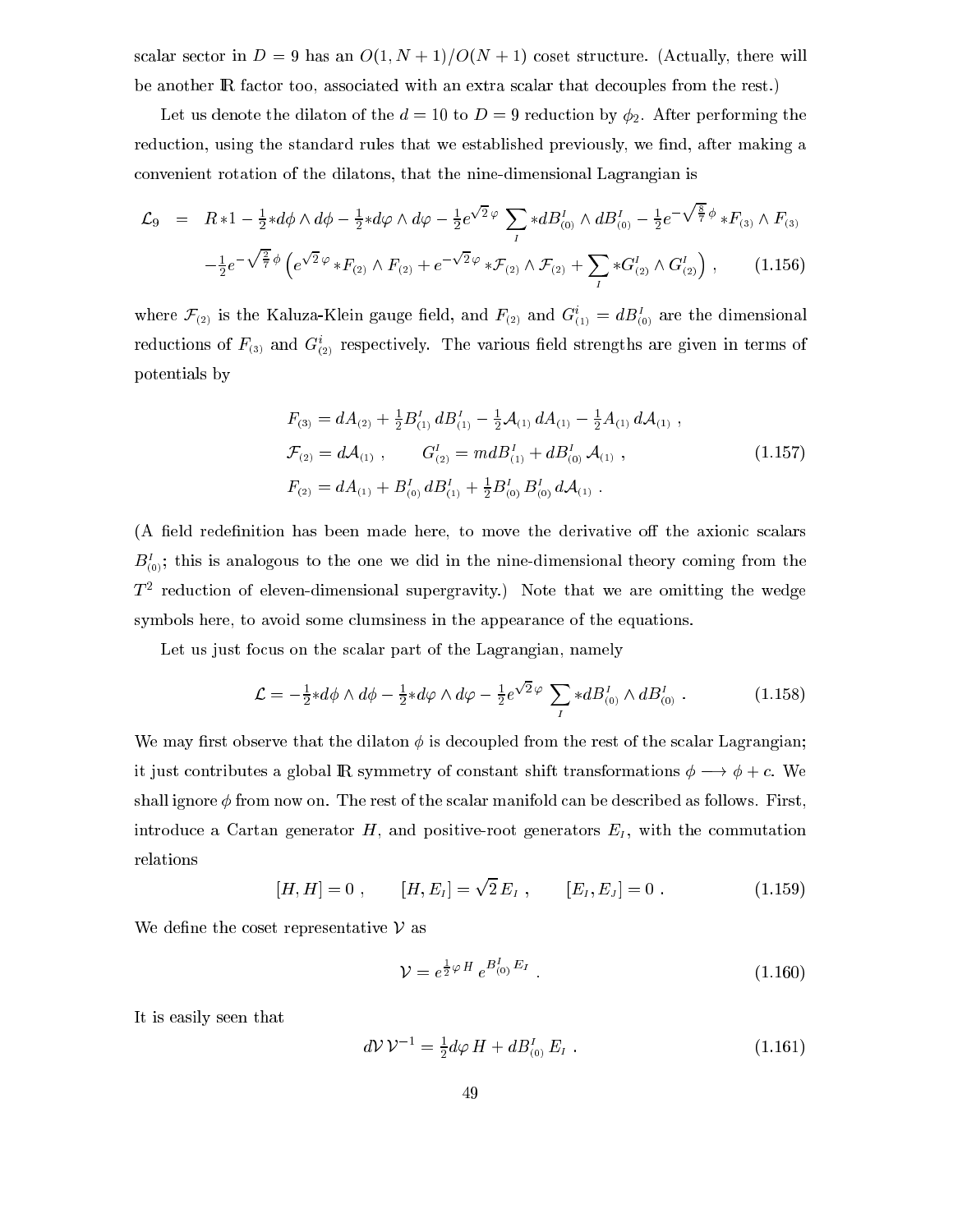scalar sector in $D = 9$ has an $O(1, N+1)/O(N+1)$ coset structure. (Actually, there will be another $\mathbb{R}$ factor too, associated with an extra scalar that decouples from the rest.)

Let us denote the dilaton of the $d = 10$ to $D = 9$ reduction by $\phi_2$. After performing the reduction, using the standard rules that we established previously, we find, after making a convenient rotation of the dilatons, that the nine-dimensional Lagrangian is

$$
\begin{aligned}
\mathcal{L}_9 \;=\;& R{*1} - \tfrac{1}{2}{*d\phi}\wedge d\phi - \tfrac{1}{2}{*d\varphi}\wedge d\varphi - \tfrac{1}{2}e^{\sqrt{2}\,\varphi}\sum_I {*dB^I_{(0)}}\wedge dB^I_{(0)} - \tfrac{1}{2}e^{-\sqrt{\frac{8}{7}}\,\phi}\,{*F_{(3)}}\wedge F_{(3)} \\
& -\tfrac{1}{2}e^{-\sqrt{\frac{2}{7}}\,\phi}\Big(e^{\sqrt{2}\,\varphi}\,{*F_{(2)}}\wedge F_{(2)} + e^{-\sqrt{2}\,\varphi}\,{*\mathcal{F}_{(2)}}\wedge \mathcal{F}_{(2)} + \sum_I {*G^I_{(2)}}\wedge G^I_{(2)}\Big)\,, \qquad (1.156)
\end{aligned}
$$

where $\mathcal{F}_{(2)}$ is the Kaluza-Klein gauge field, and $F_{(2)}$ and $G^i_{(1)} = dB^I_{(0)}$ are the dimensional reductions of $F_{(3)}$ and $G^i_{(2)}$ respectively. The various field strengths are given in terms of potentials by

$$
\begin{aligned}
&F_{(3)} = dA_{(2)} + \tfrac{1}{2}B^I_{(1)}\,dB^I_{(1)} - \tfrac{1}{2}\mathcal{A}_{(1)}\,dA_{(1)} - \tfrac{1}{2}A_{(1)}\,d\mathcal{A}_{(1)}\,,\\
&\mathcal{F}_{(2)} = d\mathcal{A}_{(1)}\,,\qquad G^I_{(2)} = m\,dB^I_{(1)} + dB^I_{(0)}\,\mathcal{A}_{(1)}\,, \qquad\qquad (1.157)\\
&F_{(2)} = dA_{(1)} + B^I_{(0)}\,dB^I_{(1)} + \tfrac{1}{2}B^I_{(0)}\,B^I_{(0)}\,d\mathcal{A}_{(1)}\,.
\end{aligned}
$$

(A field redefinition has been made here, to move the derivative off the axionic scalars $B^I_{(0)}$; this is analogous to the one we did in the nine-dimensional theory coming from the $T^2$ reduction of eleven-dimensional supergravity.) Note that we are omitting the wedge symbols here, to avoid some clumsiness in the appearance of the equations.

Let us just focus on the scalar part of the Lagrangian, namely

$$
\mathcal{L} = -\tfrac{1}{2}{*d\phi}\wedge d\phi - \tfrac{1}{2}{*d\varphi}\wedge d\varphi - \tfrac{1}{2}e^{\sqrt{2}\,\varphi}\sum_I {*dB^I_{(0)}}\wedge dB^I_{(0)}\,. \qquad (1.158)
$$

We may first observe that the dilaton $\phi$ is decoupled from the rest of the scalar Lagrangian; it just contributes a global $\mathbb{R}$ symmetry of constant shift transformations $\phi \longrightarrow \phi + c$. We shall ignore $\phi$ from now on. The rest of the scalar manifold can be described as follows. First, introduce a Cartan generator $H$, and positive-root generators $E_I$, with the commutation relations

$$
[H, H] = 0\,,\qquad [H, E_I] = \sqrt{2}\,E_I\,,\qquad [E_I, E_J] = 0\,. \qquad (1.159)
$$

We define the coset representative $\mathcal{V}$ as

$$
\mathcal{V} = e^{\frac{1}{2}\varphi H}\,e^{B^I_{(0)}\,E_I}\,. \qquad (1.160)
$$

It is easily seen that

$$
d\mathcal{V}\,\mathcal{V}^{-1} = \tfrac{1}{2}d\varphi\,H + dB^I_{(0)}\,E_I\,. \qquad (1.161)
$$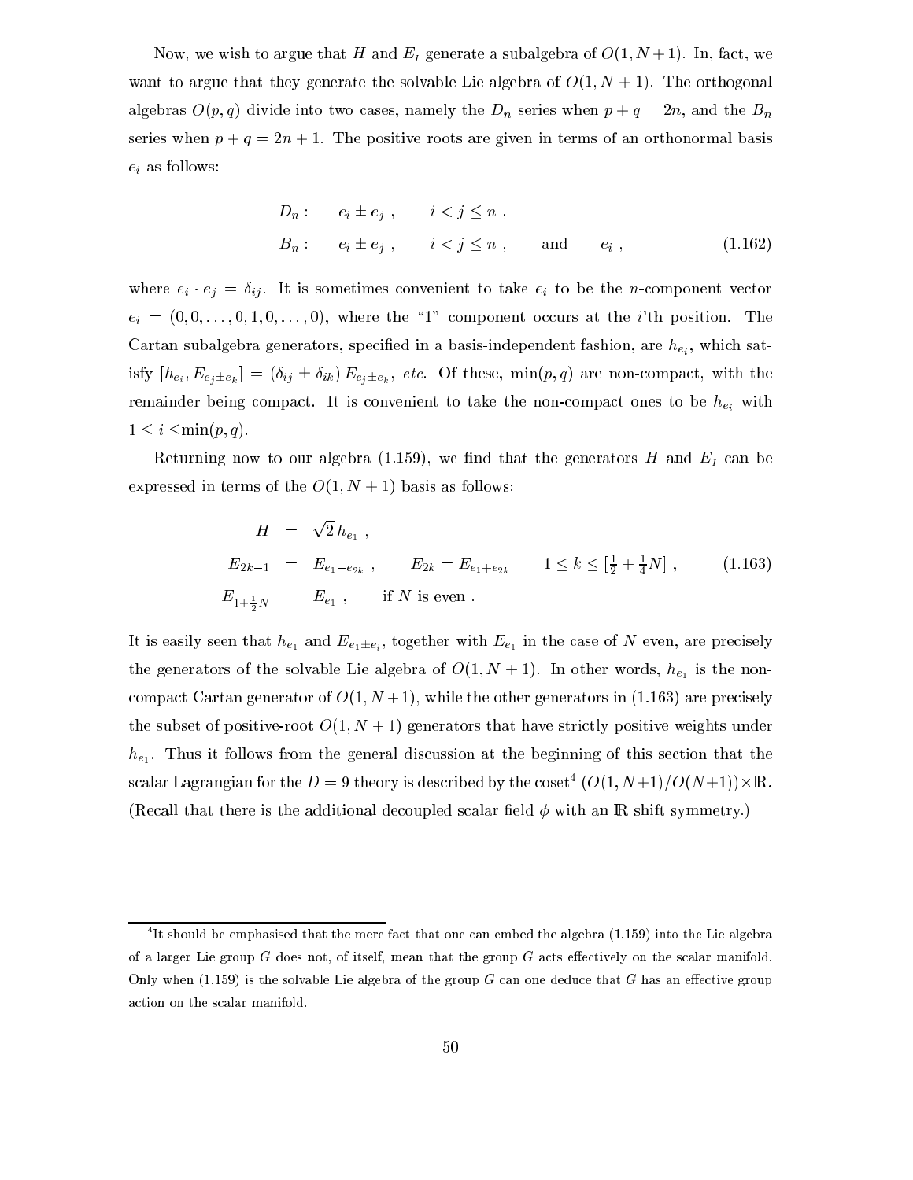Now, we wish to argue that $H$ and $E_I$ generate a subalgebra of $O(1,N+1)$. In, fact, we want to argue that they generate the solvable Lie algebra of $O(1,N+1)$. The orthogonal algebras $O(p,q)$ divide into two cases, namely the $D_n$ series when $p+q=2n$, and the $B_n$ series when $p+q=2n+1$. The positive roots are given in terms of an orthonormal basis $e_i$ as follows:

$$
\begin{aligned}
D_n: &\quad e_i \pm e_j\ , \qquad i<j\le n\ , \\
B_n: &\quad e_i \pm e_j\ , \qquad i<j\le n\ , \qquad \text{and} \qquad e_i\ ,
\end{aligned}
\tag{1.162}
$$

where $e_i\cdot e_j=\delta_{ij}$. It is sometimes convenient to take $e_i$ to be the $n$-component vector $e_i=(0,0,\ldots,0,1,0,\ldots,0)$, where the "1" component occurs at the $i$'th position. The Cartan subalgebra generators, specified in a basis-independent fashion, are $h_{e_i}$, which satisfy $[h_{e_i}, E_{e_j\pm e_k}] = (\delta_{ij}\pm\delta_{ik})\, E_{e_j\pm e_k}$, *etc.* Of these, $\min(p,q)$ are non-compact, with the remainder being compact. It is convenient to take the non-compact ones to be $h_{e_i}$ with $1\le i\le \min(p,q)$.

Returning now to our algebra (1.159), we find that the generators $H$ and $E_I$ can be expressed in terms of the $O(1,N+1)$ basis as follows:

$$
\begin{aligned}
H &= \sqrt2\, h_{e_1}\ , \\
E_{2k-1} &= E_{e_1-e_{2k}}\ , \qquad E_{2k}=E_{e_1+e_{2k}} \qquad 1\le k\le [\tfrac12+\tfrac14 N]\ , \\
E_{1+\frac12 N} &= E_{e_1}\ , \qquad \text{if } N \text{ is even}\ .
\end{aligned}
\tag{1.163}
$$

It is easily seen that $h_{e_1}$ and $E_{e_1\pm e_i}$, together with $E_{e_1}$ in the case of $N$ even, are precisely the generators of the solvable Lie algebra of $O(1,N+1)$. In other words, $h_{e_1}$ is the non-compact Cartan generator of $O(1,N+1)$, while the other generators in (1.163) are precisely the subset of positive-root $O(1,N+1)$ generators that have strictly positive weights under $h_{e_1}$. Thus it follows from the general discussion at the beginning of this section that the scalar Lagrangian for the $D=9$ theory is described by the coset[4] $(O(1,N+1)/O(N+1))\times \mathbb{R}$. (Recall that there is the additional decoupled scalar field $\phi$ with an $\mathbb{R}$ shift symmetry.)

---

[4] It should be emphasised that the mere fact that one can embed the algebra (1.159) into the Lie algebra of a larger Lie group $G$ does not, of itself, mean that the group $G$ acts effectively on the scalar manifold. Only when (1.159) is the solvable Lie algebra of the group $G$ can one deduce that $G$ has an effective group action on the scalar manifold.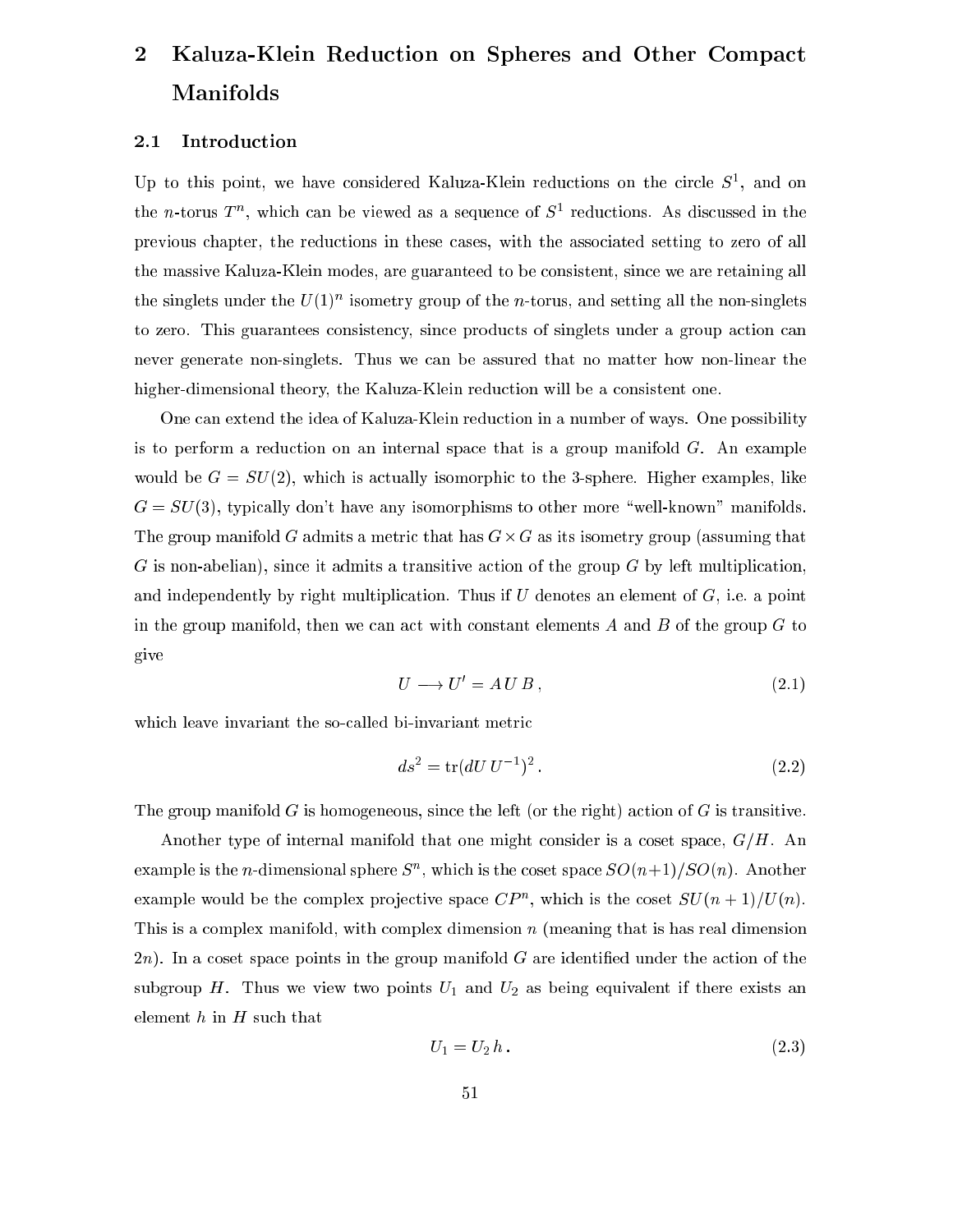# 2 Kaluza-Klein Reduction on Spheres and Other Compact Manifolds

## 2.1 Introduction

Up to this point, we have considered Kaluza-Klein reductions on the circle $S^1$, and on the $n$-torus $T^n$, which can be viewed as a sequence of $S^1$ reductions. As discussed in the previous chapter, the reductions in these cases, with the associated setting to zero of all the massive Kaluza-Klein modes, are guaranteed to be consistent, since we are retaining all the singlets under the $U(1)^n$ isometry group of the $n$-torus, and setting all the non-singlets to zero. This guarantees consistency, since products of singlets under a group action can never generate non-singlets. Thus we can be assured that no matter how non-linear the higher-dimensional theory, the Kaluza-Klein reduction will be a consistent one.

One can extend the idea of Kaluza-Klein reduction in a number of ways. One possibility is to perform a reduction on an internal space that is a group manifold $G$. An example would be $G = SU(2)$, which is actually isomorphic to the 3-sphere. Higher examples, like $G = SU(3)$, typically don't have any isomorphisms to other more "well-known" manifolds. The group manifold $G$ admits a metric that has $G \times G$ as its isometry group (assuming that $G$ is non-abelian), since it admits a transitive action of the group $G$ by left multiplication, and independently by right multiplication. Thus if $U$ denotes an element of $G$, i.e. a point in the group manifold, then we can act with constant elements $A$ and $B$ of the group $G$ to give

$$U \longrightarrow U' = A\, U\, B\,, \tag{2.1}$$

which leave invariant the so-called bi-invariant metric

$$ds^2 = \mathrm{tr}(dU\, U^{-1})^2\,. \tag{2.2}$$

The group manifold $G$ is homogeneous, since the left (or the right) action of $G$ is transitive.

Another type of internal manifold that one might consider is a coset space, $G/H$. An example is the $n$-dimensional sphere $S^n$, which is the coset space $SO(n+1)/SO(n)$. Another example would be the complex projective space $CP^n$, which is the coset $SU(n+1)/U(n)$. This is a complex manifold, with complex dimension $n$ (meaning that is has real dimension $2n$). In a coset space points in the group manifold $G$ are identified under the action of the subgroup $H$. Thus we view two points $U_1$ and $U_2$ as being equivalent if there exists an element $h$ in $H$ such that

$$U_1 = U_2\, h\,. \tag{2.3}$$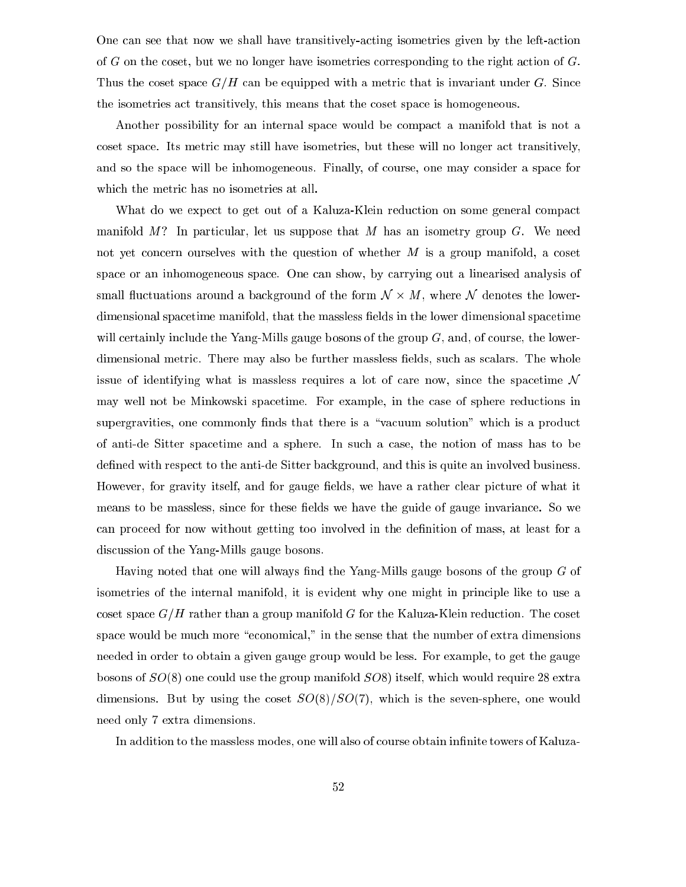One can see that now we shall have transitively-acting isometries given by the left-action of $G$ on the coset, but we no longer have isometries corresponding to the right action of $G$. Thus the coset space $G/H$ can be equipped with a metric that is invariant under $G$. Since the isometries act transitively, this means that the coset space is homogeneous.

Another possibility for an internal space would be compact a manifold that is not a coset space. Its metric may still have isometries, but these will no longer act transitively, and so the space will be inhomogeneous. Finally, of course, one may consider a space for which the metric has no isometries at all.

What do we expect to get out of a Kaluza-Klein reduction on some general compact manifold $M$? In particular, let us suppose that $M$ has an isometry group $G$. We need not yet concern ourselves with the question of whether $M$ is a group manifold, a coset space or an inhomogeneous space. One can show, by carrying out a linearised analysis of small fluctuations around a background of the form $\mathcal{N} \times M$, where $\mathcal{N}$ denotes the lower-dimensional spacetime manifold, that the massless fields in the lower dimensional spacetime will certainly include the Yang-Mills gauge bosons of the group $G$, and, of course, the lower-dimensional metric. There may also be further massless fields, such as scalars. The whole issue of identifying what is massless requires a lot of care now, since the spacetime $\mathcal{N}$ may well not be Minkowski spacetime. For example, in the case of sphere reductions in supergravities, one commonly finds that there is a "vacuum solution" which is a product of anti-de Sitter spacetime and a sphere. In such a case, the notion of mass has to be defined with respect to the anti-de Sitter background, and this is quite an involved business. However, for gravity itself, and for gauge fields, we have a rather clear picture of what it means to be massless, since for these fields we have the guide of gauge invariance. So we can proceed for now without getting too involved in the definition of mass, at least for a discussion of the Yang-Mills gauge bosons.

Having noted that one will always find the Yang-Mills gauge bosons of the group $G$ of isometries of the internal manifold, it is evident why one might in principle like to use a coset space $G/H$ rather than a group manifold $G$ for the Kaluza-Klein reduction. The coset space would be much more "economical," in the sense that the number of extra dimensions needed in order to obtain a given gauge group would be less. For example, to get the gauge bosons of $SO(8)$ one could use the group manifold $SO8)$ itself, which would require 28 extra dimensions. But by using the coset $SO(8)/SO(7)$, which is the seven-sphere, one would need only 7 extra dimensions.

In addition to the massless modes, one will also of course obtain infinite towers of Kaluza-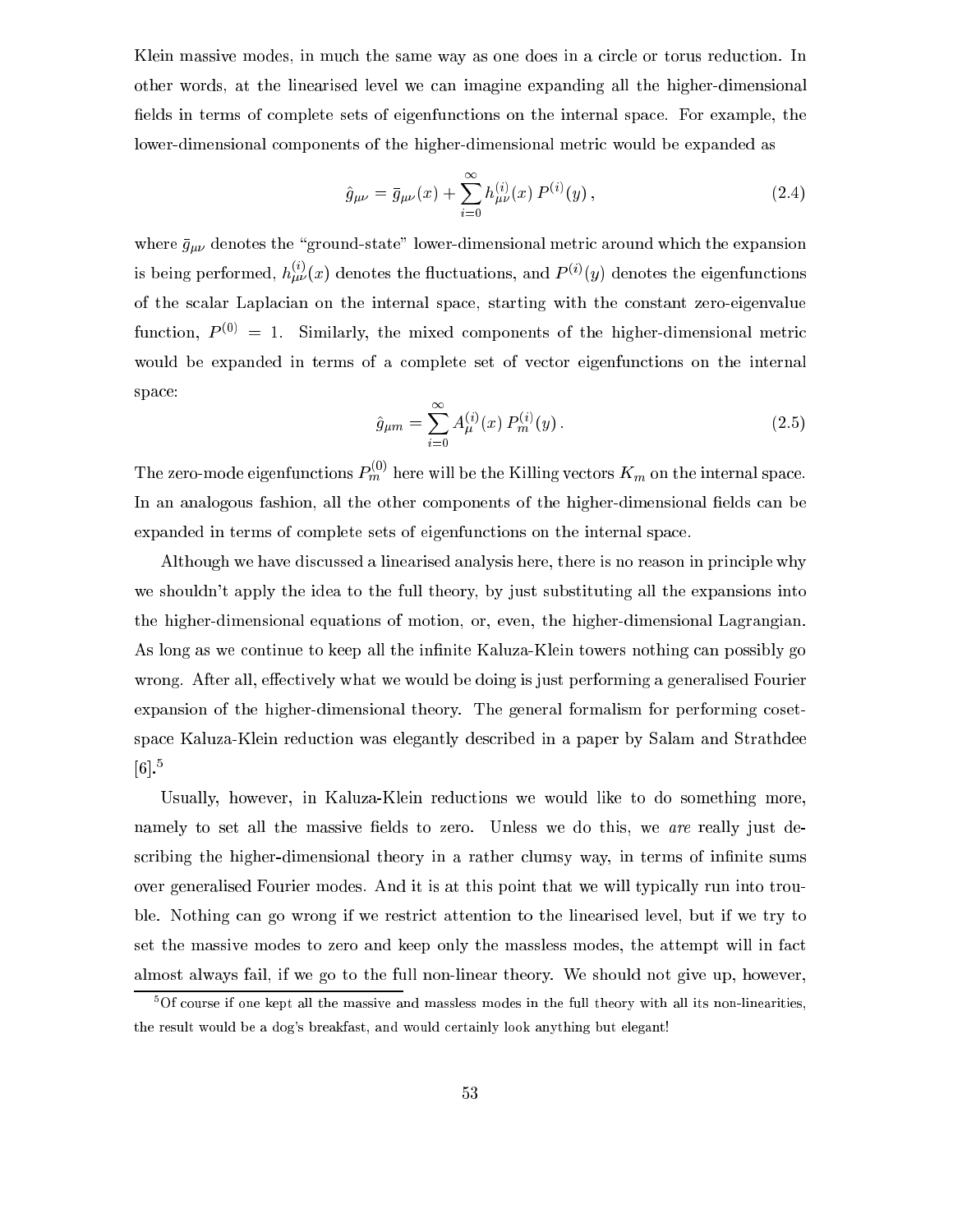Klein massive modes, in much the same way as one does in a circle or torus reduction. In other words, at the linearised level we can imagine expanding all the higher-dimensional fields in terms of complete sets of eigenfunctions on the internal space. For example, the lower-dimensional components of the higher-dimensional metric would be expanded as

$$\hat{g}_{\mu\nu} = \bar{g}_{\mu\nu}(x) + \sum_{i=0}^{\infty} h^{(i)}_{\mu\nu}(x)\, P^{(i)}(y)\,, \tag{2.4}$$

where $\bar{g}_{\mu\nu}$ denotes the "ground-state" lower-dimensional metric around which the expansion is being performed, $h^{(i)}_{\mu\nu}(x)$ denotes the fluctuations, and $P^{(i)}(y)$ denotes the eigenfunctions of the scalar Laplacian on the internal space, starting with the constant zero-eigenvalue function, $P^{(0)} = 1$. Similarly, the mixed components of the higher-dimensional metric would be expanded in terms of a complete set of vector eigenfunctions on the internal space:

$$\hat{g}_{\mu m} = \sum_{i=0}^{\infty} A^{(i)}_{\mu}(x)\, P^{(i)}_m(y)\,. \tag{2.5}$$

The zero-mode eigenfunctions $P^{(0)}_m$ here will be the Killing vectors $K_m$ on the internal space. In an analogous fashion, all the other components of the higher-dimensional fields can be expanded in terms of complete sets of eigenfunctions on the internal space.

Although we have discussed a linearised analysis here, there is no reason in principle why we shouldn't apply the idea to the full theory, by just substituting all the expansions into the higher-dimensional equations of motion, or, even, the higher-dimensional Lagrangian. As long as we continue to keep all the infinite Kaluza-Klein towers nothing can possibly go wrong. After all, effectively what we would be doing is just performing a generalised Fourier expansion of the higher-dimensional theory. The general formalism for performing coset-space Kaluza-Klein reduction was elegantly described in a paper by Salam and Strathdee [6].[5]

Usually, however, in Kaluza-Klein reductions we would like to do something more, namely to set all the massive fields to zero. Unless we do this, we *are* really just describing the higher-dimensional theory in a rather clumsy way, in terms of infinite sums over generalised Fourier modes. And it is at this point that we will typically run into trouble. Nothing can go wrong if we restrict attention to the linearised level, but if we try to set the massive modes to zero and keep only the massless modes, the attempt will in fact almost always fail, if we go to the full non-linear theory. We should not give up, however,

[5] Of course if one kept all the massive and massless modes in the full theory with all its non-linearities, the result would be a dog's breakfast, and would certainly look anything but elegant!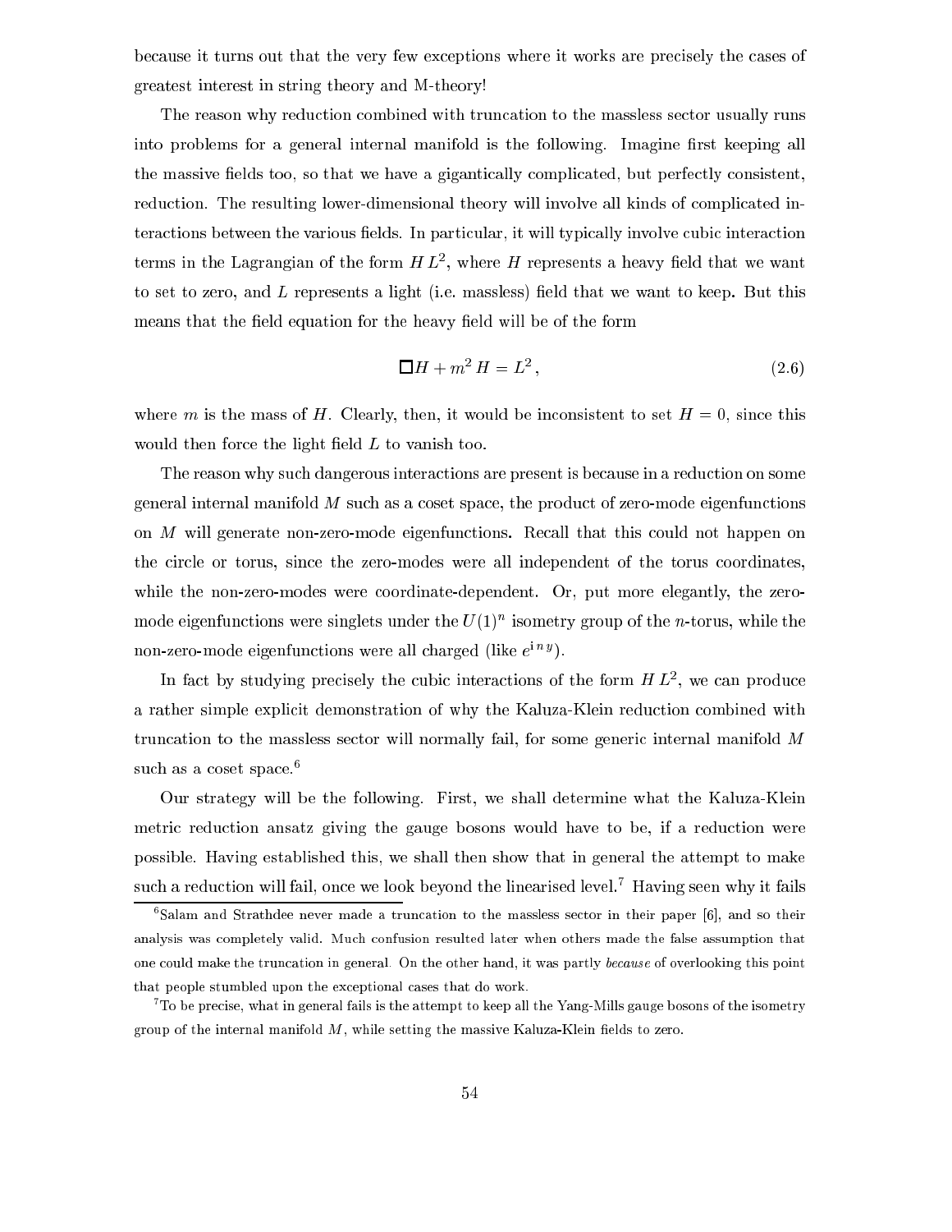because it turns out that the very few exceptions where it works are precisely the cases of greatest interest in string theory and M-theory!

The reason why reduction combined with truncation to the massless sector usually runs into problems for a general internal manifold is the following. Imagine first keeping all the massive fields too, so that we have a gigantically complicated, but perfectly consistent, reduction. The resulting lower-dimensional theory will involve all kinds of complicated interactions between the various fields. In particular, it will typically involve cubic interaction terms in the Lagrangian of the form $H\,L^2$, where $H$ represents a heavy field that we want to set to zero, and $L$ represents a light (i.e. massless) field that we want to keep. But this means that the field equation for the heavy field will be of the form

$$\Box H + m^2\,H = L^2\,, \tag{2.6}$$

where $m$ is the mass of $H$. Clearly, then, it would be inconsistent to set $H=0$, since this would then force the light field $L$ to vanish too.

The reason why such dangerous interactions are present is because in a reduction on some general internal manifold $M$ such as a coset space, the product of zero-mode eigenfunctions on $M$ will generate non-zero-mode eigenfunctions. Recall that this could not happen on the circle or torus, since the zero-modes were all independent of the torus coordinates, while the non-zero-modes were coordinate-dependent. Or, put more elegantly, the zero-mode eigenfunctions were singlets under the $U(1)^n$ isometry group of the $n$-torus, while the non-zero-mode eigenfunctions were all charged (like $e^{\mathrm{i}\,n\,y}$).

In fact by studying precisely the cubic interactions of the form $H\,L^2$, we can produce a rather simple explicit demonstration of why the Kaluza-Klein reduction combined with truncation to the massless sector will normally fail, for some generic internal manifold $M$ such as a coset space.[6]

Our strategy will be the following. First, we shall determine what the Kaluza-Klein metric reduction ansatz giving the gauge bosons would have to be, if a reduction were possible. Having established this, we shall then show that in general the attempt to make such a reduction will fail, once we look beyond the linearised level.[7] Having seen why it fails

[6] Salam and Strathdee never made a truncation to the massless sector in their paper [6], and so their analysis was completely valid. Much confusion resulted later when others made the false assumption that one could make the truncation in general. On the other hand, it was partly *because* of overlooking this point that people stumbled upon the exceptional cases that do work.

[7] To be precise, what in general fails is the attempt to keep all the Yang-Mills gauge bosons of the isometry group of the internal manifold $M$, while setting the massive Kaluza-Klein fields to zero.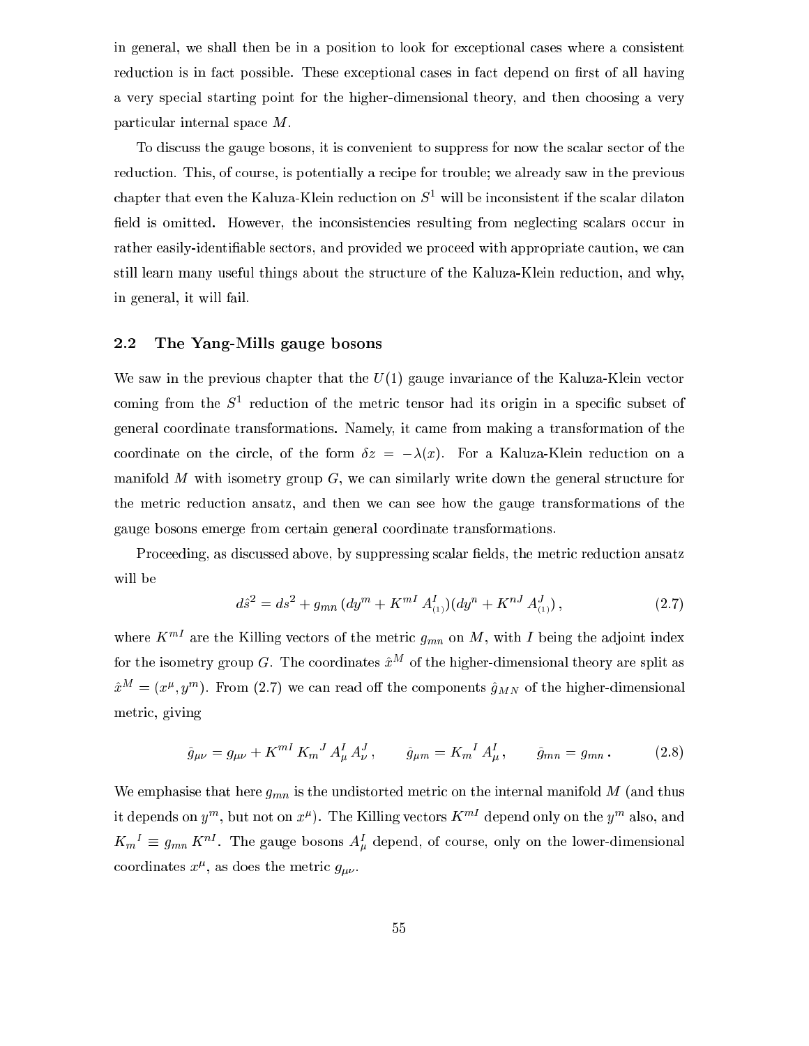in general, we shall then be in a position to look for exceptional cases where a consistent reduction is in fact possible. These exceptional cases in fact depend on first of all having a very special starting point for the higher-dimensional theory, and then choosing a very particular internal space $M$.

To discuss the gauge bosons, it is convenient to suppress for now the scalar sector of the reduction. This, of course, is potentially a recipe for trouble; we already saw in the previous chapter that even the Kaluza-Klein reduction on $S^1$ will be inconsistent if the scalar dilaton field is omitted. However, the inconsistencies resulting from neglecting scalars occur in rather easily-identifiable sectors, and provided we proceed with appropriate caution, we can still learn many useful things about the structure of the Kaluza-Klein reduction, and why, in general, it will fail.

## 2.2 The Yang-Mills gauge bosons

We saw in the previous chapter that the $U(1)$ gauge invariance of the Kaluza-Klein vector coming from the $S^1$ reduction of the metric tensor had its origin in a specific subset of general coordinate transformations. Namely, it came from making a transformation of the coordinate on the circle, of the form $\delta z = -\lambda(x)$. For a Kaluza-Klein reduction on a manifold $M$ with isometry group $G$, we can similarly write down the general structure for the metric reduction ansatz, and then we can see how the gauge transformations of the gauge bosons emerge from certain general coordinate transformations.

Proceeding, as discussed above, by suppressing scalar fields, the metric reduction ansatz will be

$$d\hat{s}^2 = ds^2 + g_{mn}\,(dy^m + K^{mI}\,A^I_{\scriptscriptstyle(1)})(dy^n + K^{nJ}\,A^J_{\scriptscriptstyle(1)})\,, \tag{2.7}$$

where $K^{mI}$ are the Killing vectors of the metric $g_{mn}$ on $M$, with $I$ being the adjoint index for the isometry group $G$. The coordinates $\hat{x}^M$ of the higher-dimensional theory are split as $\hat{x}^M = (x^\mu, y^m)$. From (2.7) we can read off the components $\hat{g}_{MN}$ of the higher-dimensional metric, giving

$$\hat{g}_{\mu\nu} = g_{\mu\nu} + K^{mI}\,K_m{}^J\,A^I_\mu\,A^J_\nu\,, \qquad \hat{g}_{\mu m} = K_m{}^I\,A^I_\mu\,, \qquad \hat{g}_{mn} = g_{mn}\,. \tag{2.8}$$

We emphasise that here $g_{mn}$ is the undistorted metric on the internal manifold $M$ (and thus it depends on $y^m$, but not on $x^\mu$). The Killing vectors $K^{mI}$ depend only on the $y^m$ also, and $K_m{}^I \equiv g_{mn}\,K^{nI}$. The gauge bosons $A^I_\mu$ depend, of course, only on the lower-dimensional coordinates $x^\mu$, as does the metric $g_{\mu\nu}$.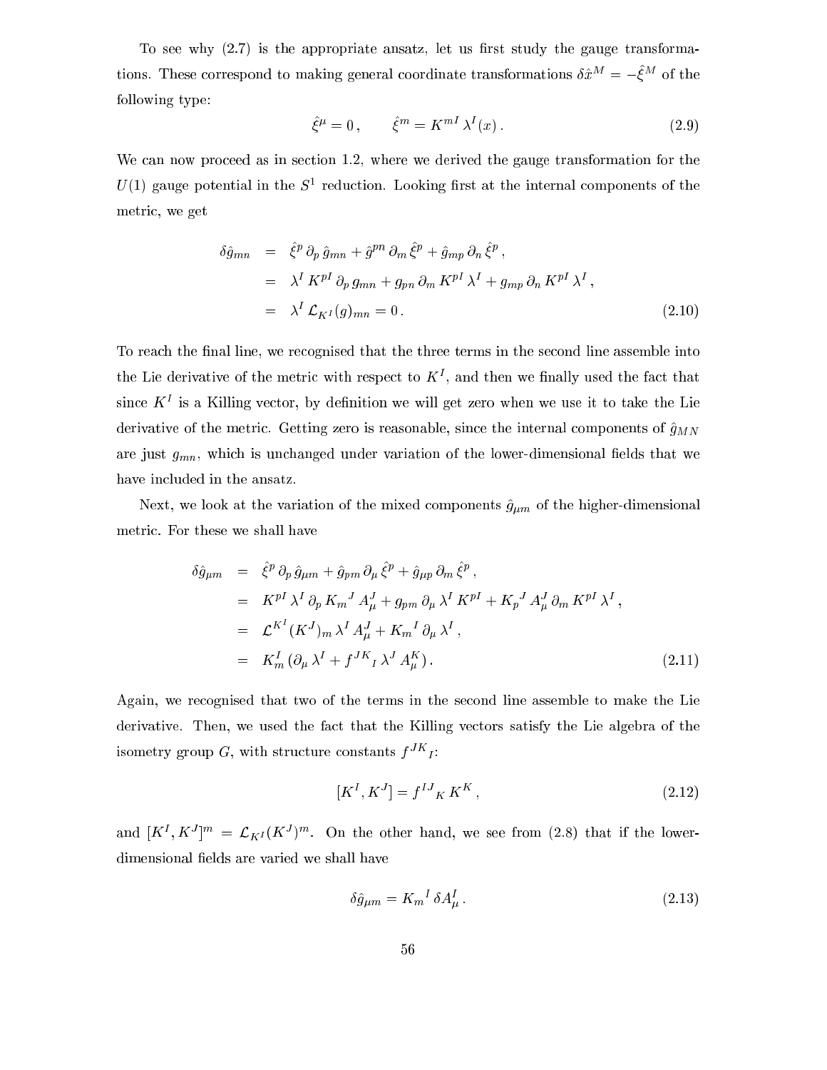To see why (2.7) is the appropriate ansatz, let us first study the gauge transformations. These correspond to making general coordinate transformations $\delta\hat{x}^M = -\hat{\xi}^M$ of the following type:

$$\hat{\xi}^\mu = 0\,, \qquad \hat{\xi}^m = K^{mI}\,\lambda^I(x)\,. \tag{2.9}$$

We can now proceed as in section 1.2, where we derived the gauge transformation for the $U(1)$ gauge potential in the $S^1$ reduction. Looking first at the internal components of the metric, we get

$$\begin{aligned}
\delta\hat{g}_{mn} &= \hat{\xi}^p\,\partial_p\,\hat{g}_{mn} + \hat{g}^{pn}\,\partial_m\,\hat{\xi}^p + \hat{g}_{mp}\,\partial_n\,\hat{\xi}^p\,, \\
&= \lambda^I\,K^{pI}\,\partial_p\,g_{mn} + g_{pn}\,\partial_m\,K^{pI}\,\lambda^I + g_{mp}\,\partial_n\,K^{pI}\,\lambda^I\,, \\
&= \lambda^I\,\mathcal{L}_{K^I}(g)_{mn} = 0\,.
\end{aligned} \tag{2.10}$$

To reach the final line, we recognised that the three terms in the second line assemble into the Lie derivative of the metric with respect to $K^I$, and then we finally used the fact that since $K^I$ is a Killing vector, by definition we will get zero when we use it to take the Lie derivative of the metric. Getting zero is reasonable, since the internal components of $\hat{g}_{MN}$ are just $g_{mn}$, which is unchanged under variation of the lower-dimensional fields that we have included in the ansatz.

Next, we look at the variation of the mixed components $\hat{g}_{\mu m}$ of the higher-dimensional metric. For these we shall have

$$\begin{aligned}
\delta\hat{g}_{\mu m} &= \hat{\xi}^p\,\partial_p\,\hat{g}_{\mu m} + \hat{g}_{pm}\,\partial_\mu\,\hat{\xi}^p + \hat{g}_{\mu p}\,\partial_m\,\hat{\xi}^p\,, \\
&= K^{pI}\,\lambda^I\,\partial_p\,K_m{}^J\,A_\mu^J + g_{pm}\,\partial_\mu\,\lambda^I\,K^{pI} + K_p{}^J\,A_\mu^J\,\partial_m\,K^{pI}\,\lambda^I\,, \\
&= \mathcal{L}^{K^I}(K^J)_m\,\lambda^I\,A_\mu^J + K_m{}^I\,\partial_\mu\,\lambda^I\,, \\
&= K_m^I\,(\partial_\mu\,\lambda^I + f^{JK}{}_I\,\lambda^J\,A_\mu^K)\,.
\end{aligned} \tag{2.11}$$

Again, we recognised that two of the terms in the second line assemble to make the Lie derivative. Then, we used the fact that the Killing vectors satisfy the Lie algebra of the isometry group $G$, with structure constants $f^{JK}{}_I$:

$$[K^I, K^J] = f^{IJ}{}_K\,K^K\,, \tag{2.12}$$

and $[K^I, K^J]^m = \mathcal{L}_{K^I}(K^J)^m$. On the other hand, we see from (2.8) that if the lower-dimensional fields are varied we shall have

$$\delta\hat{g}_{\mu m} = K_m{}^I\,\delta A_\mu^I\,. \tag{2.13}$$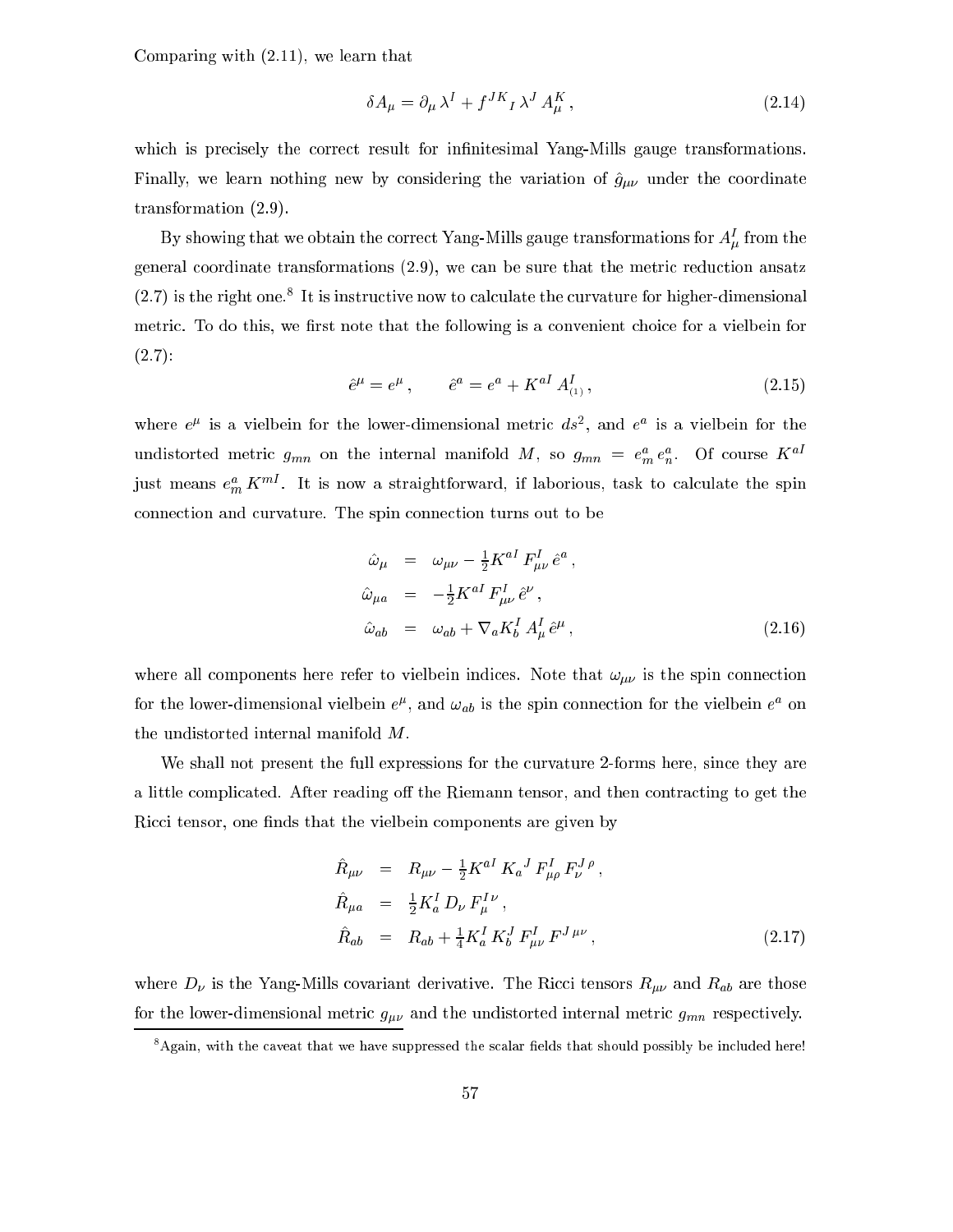Comparing with (2.11), we learn that

$$\delta A_\mu = \partial_\mu \lambda^I + f^{JK}{}_I \, \lambda^J \, A_\mu^K \,, \tag{2.14}$$

which is precisely the correct result for infinitesimal Yang-Mills gauge transformations. Finally, we learn nothing new by considering the variation of $\hat{g}_{\mu\nu}$ under the coordinate transformation (2.9).

By showing that we obtain the correct Yang-Mills gauge transformations for $A_\mu^I$ from the general coordinate transformations (2.9), we can be sure that the metric reduction ansatz (2.7) is the right one.[8] It is instructive now to calculate the curvature for higher-dimensional metric. To do this, we first note that the following is a convenient choice for a vielbein for (2.7):

$$\hat{e}^\mu = e^\mu \,, \qquad \hat{e}^a = e^a + K^{aI} \, A^I_{(1)} \,, \tag{2.15}$$

where $e^\mu$ is a vielbein for the lower-dimensional metric $ds^2$, and $e^a$ is a vielbein for the undistorted metric $g_{mn}$ on the internal manifold $M$, so $g_{mn} = e^a_m \, e^a_n$. Of course $K^{aI}$ just means $e^a_m \, K^{mI}$. It is now a straightforward, if laborious, task to calculate the spin connection and curvature. The spin connection turns out to be

$$\begin{aligned}
\hat{\omega}_\mu &= \omega_{\mu\nu} - \tfrac{1}{2} K^{aI} \, F^I_{\mu\nu} \, \hat{e}^a \,, \\
\hat{\omega}_{\mu a} &= -\tfrac{1}{2} K^{aI} \, F^I_{\mu\nu} \, \hat{e}^\nu \,, \\
\hat{\omega}_{ab} &= \omega_{ab} + \nabla_a K^I_b \, A^I_\mu \, \hat{e}^\mu \,,
\end{aligned} \tag{2.16}$$

where all components here refer to vielbein indices. Note that $\omega_{\mu\nu}$ is the spin connection for the lower-dimensional vielbein $e^\mu$, and $\omega_{ab}$ is the spin connection for the vielbein $e^a$ on the undistorted internal manifold $M$.

We shall not present the full expressions for the curvature 2-forms here, since they are a little complicated. After reading off the Riemann tensor, and then contracting to get the Ricci tensor, one finds that the vielbein components are given by

$$\begin{aligned}
\hat{R}_{\mu\nu} &= R_{\mu\nu} - \tfrac{1}{2} K^{aI} \, K_a{}^J \, F^I_{\mu\rho} \, F^{J\,\rho}_\nu \,, \\
\hat{R}_{\mu a} &= \tfrac{1}{2} K^I_a \, D_\nu \, F^{I\,\nu}_\mu \,, \\
\hat{R}_{ab} &= R_{ab} + \tfrac{1}{4} K^I_a \, K^J_b \, F^I_{\mu\nu} \, F^{J\,\mu\nu} \,,
\end{aligned} \tag{2.17}$$

where $D_\nu$ is the Yang-Mills covariant derivative. The Ricci tensors $R_{\mu\nu}$ and $R_{ab}$ are those for the lower-dimensional metric $g_{\mu\nu}$ and the undistorted internal metric $g_{mn}$ respectively.

[8] Again, with the caveat that we have suppressed the scalar fields that should possibly be included here!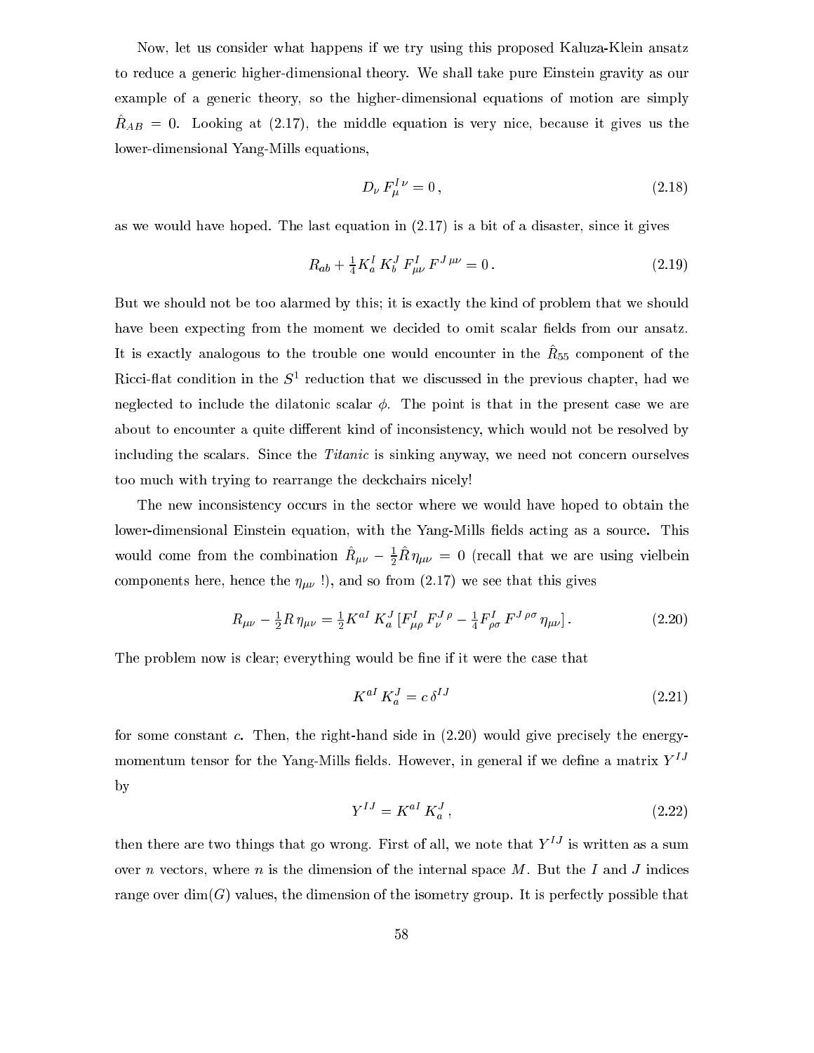Now, let us consider what happens if we try using this proposed Kaluza-Klein ansatz to reduce a generic higher-dimensional theory. We shall take pure Einstein gravity as our example of a generic theory, so the higher-dimensional equations of motion are simply $\hat{R}_{AB} = 0$. Looking at (2.17), the middle equation is very nice, because it gives us the lower-dimensional Yang-Mills equations,

$$D_\nu\, F^{I\,\nu}_{\mu} = 0\,, \tag{2.18}$$

as we would have hoped. The last equation in (2.17) is a bit of a disaster, since it gives

$$R_{ab} + \tfrac{1}{4} K^I_a\, K^J_b\, F^I_{\mu\nu}\, F^{J\,\mu\nu} = 0\,. \tag{2.19}$$

But we should not be too alarmed by this; it is exactly the kind of problem that we should have been expecting from the moment we decided to omit scalar fields from our ansatz. It is exactly analogous to the trouble one would encounter in the $\hat{R}_{55}$ component of the Ricci-flat condition in the $S^1$ reduction that we discussed in the previous chapter, had we neglected to include the dilatonic scalar $\phi$. The point is that in the present case we are about to encounter a quite different kind of inconsistency, which would not be resolved by including the scalars. Since the *Titanic* is sinking anyway, we need not concern ourselves too much with trying to rearrange the deckchairs nicely!

The new inconsistency occurs in the sector where we would have hoped to obtain the lower-dimensional Einstein equation, with the Yang-Mills fields acting as a source. This would come from the combination $\hat{R}_{\mu\nu} - \frac{1}{2}\hat{R}\,\eta_{\mu\nu} = 0$ (recall that we are using vielbein components here, hence the $\eta_{\mu\nu}$ !), and so from (2.17) we see that this gives

$$R_{\mu\nu} - \tfrac{1}{2} R\,\eta_{\mu\nu} = \tfrac{1}{2} K^{aI}\, K^J_a\, [F^I_{\mu\rho}\, F^{J\,\rho}_{\nu} - \tfrac{1}{4} F^I_{\rho\sigma}\, F^{J\,\rho\sigma}\,\eta_{\mu\nu}]\,. \tag{2.20}$$

The problem now is clear; everything would be fine if it were the case that

$$K^{aI}\, K^J_a = c\,\delta^{IJ} \tag{2.21}$$

for some constant $c$. Then, the right-hand side in (2.20) would give precisely the energy-momentum tensor for the Yang-Mills fields. However, in general if we define a matrix $Y^{IJ}$ by

$$Y^{IJ} = K^{aI}\, K^J_a\,, \tag{2.22}$$

then there are two things that go wrong. First of all, we note that $Y^{IJ}$ is written as a sum over $n$ vectors, where $n$ is the dimension of the internal space $M$. But the $I$ and $J$ indices range over $\dim(G)$ values, the dimension of the isometry group. It is perfectly possible that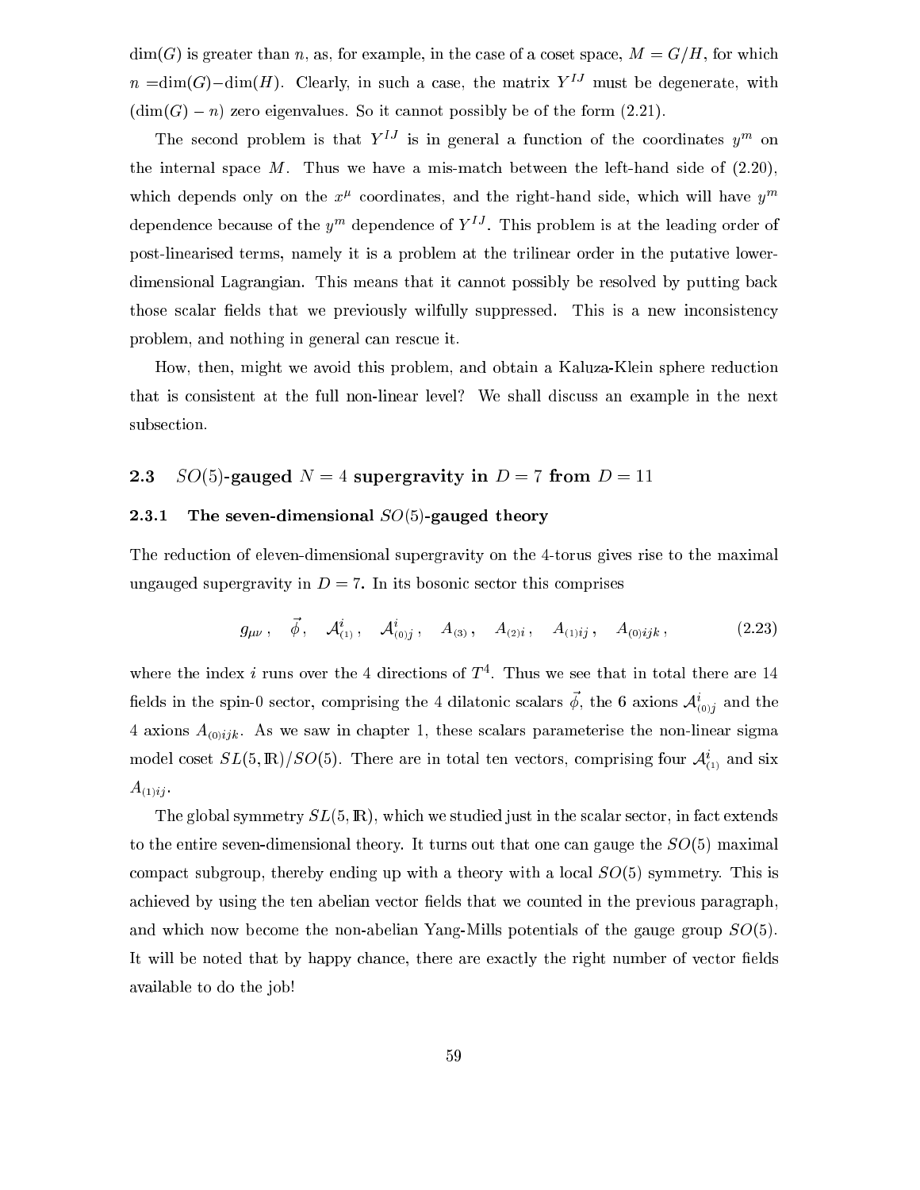dim$(G)$ is greater than $n$, as, for example, in the case of a coset space, $M = G/H$, for which $n = \text{dim}(G) - \text{dim}(H)$. Clearly, in such a case, the matrix $Y^{IJ}$ must be degenerate, with $(\text{dim}(G) - n)$ zero eigenvalues. So it cannot possibly be of the form (2.21).

The second problem is that $Y^{IJ}$ is in general a function of the coordinates $y^m$ on the internal space $M$. Thus we have a mis-match between the left-hand side of (2.20), which depends only on the $x^\mu$ coordinates, and the right-hand side, which will have $y^m$ dependence because of the $y^m$ dependence of $Y^{IJ}$. This problem is at the leading order of post-linearised terms, namely it is a problem at the trilinear order in the putative lower-dimensional Lagrangian. This means that it cannot possibly be resolved by putting back those scalar fields that we previously wilfully suppressed. This is a new inconsistency problem, and nothing in general can rescue it.

How, then, might we avoid this problem, and obtain a Kaluza-Klein sphere reduction that is consistent at the full non-linear level? We shall discuss an example in the next subsection.

## 2.3 $SO(5)$-gauged $N = 4$ supergravity in $D = 7$ from $D = 11$

### 2.3.1 The seven-dimensional $SO(5)$-gauged theory

The reduction of eleven-dimensional supergravity on the 4-torus gives rise to the maximal ungauged supergravity in $D = 7$. In its bosonic sector this comprises

$$g_{\mu\nu}\,, \quad \vec\phi\,, \quad \mathcal{A}^i_{(1)}\,, \quad \mathcal{A}^i_{(0)j}\,, \quad A_{(3)}\,, \quad A_{(2)i}\,, \quad A_{(1)ij}\,, \quad A_{(0)ijk}\,, \tag{2.23}$$

where the index $i$ runs over the 4 directions of $T^4$. Thus we see that in total there are 14 fields in the spin-0 sector, comprising the 4 dilatonic scalars $\vec\phi$, the 6 axions $\mathcal{A}^i_{(0)j}$ and the 4 axions $A_{(0)ijk}$. As we saw in chapter 1, these scalars parameterise the non-linear sigma model coset $SL(5,\mathbb{R})/SO(5)$. There are in total ten vectors, comprising four $\mathcal{A}^i_{(1)}$ and six $A_{(1)ij}$.

The global symmetry $SL(5,\mathbb{R})$, which we studied just in the scalar sector, in fact extends to the entire seven-dimensional theory. It turns out that one can gauge the $SO(5)$ maximal compact subgroup, thereby ending up with a theory with a local $SO(5)$ symmetry. This is achieved by using the ten abelian vector fields that we counted in the previous paragraph, and which now become the non-abelian Yang-Mills potentials of the gauge group $SO(5)$. It will be noted that by happy chance, there are exactly the right number of vector fields available to do the job!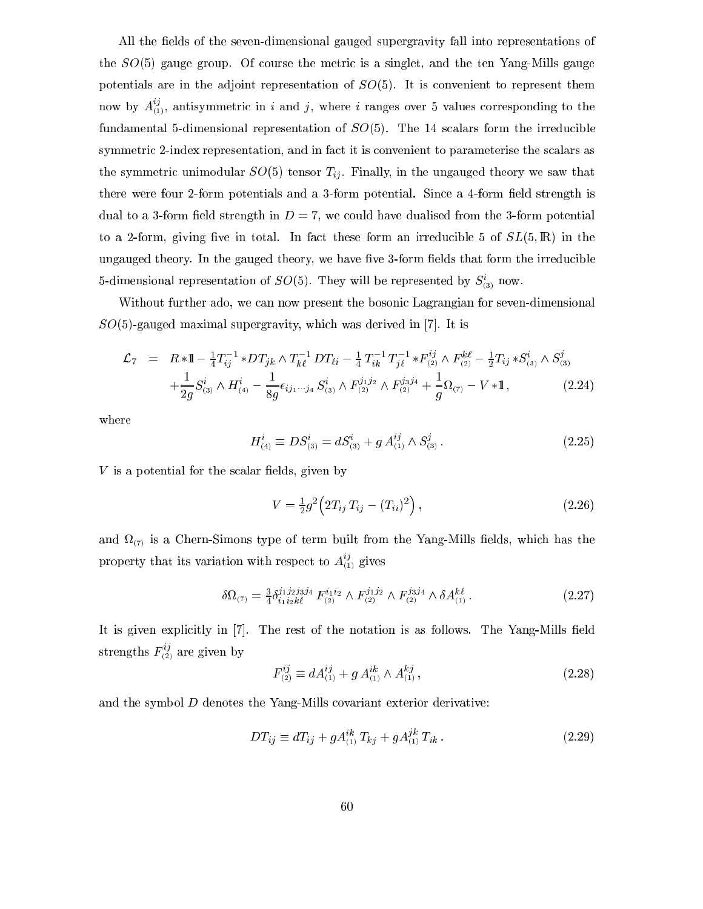All the fields of the seven-dimensional gauged supergravity fall into representations of the $SO(5)$ gauge group. Of course the metric is a singlet, and the ten Yang-Mills gauge potentials are in the adjoint representation of $SO(5)$. It is convenient to represent them now by $A^{ij}_{(1)}$, antisymmetric in $i$ and $j$, where $i$ ranges over 5 values corresponding to the fundamental 5-dimensional representation of $SO(5)$. The 14 scalars form the irreducible symmetric 2-index representation, and in fact it is convenient to parameterise the scalars as the symmetric unimodular $SO(5)$ tensor $T_{ij}$. Finally, in the ungauged theory we saw that there were four 2-form potentials and a 3-form potential. Since a 4-form field strength is dual to a 3-form field strength in $D=7$, we could have dualised from the 3-form potential to a 2-form, giving five in total. In fact these form an irreducible 5 of $SL(5,\mathbb{R})$ in the ungauged theory. In the gauged theory, we have five 3-form fields that form the irreducible 5-dimensional representation of $SO(5)$. They will be represented by $S^i_{(3)}$ now.

Without further ado, we can now present the bosonic Lagrangian for seven-dimensional $SO(5)$-gauged maximal supergravity, which was derived in [7]. It is

$$
\begin{aligned}
\mathcal{L}_7 \;=\;& R\,{*\rlap{1}\mkern4mu{\rm l}} - \tfrac14 T^{-1}_{ij}\, {*DT_{jk}} \wedge T^{-1}_{k\ell}\, DT_{\ell i} - \tfrac14\, T^{-1}_{ik}\, T^{-1}_{j\ell}\, {*F^{ij}_{(2)}} \wedge F^{k\ell}_{(2)} - \tfrac12 T_{ij}\, {*S^i_{(3)}} \wedge S^j_{(3)} \\
&+\frac{1}{2g} S^i_{(3)} \wedge H^i_{(4)} - \frac{1}{8g}\epsilon_{ij_1\cdots j_4}\, S^i_{(3)} \wedge F^{j_1j_2}_{(2)} \wedge F^{j_3j_4}_{(2)} + \frac{1}{g}\Omega_{(7)} - V\, {*\rlap{1}\mkern4mu{\rm l}}\,, \qquad (2.24)
\end{aligned}
$$

where

$$
H^i_{(4)} \equiv DS^i_{(3)} = dS^i_{(3)} + g\, A^{ij}_{(1)} \wedge S^j_{(3)}\,. \qquad (2.25)
$$

$V$ is a potential for the scalar fields, given by

$$
V = \tfrac12 g^2 \Big( 2T_{ij}\, T_{ij} - (T_{ii})^2 \Big)\,, \qquad (2.26)
$$

and $\Omega_{(7)}$ is a Chern-Simons type of term built from the Yang-Mills fields, which has the property that its variation with respect to $A^{ij}_{(1)}$ gives

$$
\delta\Omega_{(7)} = \tfrac34 \delta^{j_1j_2j_3j_4}_{i_1i_2k\ell}\, F^{i_1i_2}_{(2)} \wedge F^{j_1j_2}_{(2)} \wedge F^{j_3j_4}_{(2)} \wedge \delta A^{k\ell}_{(1)}\,. \qquad (2.27)
$$

It is given explicitly in [7]. The rest of the notation is as follows. The Yang-Mills field strengths $F^{ij}_{(2)}$ are given by

$$
F^{ij}_{(2)} \equiv dA^{ij}_{(1)} + g\, A^{ik}_{(1)} \wedge A^{kj}_{(1)}\,, \qquad (2.28)
$$

and the symbol $D$ denotes the Yang-Mills covariant exterior derivative:

$$
DT_{ij} \equiv dT_{ij} + gA^{ik}_{(1)}\, T_{kj} + gA^{jk}_{(1)}\, T_{ik}\,. \qquad (2.29)
$$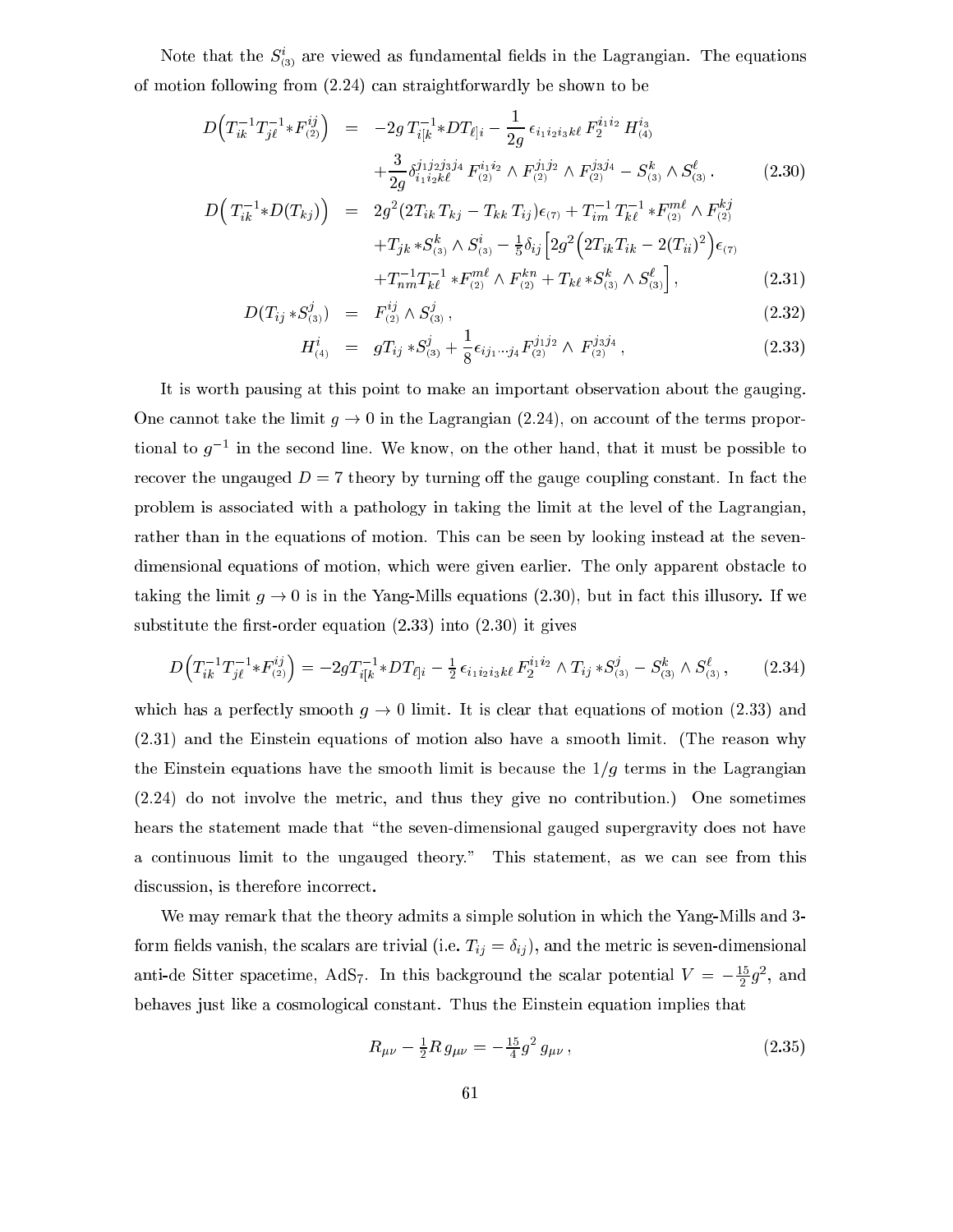Note that the $S^i_{(3)}$ are viewed as fundamental fields in the Lagrangian. The equations of motion following from (2.24) can straightforwardly be shown to be

$$
\begin{aligned}
D\Big(T^{-1}_{ik} T^{-1}_{j\ell} {*F^{ij}_{(2)}}\Big) &= -2g\, T^{-1}_{i[k} {*DT_{\ell]i}} - \frac{1}{2g}\, \epsilon_{i_1 i_2 i_3 k\ell}\, F_2^{i_1 i_2}\, H^{i_3}_{(4)} \\
&\quad + \frac{3}{2g} \delta^{j_1 j_2 j_3 j_4}_{i_1 i_2 k \ell}\, F^{i_1 i_2}_{(2)} \wedge F^{j_1 j_2}_{(2)} \wedge F^{j_3 j_4}_{(2)} - S^k_{(3)} \wedge S^\ell_{(3)}\,. \qquad (2.30) \\
D\Big(\, T^{-1}_{ik} {*D(T_{kj})}\Big) &= 2g^2 (2 T_{ik}\, T_{kj} - T_{kk}\, T_{ij}) \epsilon_{(7)} + T^{-1}_{im}\, T^{-1}_{k\ell}\, {*F^{m\ell}_{(2)}} \wedge F^{kj}_{(2)} \\
&\quad + T_{jk}\, {*S^k_{(3)}} \wedge S^i_{(3)} - \tfrac{1}{5} \delta_{ij} \Big[ 2g^2 \Big( 2 T_{ik} T_{ik} - 2 (T_{ii})^2 \Big) \epsilon_{(7)} \\
&\quad + T^{-1}_{nm} T^{-1}_{k\ell}\, {*F^{m\ell}_{(2)}} \wedge F^{kn}_{(2)} + T_{k\ell}\, {*S^k_{(3)}} \wedge S^\ell_{(3)} \Big]\,, \qquad (2.31) \\
D(T_{ij} {*S^j_{(3)}}) &= F^{ij}_{(2)} \wedge S^j_{(3)}\,, \qquad (2.32) \\
H^i_{(4)} &= g T_{ij} {*S^j_{(3)}} + \frac{1}{8} \epsilon_{i j_1 \cdots j_4} F^{j_1 j_2}_{(2)} \wedge F^{j_3 j_4}_{(2)}\,, \qquad (2.33)
\end{aligned}
$$

It is worth pausing at this point to make an important observation about the gauging. One cannot take the limit $g \to 0$ in the Lagrangian (2.24), on account of the terms proportional to $g^{-1}$ in the second line. We know, on the other hand, that it must be possible to recover the ungauged $D = 7$ theory by turning off the gauge coupling constant. In fact the problem is associated with a pathology in taking the limit at the level of the Lagrangian, rather than in the equations of motion. This can be seen by looking instead at the seven-dimensional equations of motion, which were given earlier. The only apparent obstacle to taking the limit $g \to 0$ is in the Yang-Mills equations (2.30), but in fact this illusory. If we substitute the first-order equation (2.33) into (2.30) it gives

$$
D\Big(T^{-1}_{ik} T^{-1}_{j\ell} {*F^{ij}_{(2)}}\Big) = -2g T^{-1}_{i[k} {*DT_{\ell]i}} - \tfrac{1}{2}\, \epsilon_{i_1 i_2 i_3 k\ell}\, F_2^{i_1 i_2} \wedge T_{ij} {*S^j_{(3)}} - S^k_{(3)} \wedge S^\ell_{(3)}\,, \qquad (2.34)
$$

which has a perfectly smooth $g \to 0$ limit. It is clear that equations of motion (2.33) and (2.31) and the Einstein equations of motion also have a smooth limit. (The reason why the Einstein equations have the smooth limit is because the $1/g$ terms in the Lagrangian (2.24) do not involve the metric, and thus they give no contribution.) One sometimes hears the statement made that "the seven-dimensional gauged supergravity does not have a continuous limit to the ungauged theory." This statement, as we can see from this discussion, is therefore incorrect.

We may remark that the theory admits a simple solution in which the Yang-Mills and 3-form fields vanish, the scalars are trivial (i.e. $T_{ij} = \delta_{ij}$), and the metric is seven-dimensional anti-de Sitter spacetime, AdS$_7$. In this background the scalar potential $V = -\frac{15}{2} g^2$, and behaves just like a cosmological constant. Thus the Einstein equation implies that

$$
R_{\mu\nu} - \tfrac{1}{2} R\, g_{\mu\nu} = -\tfrac{15}{4} g^2\, g_{\mu\nu}\,, \qquad (2.35)
$$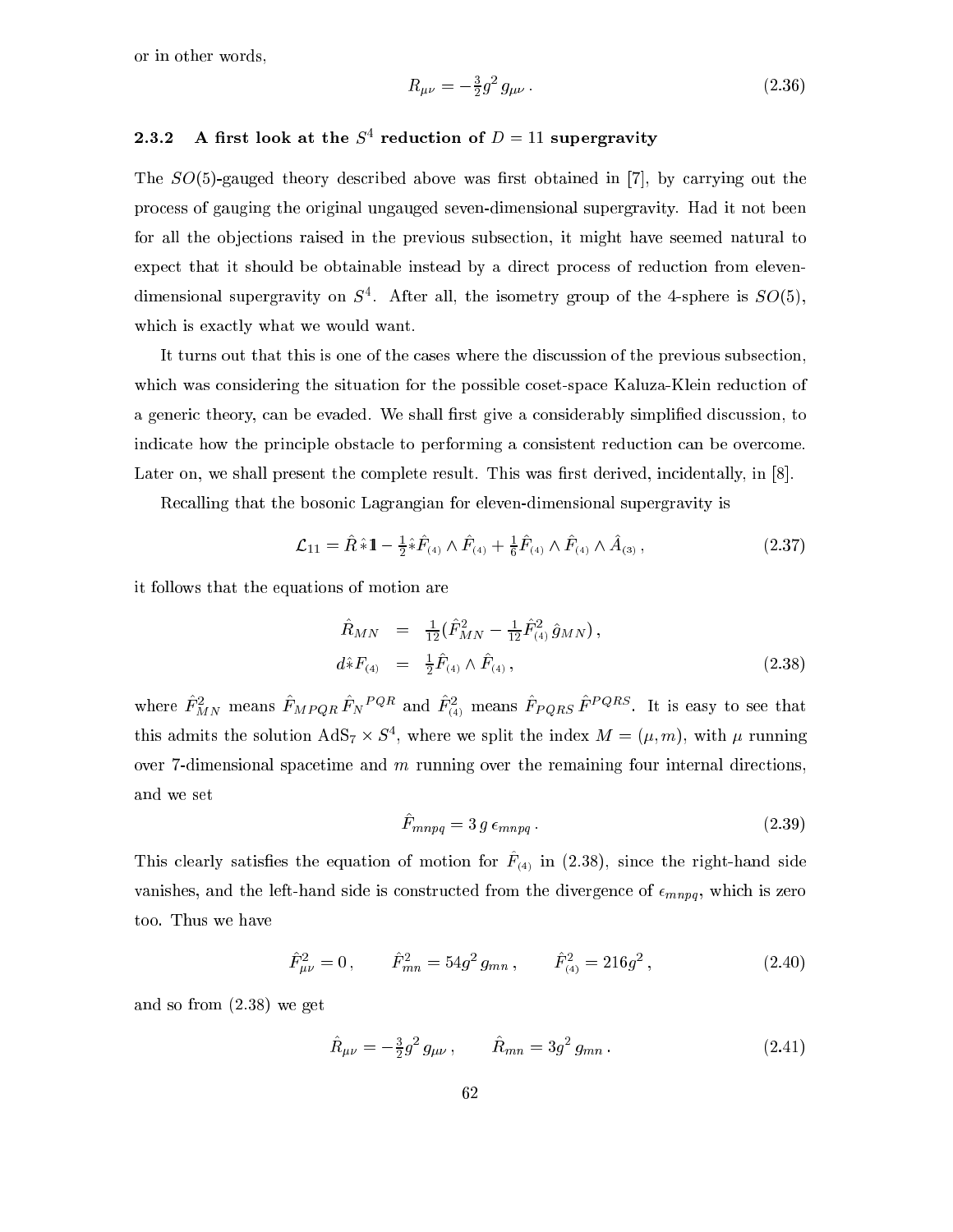or in other words,

$$R_{\mu\nu} = -\tfrac{3}{2} g^2\, g_{\mu\nu}\,. \tag{2.36}$$

### 2.3.2 A first look at the $S^4$ reduction of $D = 11$ supergravity

The $SO(5)$-gauged theory described above was first obtained in [7], by carrying out the process of gauging the original ungauged seven-dimensional supergravity. Had it not been for all the objections raised in the previous subsection, it might have seemed natural to expect that it should be obtainable instead by a direct process of reduction from eleven-dimensional supergravity on $S^4$. After all, the isometry group of the 4-sphere is $SO(5)$, which is exactly what we would want.

It turns out that this is one of the cases where the discussion of the previous subsection, which was considering the situation for the possible coset-space Kaluza-Klein reduction of a generic theory, can be evaded. We shall first give a considerably simplified discussion, to indicate how the principle obstacle to performing a consistent reduction can be overcome. Later on, we shall present the complete result. This was first derived, incidentally, in [8].

Recalling that the bosonic Lagrangian for eleven-dimensional supergravity is

$$\mathcal{L}_{11} = \hat R\, \hat{*}\mathbb{1} - \tfrac{1}{2} \hat{*}\hat F_{(4)} \wedge \hat F_{(4)} + \tfrac{1}{6} \hat F_{(4)} \wedge \hat F_{(4)} \wedge \hat A_{(3)}\,, \tag{2.37}$$

it follows that the equations of motion are

$$\begin{aligned} \hat R_{MN} &= \tfrac{1}{12}(\hat F^2_{MN} - \tfrac{1}{12} \hat F^2_{(4)}\, \hat g_{MN})\,, \\ d\hat{*}F_{(4)} &= \tfrac{1}{2} \hat F_{(4)} \wedge \hat F_{(4)}\,, \end{aligned} \tag{2.38}$$

where $\hat F^2_{MN}$ means $\hat F_{MPQR}\, \hat F_N{}^{PQR}$ and $\hat F^2_{(4)}$ means $\hat F_{PQRS}\, \hat F^{PQRS}$. It is easy to see that this admits the solution $\mathrm{AdS}_7 \times S^4$, where we split the index $M = (\mu, m)$, with $\mu$ running over 7-dimensional spacetime and $m$ running over the remaining four internal directions, and we set

$$\hat F_{mnpq} = 3\, g\, \epsilon_{mnpq}\,. \tag{2.39}$$

This clearly satisfies the equation of motion for $\hat F_{(4)}$ in (2.38), since the right-hand side vanishes, and the left-hand side is constructed from the divergence of $\epsilon_{mnpq}$, which is zero too. Thus we have

$$\hat F^2_{\mu\nu} = 0\,, \qquad \hat F^2_{mn} = 54 g^2\, g_{mn}\,, \qquad \hat F^2_{(4)} = 216 g^2\,, \tag{2.40}$$

and so from (2.38) we get

$$\hat R_{\mu\nu} = -\tfrac{3}{2} g^2\, g_{\mu\nu}\,, \qquad \hat R_{mn} = 3 g^2\, g_{mn}\,. \tag{2.41}$$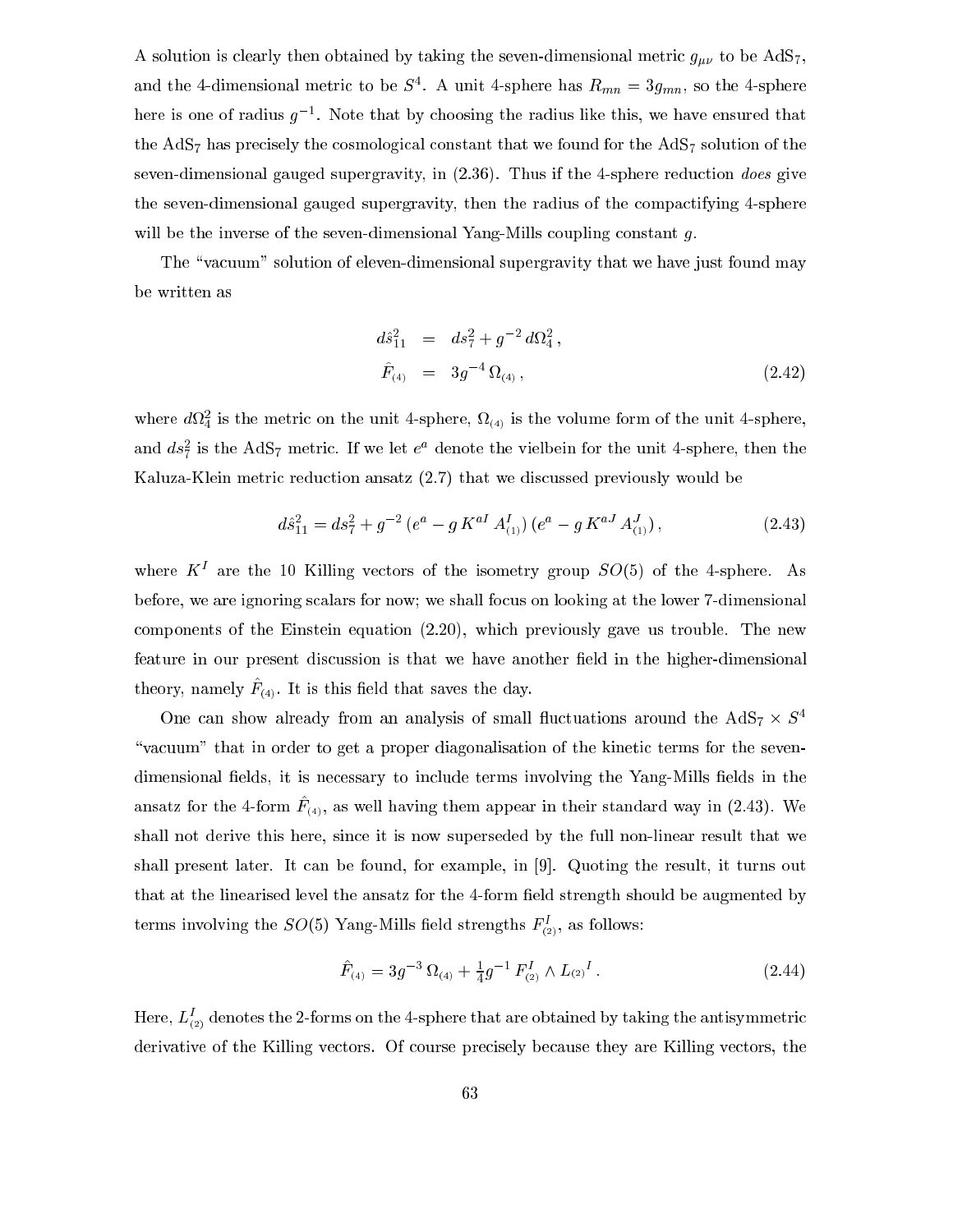A solution is clearly then obtained by taking the seven-dimensional metric $g_{\mu\nu}$ to be AdS$_7$, and the 4-dimensional metric to be $S^4$. A unit 4-sphere has $R_{mn} = 3g_{mn}$, so the 4-sphere here is one of radius $g^{-1}$. Note that by choosing the radius like this, we have ensured that the AdS$_7$ has precisely the cosmological constant that we found for the AdS$_7$ solution of the seven-dimensional gauged supergravity, in (2.36). Thus if the 4-sphere reduction *does* give the seven-dimensional gauged supergravity, then the radius of the compactifying 4-sphere will be the inverse of the seven-dimensional Yang-Mills coupling constant $g$.

The "vacuum" solution of eleven-dimensional supergravity that we have just found may be written as

$$
\begin{aligned}
d\hat{s}_{11}^2 &= ds_7^2 + g^{-2}\, d\Omega_4^2\,, \\
\hat{F}_{(4)} &= 3g^{-4}\, \Omega_{(4)}\,,
\end{aligned}
\tag{2.42}
$$

where $d\Omega_4^2$ is the metric on the unit 4-sphere, $\Omega_{(4)}$ is the volume form of the unit 4-sphere, and $ds_7^2$ is the AdS$_7$ metric. If we let $e^a$ denote the vielbein for the unit 4-sphere, then the Kaluza-Klein metric reduction ansatz (2.7) that we discussed previously would be

$$
d\hat{s}_{11}^2 = ds_7^2 + g^{-2}\,(e^a - g\, K^{aI}\, A_{(1)}^I)\,(e^a - g\, K^{aJ}\, A_{(1)}^J)\,, \tag{2.43}
$$

where $K^I$ are the 10 Killing vectors of the isometry group $SO(5)$ of the 4-sphere. As before, we are ignoring scalars for now; we shall focus on looking at the lower 7-dimensional components of the Einstein equation (2.20), which previously gave us trouble. The new feature in our present discussion is that we have another field in the higher-dimensional theory, namely $\hat{F}_{(4)}$. It is this field that saves the day.

One can show already from an analysis of small fluctuations around the AdS$_7 \times S^4$ "vacuum" that in order to get a proper diagonalisation of the kinetic terms for the seven-dimensional fields, it is necessary to include terms involving the Yang-Mills fields in the ansatz for the 4-form $\hat{F}_{(4)}$, as well having them appear in their standard way in (2.43). We shall not derive this here, since it is now superseded by the full non-linear result that we shall present later. It can be found, for example, in [9]. Quoting the result, it turns out that at the linearised level the ansatz for the 4-form field strength should be augmented by terms involving the $SO(5)$ Yang-Mills field strengths $F_{(2)}^I$, as follows:

$$
\hat{F}_{(4)} = 3g^{-3}\, \Omega_{(4)} + \tfrac{1}{4} g^{-1}\, F_{(2)}^I \wedge L_{(2)}{}^I\,. \tag{2.44}
$$

Here, $L_{(2)}^I$ denotes the 2-forms on the 4-sphere that are obtained by taking the antisymmetric derivative of the Killing vectors. Of course precisely because they are Killing vectors, the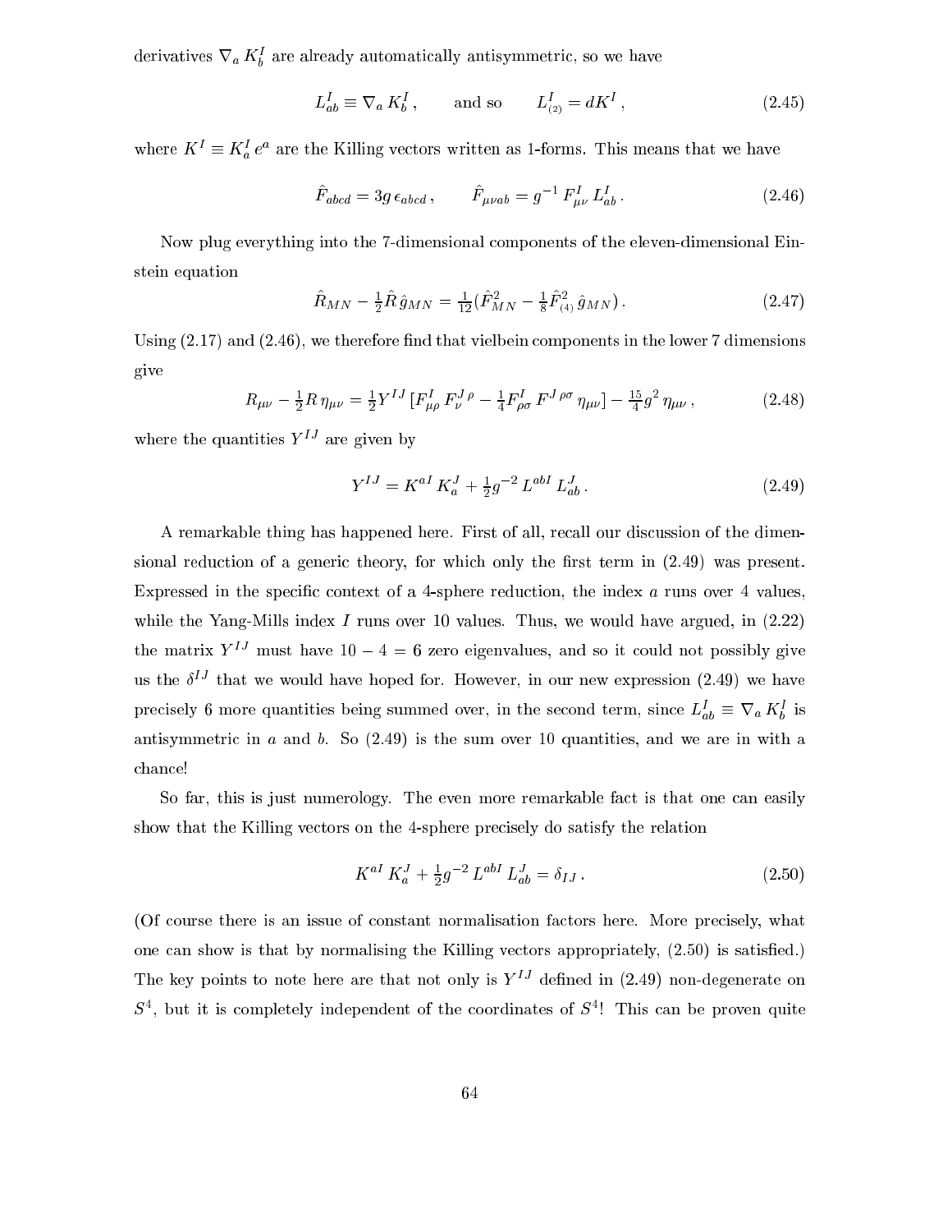derivatives $\nabla_a K^I_b$ are already automatically antisymmetric, so we have

$$L^I_{ab} \equiv \nabla_a K^I_b\,, \qquad \text{and so} \qquad L^I_{(2)} = dK^I\,, \tag{2.45}$$

where $K^I \equiv K^I_a\, e^a$ are the Killing vectors written as 1-forms. This means that we have

$$\hat F_{abcd} = 3g\,\epsilon_{abcd}\,, \qquad \hat F_{\mu\nu ab} = g^{-1}\, F^I_{\mu\nu}\, L^I_{ab}\,. \tag{2.46}$$

Now plug everything into the 7-dimensional components of the eleven-dimensional Einstein equation

$$\hat R_{MN} - \tfrac12 \hat R\, \hat g_{MN} = \tfrac{1}{12}(\hat F^2_{MN} - \tfrac18 \hat F^2_{(4)}\, \hat g_{MN})\,. \tag{2.47}$$

Using (2.17) and (2.46), we therefore find that vielbein components in the lower 7 dimensions give

$$R_{\mu\nu} - \tfrac12 R\, \eta_{\mu\nu} = \tfrac12 Y^{IJ}\, [F^I_{\mu\rho}\, F^{J\,\rho}_\nu - \tfrac14 F^I_{\rho\sigma}\, F^{J\,\rho\sigma}\, \eta_{\mu\nu}] - \tfrac{15}{4} g^2\, \eta_{\mu\nu}\,, \tag{2.48}$$

where the quantities $Y^{IJ}$ are given by

$$Y^{IJ} = K^{aI}\, K^J_a + \tfrac12 g^{-2}\, L^{abI}\, L^J_{ab}\,. \tag{2.49}$$

A remarkable thing has happened here. First of all, recall our discussion of the dimensional reduction of a generic theory, for which only the first term in (2.49) was present. Expressed in the specific context of a 4-sphere reduction, the index $a$ runs over 4 values, while the Yang-Mills index $I$ runs over 10 values. Thus, we would have argued, in (2.22) the matrix $Y^{IJ}$ must have $10 - 4 = 6$ zero eigenvalues, and so it could not possibly give us the $\delta^{IJ}$ that we would have hoped for. However, in our new expression (2.49) we have precisely 6 more quantities being summed over, in the second term, since $L^I_{ab} \equiv \nabla_a K^I_b$ is antisymmetric in $a$ and $b$. So (2.49) is the sum over 10 quantities, and we are in with a chance!

So far, this is just numerology. The even more remarkable fact is that one can easily show that the Killing vectors on the 4-sphere precisely do satisfy the relation

$$K^{aI}\, K^J_a + \tfrac12 g^{-2}\, L^{abI}\, L^J_{ab} = \delta_{IJ}\,. \tag{2.50}$$

(Of course there is an issue of constant normalisation factors here. More precisely, what one can show is that by normalising the Killing vectors appropriately, (2.50) is satisfied.) The key points to note here are that not only is $Y^{IJ}$ defined in (2.49) non-degenerate on $S^4$, but it is completely independent of the coordinates of $S^4$! This can be proven quite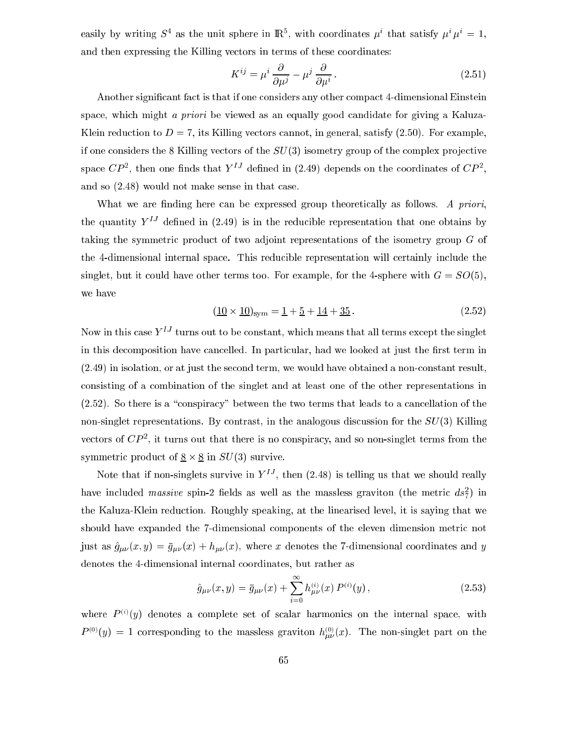easily by writing $S^4$ as the unit sphere in $\mathbb{R}^5$, with coordinates $\mu^i$ that satisfy $\mu^i\,\mu^i = 1$, and then expressing the Killing vectors in terms of these coordinates:

$$
K^{ij} = \mu^i\,\frac{\partial}{\partial\mu^j} - \mu^j\,\frac{\partial}{\partial\mu^i}\,. \tag{2.51}
$$

Another significant fact is that if one considers any other compact 4-dimensional Einstein space, which might *a priori* be viewed as an equally good candidate for giving a Kaluza-Klein reduction to $D=7$, its Killing vectors cannot, in general, satisfy (2.50). For example, if one considers the 8 Killing vectors of the $SU(3)$ isometry group of the complex projective space $CP^2$, then one finds that $Y^{IJ}$ defined in (2.49) depends on the coordinates of $CP^2$, and so (2.48) would not make sense in that case.

What we are finding here can be expressed group theoretically as follows. *A priori*, the quantity $Y^{IJ}$ defined in (2.49) is in the reducible representation that one obtains by taking the symmetric product of two adjoint representations of the isometry group $G$ of the 4-dimensional internal space. This reducible representation will certainly include the singlet, but it could have other terms too. For example, for the 4-sphere with $G=SO(5)$, we have

$$
(\underline{10}\times\underline{10})_{\rm Sym} = \underline{1} + \underline{5} + \underline{14} + \underline{35}\,. \tag{2.52}
$$

Now in this case $Y^{IJ}$ turns out to be constant, which means that all terms except the singlet in this decomposition have cancelled. In particular, had we looked at just the first term in (2.49) in isolation, or at just the second term, we would have obtained a non-constant result, consisting of a combination of the singlet and at least one of the other representations in (2.52). So there is a "conspiracy" between the two terms that leads to a cancellation of the non-singlet representations. By contrast, in the analogous discussion for the $SU(3)$ Killing vectors of $CP^2$, it turns out that there is no conspiracy, and so non-singlet terms from the symmetric product of $\underline{8}\times\underline{8}$ in $SU(3)$ survive.

Note that if non-singlets survive in $Y^{IJ}$, then (2.48) is telling us that we should really have included *massive* spin-2 fields as well as the massless graviton (the metric $ds_7^2$) in the Kaluza-Klein reduction. Roughly speaking, at the linearised level, it is saying that we should have expanded the 7-dimensional components of the eleven dimension metric not just as $\hat g_{\mu\nu}(x,y) = \bar g_{\mu\nu}(x) + h_{\mu\nu}(x)$, where $x$ denotes the 7-dimensional coordinates and $y$ denotes the 4-dimensional internal coordinates, but rather as

$$
\hat g_{\mu\nu}(x,y) = \bar g_{\mu\nu}(x) + \sum_{i=0}^\infty h_{\mu\nu}^{(i)}(x)\,P^{(i)}(y)\,, \tag{2.53}
$$

where $P^{(i)}(y)$ denotes a complete set of scalar harmonics on the internal space, with $P^{(0)}(y)=1$ corresponding to the massless graviton $h_{\mu\nu}^{(0)}(x)$. The non-singlet part on the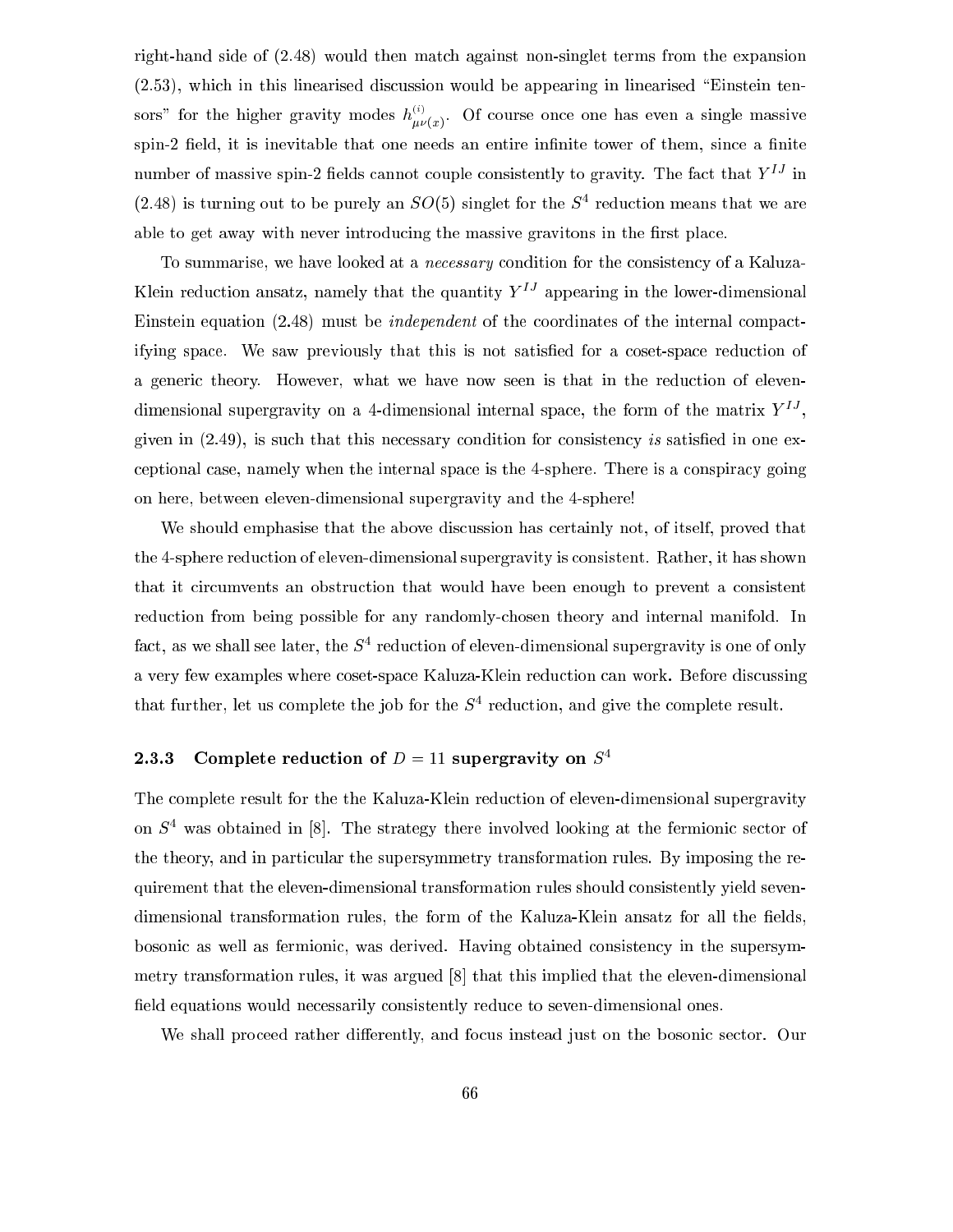right-hand side of (2.48) would then match against non-singlet terms from the expansion (2.53), which in this linearised discussion would be appearing in linearised "Einstein tensors" for the higher gravity modes $h^{(i)}_{\mu\nu(x)}$. Of course once one has even a single massive spin-2 field, it is inevitable that one needs an entire infinite tower of them, since a finite number of massive spin-2 fields cannot couple consistently to gravity. The fact that $Y^{IJ}$ in (2.48) is turning out to be purely an $SO(5)$ singlet for the $S^4$ reduction means that we are able to get away with never introducing the massive gravitons in the first place.

To summarise, we have looked at a *necessary* condition for the consistency of a Kaluza-Klein reduction ansatz, namely that the quantity $Y^{IJ}$ appearing in the lower-dimensional Einstein equation (2.48) must be *independent* of the coordinates of the internal compactifying space. We saw previously that this is not satisfied for a coset-space reduction of a generic theory. However, what we have now seen is that in the reduction of eleven-dimensional supergravity on a 4-dimensional internal space, the form of the matrix $Y^{IJ}$, given in (2.49), is such that this necessary condition for consistency *is* satisfied in one exceptional case, namely when the internal space is the 4-sphere. There is a conspiracy going on here, between eleven-dimensional supergravity and the 4-sphere!

We should emphasise that the above discussion has certainly not, of itself, proved that the 4-sphere reduction of eleven-dimensional supergravity is consistent. Rather, it has shown that it circumvents an obstruction that would have been enough to prevent a consistent reduction from being possible for any randomly-chosen theory and internal manifold. In fact, as we shall see later, the $S^4$ reduction of eleven-dimensional supergravity is one of only a very few examples where coset-space Kaluza-Klein reduction can work. Before discussing that further, let us complete the job for the $S^4$ reduction, and give the complete result.

### 2.3.3 Complete reduction of $D = 11$ supergravity on $S^4$

The complete result for the the Kaluza-Klein reduction of eleven-dimensional supergravity on $S^4$ was obtained in [8]. The strategy there involved looking at the fermionic sector of the theory, and in particular the supersymmetry transformation rules. By imposing the requirement that the eleven-dimensional transformation rules should consistently yield seven-dimensional transformation rules, the form of the Kaluza-Klein ansatz for all the fields, bosonic as well as fermionic, was derived. Having obtained consistency in the supersymmetry transformation rules, it was argued [8] that this implied that the eleven-dimensional field equations would necessarily consistently reduce to seven-dimensional ones.

We shall proceed rather differently, and focus instead just on the bosonic sector. Our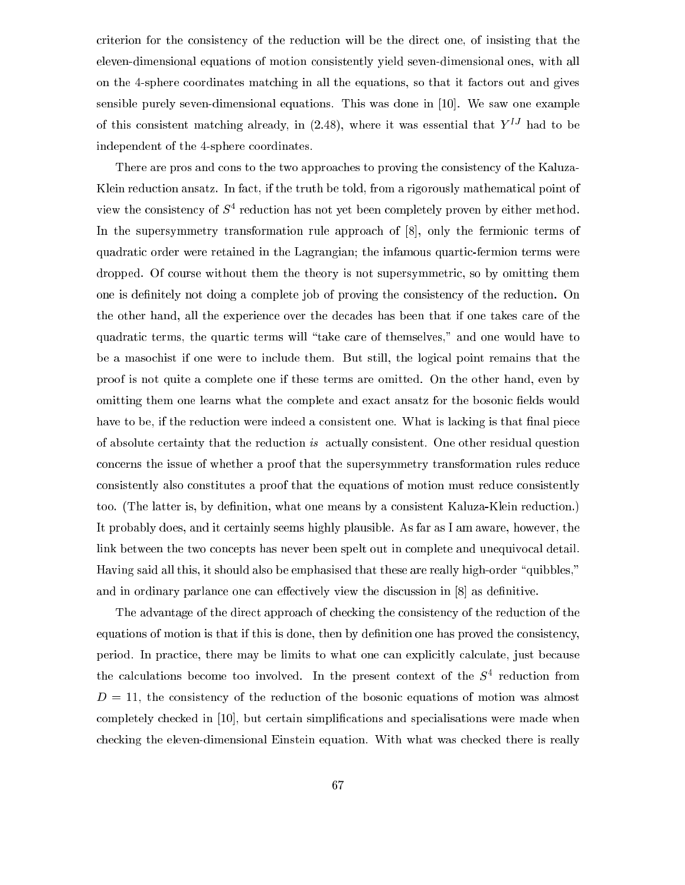criterion for the consistency of the reduction will be the direct one, of insisting that the eleven-dimensional equations of motion consistently yield seven-dimensional ones, with all on the 4-sphere coordinates matching in all the equations, so that it factors out and gives sensible purely seven-dimensional equations. This was done in [10]. We saw one example of this consistent matching already, in (2.48), where it was essential that $Y^{IJ}$ had to be independent of the 4-sphere coordinates.

There are pros and cons to the two approaches to proving the consistency of the Kaluza-Klein reduction ansatz. In fact, if the truth be told, from a rigorously mathematical point of view the consistency of $S^4$ reduction has not yet been completely proven by either method. In the supersymmetry transformation rule approach of [8], only the fermionic terms of quadratic order were retained in the Lagrangian; the infamous quartic-fermion terms were dropped. Of course without them the theory is not supersymmetric, so by omitting them one is definitely not doing a complete job of proving the consistency of the reduction. On the other hand, all the experience over the decades has been that if one takes care of the quadratic terms, the quartic terms will "take care of themselves," and one would have to be a masochist if one were to include them. But still, the logical point remains that the proof is not quite a complete one if these terms are omitted. On the other hand, even by omitting them one learns what the complete and exact ansatz for the bosonic fields would have to be, if the reduction were indeed a consistent one. What is lacking is that final piece of absolute certainty that the reduction *is* actually consistent. One other residual question concerns the issue of whether a proof that the supersymmetry transformation rules reduce consistently also constitutes a proof that the equations of motion must reduce consistently too. (The latter is, by definition, what one means by a consistent Kaluza-Klein reduction.) It probably does, and it certainly seems highly plausible. As far as I am aware, however, the link between the two concepts has never been spelt out in complete and unequivocal detail. Having said all this, it should also be emphasised that these are really high-order "quibbles," and in ordinary parlance one can effectively view the discussion in [8] as definitive.

The advantage of the direct approach of checking the consistency of the reduction of the equations of motion is that if this is done, then by definition one has proved the consistency, period. In practice, there may be limits to what one can explicitly calculate, just because the calculations become too involved. In the present context of the $S^4$ reduction from $D = 11$, the consistency of the reduction of the bosonic equations of motion was almost completely checked in [10], but certain simplifications and specialisations were made when checking the eleven-dimensional Einstein equation. With what was checked there is really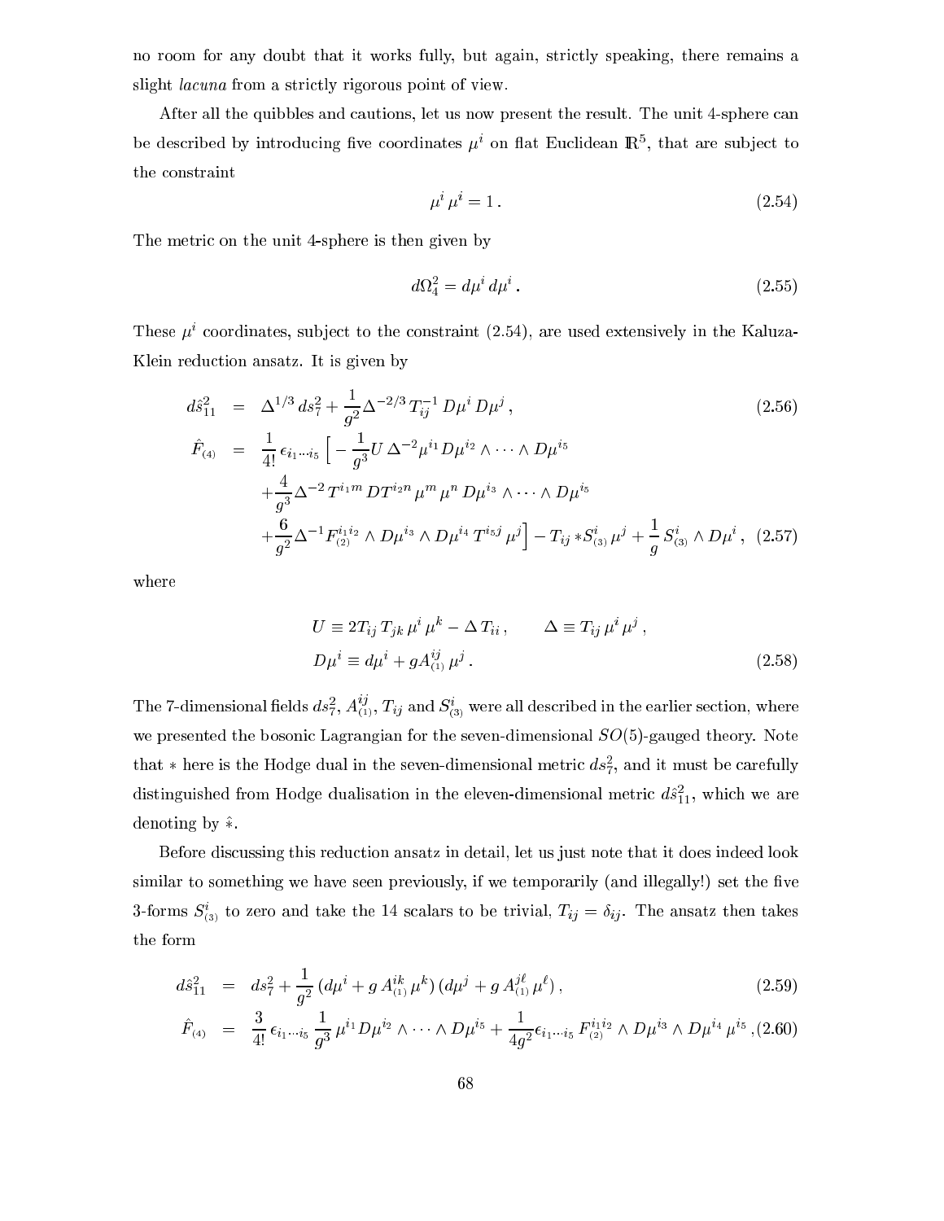no room for any doubt that it works fully, but again, strictly speaking, there remains a slight *lacuna* from a strictly rigorous point of view.

After all the quibbles and cautions, let us now present the result. The unit 4-sphere can be described by introducing five coordinates $\mu^i$ on flat Euclidean $\mathbb{R}^5$, that are subject to the constraint

$$\mu^i\,\mu^i = 1\,. \tag{2.54}$$

The metric on the unit 4-sphere is then given by

$$d\Omega_4^2 = d\mu^i\,d\mu^i\,. \tag{2.55}$$

These $\mu^i$ coordinates, subject to the constraint (2.54), are used extensively in the Kaluza-Klein reduction ansatz. It is given by

$$
\begin{aligned}
d\hat{s}_{11}^2 &= \Delta^{1/3}\,ds_7^2 + \frac{1}{g^2}\Delta^{-2/3}\,T_{ij}^{-1}\,D\mu^i\,D\mu^j\,, & (2.56)\\
\hat{F}_{(4)} &= \frac{1}{4!}\,\epsilon_{i_1\cdots i_5}\Big[-\frac{1}{g^3}U\,\Delta^{-2}\mu^{i_1}D\mu^{i_2}\wedge\cdots\wedge D\mu^{i_5}\\
&\quad +\frac{4}{g^3}\Delta^{-2}\,T^{i_1 m}\,DT^{i_2 n}\,\mu^m\,\mu^n\,D\mu^{i_3}\wedge\cdots\wedge D\mu^{i_5}\\
&\quad +\frac{6}{g^2}\Delta^{-1}F_{(2)}^{i_1 i_2}\wedge D\mu^{i_3}\wedge D\mu^{i_4}\,T^{i_5 j}\,\mu^j\Big] - T_{ij}*S_{(3)}^i\,\mu^j + \frac{1}{g}\,S_{(3)}^i\wedge D\mu^i\,, & (2.57)
\end{aligned}
$$

where

$$
\begin{aligned}
&U \equiv 2T_{ij}\,T_{jk}\,\mu^i\,\mu^k - \Delta\,T_{ii}\,, \qquad \Delta \equiv T_{ij}\,\mu^i\,\mu^j\,,\\
&D\mu^i \equiv d\mu^i + gA_{(1)}^{ij}\,\mu^j\,. 
\end{aligned} \tag{2.58}
$$

The 7-dimensional fields $ds_7^2$, $A_{(1)}^{ij}$, $T_{ij}$ and $S_{(3)}^i$ were all described in the earlier section, where we presented the bosonic Lagrangian for the seven-dimensional $SO(5)$-gauged theory. Note that $*$ here is the Hodge dual in the seven-dimensional metric $ds_7^2$, and it must be carefully distinguished from Hodge dualisation in the eleven-dimensional metric $d\hat{s}_{11}^2$, which we are denoting by $\hat{*}$.

Before discussing this reduction ansatz in detail, let us just note that it does indeed look similar to something we have seen previously, if we temporarily (and illegally!) set the five 3-forms $S_{(3)}^i$ to zero and take the 14 scalars to be trivial, $T_{ij} = \delta_{ij}$. The ansatz then takes the form

$$
\begin{aligned}
d\hat{s}_{11}^2 &= ds_7^2 + \frac{1}{g^2}\,(d\mu^i + g\,A_{(1)}^{ik}\,\mu^k)\,(d\mu^j + g\,A_{(1)}^{j\ell}\,\mu^\ell)\,, & (2.59)\\
\hat{F}_{(4)} &= \frac{3}{4!}\,\epsilon_{i_1\cdots i_5}\,\frac{1}{g^3}\,\mu^{i_1}D\mu^{i_2}\wedge\cdots\wedge D\mu^{i_5} + \frac{1}{4g^2}\epsilon_{i_1\cdots i_5}\,F_{(2)}^{i_1 i_2}\wedge D\mu^{i_3}\wedge D\mu^{i_4}\,\mu^{i_5}\,, & (2.60)
\end{aligned}
$$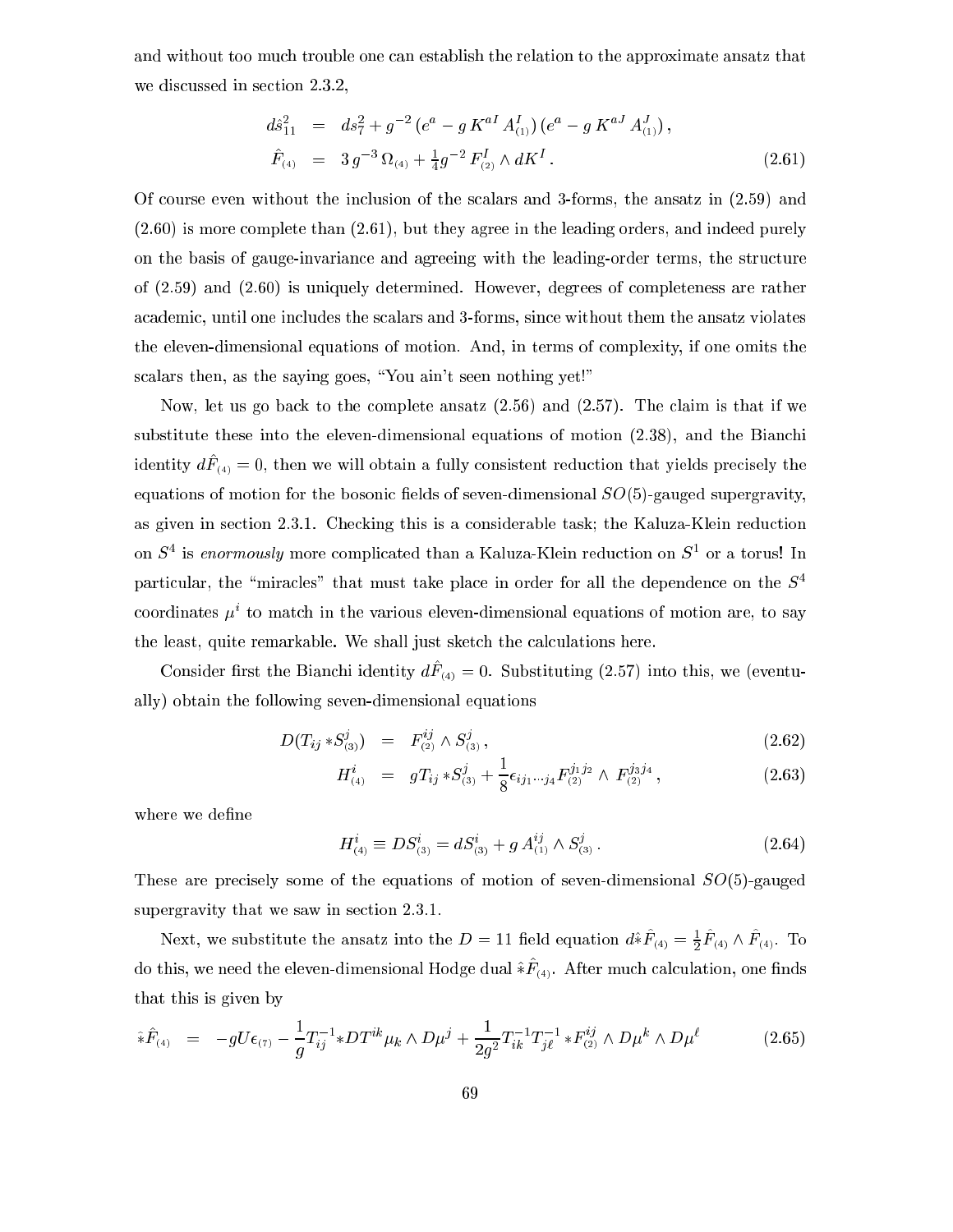and without too much trouble one can establish the relation to the approximate ansatz that we discussed in section 2.3.2,

$$
\begin{aligned}
d\hat{s}_{11}^2 &= ds_7^2 + g^{-2}\,(e^a - g\,K^{aI}\,A^I_{(1)})\,(e^a - g\,K^{aJ}\,A^J_{(1)})\,,\\
\hat{F}_{(4)} &= 3\,g^{-3}\,\Omega_{(4)} + \tfrac{1}{4}g^{-2}\,F^I_{(2)}\wedge dK^I\,.
\end{aligned}
\tag{2.61}
$$

Of course even without the inclusion of the scalars and 3-forms, the ansatz in (2.59) and (2.60) is more complete than (2.61), but they agree in the leading orders, and indeed purely on the basis of gauge-invariance and agreeing with the leading-order terms, the structure of (2.59) and (2.60) is uniquely determined. However, degrees of completeness are rather academic, until one includes the scalars and 3-forms, since without them the ansatz violates the eleven-dimensional equations of motion. And, in terms of complexity, if one omits the scalars then, as the saying goes, "You ain't seen nothing yet!"

Now, let us go back to the complete ansatz (2.56) and (2.57). The claim is that if we substitute these into the eleven-dimensional equations of motion (2.38), and the Bianchi identity $d\hat{F}_{(4)}=0$, then we will obtain a fully consistent reduction that yields precisely the equations of motion for the bosonic fields of seven-dimensional $SO(5)$-gauged supergravity, as given in section 2.3.1. Checking this is a considerable task; the Kaluza-Klein reduction on $S^4$ is *enormously* more complicated than a Kaluza-Klein reduction on $S^1$ or a torus! In particular, the "miracles" that must take place in order for all the dependence on the $S^4$ coordinates $\mu^i$ to match in the various eleven-dimensional equations of motion are, to say the least, quite remarkable. We shall just sketch the calculations here.

Consider first the Bianchi identity $d\hat{F}_{(4)}=0$. Substituting (2.57) into this, we (eventually) obtain the following seven-dimensional equations

$$
D(T_{ij}\,{*S^j_{(3)}}) = F^{ij}_{(2)}\wedge S^j_{(3)}\,,
\tag{2.62}
$$

$$
H^i_{(4)} = g T_{ij}\,{*S^j_{(3)}} + \frac{1}{8}\epsilon_{ij_1\cdots j_4}F^{j_1j_2}_{(2)}\wedge F^{j_3j_4}_{(2)}\,,
\tag{2.63}
$$

where we define

$$
H^i_{(4)} \equiv DS^i_{(3)} = dS^i_{(3)} + g\,A^{ij}_{(1)}\wedge S^j_{(3)}\,.
\tag{2.64}
$$

These are precisely some of the equations of motion of seven-dimensional $SO(5)$-gauged supergravity that we saw in section 2.3.1.

Next, we substitute the ansatz into the $D=11$ field equation $d\hat{*}\hat{F}_{(4)} = \frac{1}{2}\hat{F}_{(4)}\wedge\hat{F}_{(4)}$. To do this, we need the eleven-dimensional Hodge dual $\hat{*}\hat{F}_{(4)}$. After much calculation, one finds that this is given by

$$
\hat{*}\hat{F}_{(4)} = -gU\epsilon_{(7)} - \frac{1}{g}T^{-1}_{ij}\,{*DT^{ik}}\,\mu_k\wedge D\mu^j + \frac{1}{2g^2}T^{-1}_{ik}T^{-1}_{j\ell}\,{*F^{ij}_{(2)}}\wedge D\mu^k\wedge D\mu^\ell
\tag{2.65}
$$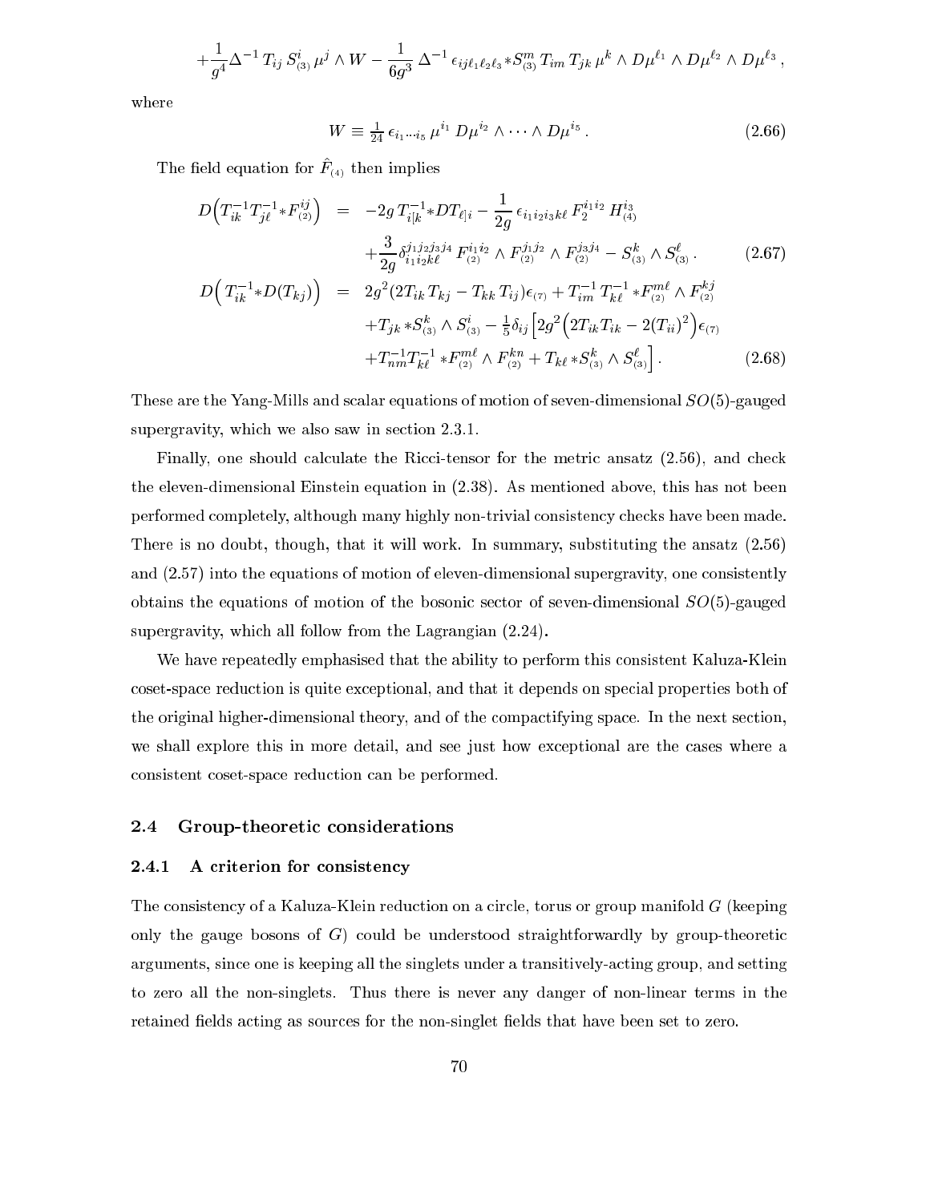$$+\frac{1}{g^4}\Delta^{-1}\, T_{ij}\, S^i_{(3)}\, \mu^j \wedge W - \frac{1}{6g^3}\, \Delta^{-1}\, \epsilon_{ij\ell_1\ell_2\ell_3} {*S^m_{(3)}}\, T_{im}\, T_{jk}\, \mu^k \wedge D\mu^{\ell_1} \wedge D\mu^{\ell_2} \wedge D\mu^{\ell_3}\,,$$

where

$$W \equiv \tfrac{1}{24}\, \epsilon_{i_1\cdots i_5}\, \mu^{i_1}\, D\mu^{i_2} \wedge \cdots \wedge D\mu^{i_5}\,. \tag{2.66}$$

The field equation for $\hat{F}_{(4)}$ then implies

$$\begin{aligned}
D\Big(T^{-1}_{ik} T^{-1}_{j\ell} {*F^{ij}_{(2)}}\Big) &= -2g\, T^{-1}_{i[k} {*DT_{\ell]i}} - \frac{1}{2g}\, \epsilon_{i_1 i_2 i_3 k\ell}\, F_2^{i_1 i_2}\, H^{i_3}_{(4)} \\
&\quad + \frac{3}{2g} \delta^{j_1 j_2 j_3 j_4}_{i_1 i_2 k \ell}\, F^{i_1 i_2}_{(2)} \wedge F^{j_1 j_2}_{(2)} \wedge F^{j_3 j_4}_{(2)} - S^k_{(3)} \wedge S^\ell_{(3)}\,. 
\end{aligned} \tag{2.67}$$

$$\begin{aligned}
D\Big(T^{-1}_{ik} {*D(T_{kj})}\Big) &= 2g^2 (2 T_{ik}\, T_{kj} - T_{kk}\, T_{ij}) \epsilon_{(7)} + T^{-1}_{im}\, T^{-1}_{k\ell} {*F^{m\ell}_{(2)}} \wedge F^{kj}_{(2)} \\
&\quad + T_{jk} {*S^k_{(3)}} \wedge S^i_{(3)} - \tfrac{1}{5} \delta_{ij} \Big[ 2g^2 \Big( 2 T_{ik} T_{ik} - 2 (T_{ii})^2 \Big) \epsilon_{(7)} \\
&\quad + T^{-1}_{nm} T^{-1}_{k\ell} {*F^{m\ell}_{(2)}} \wedge F^{kn}_{(2)} + T_{k\ell} {*S^k_{(3)}} \wedge S^\ell_{(3)} \Big]\,.
\end{aligned} \tag{2.68}$$

These are the Yang-Mills and scalar equations of motion of seven-dimensional $SO(5)$-gauged supergravity, which we also saw in section 2.3.1.

Finally, one should calculate the Ricci-tensor for the metric ansatz (2.56), and check the eleven-dimensional Einstein equation in (2.38). As mentioned above, this has not been performed completely, although many highly non-trivial consistency checks have been made. There is no doubt, though, that it will work. In summary, substituting the ansatz (2.56) and (2.57) into the equations of motion of eleven-dimensional supergravity, one consistently obtains the equations of motion of the bosonic sector of seven-dimensional $SO(5)$-gauged supergravity, which all follow from the Lagrangian (2.24).

We have repeatedly emphasised that the ability to perform this consistent Kaluza-Klein coset-space reduction is quite exceptional, and that it depends on special properties both of the original higher-dimensional theory, and of the compactifying space. In the next section, we shall explore this in more detail, and see just how exceptional are the cases where a consistent coset-space reduction can be performed.

## 2.4 Group-theoretic considerations

### 2.4.1 A criterion for consistency

The consistency of a Kaluza-Klein reduction on a circle, torus or group manifold $G$ (keeping only the gauge bosons of $G$) could be understood straightforwardly by group-theoretic arguments, since one is keeping all the singlets under a transitively-acting group, and setting to zero all the non-singlets. Thus there is never any danger of non-linear terms in the retained fields acting as sources for the non-singlet fields that have been set to zero.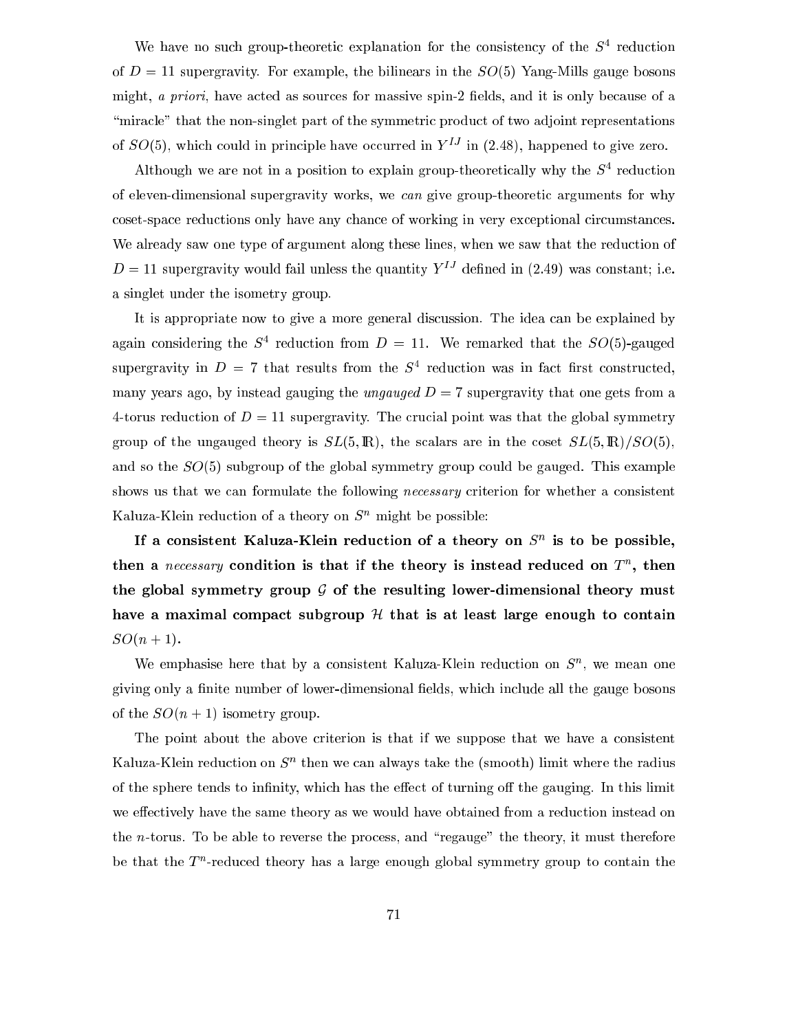We have no such group-theoretic explanation for the consistency of the $S^4$ reduction of $D = 11$ supergravity. For example, the bilinears in the $SO(5)$ Yang-Mills gauge bosons might, *a priori*, have acted as sources for massive spin-2 fields, and it is only because of a "miracle" that the non-singlet part of the symmetric product of two adjoint representations of $SO(5)$, which could in principle have occurred in $Y^{IJ}$ in (2.48), happened to give zero.

Although we are not in a position to explain group-theoretically why the $S^4$ reduction of eleven-dimensional supergravity works, we *can* give group-theoretic arguments for why coset-space reductions only have any chance of working in very exceptional circumstances. We already saw one type of argument along these lines, when we saw that the reduction of $D = 11$ supergravity would fail unless the quantity $Y^{IJ}$ defined in (2.49) was constant; i.e. a singlet under the isometry group.

It is appropriate now to give a more general discussion. The idea can be explained by again considering the $S^4$ reduction from $D = 11$. We remarked that the $SO(5)$-gauged supergravity in $D = 7$ that results from the $S^4$ reduction was in fact first constructed, many years ago, by instead gauging the *ungauged* $D = 7$ supergravity that one gets from a 4-torus reduction of $D = 11$ supergravity. The crucial point was that the global symmetry group of the ungauged theory is $SL(5, \mathbb{R})$, the scalars are in the coset $SL(5, \mathbb{R})/SO(5)$, and so the $SO(5)$ subgroup of the global symmetry group could be gauged. This example shows us that we can formulate the following *necessary* criterion for whether a consistent Kaluza-Klein reduction of a theory on $S^n$ might be possible:

**If a consistent Kaluza-Klein reduction of a theory on $S^n$ is to be possible, then a *necessary* condition is that if the theory is instead reduced on $T^n$, then the global symmetry group $\mathcal{G}$ of the resulting lower-dimensional theory must have a maximal compact subgroup $\mathcal{H}$ that is at least large enough to contain $SO(n+1)$.**

We emphasise here that by a consistent Kaluza-Klein reduction on $S^n$, we mean one giving only a finite number of lower-dimensional fields, which include all the gauge bosons of the $SO(n+1)$ isometry group.

The point about the above criterion is that if we suppose that we have a consistent Kaluza-Klein reduction on $S^n$ then we can always take the (smooth) limit where the radius of the sphere tends to infinity, which has the effect of turning off the gauging. In this limit we effectively have the same theory as we would have obtained from a reduction instead on the $n$-torus. To be able to reverse the process, and "regauge" the theory, it must therefore be that the $T^n$-reduced theory has a large enough global symmetry group to contain the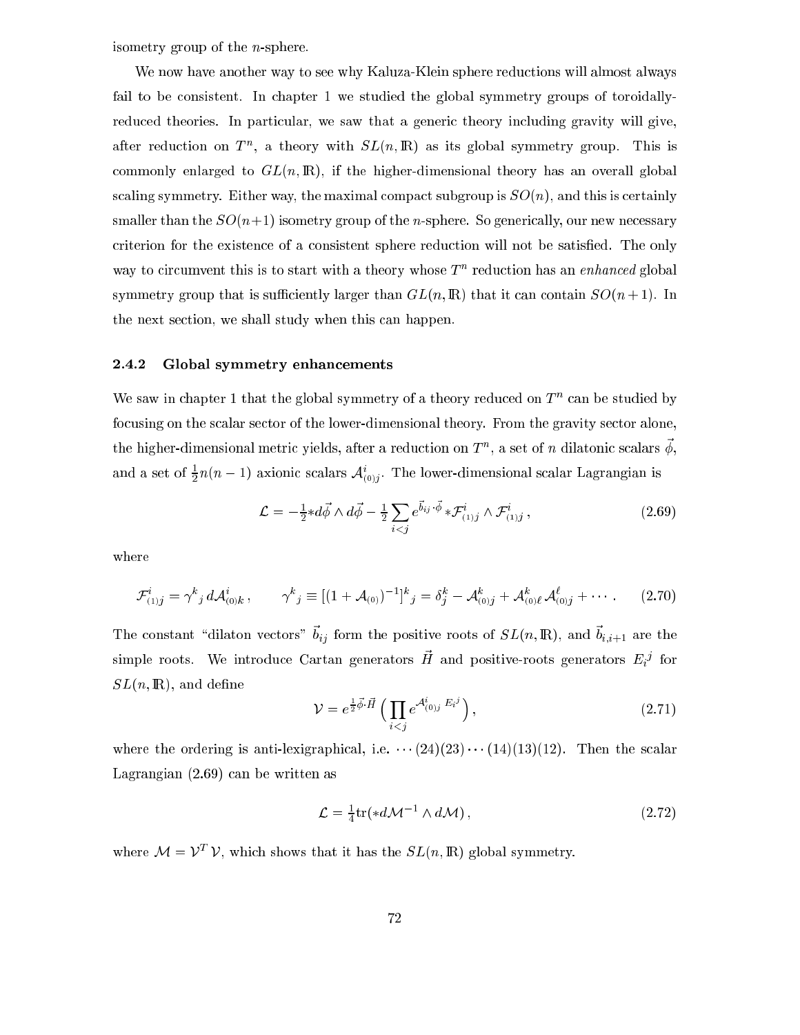isometry group of the $n$-sphere.

We now have another way to see why Kaluza-Klein sphere reductions will almost always fail to be consistent. In chapter 1 we studied the global symmetry groups of toroidally-reduced theories. In particular, we saw that a generic theory including gravity will give, after reduction on $T^n$, a theory with $SL(n,\mathbb{R})$ as its global symmetry group. This is commonly enlarged to $GL(n,\mathbb{R})$, if the higher-dimensional theory has an overall global scaling symmetry. Either way, the maximal compact subgroup is $SO(n)$, and this is certainly smaller than the $SO(n+1)$ isometry group of the $n$-sphere. So generically, our new necessary criterion for the existence of a consistent sphere reduction will not be satisfied. The only way to circumvent this is to start with a theory whose $T^n$ reduction has an *enhanced* global symmetry group that is sufficiently larger than $GL(n,\mathbb{R})$ that it can contain $SO(n+1)$. In the next section, we shall study when this can happen.

### 2.4.2 Global symmetry enhancements

We saw in chapter 1 that the global symmetry of a theory reduced on $T^n$ can be studied by focusing on the scalar sector of the lower-dimensional theory. From the gravity sector alone, the higher-dimensional metric yields, after a reduction on $T^n$, a set of $n$ dilatonic scalars $\vec{\phi}$, and a set of $\frac{1}{2}n(n-1)$ axionic scalars $\mathcal{A}^i_{(0)j}$. The lower-dimensional scalar Lagrangian is

$$\mathcal{L} = -\tfrac{1}{2}{*d\vec{\phi}} \wedge d\vec{\phi} - \tfrac{1}{2}\sum_{i<j} e^{\vec{b}_{ij}\cdot\vec{\phi}}\, {*\mathcal{F}^i_{(1)j}} \wedge \mathcal{F}^i_{(1)j}\,, \tag{2.69}$$

where

$$\mathcal{F}^i_{(1)j} = \gamma^k{}_j\, d\mathcal{A}^i_{(0)k}\,, \qquad \gamma^k{}_j \equiv [(1+\mathcal{A}_{(0)})^{-1}]^k{}_j = \delta^k_j - \mathcal{A}^k_{(0)j} + \mathcal{A}^k_{(0)\ell}\,\mathcal{A}^\ell_{(0)j} + \cdots\,. \tag{2.70}$$

The constant "dilaton vectors" $\vec{b}_{ij}$ form the positive roots of $SL(n,\mathbb{R})$, and $\vec{b}_{i,i+1}$ are the simple roots. We introduce Cartan generators $\vec{H}$ and positive-roots generators $E_i{}^j$ for $SL(n,\mathbb{R})$, and define

$$\mathcal{V} = e^{\frac{1}{2}\vec{\phi}\cdot\vec{H}}\,\Big(\prod_{i<j} e^{\mathcal{A}^i_{(0)j}\,E_i{}^j}\Big)\,, \tag{2.71}$$

where the ordering is anti-lexigraphical, i.e. $\cdots(24)(23)\cdots(14)(13)(12)$. Then the scalar Lagrangian (2.69) can be written as

$$\mathcal{L} = \tfrac{1}{4}\mathrm{tr}({*d\mathcal{M}^{-1}} \wedge d\mathcal{M})\,, \tag{2.72}$$

where $\mathcal{M} = \mathcal{V}^T\,\mathcal{V}$, which shows that it has the $SL(n,\mathbb{R})$ global symmetry.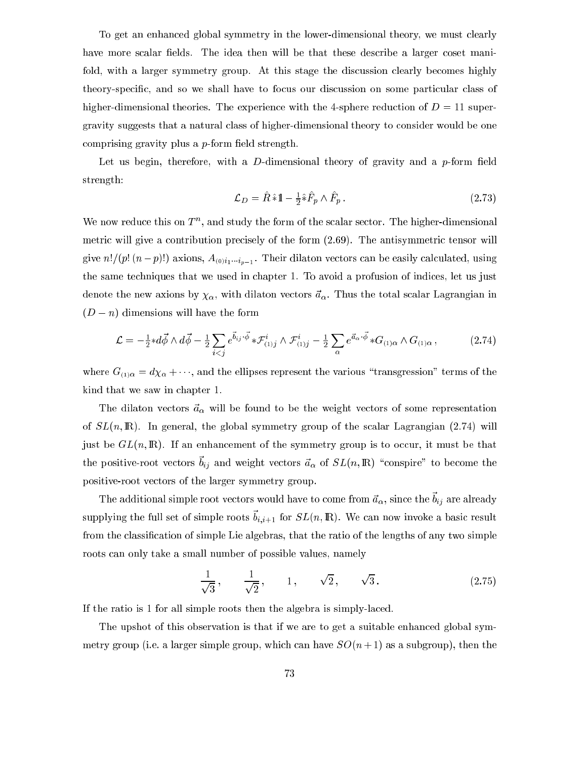To get an enhanced global symmetry in the lower-dimensional theory, we must clearly have more scalar fields. The idea then will be that these describe a larger coset manifold, with a larger symmetry group. At this stage the discussion clearly becomes highly theory-specific, and so we shall have to focus our discussion on some particular class of higher-dimensional theories. The experience with the 4-sphere reduction of $D = 11$ supergravity suggests that a natural class of higher-dimensional theory to consider would be one comprising gravity plus a $p$-form field strength.

Let us begin, therefore, with a $D$-dimensional theory of gravity and a $p$-form field strength:

$$\mathcal{L}_D = \hat{R}\,\hat{*}\mathbb{1} - \tfrac{1}{2}\hat{*}\hat{F}_p \wedge \hat{F}_p\,. \tag{2.73}$$

We now reduce this on $T^n$, and study the form of the scalar sector. The higher-dimensional metric will give a contribution precisely of the form (2.69). The antisymmetric tensor will give $n!/(p!\,(n-p)!)$ axions, $A_{(0)i_1\cdots i_{p-1}}$. Their dilaton vectors can be easily calculated, using the same techniques that we used in chapter 1. To avoid a profusion of indices, let us just denote the new axions by $\chi_\alpha$, with dilaton vectors $\vec{a}_\alpha$. Thus the total scalar Lagrangian in $(D-n)$ dimensions will have the form

$$\mathcal{L} = -\tfrac{1}{2}{*d\vec{\phi}} \wedge d\vec{\phi} - \tfrac{1}{2}\sum_{i<j} e^{\vec{b}_{ij}\cdot\vec{\phi}}\,{*\mathcal{F}^i_{(1)j}} \wedge \mathcal{F}^i_{(1)j} - \tfrac{1}{2}\sum_\alpha e^{\vec{a}_\alpha\cdot\vec{\phi}}\,{*G_{(1)\alpha}} \wedge G_{(1)\alpha}\,, \tag{2.74}$$

where $G_{(1)\alpha} = d\chi_\alpha + \cdots$, and the ellipses represent the various "transgression" terms of the kind that we saw in chapter 1.

The dilaton vectors $\vec{a}_\alpha$ will be found to be the weight vectors of some representation of $SL(n,\mathbb{R})$. In general, the global symmetry group of the scalar Lagrangian (2.74) will just be $GL(n,\mathbb{R})$. If an enhancement of the symmetry group is to occur, it must be that the positive-root vectors $\vec{b}_{ij}$ and weight vectors $\vec{a}_\alpha$ of $SL(n,\mathbb{R})$ "conspire" to become the positive-root vectors of the larger symmetry group.

The additional simple root vectors would have to come from $\vec{a}_\alpha$, since the $\vec{b}_{ij}$ are already supplying the full set of simple roots $\vec{b}_{i,i+1}$ for $SL(n,\mathbb{R})$. We can now invoke a basic result from the classification of simple Lie algebras, that the ratio of the lengths of any two simple roots can only take a small number of possible values, namely

$$\frac{1}{\sqrt{3}}\,, \qquad \frac{1}{\sqrt{2}}\,, \qquad 1\,, \qquad \sqrt{2}\,, \qquad \sqrt{3}\,. \tag{2.75}$$

If the ratio is 1 for all simple roots then the algebra is simply-laced.

The upshot of this observation is that if we are to get a suitable enhanced global symmetry group (i.e. a larger simple group, which can have $SO(n+1)$ as a subgroup), then the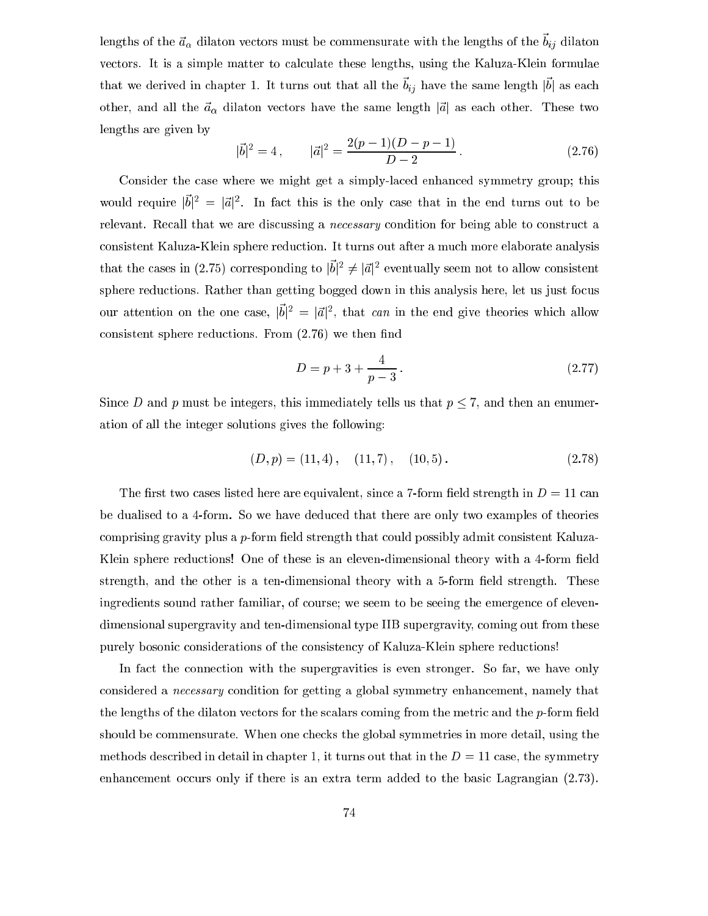lengths of the $\vec{a}_\alpha$ dilaton vectors must be commensurate with the lengths of the $\vec{b}_{ij}$ dilaton vectors. It is a simple matter to calculate these lengths, using the Kaluza-Klein formulae that we derived in chapter 1. It turns out that all the $\vec{b}_{ij}$ have the same length $|\vec{b}|$ as each other, and all the $\vec{a}_\alpha$ dilaton vectors have the same length $|\vec{a}|$ as each other. These two lengths are given by

$$|\vec{b}|^2 = 4\,, \qquad |\vec{a}|^2 = \frac{2(p-1)(D-p-1)}{D-2}\,. \tag{2.76}$$

Consider the case where we might get a simply-laced enhanced symmetry group; this would require $|\vec{b}|^2 = |\vec{a}|^2$. In fact this is the only case that in the end turns out to be relevant. Recall that we are discussing a *necessary* condition for being able to construct a consistent Kaluza-Klein sphere reduction. It turns out after a much more elaborate analysis that the cases in (2.75) corresponding to $|\vec{b}|^2 \ne |\vec{a}|^2$ eventually seem not to allow consistent sphere reductions. Rather than getting bogged down in this analysis here, let us just focus our attention on the one case, $|\vec{b}|^2 = |\vec{a}|^2$, that *can* in the end give theories which allow consistent sphere reductions. From (2.76) we then find

$$D = p + 3 + \frac{4}{p-3}\,. \tag{2.77}$$

Since $D$ and $p$ must be integers, this immediately tells us that $p \le 7$, and then an enumeration of all the integer solutions gives the following:

$$(D,p) = (11,4)\,, \quad (11,7)\,, \quad (10,5)\,. \tag{2.78}$$

The first two cases listed here are equivalent, since a 7-form field strength in $D = 11$ can be dualised to a 4-form. So we have deduced that there are only two examples of theories comprising gravity plus a $p$-form field strength that could possibly admit consistent Kaluza-Klein sphere reductions! One of these is an eleven-dimensional theory with a 4-form field strength, and the other is a ten-dimensional theory with a 5-form field strength. These ingredients sound rather familiar, of course; we seem to be seeing the emergence of eleven-dimensional supergravity and ten-dimensional type IIB supergravity, coming out from these purely bosonic considerations of the consistency of Kaluza-Klein sphere reductions!

In fact the connection with the supergravities is even stronger. So far, we have only considered a *necessary* condition for getting a global symmetry enhancement, namely that the lengths of the dilaton vectors for the scalars coming from the metric and the $p$-form field should be commensurate. When one checks the global symmetries in more detail, using the methods described in detail in chapter 1, it turns out that in the $D = 11$ case, the symmetry enhancement occurs only if there is an extra term added to the basic Lagrangian (2.73).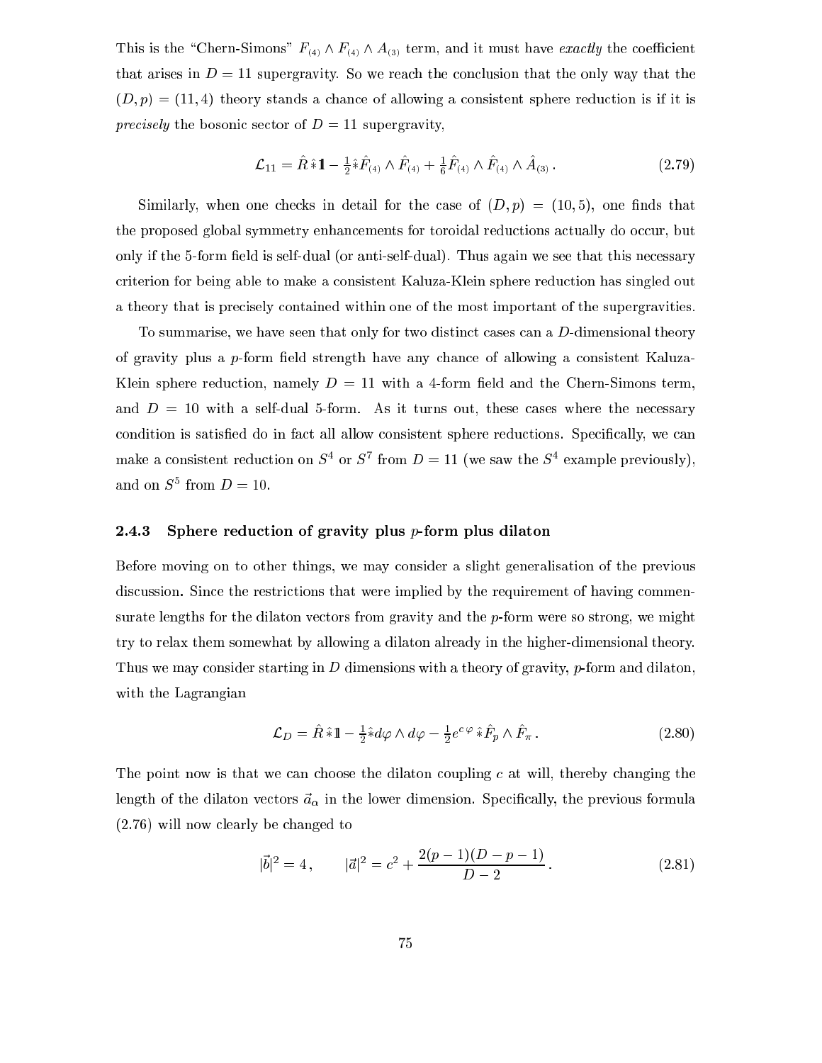This is the "Chern-Simons" $F_{(4)} \wedge F_{(4)} \wedge A_{(3)}$ term, and it must have *exactly* the coefficient that arises in $D = 11$ supergravity. So we reach the conclusion that the only way that the $(D, p) = (11, 4)$ theory stands a chance of allowing a consistent sphere reduction is if it is *precisely* the bosonic sector of $D = 11$ supergravity,

$$\mathcal{L}_{11} = \hat{R}\,\hat{*}\mathbb{1} - \tfrac{1}{2}\hat{*}\hat{F}_{(4)} \wedge \hat{F}_{(4)} + \tfrac{1}{6}\hat{F}_{(4)} \wedge \hat{F}_{(4)} \wedge \hat{A}_{(3)}\,. \tag{2.79}$$

Similarly, when one checks in detail for the case of $(D, p) = (10, 5)$, one finds that the proposed global symmetry enhancements for toroidal reductions actually do occur, but only if the 5-form field is self-dual (or anti-self-dual). Thus again we see that this necessary criterion for being able to make a consistent Kaluza-Klein sphere reduction has singled out a theory that is precisely contained within one of the most important of the supergravities.

To summarise, we have seen that only for two distinct cases can a $D$-dimensional theory of gravity plus a $p$-form field strength have any chance of allowing a consistent Kaluza-Klein sphere reduction, namely $D = 11$ with a 4-form field and the Chern-Simons term, and $D = 10$ with a self-dual 5-form. As it turns out, these cases where the necessary condition is satisfied do in fact all allow consistent sphere reductions. Specifically, we can make a consistent reduction on $S^4$ or $S^7$ from $D = 11$ (we saw the $S^4$ example previously), and on $S^5$ from $D = 10$.

### 2.4.3 Sphere reduction of gravity plus $p$-form plus dilaton

Before moving on to other things, we may consider a slight generalisation of the previous discussion. Since the restrictions that were implied by the requirement of having commensurate lengths for the dilaton vectors from gravity and the $p$-form were so strong, we might try to relax them somewhat by allowing a dilaton already in the higher-dimensional theory. Thus we may consider starting in $D$ dimensions with a theory of gravity, $p$-form and dilaton, with the Lagrangian

$$\mathcal{L}_D = \hat{R}\,\hat{*}\mathbb{1} - \tfrac{1}{2}\hat{*}d\varphi \wedge d\varphi - \tfrac{1}{2}e^{c\,\varphi}\,\hat{*}\hat{F}_p \wedge \hat{F}_\pi\,. \tag{2.80}$$

The point now is that we can choose the dilaton coupling $c$ at will, thereby changing the length of the dilaton vectors $\vec{a}_\alpha$ in the lower dimension. Specifically, the previous formula (2.76) will now clearly be changed to

$$|\vec{b}|^2 = 4\,, \qquad |\vec{a}|^2 = c^2 + \frac{2(p-1)(D-p-1)}{D-2}\,. \tag{2.81}$$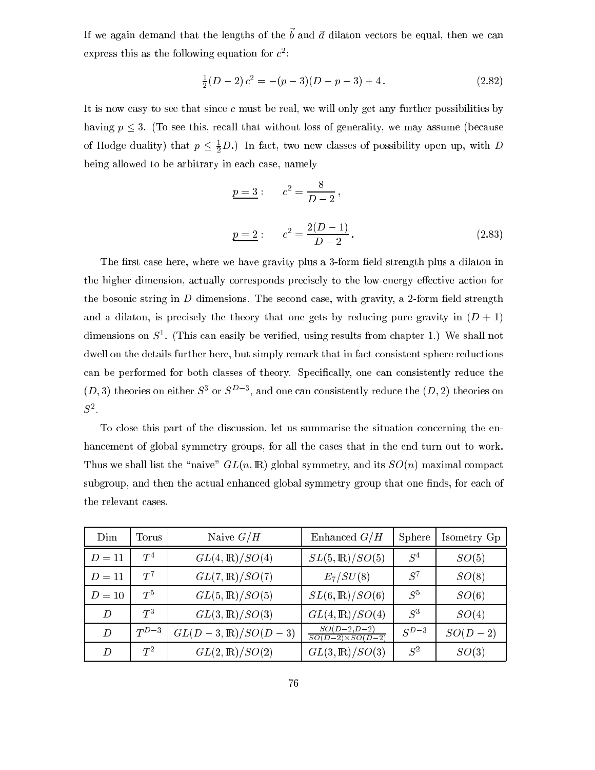If we again demand that the lengths of the $\vec{b}$ and $\vec{a}$ dilaton vectors be equal, then we can express this as the following equation for $c^2$:

$$\tfrac{1}{2}(D-2)\,c^2 = -(p-3)(D-p-3) + 4\,. \tag{2.82}$$

It is now easy to see that since $c$ must be real, we will only get any further possibilities by having $p \le 3$. (To see this, recall that without loss of generality, we may assume (because of Hodge duality) that $p \le \frac{1}{2}D$.) In fact, two new classes of possibility open up, with $D$ being allowed to be arbitrary in each case, namely

$$\underline{p=3}: \qquad c^2 = \frac{8}{D-2}\,,$$

$$\underline{p=2}: \qquad c^2 = \frac{2(D-1)}{D-2}\,. \tag{2.83}$$

The first case here, where we have gravity plus a 3-form field strength plus a dilaton in the higher dimension, actually corresponds precisely to the low-energy effective action for the bosonic string in $D$ dimensions. The second case, with gravity, a 2-form field strength and a dilaton, is precisely the theory that one gets by reducing pure gravity in $(D+1)$ dimensions on $S^1$. (This can easily be verified, using results from chapter 1.) We shall not dwell on the details further here, but simply remark that in fact consistent sphere reductions can be performed for both classes of theory. Specifically, one can consistently reduce the $(D,3)$ theories on either $S^3$ or $S^{D-3}$, and one can consistently reduce the $(D,2)$ theories on $S^2$.

To close this part of the discussion, let us summarise the situation concerning the enhancement of global symmetry groups, for all the cases that in the end turn out to work. Thus we shall list the "naive" $GL(n,\mathbb{R})$ global symmetry, and its $SO(n)$ maximal compact subgroup, and then the actual enhanced global symmetry group that one finds, for each of the relevant cases.

| Dim | Torus | Naive $G/H$ | Enhanced $G/H$ | Sphere | Isometry Gp |
|---|---|---|---|---|---|
| $D=11$ | $T^4$ | $GL(4,\mathbb{R})/SO(4)$ | $SL(5,\mathbb{R})/SO(5)$ | $S^4$ | $SO(5)$ |
| $D=11$ | $T^7$ | $GL(7,\mathbb{R})/SO(7)$ | $E_7/SU(8)$ | $S^7$ | $SO(8)$ |
| $D=10$ | $T^5$ | $GL(5,\mathbb{R})/SO(5)$ | $SL(6,\mathbb{R})/SO(6)$ | $S^5$ | $SO(6)$ |
| $D$ | $T^3$ | $GL(3,\mathbb{R})/SO(3)$ | $GL(4,\mathbb{R})/SO(4)$ | $S^3$ | $SO(4)$ |
| $D$ | $T^{D-3}$ | $GL(D-3,\mathbb{R})/SO(D-3)$ | $\frac{SO(D-2,D-2)}{SO(D-2)\times SO(D-2)}$ | $S^{D-3}$ | $SO(D-2)$ |
| $D$ | $T^2$ | $GL(2,\mathbb{R})/SO(2)$ | $GL(3,\mathbb{R})/SO(3)$ | $S^2$ | $SO(3)$ |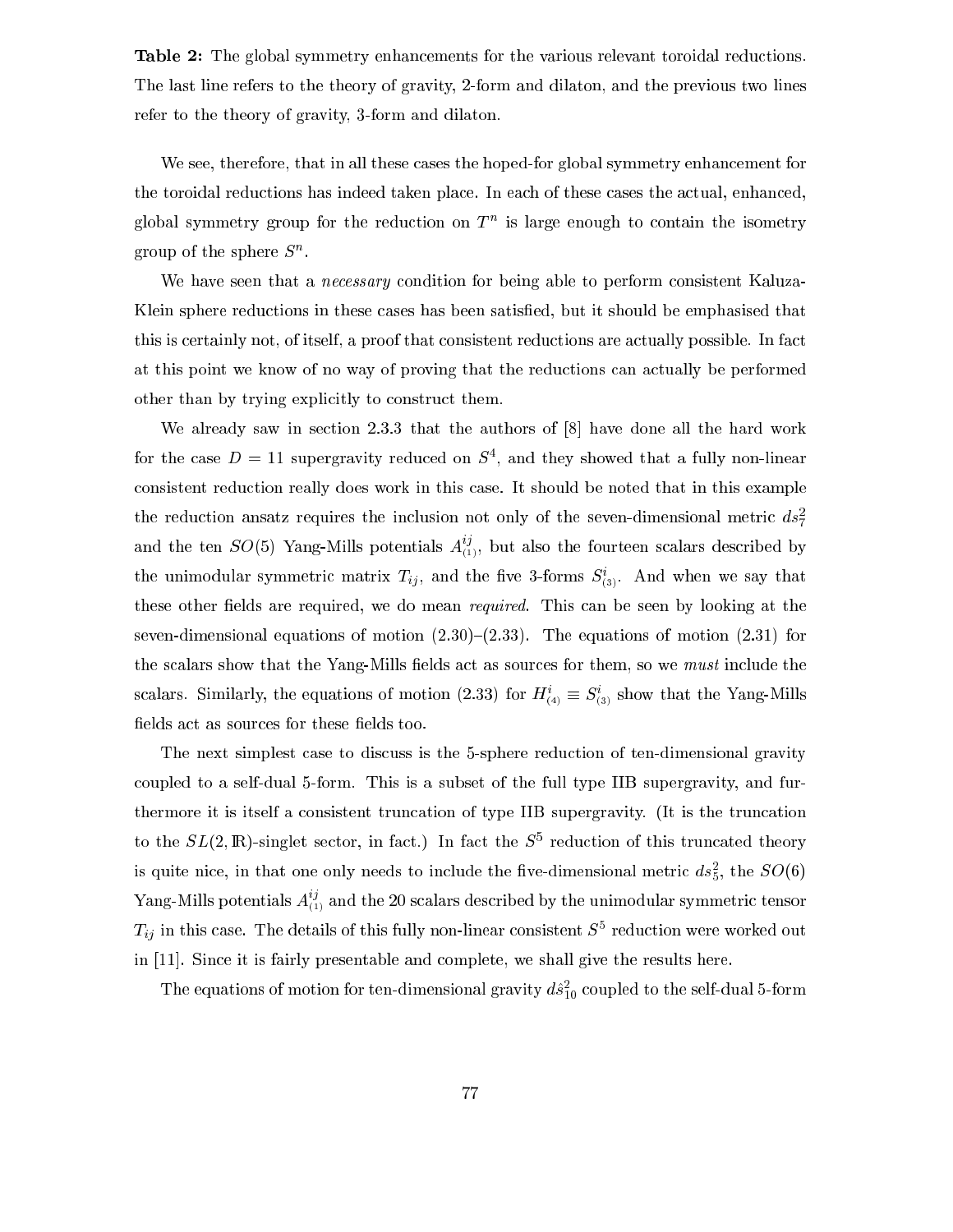**Table 2:** The global symmetry enhancements for the various relevant toroidal reductions. The last line refers to the theory of gravity, 2-form and dilaton, and the previous two lines refer to the theory of gravity, 3-form and dilaton.

We see, therefore, that in all these cases the hoped-for global symmetry enhancement for the toroidal reductions has indeed taken place. In each of these cases the actual, enhanced, global symmetry group for the reduction on $T^n$ is large enough to contain the isometry group of the sphere $S^n$.

We have seen that a *necessary* condition for being able to perform consistent Kaluza-Klein sphere reductions in these cases has been satisfied, but it should be emphasised that this is certainly not, of itself, a proof that consistent reductions are actually possible. In fact at this point we know of no way of proving that the reductions can actually be performed other than by trying explicitly to construct them.

We already saw in section 2.3.3 that the authors of [8] have done all the hard work for the case $D = 11$ supergravity reduced on $S^4$, and they showed that a fully non-linear consistent reduction really does work in this case. It should be noted that in this example the reduction ansatz requires the inclusion not only of the seven-dimensional metric $ds_7^2$ and the ten $SO(5)$ Yang-Mills potentials $A_{(1)}^{ij}$, but also the fourteen scalars described by the unimodular symmetric matrix $T_{ij}$, and the five 3-forms $S_{(3)}^i$. And when we say that these other fields are required, we do mean *required*. This can be seen by looking at the seven-dimensional equations of motion (2.30)–(2.33). The equations of motion (2.31) for the scalars show that the Yang-Mills fields act as sources for them, so we *must* include the scalars. Similarly, the equations of motion (2.33) for $H_{(4)}^i \equiv S_{(3)}^i$ show that the Yang-Mills fields act as sources for these fields too.

The next simplest case to discuss is the 5-sphere reduction of ten-dimensional gravity coupled to a self-dual 5-form. This is a subset of the full type IIB supergravity, and furthermore it is itself a consistent truncation of type IIB supergravity. (It is the truncation to the $SL(2, \mathbb{R})$-singlet sector, in fact.) In fact the $S^5$ reduction of this truncated theory is quite nice, in that one only needs to include the five-dimensional metric $ds_5^2$, the $SO(6)$ Yang-Mills potentials $A_{(1)}^{ij}$ and the 20 scalars described by the unimodular symmetric tensor $T_{ij}$ in this case. The details of this fully non-linear consistent $S^5$ reduction were worked out in [11]. Since it is fairly presentable and complete, we shall give the results here.

The equations of motion for ten-dimensional gravity $d\hat{s}_{10}^2$ coupled to the self-dual 5-form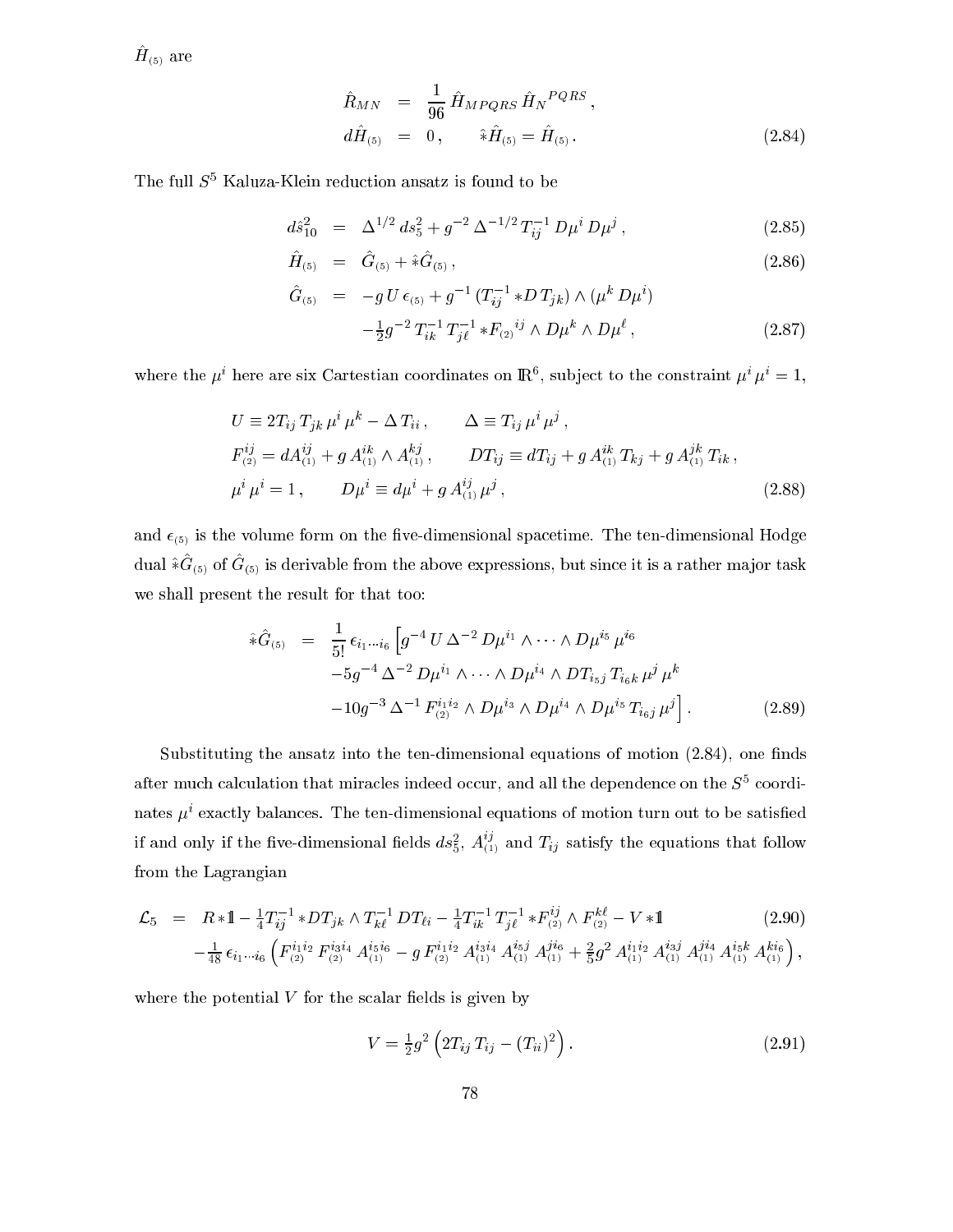$\hat{H}_{(5)}$ are

$$
\begin{aligned}
\hat{R}_{MN} &= \frac{1}{96}\,\hat{H}_{MPQRS}\,\hat{H}_N{}^{PQRS}\,,\\
d\hat{H}_{(5)} &= 0\,,\qquad \hat{*}\hat{H}_{(5)} = \hat{H}_{(5)}\,.
\end{aligned}
\tag{2.84}
$$

The full $S^5$ Kaluza-Klein reduction ansatz is found to be

$$
d\hat{s}_{10}^2 = \Delta^{1/2}\,ds_5^2 + g^{-2}\,\Delta^{-1/2}\,T_{ij}^{-1}\,D\mu^i\,D\mu^j\,, \tag{2.85}
$$

$$
\hat{H}_{(5)} = \hat{G}_{(5)} + \hat{*}\hat{G}_{(5)}\,, \tag{2.86}
$$

$$
\begin{aligned}
\hat{G}_{(5)} &= -g\,U\,\epsilon_{(5)} + g^{-1}\,(T_{ij}^{-1} *D\,T_{jk})\wedge(\mu^k\,D\mu^i)\\
&\quad -\tfrac{1}{2}g^{-2}\,T_{ik}^{-1}\,T_{j\ell}^{-1} *F_{(2)}{}^{ij}\wedge D\mu^k\wedge D\mu^\ell\,,
\end{aligned}
\tag{2.87}
$$

where the $\mu^i$ here are six Cartesian coordinates on $\mathbb{R}^6$, subject to the constraint $\mu^i\,\mu^i = 1$,

$$
\begin{aligned}
&U \equiv 2T_{ij}\,T_{jk}\,\mu^i\,\mu^k - \Delta\,T_{ii}\,,\qquad \Delta \equiv T_{ij}\,\mu^i\,\mu^j\,,\\
&F_{(2)}^{ij} = dA_{(1)}^{ij} + g\,A_{(1)}^{ik}\wedge A_{(1)}^{kj}\,,\qquad DT_{ij} \equiv dT_{ij} + g\,A_{(1)}^{ik}\,T_{kj} + g\,A_{(1)}^{jk}\,T_{ik}\,,\\
&\mu^i\,\mu^i = 1\,,\qquad D\mu^i \equiv d\mu^i + g\,A_{(1)}^{ij}\,\mu^j\,,
\end{aligned}
\tag{2.88}
$$

and $\epsilon_{(5)}$ is the volume form on the five-dimensional spacetime. The ten-dimensional Hodge dual $\hat{*}\hat{G}_{(5)}$ of $\hat{G}_{(5)}$ is derivable from the above expressions, but since it is a rather major task we shall present the result for that too:

$$
\begin{aligned}
\hat{*}\hat{G}_{(5)} &= \frac{1}{5!}\,\epsilon_{i_1\cdots i_6}\Big[g^{-4}\,U\,\Delta^{-2}\,D\mu^{i_1}\wedge\cdots\wedge D\mu^{i_5}\,\mu^{i_6}\\
&\quad -5g^{-4}\,\Delta^{-2}\,D\mu^{i_1}\wedge\cdots\wedge D\mu^{i_4}\wedge DT_{i_5 j}\,T_{i_6 k}\,\mu^j\,\mu^k\\
&\quad -10g^{-3}\,\Delta^{-1}\,F_{(2)}^{i_1 i_2}\wedge D\mu^{i_3}\wedge D\mu^{i_4}\wedge D\mu^{i_5}\,T_{i_6 j}\,\mu^j\Big]\,.
\end{aligned}
\tag{2.89}
$$

Substituting the ansatz into the ten-dimensional equations of motion (2.84), one finds after much calculation that miracles indeed occur, and all the dependence on the $S^5$ coordinates $\mu^i$ exactly balances. The ten-dimensional equations of motion turn out to be satisfied if and only if the five-dimensional fields $ds_5^2$, $A_{(1)}^{ij}$ and $T_{ij}$ satisfy the equations that follow from the Lagrangian

$$
\begin{aligned}
\mathcal{L}_5 &= R\,{*1\!\!1} - \tfrac{1}{4}T_{ij}^{-1} *DT_{jk}\wedge T_{k\ell}^{-1}\,DT_{\ell i} - \tfrac{1}{4}T_{ik}^{-1}\,T_{j\ell}^{-1} *F_{(2)}^{ij}\wedge F_{(2)}^{k\ell} - V\,{*1\!\!1} \qquad (2.90)\\
&\quad -\tfrac{1}{48}\,\epsilon_{i_1\cdots i_6}\Big(F_{(2)}^{i_1 i_2}\,F_{(2)}^{i_3 i_4}\,A_{(1)}^{i_5 i_6} - g\,F_{(2)}^{i_1 i_2}\,A_{(1)}^{i_3 i_4}\,A_{(1)}^{i_5 j}\,A_{(1)}^{j i_6} + \tfrac{2}{5}g^2\,A_{(1)}^{i_1 i_2}\,A_{(1)}^{i_3 j}\,A_{(1)}^{j i_4}\,A_{(1)}^{i_5 k}\,A_{(1)}^{k i_6}\Big)\,,
\end{aligned}
$$

where the potential $V$ for the scalar fields is given by

$$
V = \tfrac{1}{2}g^2\,\Big(2T_{ij}\,T_{ij} - (T_{ii})^2\Big)\,. \tag{2.91}
$$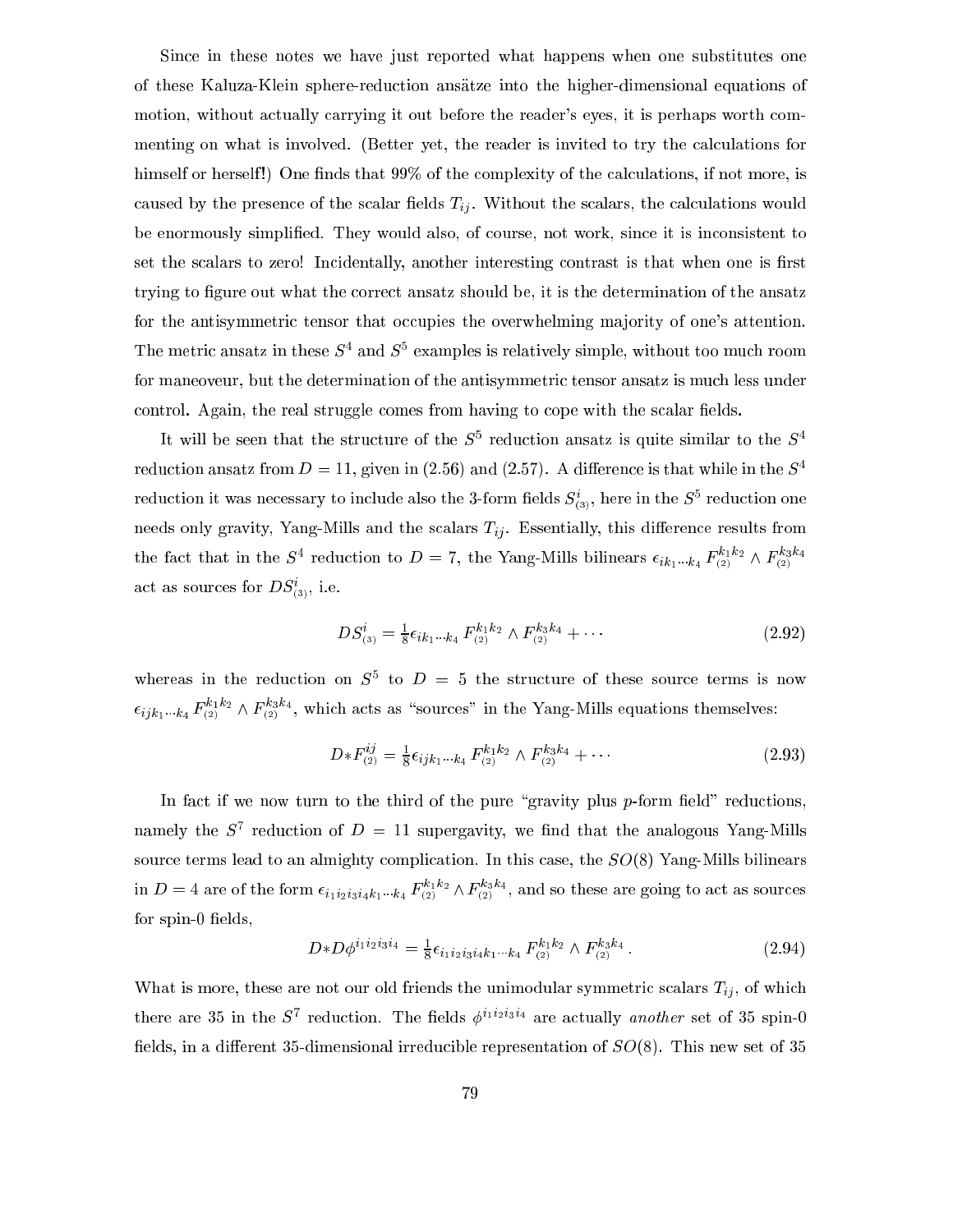Since in these notes we have just reported what happens when one substitutes one of these Kaluza-Klein sphere-reduction ansätze into the higher-dimensional equations of motion, without actually carrying it out before the reader's eyes, it is perhaps worth commenting on what is involved. (Better yet, the reader is invited to try the calculations for himself or herself!) One finds that 99% of the complexity of the calculations, if not more, is caused by the presence of the scalar fields $T_{ij}$. Without the scalars, the calculations would be enormously simplified. They would also, of course, not work, since it is inconsistent to set the scalars to zero! Incidentally, another interesting contrast is that when one is first trying to figure out what the correct ansatz should be, it is the determination of the ansatz for the antisymmetric tensor that occupies the overwhelming majority of one's attention. The metric ansatz in these $S^4$ and $S^5$ examples is relatively simple, without too much room for maneoveur, but the determination of the antisymmetric tensor ansatz is much less under control. Again, the real struggle comes from having to cope with the scalar fields.

It will be seen that the structure of the $S^5$ reduction ansatz is quite similar to the $S^4$ reduction ansatz from $D=11$, given in (2.56) and (2.57). A difference is that while in the $S^4$ reduction it was necessary to include also the 3-form fields $S^i_{(3)}$, here in the $S^5$ reduction one needs only gravity, Yang-Mills and the scalars $T_{ij}$. Essentially, this difference results from the fact that in the $S^4$ reduction to $D=7$, the Yang-Mills bilinears $\epsilon_{ik_1\cdots k_4}\, F^{k_1k_2}_{(2)} \wedge F^{k_3k_4}_{(2)}$ act as sources for $DS^i_{(3)}$, i.e.

$$DS^i_{(3)} = \tfrac{1}{8}\epsilon_{ik_1\cdots k_4}\, F^{k_1k_2}_{(2)} \wedge F^{k_3k_4}_{(2)} + \cdots \tag{2.92}$$

whereas in the reduction on $S^5$ to $D=5$ the structure of these source terms is now $\epsilon_{ijk_1\cdots k_4}\, F^{k_1k_2}_{(2)} \wedge F^{k_3k_4}_{(2)}$, which acts as "sources" in the Yang-Mills equations themselves:

$$D{*}F^{ij}_{(2)} = \tfrac{1}{8}\epsilon_{ijk_1\cdots k_4}\, F^{k_1k_2}_{(2)} \wedge F^{k_3k_4}_{(2)} + \cdots \tag{2.93}$$

In fact if we now turn to the third of the pure "gravity plus $p$-form field" reductions, namely the $S^7$ reduction of $D=11$ supergavity, we find that the analogous Yang-Mills source terms lead to an almighty complication. In this case, the $SO(8)$ Yang-Mills bilinears in $D=4$ are of the form $\epsilon_{i_1i_2i_3i_4k_1\cdots k_4}\, F^{k_1k_2}_{(2)} \wedge F^{k_3k_4}_{(2)}$, and so these are going to act as sources for spin-0 fields,

$$D{*}D\phi^{i_1i_2i_3i_4} = \tfrac{1}{8}\epsilon_{i_1i_2i_3i_4k_1\cdots k_4}\, F^{k_1k_2}_{(2)} \wedge F^{k_3k_4}_{(2)}\,. \tag{2.94}$$

What is more, these are not our old friends the unimodular symmetric scalars $T_{ij}$, of which there are 35 in the $S^7$ reduction. The fields $\phi^{i_1i_2i_3i_4}$ are actually *another* set of 35 spin-0 fields, in a different 35-dimensional irreducible representation of $SO(8)$. This new set of 35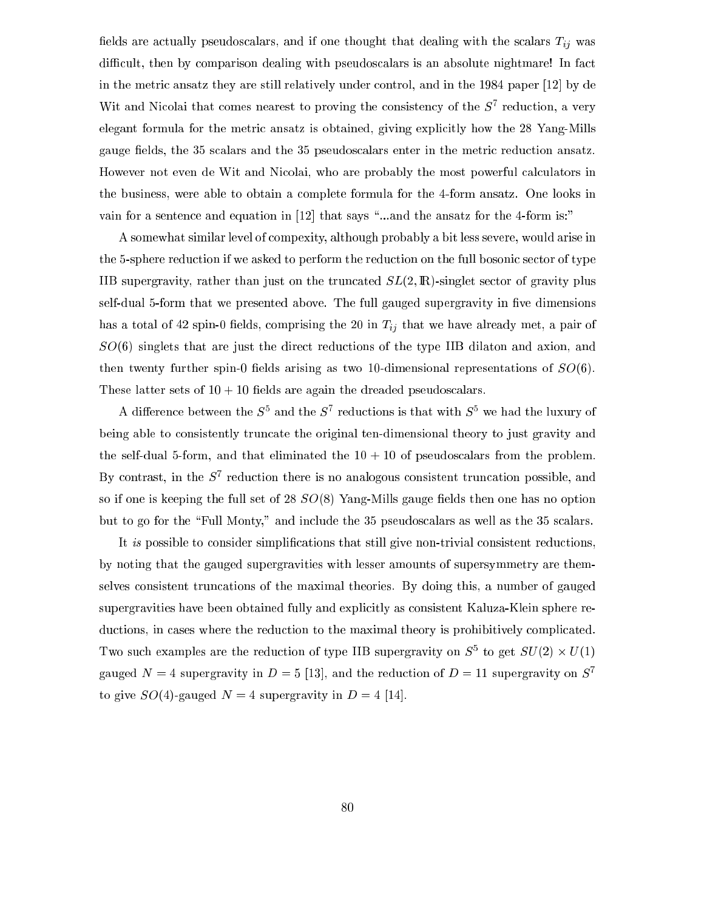fields are actually pseudoscalars, and if one thought that dealing with the scalars $T_{ij}$ was difficult, then by comparison dealing with pseudoscalars is an absolute nightmare! In fact in the metric ansatz they are still relatively under control, and in the 1984 paper [12] by de Wit and Nicolai that comes nearest to proving the consistency of the $S^7$ reduction, a very elegant formula for the metric ansatz is obtained, giving explicitly how the 28 Yang-Mills gauge fields, the 35 scalars and the 35 pseudoscalars enter in the metric reduction ansatz. However not even de Wit and Nicolai, who are probably the most powerful calculators in the business, were able to obtain a complete formula for the 4-form ansatz. One looks in vain for a sentence and equation in [12] that says "...and the ansatz for the 4-form is:"

A somewhat similar level of compexity, although probably a bit less severe, would arise in the 5-sphere reduction if we asked to perform the reduction on the full bosonic sector of type IIB supergravity, rather than just on the truncated $SL(2,\mathbb{R})$-singlet sector of gravity plus self-dual 5-form that we presented above. The full gauged supergravity in five dimensions has a total of 42 spin-0 fields, comprising the 20 in $T_{ij}$ that we have already met, a pair of $SO(6)$ singlets that are just the direct reductions of the type IIB dilaton and axion, and then twenty further spin-0 fields arising as two 10-dimensional representations of $SO(6)$. These latter sets of $10+10$ fields are again the dreaded pseudoscalars.

A difference between the $S^5$ and the $S^7$ reductions is that with $S^5$ we had the luxury of being able to consistently truncate the original ten-dimensional theory to just gravity and the self-dual 5-form, and that eliminated the $10+10$ of pseudoscalars from the problem. By contrast, in the $S^7$ reduction there is no analogous consistent truncation possible, and so if one is keeping the full set of 28 $SO(8)$ Yang-Mills gauge fields then one has no option but to go for the "Full Monty," and include the 35 pseudoscalars as well as the 35 scalars.

It *is* possible to consider simplifications that still give non-trivial consistent reductions, by noting that the gauged supergravities with lesser amounts of supersymmetry are themselves consistent truncations of the maximal theories. By doing this, a number of gauged supergravities have been obtained fully and explicitly as consistent Kaluza-Klein sphere reductions, in cases where the reduction to the maximal theory is prohibitively complicated. Two such examples are the reduction of type IIB supergravity on $S^5$ to get $SU(2)\times U(1)$ gauged $N=4$ supergravity in $D=5$ [13], and the reduction of $D=11$ supergravity on $S^7$ to give $SO(4)$-gauged $N=4$ supergravity in $D=4$ [14].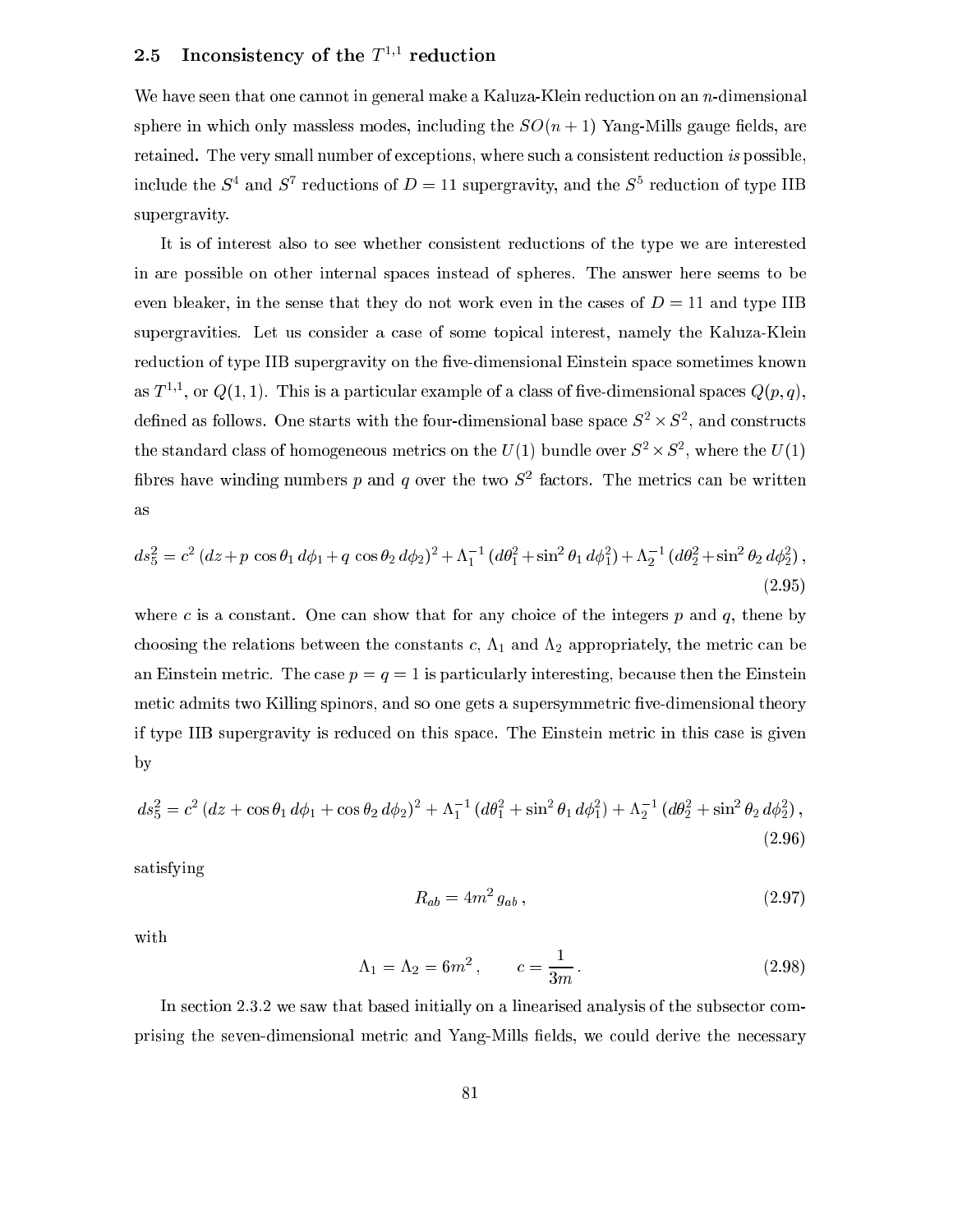### 2.5 Inconsistency of the $T^{1,1}$ reduction

We have seen that one cannot in general make a Kaluza-Klein reduction on an $n$-dimensional sphere in which only massless modes, including the $SO(n+1)$ Yang-Mills gauge fields, are retained. The very small number of exceptions, where such a consistent reduction *is* possible, include the $S^4$ and $S^7$ reductions of $D=11$ supergravity, and the $S^5$ reduction of type IIB supergravity.

It is of interest also to see whether consistent reductions of the type we are interested in are possible on other internal spaces instead of spheres. The answer here seems to be even bleaker, in the sense that they do not work even in the cases of $D=11$ and type IIB supergravities. Let us consider a case of some topical interest, namely the Kaluza-Klein reduction of type IIB supergravity on the five-dimensional Einstein space sometimes known as $T^{1,1}$, or $Q(1,1)$. This is a particular example of a class of five-dimensional spaces $Q(p,q)$, defined as follows. One starts with the four-dimensional base space $S^2 \times S^2$, and constructs the standard class of homogeneous metrics on the $U(1)$ bundle over $S^2 \times S^2$, where the $U(1)$ fibres have winding numbers $p$ and $q$ over the two $S^2$ factors. The metrics can be written as

$$ds_5^2 = c^2\,(dz + p\,\cos\theta_1\,d\phi_1 + q\,\cos\theta_2\,d\phi_2)^2 + \Lambda_1^{-1}\,(d\theta_1^2 + \sin^2\theta_1\,d\phi_1^2) + \Lambda_2^{-1}\,(d\theta_2^2 + \sin^2\theta_2\,d\phi_2^2)\,, \tag{2.95}$$

where $c$ is a constant. One can show that for any choice of the integers $p$ and $q$, thene by choosing the relations between the constants $c$, $\Lambda_1$ and $\Lambda_2$ appropriately, the metric can be an Einstein metric. The case $p=q=1$ is particularly interesting, because then the Einstein metic admits two Killing spinors, and so one gets a supersymmetric five-dimensional theory if type IIB supergravity is reduced on this space. The Einstein metric in this case is given by

$$ds_5^2 = c^2\,(dz + \cos\theta_1\,d\phi_1 + \cos\theta_2\,d\phi_2)^2 + \Lambda_1^{-1}\,(d\theta_1^2 + \sin^2\theta_1\,d\phi_1^2) + \Lambda_2^{-1}\,(d\theta_2^2 + \sin^2\theta_2\,d\phi_2^2)\,, \tag{2.96}$$

satisfying

$$R_{ab} = 4m^2\,g_{ab}\,, \tag{2.97}$$

with

$$\Lambda_1 = \Lambda_2 = 6m^2\,, \qquad c = \frac{1}{3m}\,. \tag{2.98}$$

In section 2.3.2 we saw that based initially on a linearised analysis of the subsector comprising the seven-dimensional metric and Yang-Mills fields, we could derive the necessary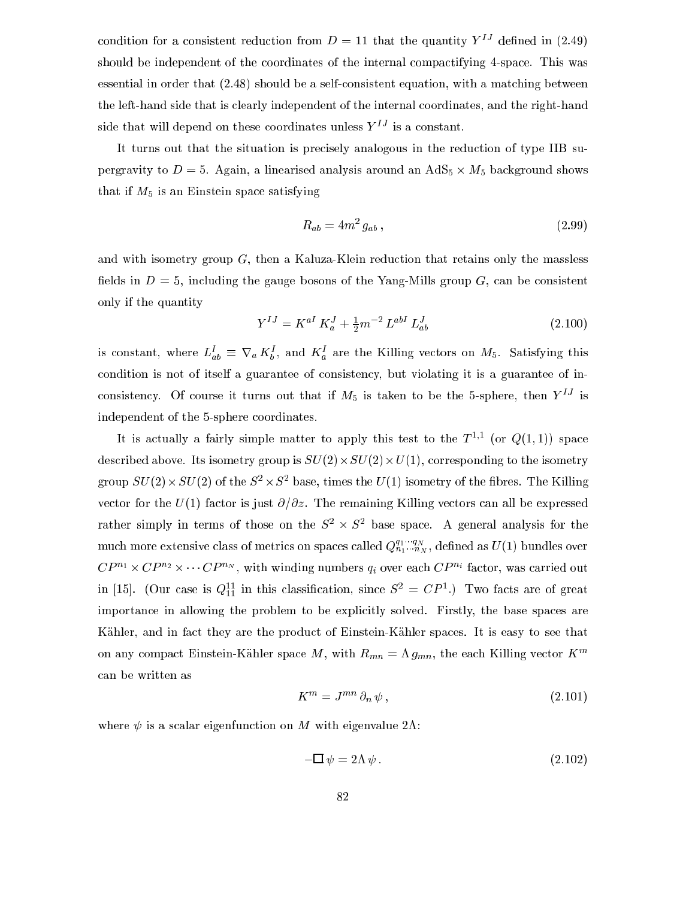condition for a consistent reduction from $D = 11$ that the quantity $Y^{IJ}$ defined in (2.49) should be independent of the coordinates of the internal compactifying 4-space. This was essential in order that (2.48) should be a self-consistent equation, with a matching between the left-hand side that is clearly independent of the internal coordinates, and the right-hand side that will depend on these coordinates unless $Y^{IJ}$ is a constant.

It turns out that the situation is precisely analogous in the reduction of type IIB supergravity to $D = 5$. Again, a linearised analysis around an $\mathrm{AdS}_5 \times M_5$ background shows that if $M_5$ is an Einstein space satisfying

$$R_{ab} = 4m^2 \, g_{ab} \,, \tag{2.99}$$

and with isometry group $G$, then a Kaluza-Klein reduction that retains only the massless fields in $D = 5$, including the gauge bosons of the Yang-Mills group $G$, can be consistent only if the quantity

$$Y^{IJ} = K^{aI} \, K^J_a + \tfrac{1}{2} m^{-2} \, L^{abI} \, L^J_{ab} \tag{2.100}$$

is constant, where $L^I_{ab} \equiv \nabla_a \, K^I_b$, and $K^I_a$ are the Killing vectors on $M_5$. Satisfying this condition is not of itself a guarantee of consistency, but violating it is a guarantee of inconsistency. Of course it turns out that if $M_5$ is taken to be the 5-sphere, then $Y^{IJ}$ is independent of the 5-sphere coordinates.

It is actually a fairly simple matter to apply this test to the $T^{1,1}$ (or $Q(1,1)$) space described above. Its isometry group is $SU(2) \times SU(2) \times U(1)$, corresponding to the isometry group $SU(2) \times SU(2)$ of the $S^2 \times S^2$ base, times the $U(1)$ isometry of the fibres. The Killing vector for the $U(1)$ factor is just $\partial/\partial z$. The remaining Killing vectors can all be expressed rather simply in terms of those on the $S^2 \times S^2$ base space. A general analysis for the much more extensive class of metrics on spaces called $Q^{q_1 \cdots q_N}_{n_1 \cdots n_N}$, defined as $U(1)$ bundles over $CP^{n_1} \times CP^{n_2} \times \cdots CP^{n_N}$, with winding numbers $q_i$ over each $CP^{n_i}$ factor, was carried out in [15]. (Our case is $Q^{11}_{11}$ in this classification, since $S^2 = CP^1$.) Two facts are of great importance in allowing the problem to be explicitly solved. Firstly, the base spaces are Kähler, and in fact they are the product of Einstein-Kähler spaces. It is easy to see that on any compact Einstein-Kähler space $M$, with $R_{mn} = \Lambda \, g_{mn}$, the each Killing vector $K^m$ can be written as

$$K^m = J^{mn} \, \partial_n \, \psi \,, \tag{2.101}$$

where $\psi$ is a scalar eigenfunction on $M$ with eigenvalue $2\Lambda$:

$$-\Box \, \psi = 2\Lambda \, \psi \,. \tag{2.102}$$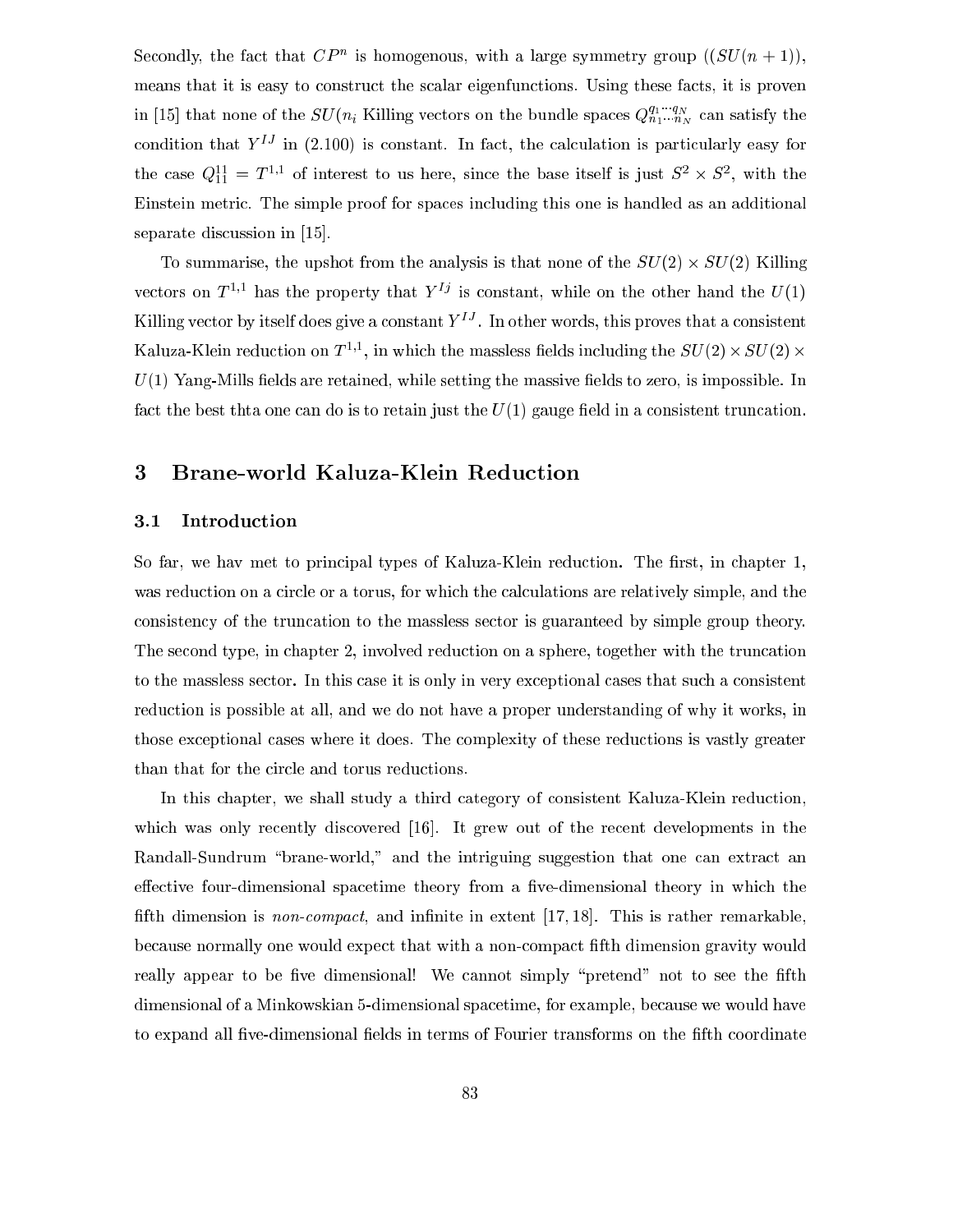Secondly, the fact that $CP^n$ is homogenous, with a large symmetry group $((SU(n+1))$, means that it is easy to construct the scalar eigenfunctions. Using these facts, it is proven in [15] that none of the $SU(n_i$ Killing vectors on the bundle spaces $Q^{q_1\cdots q_N}_{n_1\cdots n_N}$ can satisfy the condition that $Y^{IJ}$ in (2.100) is constant. In fact, the calculation is particularly easy for the case $Q^{11}_{11} = T^{1,1}$ of interest to us here, since the base itself is just $S^2 \times S^2$, with the Einstein metric. The simple proof for spaces including this one is handled as an additional separate discussion in [15].

To summarise, the upshot from the analysis is that none of the $SU(2) \times SU(2)$ Killing vectors on $T^{1,1}$ has the property that $Y^{Ij}$ is constant, while on the other hand the $U(1)$ Killing vector by itself does give a constant $Y^{IJ}$. In other words, this proves that a consistent Kaluza-Klein reduction on $T^{1,1}$, in which the massless fields including the $SU(2) \times SU(2) \times U(1)$ Yang-Mills fields are retained, while setting the massive fields to zero, is impossible. In fact the best thta one can do is to retain just the $U(1)$ gauge field in a consistent truncation.

# 3 Brane-world Kaluza-Klein Reduction

## 3.1 Introduction

So far, we hav met to principal types of Kaluza-Klein reduction. The first, in chapter 1, was reduction on a circle or a torus, for which the calculations are relatively simple, and the consistency of the truncation to the massless sector is guaranteed by simple group theory. The second type, in chapter 2, involved reduction on a sphere, together with the truncation to the massless sector. In this case it is only in very exceptional cases that such a consistent reduction is possible at all, and we do not have a proper understanding of why it works, in those exceptional cases where it does. The complexity of these reductions is vastly greater than that for the circle and torus reductions.

In this chapter, we shall study a third category of consistent Kaluza-Klein reduction, which was only recently discovered [16]. It grew out of the recent developments in the Randall-Sundrum "brane-world," and the intriguing suggestion that one can extract an effective four-dimensional spacetime theory from a five-dimensional theory in which the fifth dimension is *non-compact*, and infinite in extent [17, 18]. This is rather remarkable, because normally one would expect that with a non-compact fifth dimension gravity would really appear to be five dimensional! We cannot simply "pretend" not to see the fifth dimensional of a Minkowskian 5-dimensional spacetime, for example, because we would have to expand all five-dimensional fields in terms of Fourier transforms on the fifth coordinate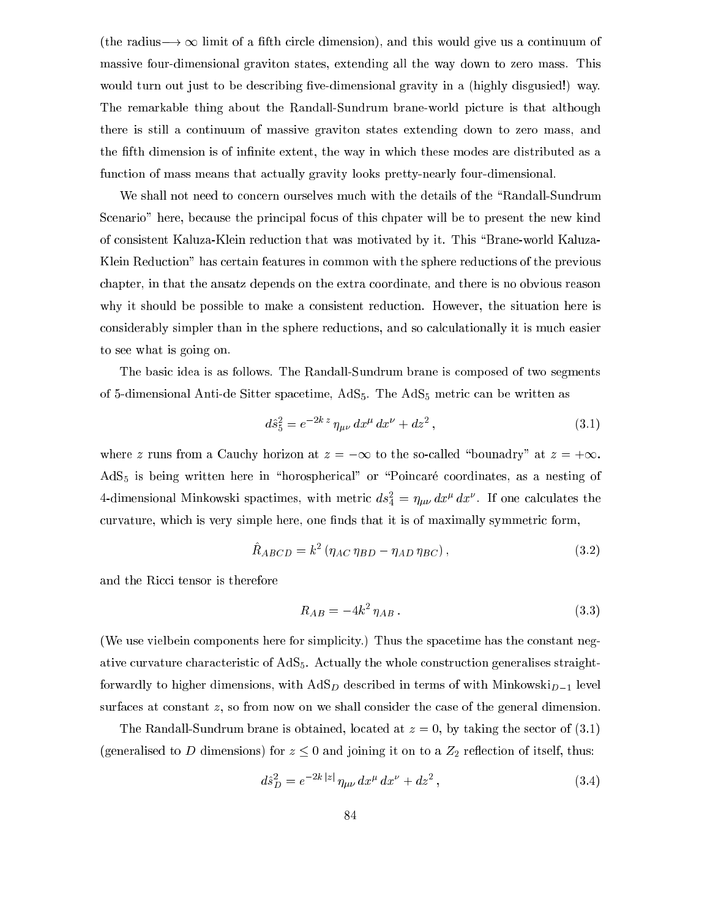(the radius$\longrightarrow \infty$ limit of a fifth circle dimension), and this would give us a continuum of massive four-dimensional graviton states, extending all the way down to zero mass. This would turn out just to be describing five-dimensional gravity in a (highly disgusied!) way. The remarkable thing about the Randall-Sundrum brane-world picture is that although there is still a continuum of massive graviton states extending down to zero mass, and the fifth dimension is of infinite extent, the way in which these modes are distributed as a function of mass means that actually gravity looks pretty-nearly four-dimensional.

We shall not need to concern ourselves much with the details of the "Randall-Sundrum Scenario" here, because the principal focus of this chpater will be to present the new kind of consistent Kaluza-Klein reduction that was motivated by it. This "Brane-world Kaluza-Klein Reduction" has certain features in common with the sphere reductions of the previous chapter, in that the ansatz depends on the extra coordinate, and there is no obvious reason why it should be possible to make a consistent reduction. However, the situation here is considerably simpler than in the sphere reductions, and so calculationally it is much easier to see what is going on.

The basic idea is as follows. The Randall-Sundrum brane is composed of two segments of 5-dimensional Anti-de Sitter spacetime, $\mathrm{AdS}_5$. The $\mathrm{AdS}_5$ metric can be written as

$$d\hat{s}_5^2 = e^{-2k\,z}\,\eta_{\mu\nu}\,dx^\mu\,dx^\nu + dz^2\,, \tag{3.1}$$

where $z$ runs from a Cauchy horizon at $z=-\infty$ to the so-called "bounadry" at $z=+\infty$. $\mathrm{AdS}_5$ is being written here in "horospherical" or "Poincaré coordinates, as a nesting of 4-dimensional Minkowski spactimes, with metric $ds_4^2 = \eta_{\mu\nu}\,dx^\mu\,dx^\nu$. If one calculates the curvature, which is very simple here, one finds that it is of maximally symmetric form,

$$\hat{R}_{ABCD} = k^2\,(\eta_{AC}\,\eta_{BD} - \eta_{AD}\,\eta_{BC})\,, \tag{3.2}$$

and the Ricci tensor is therefore

$$R_{AB} = -4k^2\,\eta_{AB}\,. \tag{3.3}$$

(We use vielbein components here for simplicity.) Thus the spacetime has the constant negative curvature characteristic of $\mathrm{AdS}_5$. Actually the whole construction generalises straightforwardly to higher dimensions, with $\mathrm{AdS}_D$ described in terms of with $\mathrm{Minkowski}_{D-1}$ level surfaces at constant $z$, so from now on we shall consider the case of the general dimension.

The Randall-Sundrum brane is obtained, located at $z=0$, by taking the sector of (3.1) (generalised to $D$ dimensions) for $z\le 0$ and joining it on to a $Z_2$ reflection of itself, thus:

$$d\hat{s}_D^2 = e^{-2k\,|z|}\,\eta_{\mu\nu}\,dx^\mu\,dx^\nu + dz^2\,, \tag{3.4}$$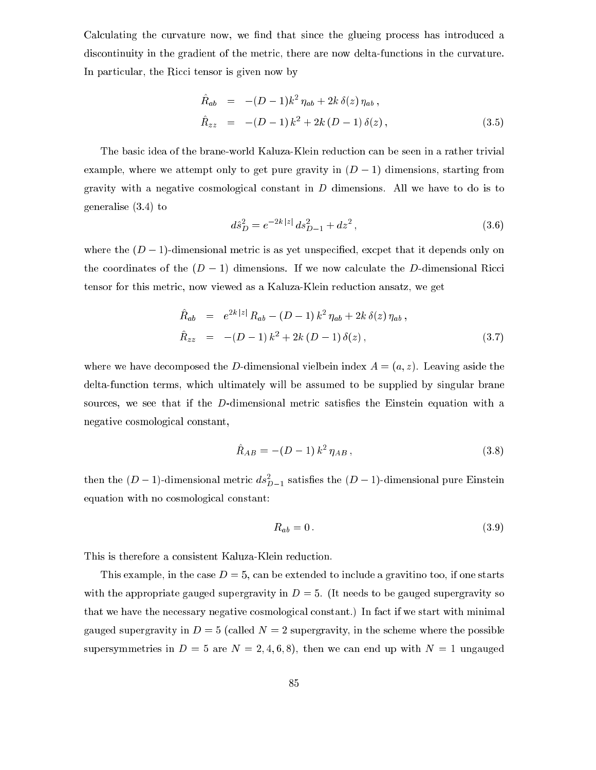Calculating the curvature now, we find that since the glueing process has introduced a discontinuity in the gradient of the metric, there are now delta-functions in the curvature. In particular, the Ricci tensor is given now by

$$
\begin{aligned}
\hat{R}_{ab} &= -(D-1)k^2\,\eta_{ab} + 2k\,\delta(z)\,\eta_{ab}\,,\\
\hat{R}_{zz} &= -(D-1)\,k^2 + 2k\,(D-1)\,\delta(z)\,,
\end{aligned}
\tag{3.5}
$$

The basic idea of the brane-world Kaluza-Klein reduction can be seen in a rather trivial example, where we attempt only to get pure gravity in $(D-1)$ dimensions, starting from gravity with a negative cosmological constant in $D$ dimensions. All we have to do is to generalise (3.4) to

$$
d\hat{s}_D^2 = e^{-2k\,|z|}\,ds_{D-1}^2 + dz^2\,, \tag{3.6}
$$

where the $(D-1)$-dimensional metric is as yet unspecified, excpet that it depends only on the coordinates of the $(D-1)$ dimensions. If we now calculate the $D$-dimensional Ricci tensor for this metric, now viewed as a Kaluza-Klein reduction ansatz, we get

$$
\begin{aligned}
\hat{R}_{ab} &= e^{2k\,|z|}\,R_{ab} - (D-1)\,k^2\,\eta_{ab} + 2k\,\delta(z)\,\eta_{ab}\,,\\
\hat{R}_{zz} &= -(D-1)\,k^2 + 2k\,(D-1)\,\delta(z)\,,
\end{aligned}
\tag{3.7}
$$

where we have decomposed the $D$-dimensional vielbein index $A=(a,z)$. Leaving aside the delta-function terms, which ultimately will be assumed to be supplied by singular brane sources, we see that if the $D$-dimensional metric satisfies the Einstein equation with a negative cosmological constant,

$$
\hat{R}_{AB} = -(D-1)\,k^2\,\eta_{AB}\,, \tag{3.8}
$$

then the $(D-1)$-dimensional metric $ds_{D-1}^2$ satisfies the $(D-1)$-dimensional pure Einstein equation with no cosmological constant:

$$
R_{ab} = 0\,. \tag{3.9}
$$

This is therefore a consistent Kaluza-Klein reduction.

This example, in the case $D=5$, can be extended to include a gravitino too, if one starts with the appropriate gauged supergravity in $D=5$. (It needs to be gauged supergravity so that we have the necessary negative cosmological constant.) In fact if we start with minimal gauged supergravity in $D=5$ (called $N=2$ supergravity, in the scheme where the possible supersymmetries in $D=5$ are $N=2,4,6,8$), then we can end up with $N=1$ ungauged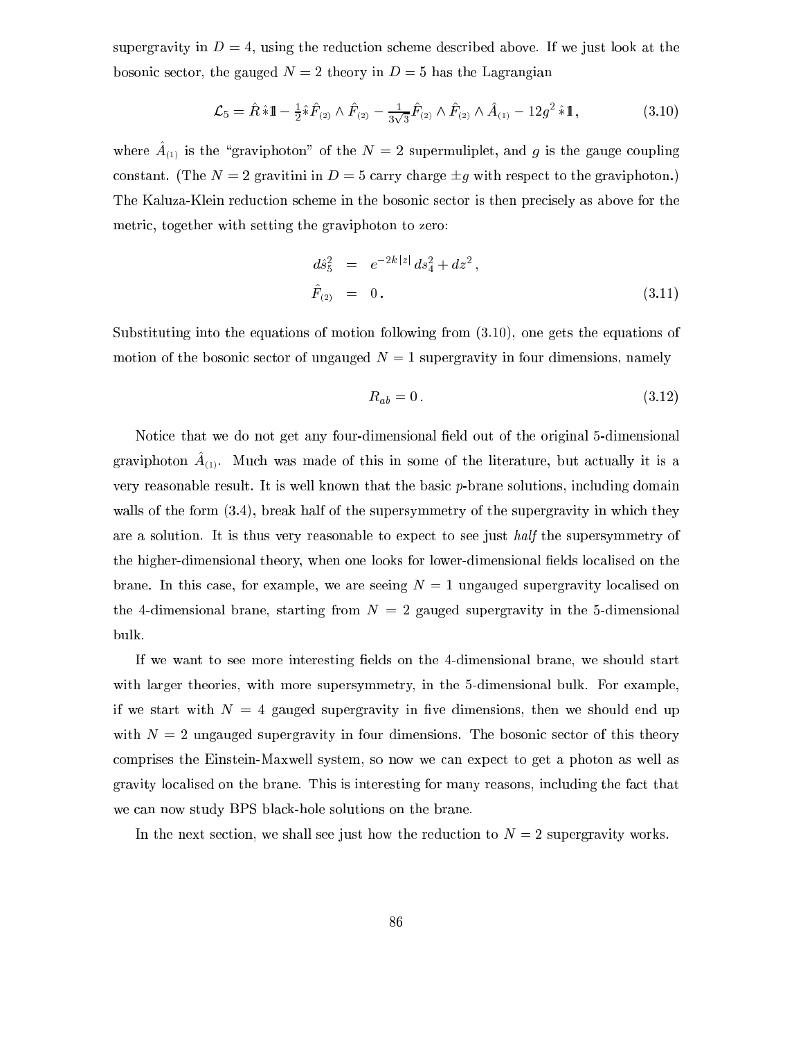supergravity in $D = 4$, using the reduction scheme described above. If we just look at the bosonic sector, the gauged $N = 2$ theory in $D = 5$ has the Lagrangian

$$
\mathcal{L}_5 = \hat{R}\,\hat{*}\mathbb{1} - \tfrac{1}{2}\hat{*}\hat{F}_{(2)} \wedge \hat{F}_{(2)} - \tfrac{1}{3\sqrt{3}}\hat{F}_{(2)} \wedge \hat{F}_{(2)} \wedge \hat{A}_{(1)} - 12g^2\,\hat{*}\mathbb{1}\,, \tag{3.10}
$$

where $\hat{A}_{(1)}$ is the "graviphoton" of the $N = 2$ supermuliplet, and $g$ is the gauge coupling constant. (The $N = 2$ gravitini in $D = 5$ carry charge $\pm g$ with respect to the graviphoton.) The Kaluza-Klein reduction scheme in the bosonic sector is then precisely as above for the metric, together with setting the graviphoton to zero:

$$
\begin{aligned}
d\hat{s}_5^2 &= e^{-2k|z|}\,ds_4^2 + dz^2\,,\\
\hat{F}_{(2)} &= 0\,.
\end{aligned} \tag{3.11}
$$

Substituting into the equations of motion following from (3.10), one gets the equations of motion of the bosonic sector of ungauged $N = 1$ supergravity in four dimensions, namely

$$
R_{ab} = 0\,. \tag{3.12}
$$

Notice that we do not get any four-dimensional field out of the original 5-dimensional graviphoton $\hat{A}_{(1)}$. Much was made of this in some of the literature, but actually it is a very reasonable result. It is well known that the basic $p$-brane solutions, including domain walls of the form (3.4), break half of the supersymmetry of the supergravity in which they are a solution. It is thus very reasonable to expect to see just *half* the supersymmetry of the higher-dimensional theory, when one looks for lower-dimensional fields localised on the brane. In this case, for example, we are seeing $N = 1$ ungauged supergravity localised on the 4-dimensional brane, starting from $N = 2$ gauged supergravity in the 5-dimensional bulk.

If we want to see more interesting fields on the 4-dimensional brane, we should start with larger theories, with more supersymmetry, in the 5-dimensional bulk. For example, if we start with $N = 4$ gauged supergravity in five dimensions, then we should end up with $N = 2$ ungauged supergravity in four dimensions. The bosonic sector of this theory comprises the Einstein-Maxwell system, so now we can expect to get a photon as well as gravity localised on the brane. This is interesting for many reasons, including the fact that we can now study BPS black-hole solutions on the brane.

In the next section, we shall see just how the reduction to $N = 2$ supergravity works.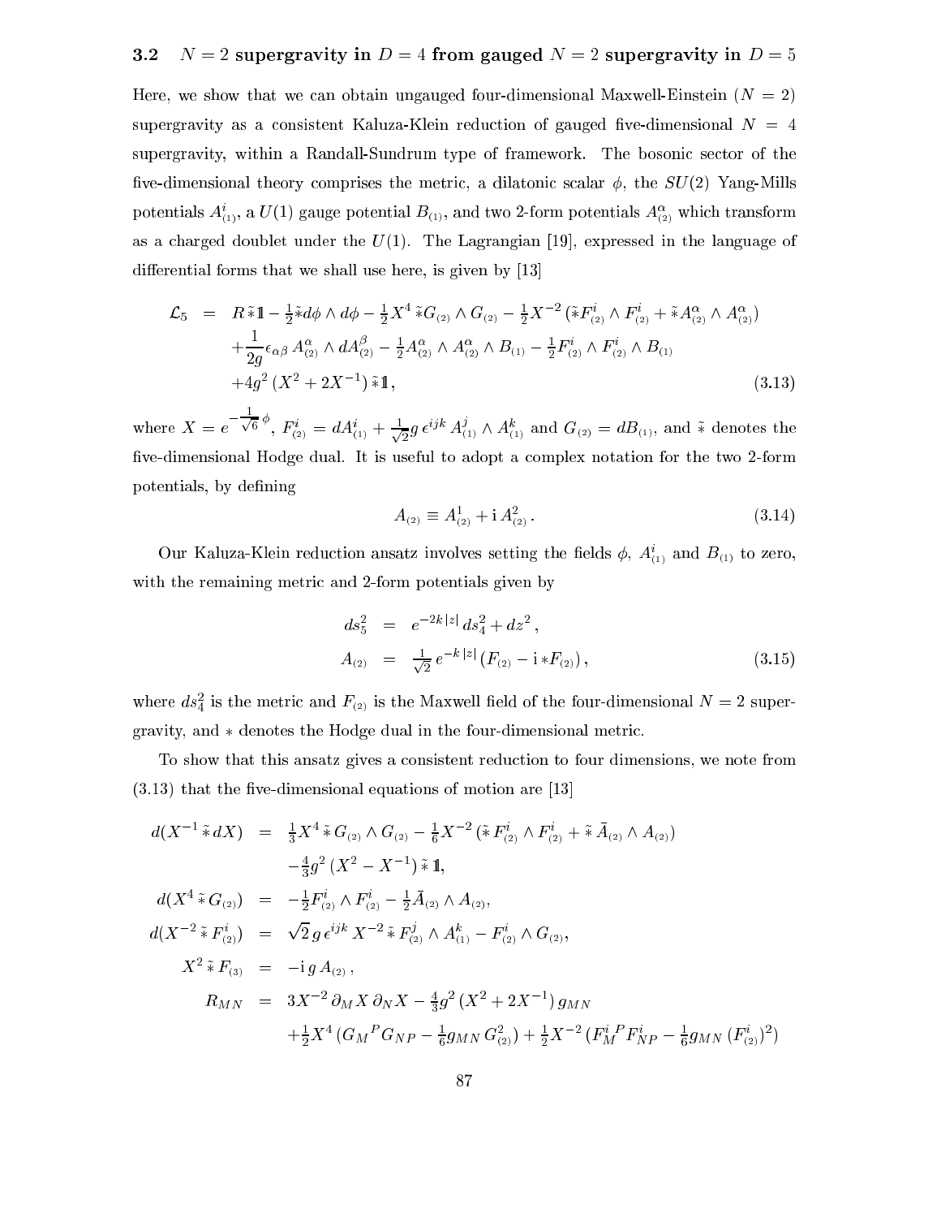### 3.2 $N=2$ supergravity in $D=4$ from gauged $N=2$ supergravity in $D=5$

Here, we show that we can obtain ungauged four-dimensional Maxwell-Einstein ($N=2$) supergravity as a consistent Kaluza-Klein reduction of gauged five-dimensional $N=4$ supergravity, within a Randall-Sundrum type of framework. The bosonic sector of the five-dimensional theory comprises the metric, a dilatonic scalar $\phi$, the $SU(2)$ Yang-Mills potentials $A^i_{(1)}$, a $U(1)$ gauge potential $B_{(1)}$, and two 2-form potentials $A^\alpha_{(2)}$ which transform as a charged doublet under the $U(1)$. The Lagrangian [19], expressed in the language of differential forms that we shall use here, is given by [13]

$$
\begin{aligned}
\mathcal{L}_5 \;=\;& R\,\tilde{*}1\!\!1 - \tfrac{1}{2}\tilde{*}d\phi\wedge d\phi - \tfrac{1}{2}X^4\,\tilde{*}G_{(2)}\wedge G_{(2)} - \tfrac{1}{2}X^{-2}\,(\tilde{*}F^i_{(2)}\wedge F^i_{(2)} + \tilde{*}A^\alpha_{(2)}\wedge A^\alpha_{(2)})\\
&+\frac{1}{2g}\epsilon_{\alpha\beta}\,A^\alpha_{(2)}\wedge dA^\beta_{(2)} - \tfrac{1}{2}A^\alpha_{(2)}\wedge A^\alpha_{(2)}\wedge B_{(1)} - \tfrac{1}{2}F^i_{(2)}\wedge F^i_{(2)}\wedge B_{(1)}\\
&+4g^2\,(X^2+2X^{-1})\,\tilde{*}1\!\!1\,, 
\end{aligned}
\tag{3.13}
$$

where $X=e^{-\frac{1}{\sqrt{6}}\phi}$, $F^i_{(2)}=dA^i_{(1)}+\frac{1}{\sqrt{2}}g\,\epsilon^{ijk}\,A^j_{(1)}\wedge A^k_{(1)}$ and $G_{(2)}=dB_{(1)}$, and $\tilde{*}$ denotes the five-dimensional Hodge dual. It is useful to adopt a complex notation for the two 2-form potentials, by defining

$$
A_{(2)} \equiv A^1_{(2)} + \mathrm{i}\,A^2_{(2)}\,. \tag{3.14}
$$

Our Kaluza-Klein reduction ansatz involves setting the fields $\phi$, $A^i_{(1)}$ and $B_{(1)}$ to zero, with the remaining metric and 2-form potentials given by

$$
\begin{aligned}
ds_5^2 &= e^{-2k|z|}\,ds_4^2 + dz^2\,,\\
A_{(2)} &= \tfrac{1}{\sqrt{2}}\,e^{-k|z|}\,(F_{(2)} - \mathrm{i}\,*F_{(2)})\,,
\end{aligned}
\tag{3.15}
$$

where $ds_4^2$ is the metric and $F_{(2)}$ is the Maxwell field of the four-dimensional $N=2$ supergravity, and $*$ denotes the Hodge dual in the four-dimensional metric.

To show that this ansatz gives a consistent reduction to four dimensions, we note from (3.13) that the five-dimensional equations of motion are [13]

$$
\begin{aligned}
d(X^{-1}\,\tilde{*}\,dX) &= \tfrac{1}{3}X^4\,\tilde{*}\,G_{(2)}\wedge G_{(2)} - \tfrac{1}{6}X^{-2}\,(\tilde{*}\,F^i_{(2)}\wedge F^i_{(2)} + \tilde{*}\,\bar{A}_{(2)}\wedge A_{(2)})\\
&\quad -\tfrac{4}{3}g^2\,(X^2 - X^{-1})\,\tilde{*}\,1\!\!1,\\
d(X^4\,\tilde{*}\,G_{(2)}) &= -\tfrac{1}{2}F^i_{(2)}\wedge F^i_{(2)} - \tfrac{1}{2}\bar{A}_{(2)}\wedge A_{(2)},\\
d(X^{-2}\,\tilde{*}\,F^i_{(2)}) &= \sqrt{2}\,g\,\epsilon^{ijk}\,X^{-2}\,\tilde{*}\,F^j_{(2)}\wedge A^k_{(1)} - F^i_{(2)}\wedge G_{(2)},\\
X^2\,\tilde{*}\,F_{(3)} &= -\mathrm{i}\,g\,A_{(2)}\,,\\
R_{MN} &= 3X^{-2}\,\partial_M X\,\partial_N X - \tfrac{4}{3}g^2\,(X^2+2X^{-1})\,g_{MN}\\
&\quad +\tfrac{1}{2}X^4\,(G_M{}^P G_{NP} - \tfrac{1}{6}g_{MN}\,G^2_{(2)}) + \tfrac{1}{2}X^{-2}\,(F^i_M{}^P F^i_{NP} - \tfrac{1}{6}g_{MN}\,(F^i_{(2)})^2)
\end{aligned}
$$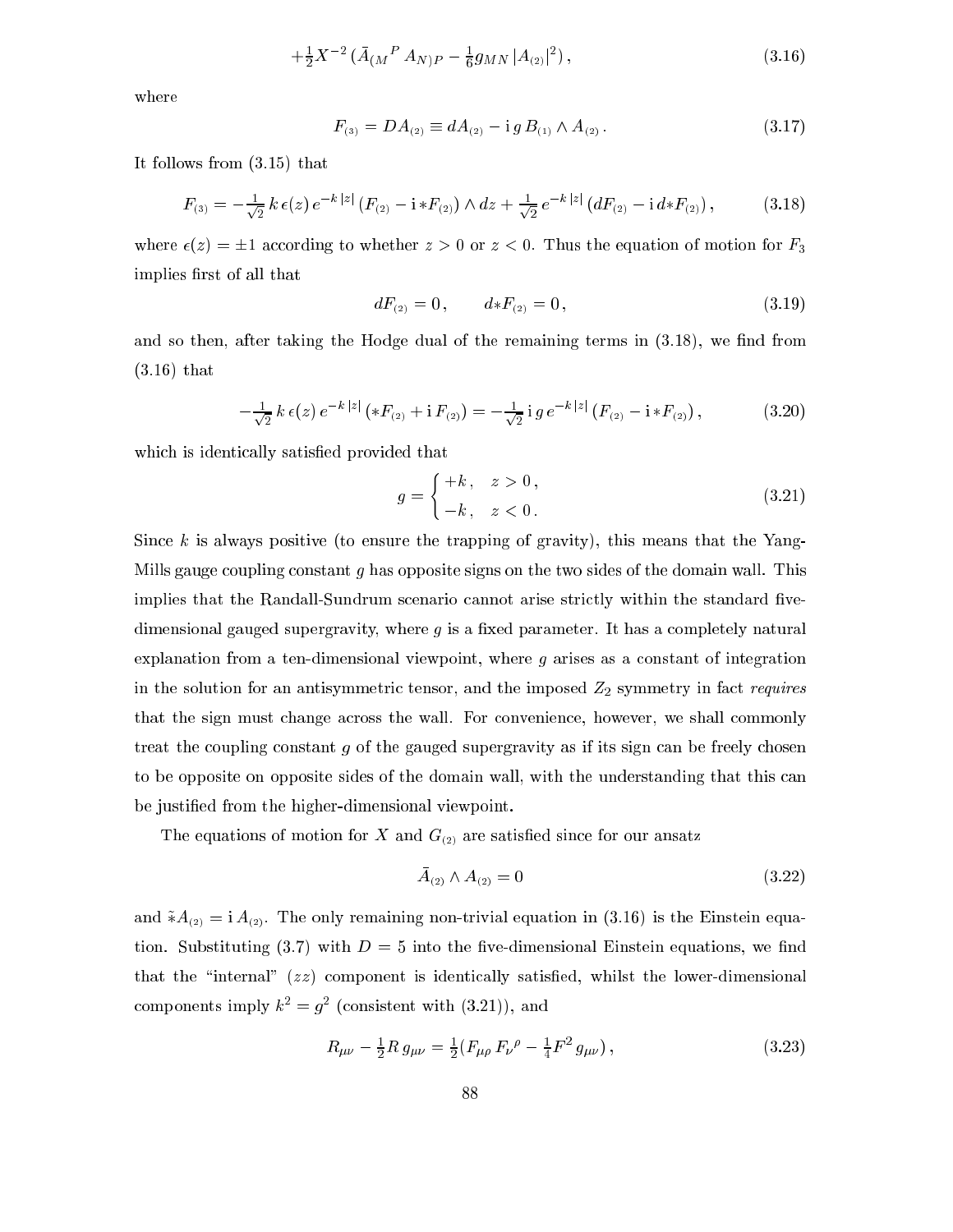$$+\tfrac{1}{2}X^{-2}\,(\bar{A}_{(M}{}^{P}\,A_{N)P} - \tfrac{1}{6}g_{MN}\,|A_{(2)}|^2)\,, \tag{3.16}$$

where

$$F_{(3)} = DA_{(2)} \equiv dA_{(2)} - \mathrm{i}\,g\,B_{(1)}\wedge A_{(2)}\,. \tag{3.17}$$

It follows from (3.15) that

$$F_{(3)} = -\tfrac{1}{\sqrt{2}}\,k\,\epsilon(z)\,e^{-k\,|z|}\,(F_{(2)} - \mathrm{i}\,{*F_{(2)}})\wedge dz + \tfrac{1}{\sqrt{2}}\,e^{-k\,|z|}\,(dF_{(2)} - \mathrm{i}\,d{*F_{(2)}})\,, \tag{3.18}$$

where $\epsilon(z) = \pm 1$ according to whether $z > 0$ or $z < 0$. Thus the equation of motion for $F_3$ implies first of all that

$$dF_{(2)} = 0\,,\qquad d{*F_{(2)}} = 0\,, \tag{3.19}$$

and so then, after taking the Hodge dual of the remaining terms in (3.18), we find from (3.16) that

$$-\tfrac{1}{\sqrt{2}}\,k\,\epsilon(z)\,e^{-k\,|z|}\,({*F_{(2)}} + \mathrm{i}\,F_{(2)}) = -\tfrac{1}{\sqrt{2}}\,\mathrm{i}\,g\,e^{-k\,|z|}\,(F_{(2)} - \mathrm{i}\,{*F_{(2)}})\,, \tag{3.20}$$

which is identically satisfied provided that

$$g = \begin{cases} +k\,, & z > 0\,,\\ -k\,, & z < 0\,. \end{cases} \tag{3.21}$$

Since $k$ is always positive (to ensure the trapping of gravity), this means that the Yang-Mills gauge coupling constant $g$ has opposite signs on the two sides of the domain wall. This implies that the Randall-Sundrum scenario cannot arise strictly within the standard five-dimensional gauged supergravity, where $g$ is a fixed parameter. It has a completely natural explanation from a ten-dimensional viewpoint, where $g$ arises as a constant of integration in the solution for an antisymmetric tensor, and the imposed $Z_2$ symmetry in fact *requires* that the sign must change across the wall. For convenience, however, we shall commonly treat the coupling constant $g$ of the gauged supergravity as if its sign can be freely chosen to be opposite on opposite sides of the domain wall, with the understanding that this can be justified from the higher-dimensional viewpoint.

The equations of motion for $X$ and $G_{(2)}$ are satisfied since for our ansatz

$$\bar{A}_{(2)}\wedge A_{(2)} = 0 \tag{3.22}$$

and $\tilde{*}A_{(2)} = \mathrm{i}\,A_{(2)}$. The only remaining non-trivial equation in (3.16) is the Einstein equation. Substituting (3.7) with $D = 5$ into the five-dimensional Einstein equations, we find that the "internal" ($zz$) component is identically satisfied, whilst the lower-dimensional components imply $k^2 = g^2$ (consistent with (3.21)), and

$$R_{\mu\nu} - \tfrac{1}{2}R\,g_{\mu\nu} = \tfrac{1}{2}(F_{\mu\rho}\,F_{\nu}{}^{\rho} - \tfrac{1}{4}F^2\,g_{\mu\nu})\,, \tag{3.23}$$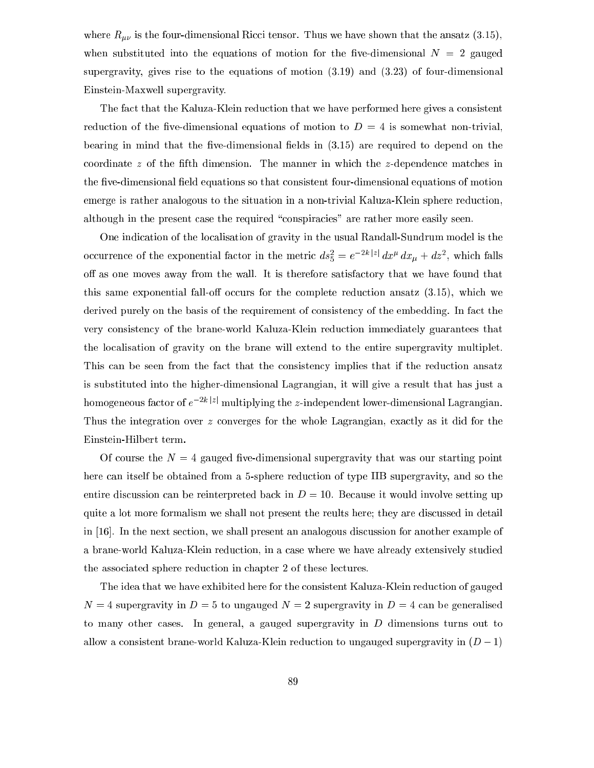where $R_{\mu\nu}$ is the four-dimensional Ricci tensor. Thus we have shown that the ansatz (3.15), when substituted into the equations of motion for the five-dimensional $N = 2$ gauged supergravity, gives rise to the equations of motion (3.19) and (3.23) of four-dimensional Einstein-Maxwell supergravity.

The fact that the Kaluza-Klein reduction that we have performed here gives a consistent reduction of the five-dimensional equations of motion to $D = 4$ is somewhat non-trivial, bearing in mind that the five-dimensional fields in (3.15) are required to depend on the coordinate $z$ of the fifth dimension. The manner in which the $z$-dependence matches in the five-dimensional field equations so that consistent four-dimensional equations of motion emerge is rather analogous to the situation in a non-trivial Kaluza-Klein sphere reduction, although in the present case the required "conspiracies" are rather more easily seen.

One indication of the localisation of gravity in the usual Randall-Sundrum model is the occurrence of the exponential factor in the metric $ds_5^2 = e^{-2k\,|z|}\, dx^\mu\, dx_\mu + dz^2$, which falls off as one moves away from the wall. It is therefore satisfactory that we have found that this same exponential fall-off occurs for the complete reduction ansatz (3.15), which we derived purely on the basis of the requirement of consistency of the embedding. In fact the very consistency of the brane-world Kaluza-Klein reduction immediately guarantees that the localisation of gravity on the brane will extend to the entire supergravity multiplet. This can be seen from the fact that the consistency implies that if the reduction ansatz is substituted into the higher-dimensional Lagrangian, it will give a result that has just a homogeneous factor of $e^{-2k\,|z|}$ multiplying the $z$-independent lower-dimensional Lagrangian. Thus the integration over $z$ converges for the whole Lagrangian, exactly as it did for the Einstein-Hilbert term.

Of course the $N = 4$ gauged five-dimensional supergravity that was our starting point here can itself be obtained from a 5-sphere reduction of type IIB supergravity, and so the entire discussion can be reinterpreted back in $D = 10$. Because it would involve setting up quite a lot more formalism we shall not present the reults here; they are discussed in detail in [16]. In the next section, we shall present an analogous discussion for another example of a brane-world Kaluza-Klein reduction, in a case where we have already extensively studied the associated sphere reduction in chapter 2 of these lectures.

The idea that we have exhibited here for the consistent Kaluza-Klein reduction of gauged $N = 4$ supergravity in $D = 5$ to ungauged $N = 2$ supergravity in $D = 4$ can be generalised to many other cases. In general, a gauged supergravity in $D$ dimensions turns out to allow a consistent brane-world Kaluza-Klein reduction to ungauged supergravity in $(D-1)$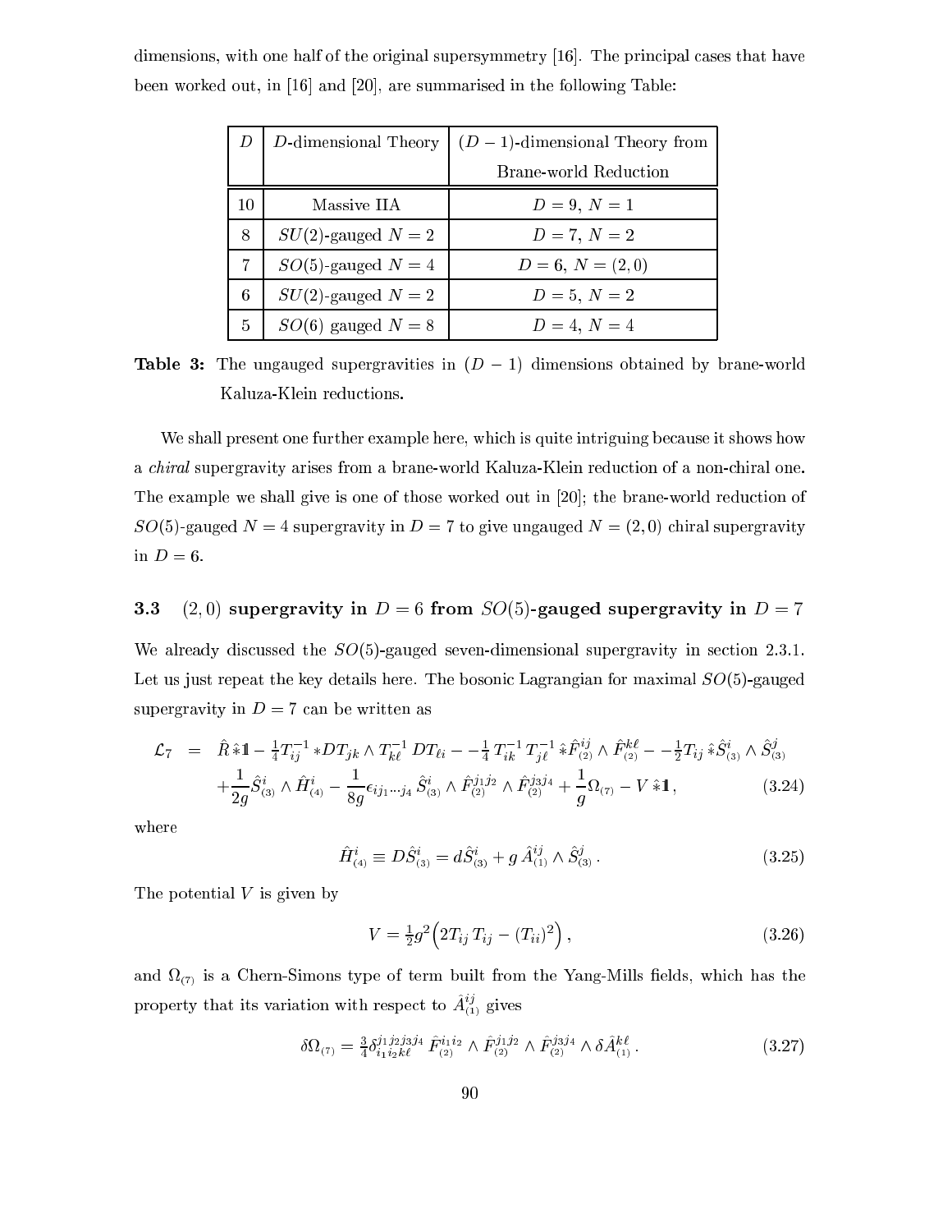dimensions, with one half of the original supersymmetry [16]. The principal cases that have been worked out, in [16] and [20], are summarised in the following Table:

| $D$ | $D$-dimensional Theory | $(D-1)$-dimensional Theory from Brane-world Reduction |
|---|---|---|
| 10 | Massive IIA | $D=9,\ N=1$ |
| 8 | $SU(2)$-gauged $N=2$ | $D=7,\ N=2$ |
| 7 | $SO(5)$-gauged $N=4$ | $D=6,\ N=(2,0)$ |
| 6 | $SU(2)$-gauged $N=2$ | $D=5,\ N=2$ |
| 5 | $SO(6)$ gauged $N=8$ | $D=4,\ N=4$ |

**Table 3:** The ungauged supergravities in $(D-1)$ dimensions obtained by brane-world Kaluza-Klein reductions.

We shall present one further example here, which is quite intriguing because it shows how a *chiral* supergravity arises from a brane-world Kaluza-Klein reduction of a non-chiral one. The example we shall give is one of those worked out in [20]; the brane-world reduction of $SO(5)$-gauged $N=4$ supergravity in $D=7$ to give ungauged $N=(2,0)$ chiral supergravity in $D=6$.

### 3.3 $(2,0)$ supergravity in $D=6$ from $SO(5)$-gauged supergravity in $D=7$

We already discussed the $SO(5)$-gauged seven-dimensional supergravity in section 2.3.1. Let us just repeat the key details here. The bosonic Lagrangian for maximal $SO(5)$-gauged supergravity in $D=7$ can be written as

$$
\begin{aligned}
\mathcal{L}_7 \;=\;& \hat{R}\,\hat{*}1\!\!1 - \tfrac14 T^{-1}_{ij}\,{*DT_{jk}}\wedge T^{-1}_{k\ell}\,DT_{\ell i} - -\tfrac14\,T^{-1}_{ik}\,T^{-1}_{j\ell}\,\hat{*}\hat{F}^{ij}_{(2)}\wedge\hat{F}^{k\ell}_{(2)} - -\tfrac12 T_{ij}\,\hat{*}\hat{S}^i_{(3)}\wedge\hat{S}^j_{(3)} \\
&+\frac{1}{2g}\hat{S}^i_{(3)}\wedge\hat{H}^i_{(4)} - \frac{1}{8g}\epsilon_{ij_1\cdots j_4}\,\hat{S}^i_{(3)}\wedge\hat{F}^{j_1j_2}_{(2)}\wedge\hat{F}^{j_3j_4}_{(2)} + \frac{1}{g}\Omega_{(7)} - V\,\hat{*}1\!\!1\,,
\end{aligned}
\tag{3.24}
$$

where

$$
\hat{H}^i_{(4)} \equiv D\hat{S}^i_{(3)} = d\hat{S}^i_{(3)} + g\,\hat{A}^{ij}_{(1)}\wedge\hat{S}^j_{(3)}\,. \tag{3.25}
$$

The potential $V$ is given by

$$
V = \tfrac12 g^2\Big(2T_{ij}\,T_{ij} - (T_{ii})^2\Big)\,, \tag{3.26}
$$

and $\Omega_{(7)}$ is a Chern-Simons type of term built from the Yang-Mills fields, which has the property that its variation with respect to $\hat{A}^{ij}_{(1)}$ gives

$$
\delta\Omega_{(7)} = \tfrac34\delta^{j_1j_2j_3j_4}_{i_1i_2k\ell}\,\hat{F}^{i_1i_2}_{(2)}\wedge\hat{F}^{j_1j_2}_{(2)}\wedge\hat{F}^{j_3j_4}_{(2)}\wedge\delta\hat{A}^{k\ell}_{(1)}\,. \tag{3.27}
$$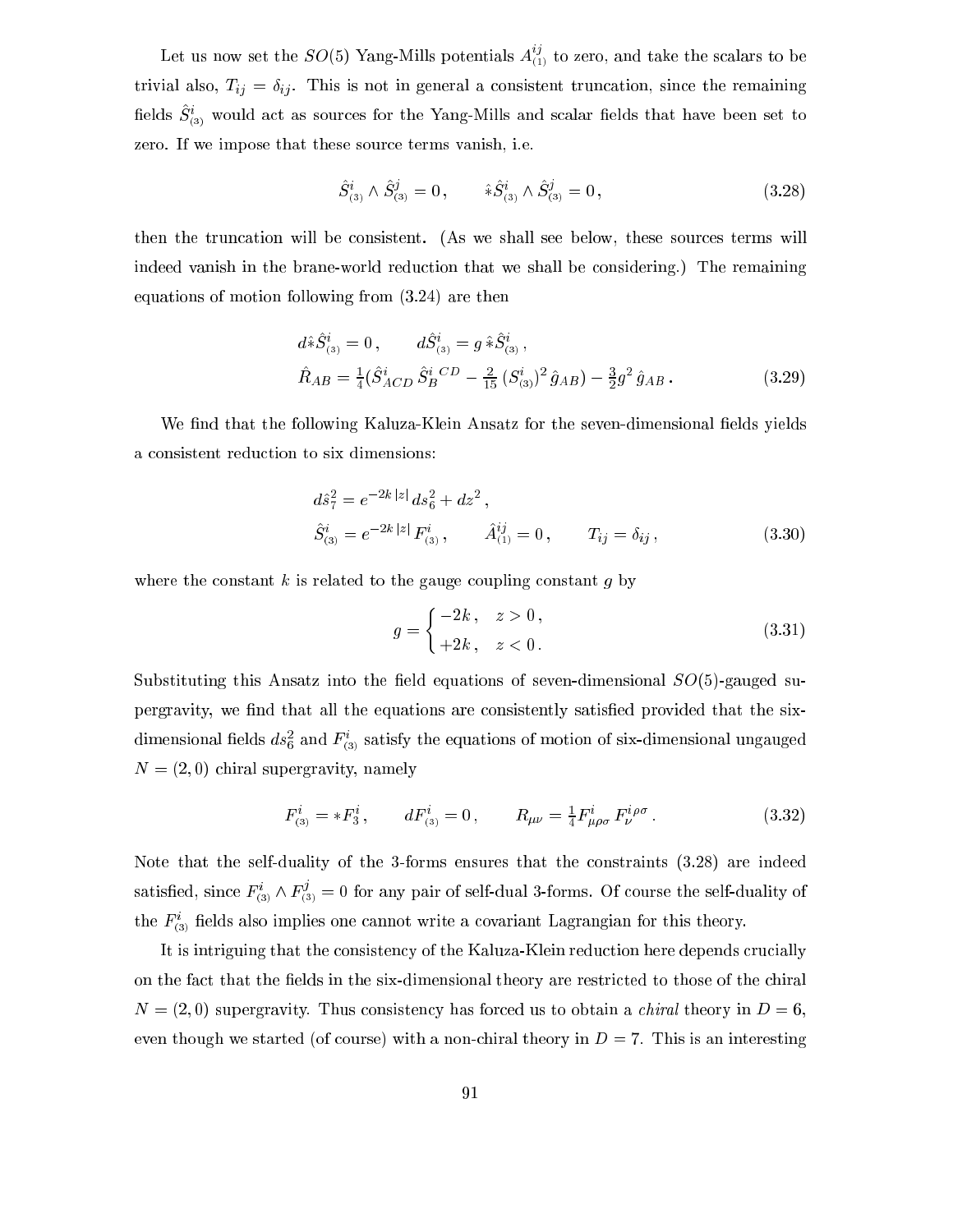Let us now set the $SO(5)$ Yang-Mills potentials $A^{ij}_{(1)}$ to zero, and take the scalars to be trivial also, $T_{ij} = \delta_{ij}$. This is not in general a consistent truncation, since the remaining fields $\hat{S}^i_{(3)}$ would act as sources for the Yang-Mills and scalar fields that have been set to zero. If we impose that these source terms vanish, i.e.

$$\hat{S}^i_{(3)} \wedge \hat{S}^j_{(3)} = 0\,, \qquad \hat{*}\hat{S}^i_{(3)} \wedge \hat{S}^j_{(3)} = 0\,, \tag{3.28}$$

then the truncation will be consistent. (As we shall see below, these sources terms will indeed vanish in the brane-world reduction that we shall be considering.) The remaining equations of motion following from (3.24) are then

$$\begin{aligned}
&d\hat{*}\hat{S}^i_{(3)} = 0\,, \qquad d\hat{S}^i_{(3)} = g\,\hat{*}\hat{S}^i_{(3)}\,,\\
&\hat{R}_{AB} = \tfrac14 (\hat{S}^i_{ACD}\,\hat{S}^i_B{}^{CD} - \tfrac{2}{15}\,(S^i_{(3)})^2\,\hat{g}_{AB}) - \tfrac32 g^2\,\hat{g}_{AB}\,.
\end{aligned} \tag{3.29}$$

We find that the following Kaluza-Klein Ansatz for the seven-dimensional fields yields a consistent reduction to six dimensions:

$$\begin{aligned}
&d\hat{s}_7^2 = e^{-2k\,|z|}\,ds_6^2 + dz^2\,,\\
&\hat{S}^i_{(3)} = e^{-2k\,|z|}\,F^i_{(3)}\,, \qquad \hat{A}^{ij}_{(1)} = 0\,, \qquad T_{ij} = \delta_{ij}\,,
\end{aligned} \tag{3.30}$$

where the constant $k$ is related to the gauge coupling constant $g$ by

$$g = \begin{cases} -2k\,, & z > 0\,,\\ +2k\,, & z < 0\,. \end{cases} \tag{3.31}$$

Substituting this Ansatz into the field equations of seven-dimensional $SO(5)$-gauged supergravity, we find that all the equations are consistently satisfied provided that the six-dimensional fields $ds_6^2$ and $F^i_{(3)}$ satisfy the equations of motion of six-dimensional ungauged $N = (2,0)$ chiral supergravity, namely

$$F^i_{(3)} = *F^i_3\,, \qquad dF^i_{(3)} = 0\,, \qquad R_{\mu\nu} = \tfrac14 F^i_{\mu\rho\sigma}\,F^{i\,\rho\sigma}_\nu\,. \tag{3.32}$$

Note that the self-duality of the 3-forms ensures that the constraints (3.28) are indeed satisfied, since $F^i_{(3)} \wedge F^j_{(3)} = 0$ for any pair of self-dual 3-forms. Of course the self-duality of the $F^i_{(3)}$ fields also implies one cannot write a covariant Lagrangian for this theory.

It is intriguing that the consistency of the Kaluza-Klein reduction here depends crucially on the fact that the fields in the six-dimensional theory are restricted to those of the chiral $N = (2,0)$ supergravity. Thus consistency has forced us to obtain a *chiral* theory in $D = 6$, even though we started (of course) with a non-chiral theory in $D = 7$. This is an interesting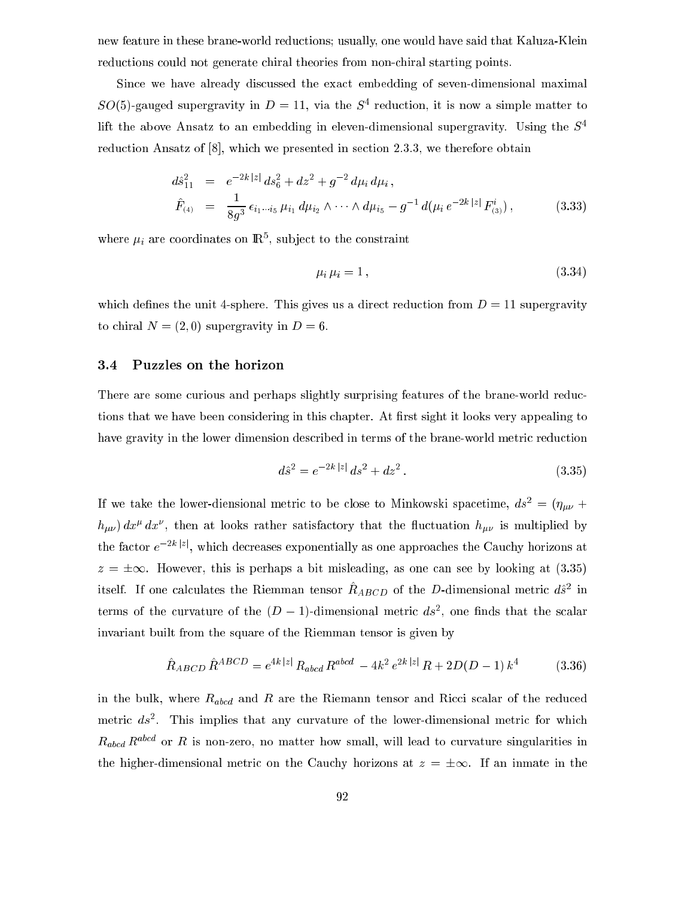new feature in these brane-world reductions; usually, one would have said that Kaluza-Klein reductions could not generate chiral theories from non-chiral starting points.

Since we have already discussed the exact embedding of seven-dimensional maximal $SO(5)$-gauged supergravity in $D = 11$, via the $S^4$ reduction, it is now a simple matter to lift the above Ansatz to an embedding in eleven-dimensional supergravity. Using the $S^4$ reduction Ansatz of [8], which we presented in section 2.3.3, we therefore obtain

$$
\begin{aligned}
d\hat{s}_{11}^2 &= e^{-2k\,|z|}\, ds_6^2 + dz^2 + g^{-2}\, d\mu_i\, d\mu_i\,, \\
\hat{F}_{(4)} &= \frac{1}{8g^3}\, \epsilon_{i_1\cdots i_5}\, \mu_{i_1}\, d\mu_{i_2} \wedge \cdots \wedge d\mu_{i_5} - g^{-1}\, d(\mu_i\, e^{-2k\,|z|}\, F^i_{(3)})\,,
\end{aligned}
\tag{3.33}
$$

where $\mu_i$ are coordinates on $\mathbb{R}^5$, subject to the constraint

$$
\mu_i\, \mu_i = 1\,, \tag{3.34}
$$

which defines the unit 4-sphere. This gives us a direct reduction from $D = 11$ supergravity to chiral $N = (2,0)$ supergravity in $D = 6$.

### 3.4 Puzzles on the horizon

There are some curious and perhaps slightly surprising features of the brane-world reductions that we have been considering in this chapter. At first sight it looks very appealing to have gravity in the lower dimension described in terms of the brane-world metric reduction

$$
d\hat{s}^2 = e^{-2k\,|z|}\, ds^2 + dz^2\,. \tag{3.35}
$$

If we take the lower-diensional metric to be close to Minkowski spacetime, $ds^2 = (\eta_{\mu\nu} + h_{\mu\nu})\, dx^\mu\, dx^\nu$, then at looks rather satisfactory that the fluctuation $h_{\mu\nu}$ is multiplied by the factor $e^{-2k\,|z|}$, which decreases exponentially as one approaches the Cauchy horizons at $z = \pm\infty$. However, this is perhaps a bit misleading, as one can see by looking at (3.35) itself. If one calculates the Riemman tensor $\hat{R}_{ABCD}$ of the $D$-dimensional metric $d\hat{s}^2$ in terms of the curvature of the $(D-1)$-dimensional metric $ds^2$, one finds that the scalar invariant built from the square of the Riemman tensor is given by

$$
\hat{R}_{ABCD}\, \hat{R}^{ABCD} = e^{4k\,|z|}\, R_{abcd}\, R^{abcd} - 4k^2\, e^{2k\,|z|}\, R + 2D(D-1)\, k^4 \tag{3.36}
$$

in the bulk, where $R_{abcd}$ and $R$ are the Riemann tensor and Ricci scalar of the reduced metric $ds^2$. This implies that any curvature of the lower-dimensional metric for which $R_{abcd}\, R^{abcd}$ or $R$ is non-zero, no matter how small, will lead to curvature singularities in the higher-dimensional metric on the Cauchy horizons at $z = \pm\infty$. If an inmate in the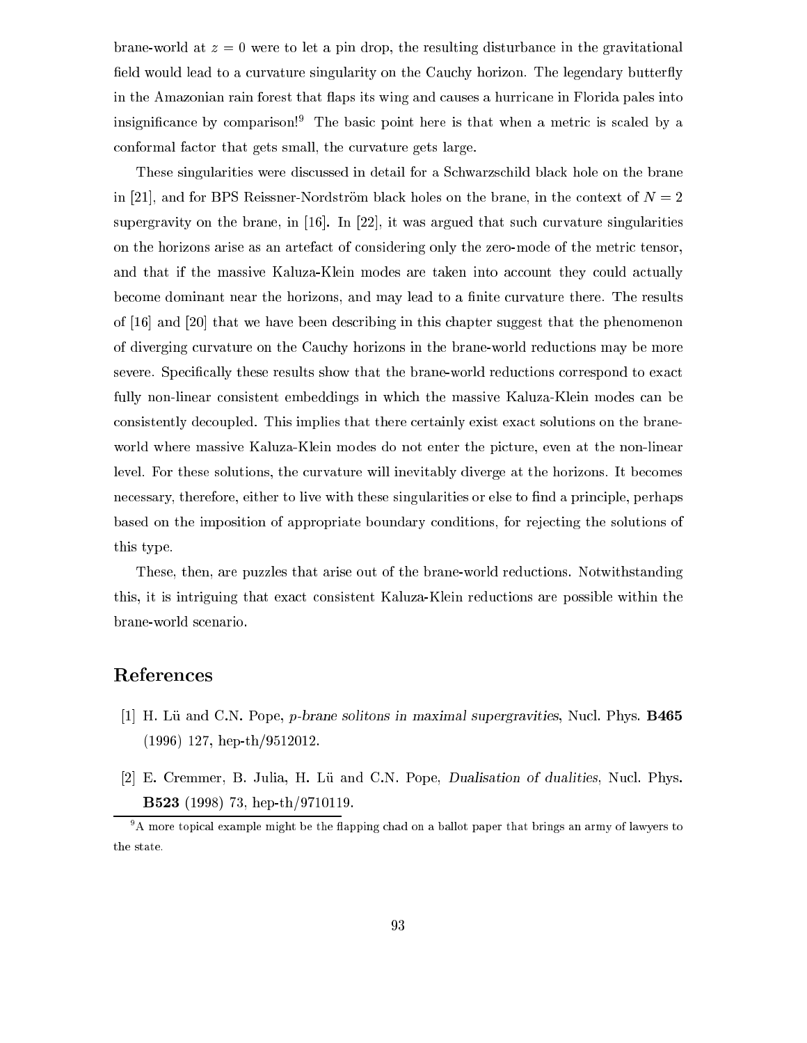brane-world at $z = 0$ were to let a pin drop, the resulting disturbance in the gravitational field would lead to a curvature singularity on the Cauchy horizon. The legendary butterfly in the Amazonian rain forest that flaps its wing and causes a hurricane in Florida pales into insignificance by comparison![9] The basic point here is that when a metric is scaled by a conformal factor that gets small, the curvature gets large.

These singularities were discussed in detail for a Schwarzschild black hole on the brane in [21], and for BPS Reissner-Nordström black holes on the brane, in the context of $N = 2$ supergravity on the brane, in [16]. In [22], it was argued that such curvature singularities on the horizons arise as an artefact of considering only the zero-mode of the metric tensor, and that if the massive Kaluza-Klein modes are taken into account they could actually become dominant near the horizons, and may lead to a finite curvature there. The results of [16] and [20] that we have been describing in this chapter suggest that the phenomenon of diverging curvature on the Cauchy horizons in the brane-world reductions may be more severe. Specifically these results show that the brane-world reductions correspond to exact fully non-linear consistent embeddings in which the massive Kaluza-Klein modes can be consistently decoupled. This implies that there certainly exist exact solutions on the brane-world where massive Kaluza-Klein modes do not enter the picture, even at the non-linear level. For these solutions, the curvature will inevitably diverge at the horizons. It becomes necessary, therefore, either to live with these singularities or else to find a principle, perhaps based on the imposition of appropriate boundary conditions, for rejecting the solutions of this type.

These, then, are puzzles that arise out of the brane-world reductions. Notwithstanding this, it is intriguing that exact consistent Kaluza-Klein reductions are possible within the brane-world scenario.

# References

[1] H. Lü and C.N. Pope, *p-brane solitons in maximal supergravities*, Nucl. Phys. **B465** (1996) 127, hep-th/9512012.

[2] E. Cremmer, B. Julia, H. Lü and C.N. Pope, *Dualisation of dualities*, Nucl. Phys. **B523** (1998) 73, hep-th/9710119.

[9] A more topical example might be the flapping chad on a ballot paper that brings an army of lawyers to the state.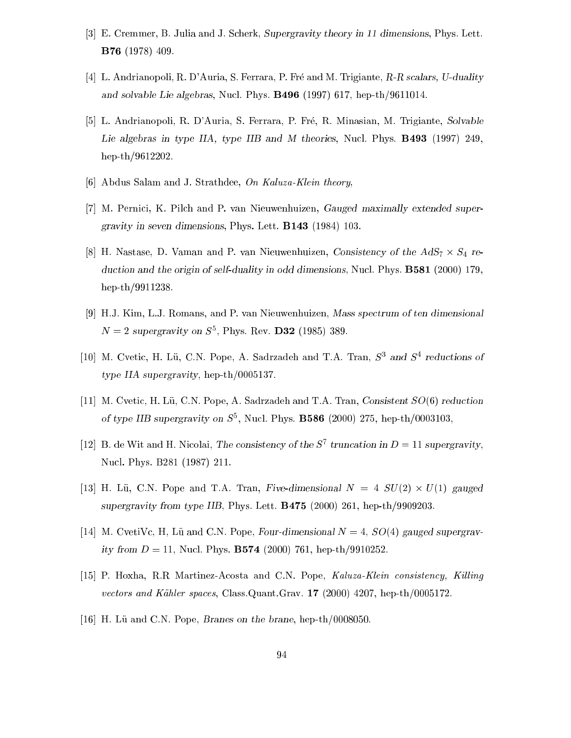[3] E. Cremmer, B. Julia and J. Scherk, *Supergravity theory in 11 dimensions*, Phys. Lett. **B76** (1978) 409.

[4] L. Andrianopoli, R. D'Auria, S. Ferrara, P. Fré and M. Trigiante, *R-R scalars, U-duality and solvable Lie algebras*, Nucl. Phys. **B496** (1997) 617, hep-th/9611014.

[5] L. Andrianopoli, R. D'Auria, S. Ferrara, P. Fré, R. Minasian, M. Trigiante, *Solvable Lie algebras in type IIA, type IIB and M theories*, Nucl. Phys. **B493** (1997) 249, hep-th/9612202.

[6] Abdus Salam and J. Strathdee, *On Kaluza-Klein theory*,

[7] M. Pernici, K. Pilch and P. van Nieuwenhuizen, *Gauged maximally extended supergravity in seven dimensions*, Phys. Lett. **B143** (1984) 103.

[8] H. Nastase, D. Vaman and P. van Nieuwenhuizen, *Consistency of the $AdS_7 \times S_4$ reduction and the origin of self-duality in odd dimensions*, Nucl. Phys. **B581** (2000) 179, hep-th/9911238.

[9] H.J. Kim, L.J. Romans, and P. van Nieuwenhuizen, *Mass spectrum of ten dimensional $N = 2$ supergravity on $S^5$*, Phys. Rev. **D32** (1985) 389.

[10] M. Cvetic, H. Lü, C.N. Pope, A. Sadrzadeh and T.A. Tran, *$S^3$ and $S^4$ reductions of type IIA supergravity*, hep-th/0005137.

[11] M. Cvetic, H. Lü, C.N. Pope, A. Sadrzadeh and T.A. Tran, *Consistent $SO(6)$ reduction of type IIB supergravity on $S^5$*, Nucl. Phys. **B586** (2000) 275, hep-th/0003103,

[12] B. de Wit and H. Nicolai, *The consistency of the $S^7$ truncation in $D = 11$ supergravity*, Nucl. Phys. B281 (1987) 211.

[13] H. Lü, C.N. Pope and T.A. Tran, *Five-dimensional $N = 4$ $SU(2) \times U(1)$ gauged supergravity from type IIB*, Phys. Lett. **B475** (2000) 261, hep-th/9909203.

[14] M. CvetiVc, H, Lü and C.N. Pope, *Four-dimensional $N = 4$, $SO(4)$ gauged supergravity from $D = 11$*, Nucl. Phys. **B574** (2000) 761, hep-th/9910252.

[15] P. Hoxha, R.R Martinez-Acosta and C.N. Pope, *Kaluza-Klein consistency, Killing vectors and Kähler spaces*, Class.Quant.Grav. **17** (2000) 4207, hep-th/0005172.

[16] H. Lü and C.N. Pope, *Branes on the brane*, hep-th/0008050.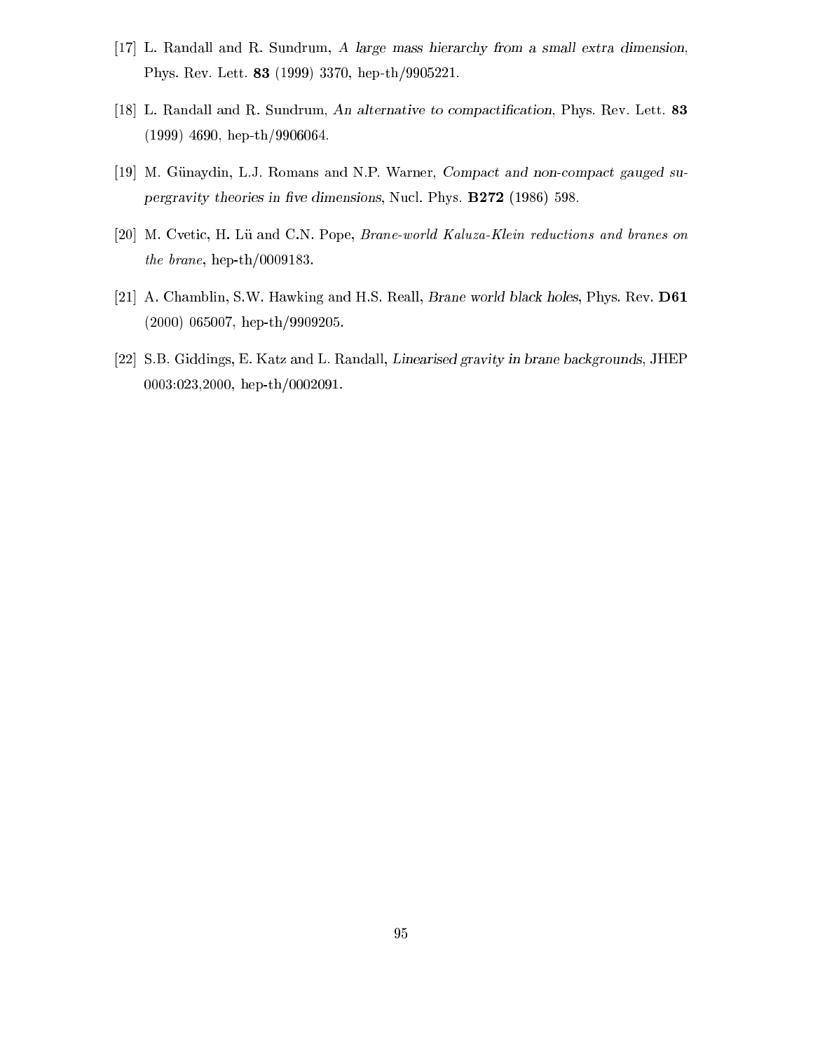[17] L. Randall and R. Sundrum, *A large mass hierarchy from a small extra dimension*, Phys. Rev. Lett. **83** (1999) 3370, hep-th/9905221.

[18] L. Randall and R. Sundrum, *An alternative to compactification*, Phys. Rev. Lett. **83** (1999) 4690, hep-th/9906064.

[19] M. Günaydin, L.J. Romans and N.P. Warner, *Compact and non-compact gauged supergravity theories in five dimensions*, Nucl. Phys. **B272** (1986) 598.

[20] M. Cvetic, H. Lü and C.N. Pope, *Brane-world Kaluza-Klein reductions and branes on the brane*, hep-th/0009183.

[21] A. Chamblin, S.W. Hawking and H.S. Reall, *Brane world black holes*, Phys. Rev. **D61** (2000) 065007, hep-th/9909205.

[22] S.B. Giddings, E. Katz and L. Randall, *Linearised gravity in brane backgrounds*, JHEP 0003:023,2000, hep-th/0002091.